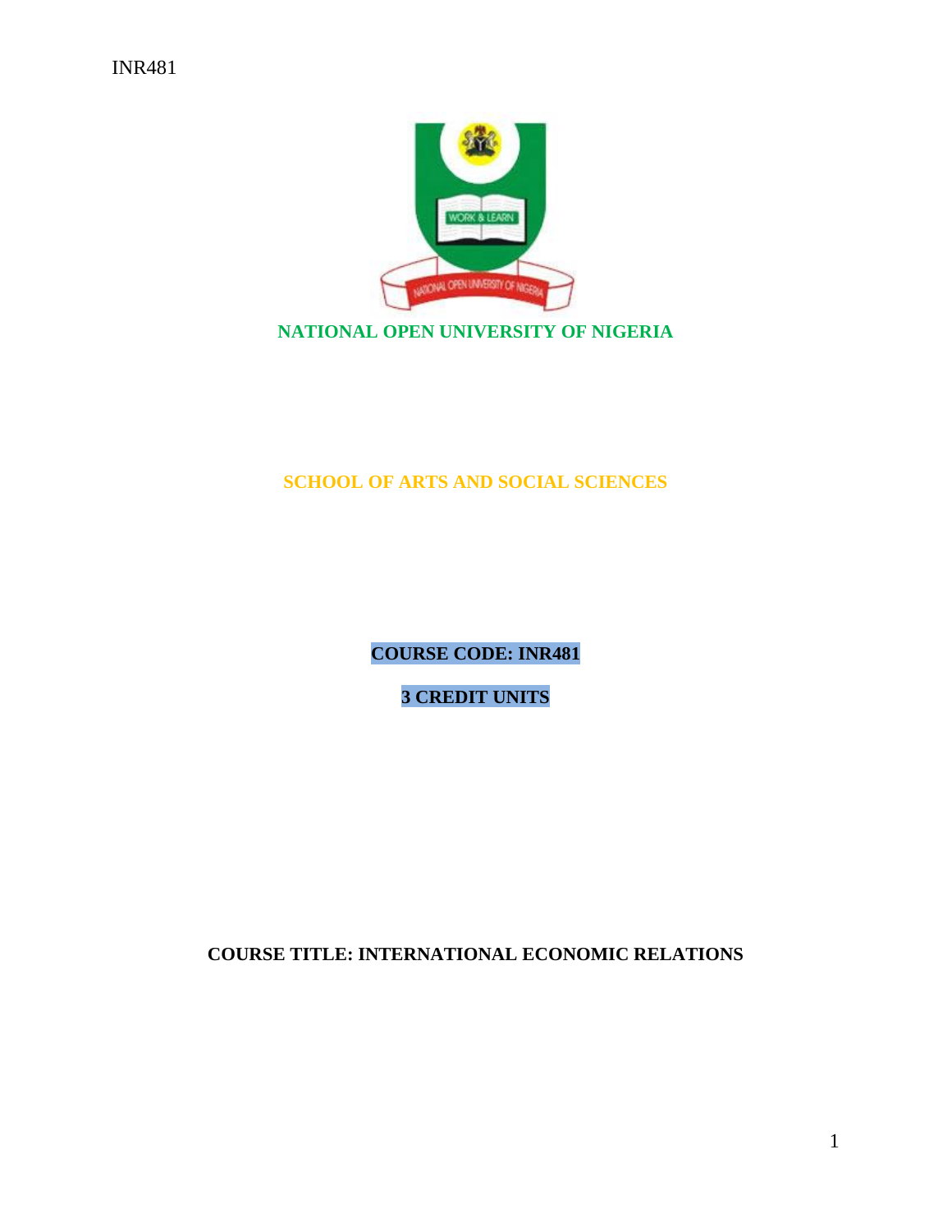**NATIONAL OPEN UNIVERSITY OF NIGERIA**

**SCHOOL OF ARTS AND SOCIAL SCIENCES**

**COURSE CODE: INR481**

**3 CREDIT UNITS**

**COURSE TITLE: INTERNATIONAL ECONOMIC RELATIONS**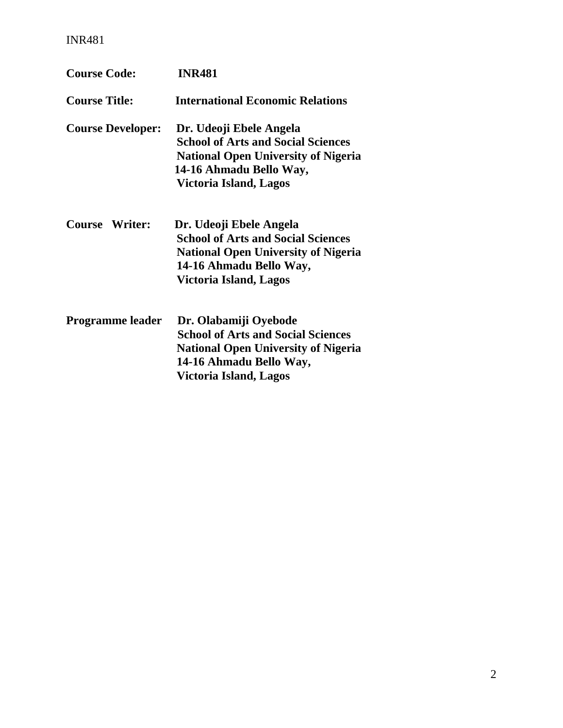**Course Code:** **INR481**

**Course Title:** **International Economic Relations**

**Course Developer:** **Dr. Udeoji Ebele Angela**
**School of Arts and Social Sciences**
**National Open University of Nigeria**
**14-16 Ahmadu Bello Way,**
**Victoria Island, Lagos**

**Course Writer:** **Dr. Udeoji Ebele Angela**
**School of Arts and Social Sciences**
**National Open University of Nigeria**
**14-16 Ahmadu Bello Way,**
**Victoria Island, Lagos**

**Programme leader** **Dr. Olabamiji Oyebode**
**School of Arts and Social Sciences**
**National Open University of Nigeria**
**14-16 Ahmadu Bello Way,**
**Victoria Island, Lagos**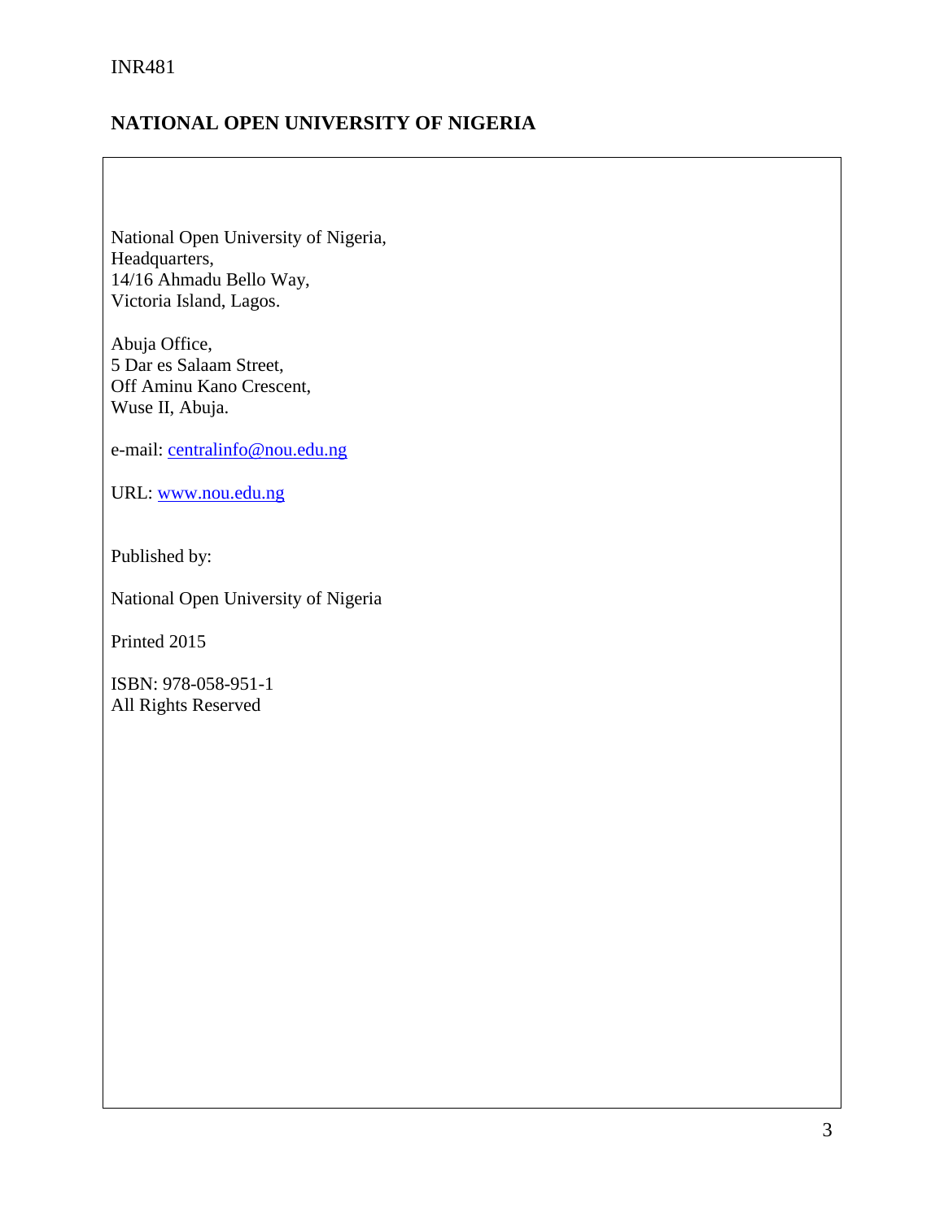# NATIONAL OPEN UNIVERSITY OF NIGERIA

National Open University of Nigeria,
Headquarters,
14/16 Ahmadu Bello Way,
Victoria Island, Lagos.

Abuja Office,
5 Dar es Salaam Street,
Off Aminu Kano Crescent,
Wuse II, Abuja.

e-mail: centralinfo@nou.edu.ng

URL: www.nou.edu.ng

Published by:

National Open University of Nigeria

Printed 2015

ISBN: 978-058-951-1
All Rights Reserved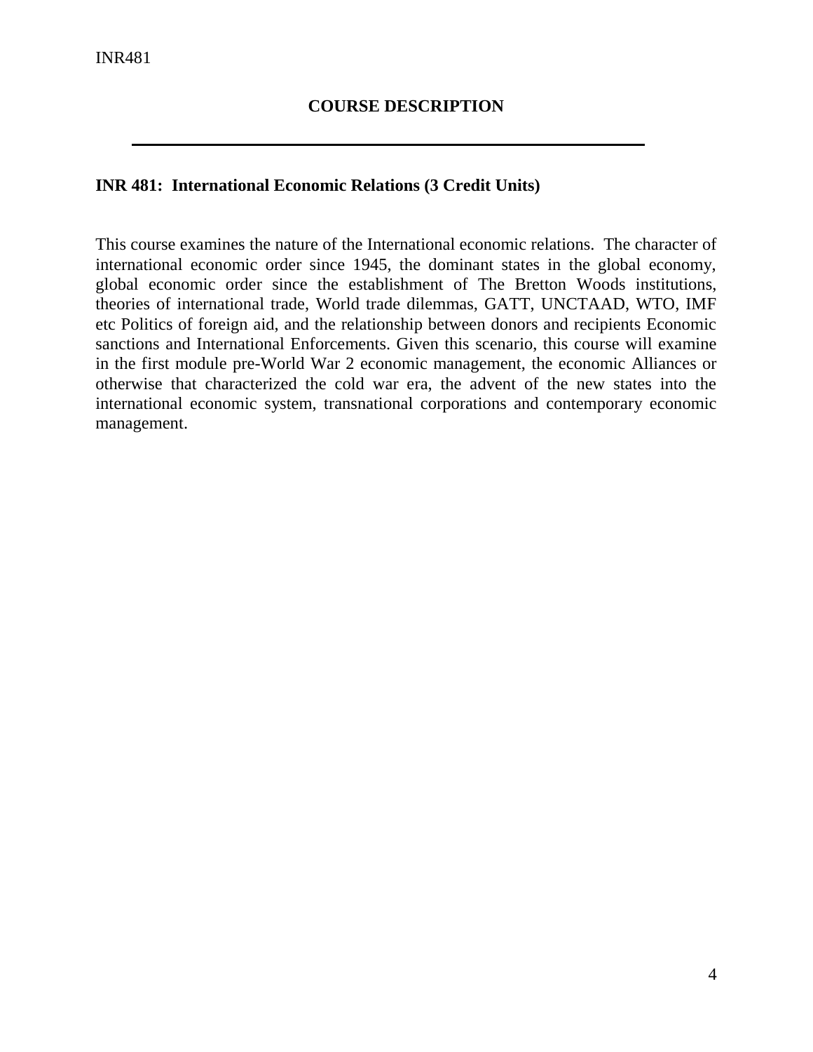## COURSE DESCRIPTION

**INR 481: International Economic Relations (3 Credit Units)**

This course examines the nature of the International economic relations. The character of international economic order since 1945, the dominant states in the global economy, global economic order since the establishment of The Bretton Woods institutions, theories of international trade, World trade dilemmas, GATT, UNCTAAD, WTO, IMF etc Politics of foreign aid, and the relationship between donors and recipients Economic sanctions and International Enforcements. Given this scenario, this course will examine in the first module pre-World War 2 economic management, the economic Alliances or otherwise that characterized the cold war era, the advent of the new states into the international economic system, transnational corporations and contemporary economic management.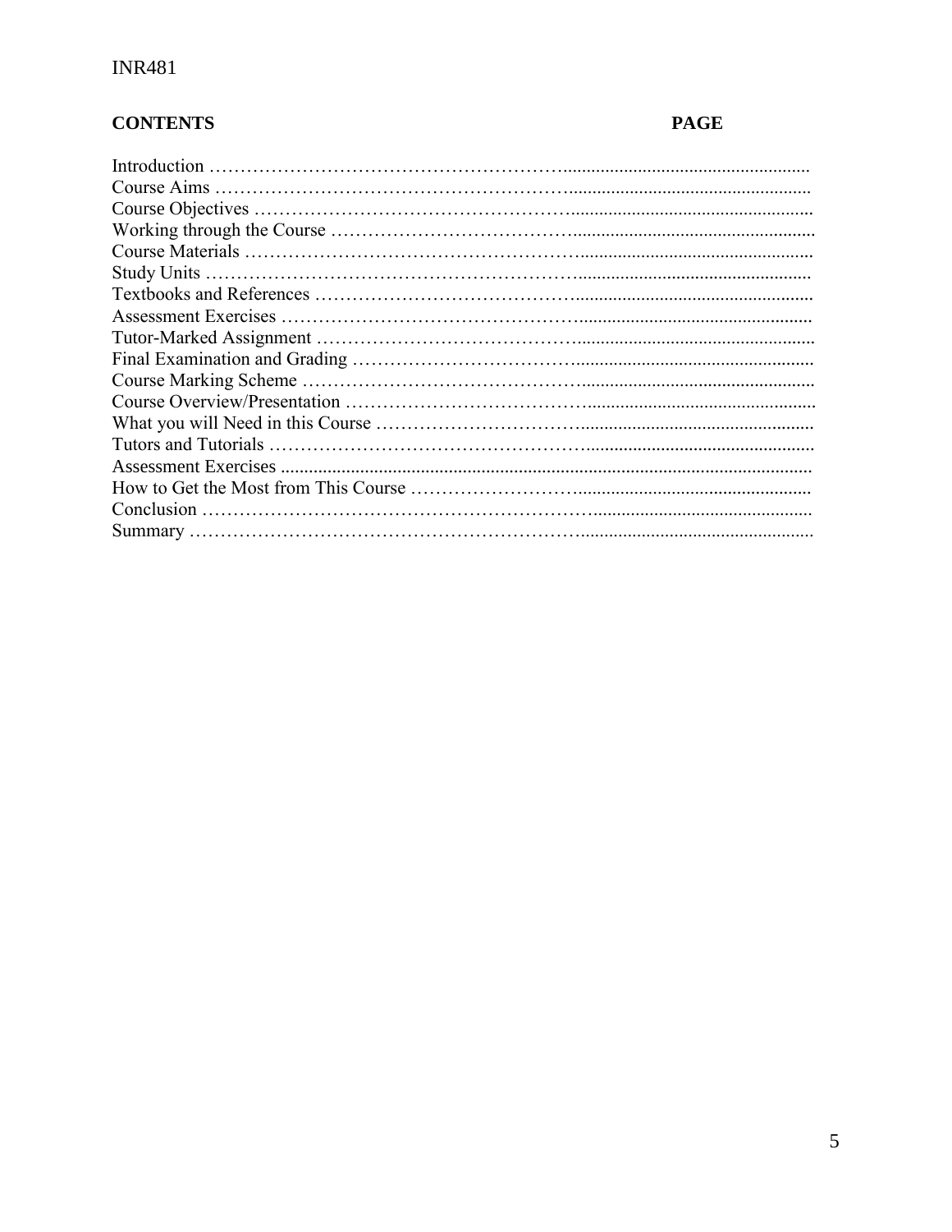**CONTENTS** **PAGE**

Introduction ……………………………………………………......................................................
Course Aims ……………………………………………………......................................................
Course Objectives ……………………………………………......................................................
Working through the Course ………………………………….....................................................
Course Materials ………………………………………………....................................................
Study Units ……………………………………………………....................................................
Textbooks and References …………………………………….....................................................
Assessment Exercises ……………………………………….......................................................
Tutor-Marked Assignment …………………………………….....................................................
Final Examination and Grading ……………………………….....................................................
Course Marking Scheme ……………………………………….....................................................
Course Overview/Presentation ………………………………….....................................................
What you will Need in this Course …………………………….....................................................
Tutors and Tutorials ……………………………………………....................................................
Assessment Exercises ....................................................................................................................
How to Get the Most from This Course ………………………....................................................
Conclusion ……………………………………………………......................................................
Summary ……………………………………………………….....................................................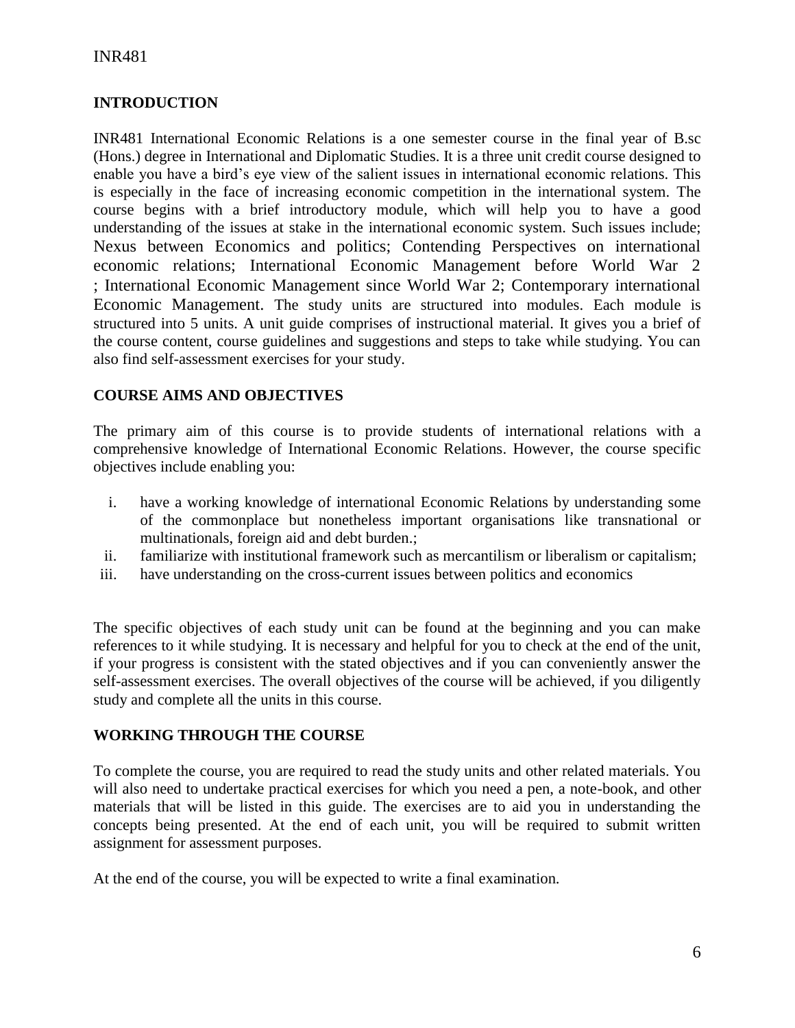## INTRODUCTION

INR481 International Economic Relations is a one semester course in the final year of B.sc (Hons.) degree in International and Diplomatic Studies. It is a three unit credit course designed to enable you have a bird's eye view of the salient issues in international economic relations. This is especially in the face of increasing economic competition in the international system. The course begins with a brief introductory module, which will help you to have a good understanding of the issues at stake in the international economic system. Such issues include; Nexus between Economics and politics; Contending Perspectives on international economic relations; International Economic Management before World War 2 ; International Economic Management since World War 2; Contemporary international Economic Management. The study units are structured into modules. Each module is structured into 5 units. A unit guide comprises of instructional material. It gives you a brief of the course content, course guidelines and suggestions and steps to take while studying. You can also find self-assessment exercises for your study.

## COURSE AIMS AND OBJECTIVES

The primary aim of this course is to provide students of international relations with a comprehensive knowledge of International Economic Relations. However, the course specific objectives include enabling you:

i. have a working knowledge of international Economic Relations by understanding some of the commonplace but nonetheless important organisations like transnational or multinationals, foreign aid and debt burden.;
ii. familiarize with institutional framework such as mercantilism or liberalism or capitalism;
iii. have understanding on the cross-current issues between politics and economics

The specific objectives of each study unit can be found at the beginning and you can make references to it while studying. It is necessary and helpful for you to check at the end of the unit, if your progress is consistent with the stated objectives and if you can conveniently answer the self-assessment exercises. The overall objectives of the course will be achieved, if you diligently study and complete all the units in this course.

## WORKING THROUGH THE COURSE

To complete the course, you are required to read the study units and other related materials. You will also need to undertake practical exercises for which you need a pen, a note-book, and other materials that will be listed in this guide. The exercises are to aid you in understanding the concepts being presented. At the end of each unit, you will be required to submit written assignment for assessment purposes.

At the end of the course, you will be expected to write a final examination.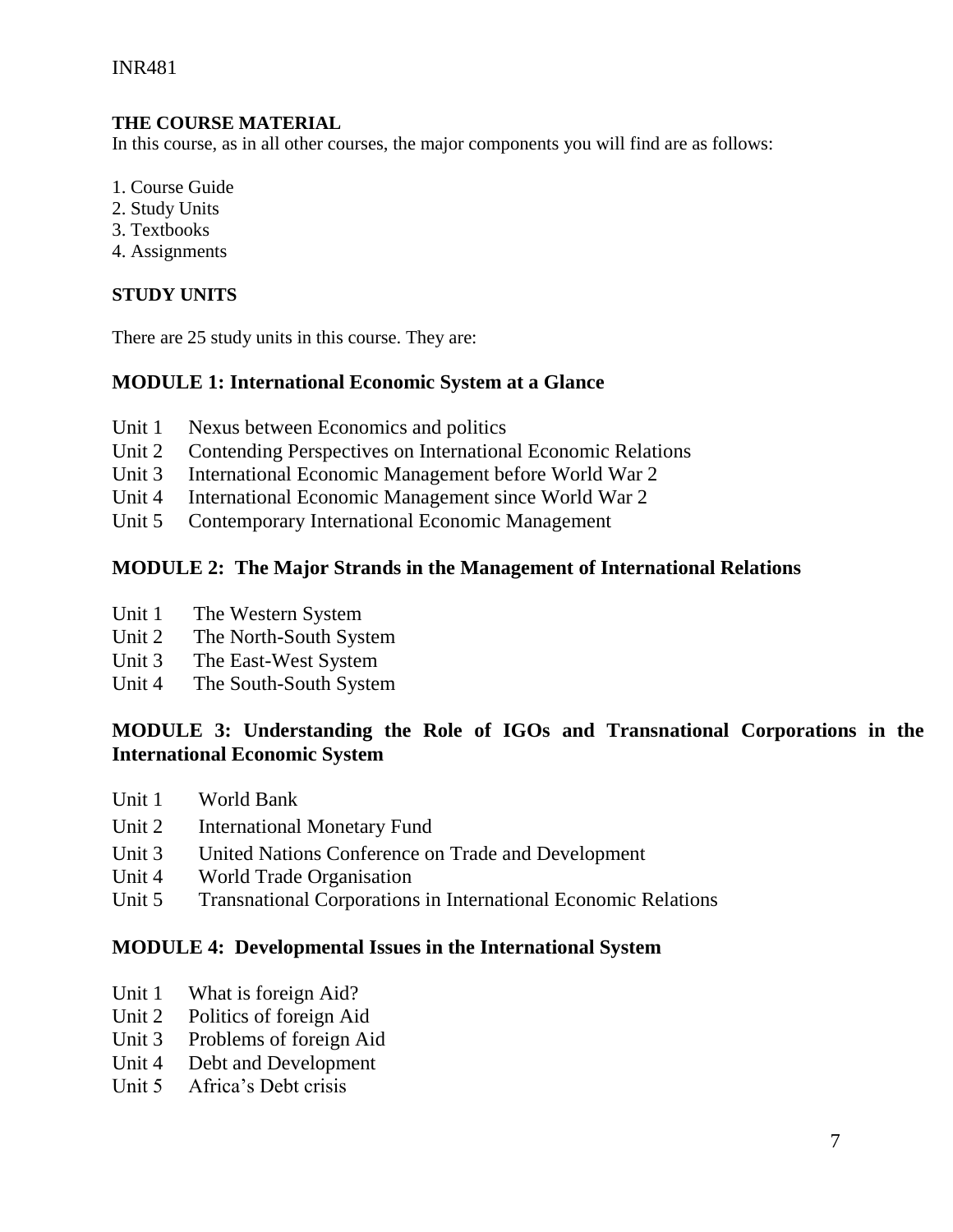## THE COURSE MATERIAL

In this course, as in all other courses, the major components you will find are as follows:

1. Course Guide
2. Study Units
3. Textbooks
4. Assignments

## STUDY UNITS

There are 25 study units in this course. They are:

### MODULE 1: International Economic System at a Glance

Unit 1 Nexus between Economics and politics
Unit 2 Contending Perspectives on International Economic Relations
Unit 3 International Economic Management before World War 2
Unit 4 International Economic Management since World War 2
Unit 5 Contemporary International Economic Management

### MODULE 2: The Major Strands in the Management of International Relations

Unit 1 The Western System
Unit 2 The North-South System
Unit 3 The East-West System
Unit 4 The South-South System

### MODULE 3: Understanding the Role of IGOs and Transnational Corporations in the International Economic System

Unit 1 World Bank
Unit 2 International Monetary Fund
Unit 3 United Nations Conference on Trade and Development
Unit 4 World Trade Organisation
Unit 5 Transnational Corporations in International Economic Relations

### MODULE 4: Developmental Issues in the International System

Unit 1 What is foreign Aid?
Unit 2 Politics of foreign Aid
Unit 3 Problems of foreign Aid
Unit 4 Debt and Development
Unit 5 Africa's Debt crisis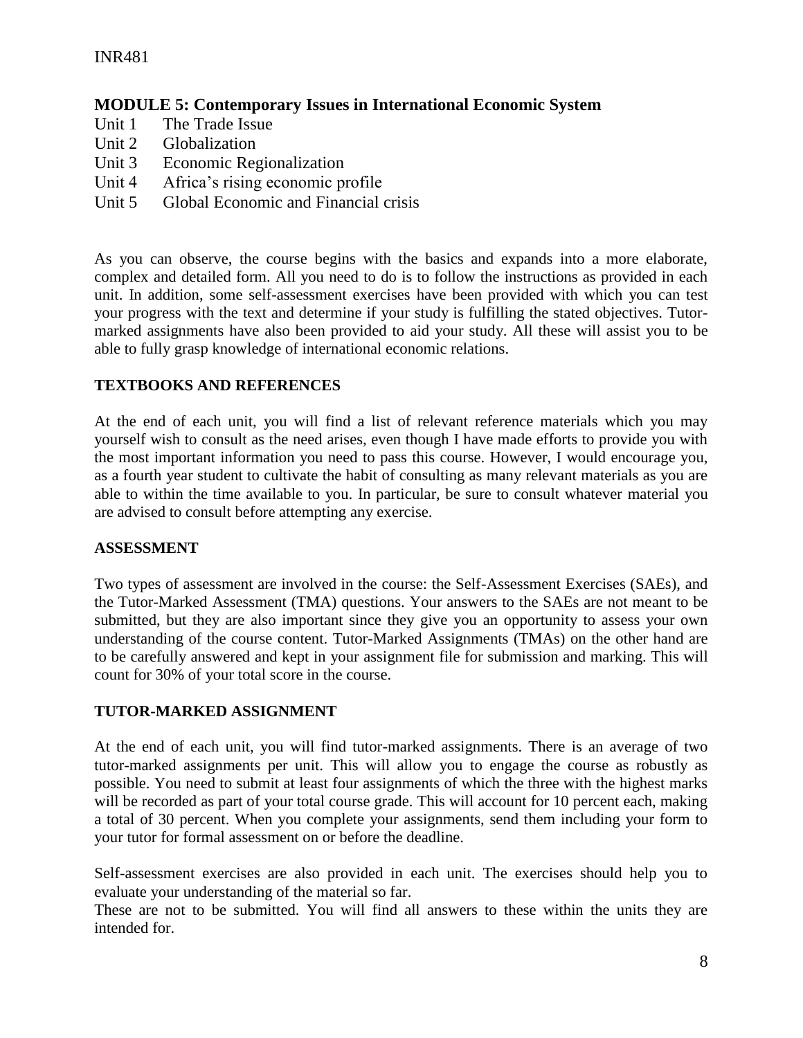## MODULE 5: Contemporary Issues in International Economic System

Unit 1 The Trade Issue
Unit 2 Globalization
Unit 3 Economic Regionalization
Unit 4 Africa's rising economic profile
Unit 5 Global Economic and Financial crisis

As you can observe, the course begins with the basics and expands into a more elaborate, complex and detailed form. All you need to do is to follow the instructions as provided in each unit. In addition, some self-assessment exercises have been provided with which you can test your progress with the text and determine if your study is fulfilling the stated objectives. Tutor-marked assignments have also been provided to aid your study. All these will assist you to be able to fully grasp knowledge of international economic relations.

## TEXTBOOKS AND REFERENCES

At the end of each unit, you will find a list of relevant reference materials which you may yourself wish to consult as the need arises, even though I have made efforts to provide you with the most important information you need to pass this course. However, I would encourage you, as a fourth year student to cultivate the habit of consulting as many relevant materials as you are able to within the time available to you. In particular, be sure to consult whatever material you are advised to consult before attempting any exercise.

## ASSESSMENT

Two types of assessment are involved in the course: the Self-Assessment Exercises (SAEs), and the Tutor-Marked Assessment (TMA) questions. Your answers to the SAEs are not meant to be submitted, but they are also important since they give you an opportunity to assess your own understanding of the course content. Tutor-Marked Assignments (TMAs) on the other hand are to be carefully answered and kept in your assignment file for submission and marking. This will count for 30% of your total score in the course.

## TUTOR-MARKED ASSIGNMENT

At the end of each unit, you will find tutor-marked assignments. There is an average of two tutor-marked assignments per unit. This will allow you to engage the course as robustly as possible. You need to submit at least four assignments of which the three with the highest marks will be recorded as part of your total course grade. This will account for 10 percent each, making a total of 30 percent. When you complete your assignments, send them including your form to your tutor for formal assessment on or before the deadline.

Self-assessment exercises are also provided in each unit. The exercises should help you to evaluate your understanding of the material so far.
These are not to be submitted. You will find all answers to these within the units they are intended for.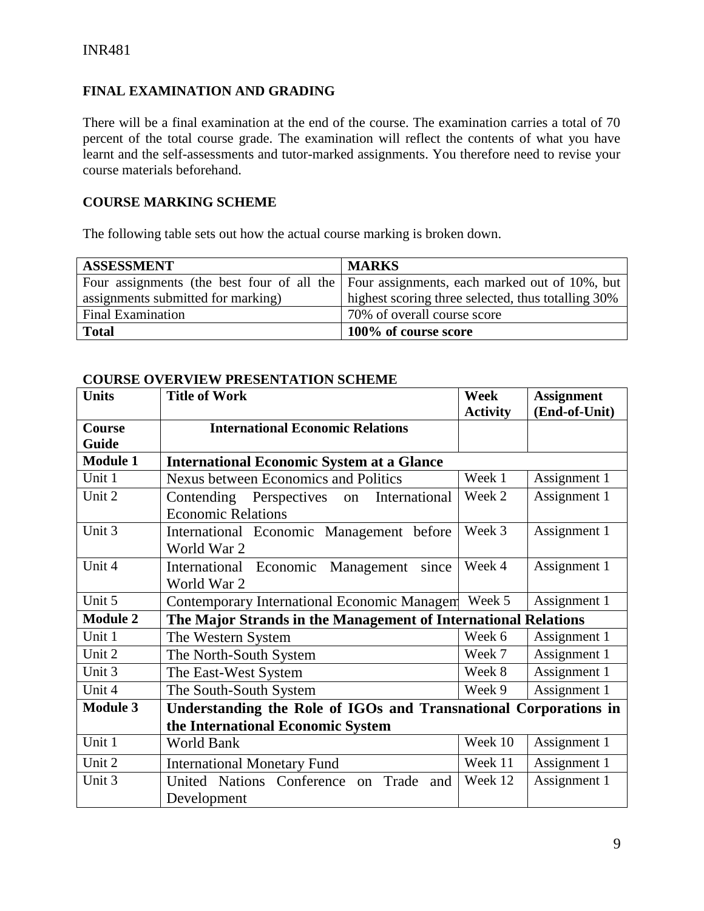## FINAL EXAMINATION AND GRADING

There will be a final examination at the end of the course. The examination carries a total of 70 percent of the total course grade. The examination will reflect the contents of what you have learnt and the self-assessments and tutor-marked assignments. You therefore need to revise your course materials beforehand.

## COURSE MARKING SCHEME

The following table sets out how the actual course marking is broken down.

| **ASSESSMENT** | **MARKS** |
|---|---|
| Four assignments (the best four of all the assignments submitted for marking) | Four assignments, each marked out of 10%, but highest scoring three selected, thus totalling 30% |
| Final Examination | 70% of overall course score |
| **Total** | **100% of course score** |

## COURSE OVERVIEW PRESENTATION SCHEME

| **Units** | **Title of Work** | **Week Activity** | **Assignment (End-of-Unit)** |
|---|---|---|---|
| **Course Guide** | **International Economic Relations** | | |
| **Module 1** | **International Economic System at a Glance** | | |
| Unit 1 | Nexus between Economics and Politics | Week 1 | Assignment 1 |
| Unit 2 | Contending Perspectives on International Economic Relations | Week 2 | Assignment 1 |
| Unit 3 | International Economic Management before World War 2 | Week 3 | Assignment 1 |
| Unit 4 | International Economic Management since World War 2 | Week 4 | Assignment 1 |
| Unit 5 | Contemporary International Economic Managem | Week 5 | Assignment 1 |
| **Module 2** | **The Major Strands in the Management of International Relations** | | |
| Unit 1 | The Western System | Week 6 | Assignment 1 |
| Unit 2 | The North-South System | Week 7 | Assignment 1 |
| Unit 3 | The East-West System | Week 8 | Assignment 1 |
| Unit 4 | The South-South System | Week 9 | Assignment 1 |
| **Module 3** | **Understanding the Role of IGOs and Transnational Corporations in the International Economic System** | | |
| Unit 1 | World Bank | Week 10 | Assignment 1 |
| Unit 2 | International Monetary Fund | Week 11 | Assignment 1 |
| Unit 3 | United Nations Conference on Trade and Development | Week 12 | Assignment 1 |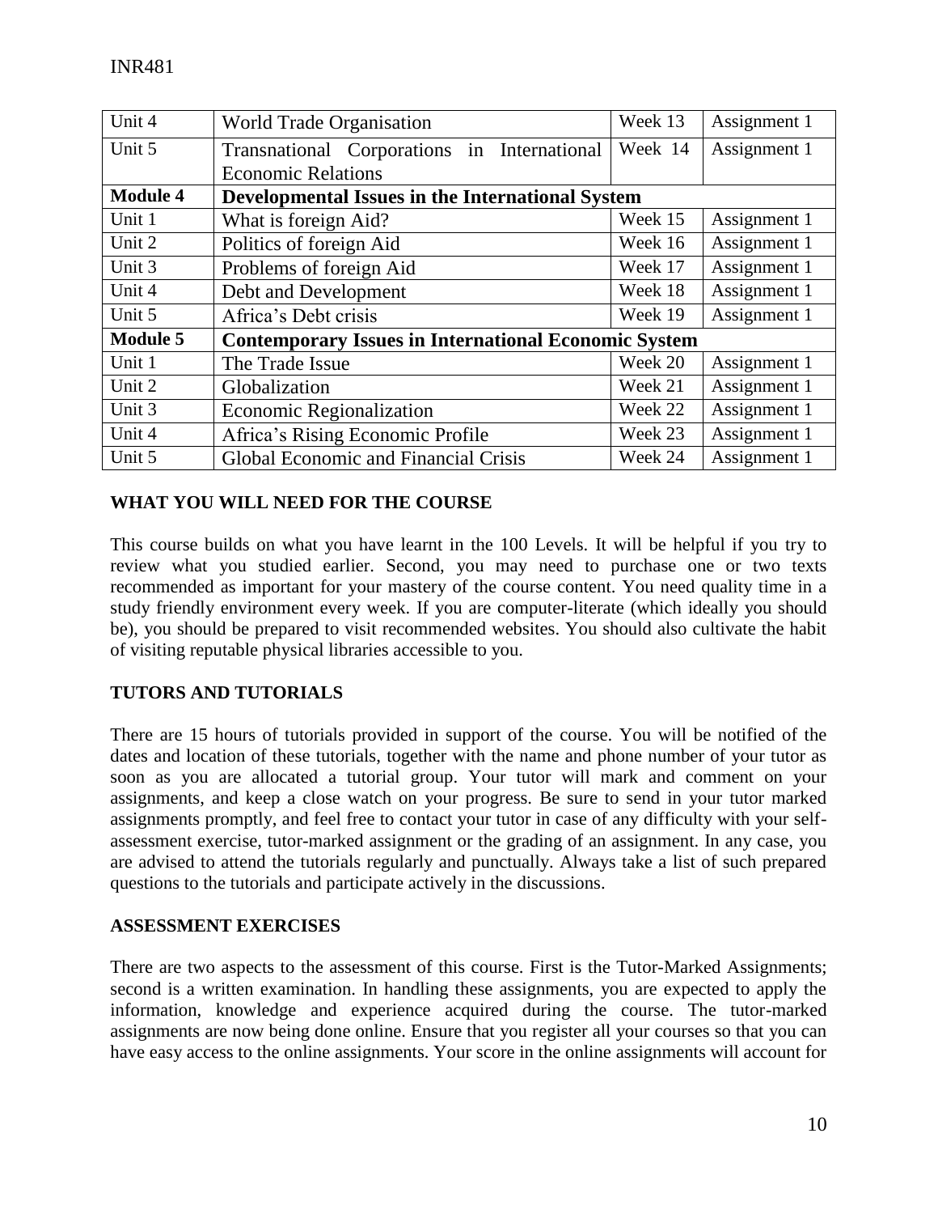| Unit 4 | World Trade Organisation | Week 13 | Assignment 1 |
|---|---|---|---|
| Unit 5 | Transnational Corporations in International Economic Relations | Week 14 | Assignment 1 |
| **Module 4** | **Developmental Issues in the International System** | | |
| Unit 1 | What is foreign Aid? | Week 15 | Assignment 1 |
| Unit 2 | Politics of foreign Aid | Week 16 | Assignment 1 |
| Unit 3 | Problems of foreign Aid | Week 17 | Assignment 1 |
| Unit 4 | Debt and Development | Week 18 | Assignment 1 |
| Unit 5 | Africa's Debt crisis | Week 19 | Assignment 1 |
| **Module 5** | **Contemporary Issues in International Economic System** | | |
| Unit 1 | The Trade Issue | Week 20 | Assignment 1 |
| Unit 2 | Globalization | Week 21 | Assignment 1 |
| Unit 3 | Economic Regionalization | Week 22 | Assignment 1 |
| Unit 4 | Africa's Rising Economic Profile | Week 23 | Assignment 1 |
| Unit 5 | Global Economic and Financial Crisis | Week 24 | Assignment 1 |

## WHAT YOU WILL NEED FOR THE COURSE

This course builds on what you have learnt in the 100 Levels. It will be helpful if you try to review what you studied earlier. Second, you may need to purchase one or two texts recommended as important for your mastery of the course content. You need quality time in a study friendly environment every week. If you are computer-literate (which ideally you should be), you should be prepared to visit recommended websites. You should also cultivate the habit of visiting reputable physical libraries accessible to you.

## TUTORS AND TUTORIALS

There are 15 hours of tutorials provided in support of the course. You will be notified of the dates and location of these tutorials, together with the name and phone number of your tutor as soon as you are allocated a tutorial group. Your tutor will mark and comment on your assignments, and keep a close watch on your progress. Be sure to send in your tutor marked assignments promptly, and feel free to contact your tutor in case of any difficulty with your self-assessment exercise, tutor-marked assignment or the grading of an assignment. In any case, you are advised to attend the tutorials regularly and punctually. Always take a list of such prepared questions to the tutorials and participate actively in the discussions.

## ASSESSMENT EXERCISES

There are two aspects to the assessment of this course. First is the Tutor-Marked Assignments; second is a written examination. In handling these assignments, you are expected to apply the information, knowledge and experience acquired during the course. The tutor-marked assignments are now being done online. Ensure that you register all your courses so that you can have easy access to the online assignments. Your score in the online assignments will account for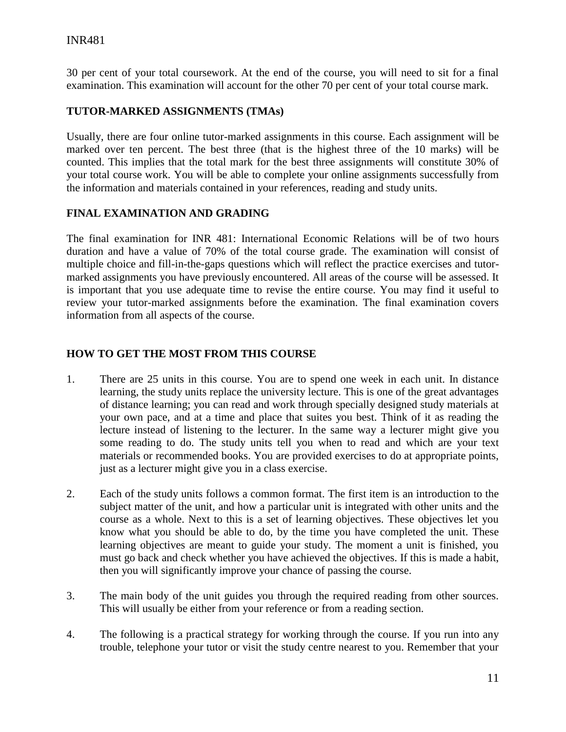30 per cent of your total coursework. At the end of the course, you will need to sit for a final examination. This examination will account for the other 70 per cent of your total course mark.

## TUTOR-MARKED ASSIGNMENTS (TMAs)

Usually, there are four online tutor-marked assignments in this course. Each assignment will be marked over ten percent. The best three (that is the highest three of the 10 marks) will be counted. This implies that the total mark for the best three assignments will constitute 30% of your total course work. You will be able to complete your online assignments successfully from the information and materials contained in your references, reading and study units.

## FINAL EXAMINATION AND GRADING

The final examination for INR 481: International Economic Relations will be of two hours duration and have a value of 70% of the total course grade. The examination will consist of multiple choice and fill-in-the-gaps questions which will reflect the practice exercises and tutor-marked assignments you have previously encountered. All areas of the course will be assessed. It is important that you use adequate time to revise the entire course. You may find it useful to review your tutor-marked assignments before the examination. The final examination covers information from all aspects of the course.

## HOW TO GET THE MOST FROM THIS COURSE

1. There are 25 units in this course. You are to spend one week in each unit. In distance learning, the study units replace the university lecture. This is one of the great advantages of distance learning; you can read and work through specially designed study materials at your own pace, and at a time and place that suites you best. Think of it as reading the lecture instead of listening to the lecturer. In the same way a lecturer might give you some reading to do. The study units tell you when to read and which are your text materials or recommended books. You are provided exercises to do at appropriate points, just as a lecturer might give you in a class exercise.

2. Each of the study units follows a common format. The first item is an introduction to the subject matter of the unit, and how a particular unit is integrated with other units and the course as a whole. Next to this is a set of learning objectives. These objectives let you know what you should be able to do, by the time you have completed the unit. These learning objectives are meant to guide your study. The moment a unit is finished, you must go back and check whether you have achieved the objectives. If this is made a habit, then you will significantly improve your chance of passing the course.

3. The main body of the unit guides you through the required reading from other sources. This will usually be either from your reference or from a reading section.

4. The following is a practical strategy for working through the course. If you run into any trouble, telephone your tutor or visit the study centre nearest to you. Remember that your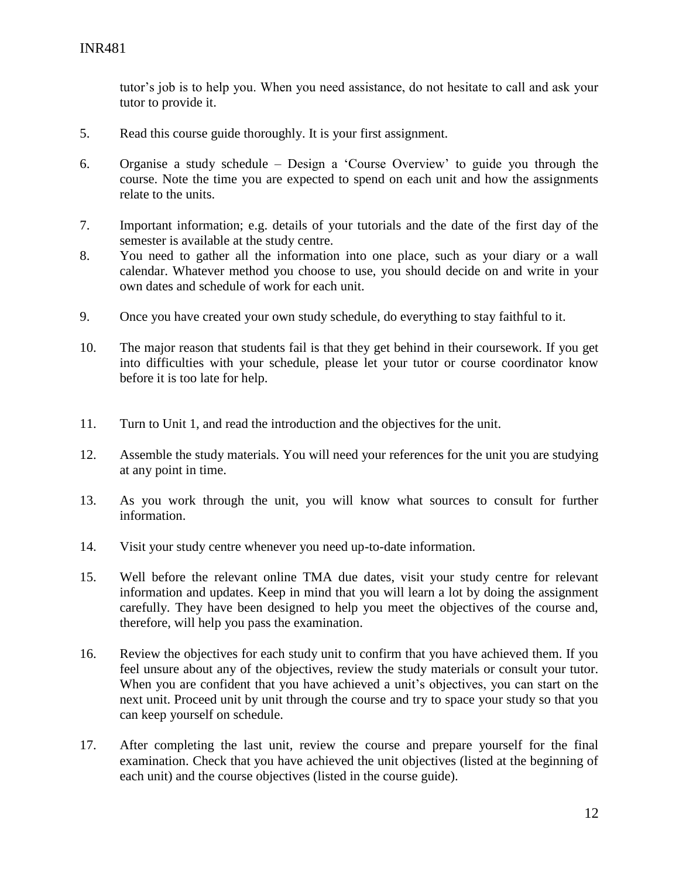tutor's job is to help you. When you need assistance, do not hesitate to call and ask your tutor to provide it.

5. Read this course guide thoroughly. It is your first assignment.

6. Organise a study schedule – Design a 'Course Overview' to guide you through the course. Note the time you are expected to spend on each unit and how the assignments relate to the units.

7. Important information; e.g. details of your tutorials and the date of the first day of the semester is available at the study centre.

8. You need to gather all the information into one place, such as your diary or a wall calendar. Whatever method you choose to use, you should decide on and write in your own dates and schedule of work for each unit.

9. Once you have created your own study schedule, do everything to stay faithful to it.

10. The major reason that students fail is that they get behind in their coursework. If you get into difficulties with your schedule, please let your tutor or course coordinator know before it is too late for help.

11. Turn to Unit 1, and read the introduction and the objectives for the unit.

12. Assemble the study materials. You will need your references for the unit you are studying at any point in time.

13. As you work through the unit, you will know what sources to consult for further information.

14. Visit your study centre whenever you need up-to-date information.

15. Well before the relevant online TMA due dates, visit your study centre for relevant information and updates. Keep in mind that you will learn a lot by doing the assignment carefully. They have been designed to help you meet the objectives of the course and, therefore, will help you pass the examination.

16. Review the objectives for each study unit to confirm that you have achieved them. If you feel unsure about any of the objectives, review the study materials or consult your tutor. When you are confident that you have achieved a unit's objectives, you can start on the next unit. Proceed unit by unit through the course and try to space your study so that you can keep yourself on schedule.

17. After completing the last unit, review the course and prepare yourself for the final examination. Check that you have achieved the unit objectives (listed at the beginning of each unit) and the course objectives (listed in the course guide).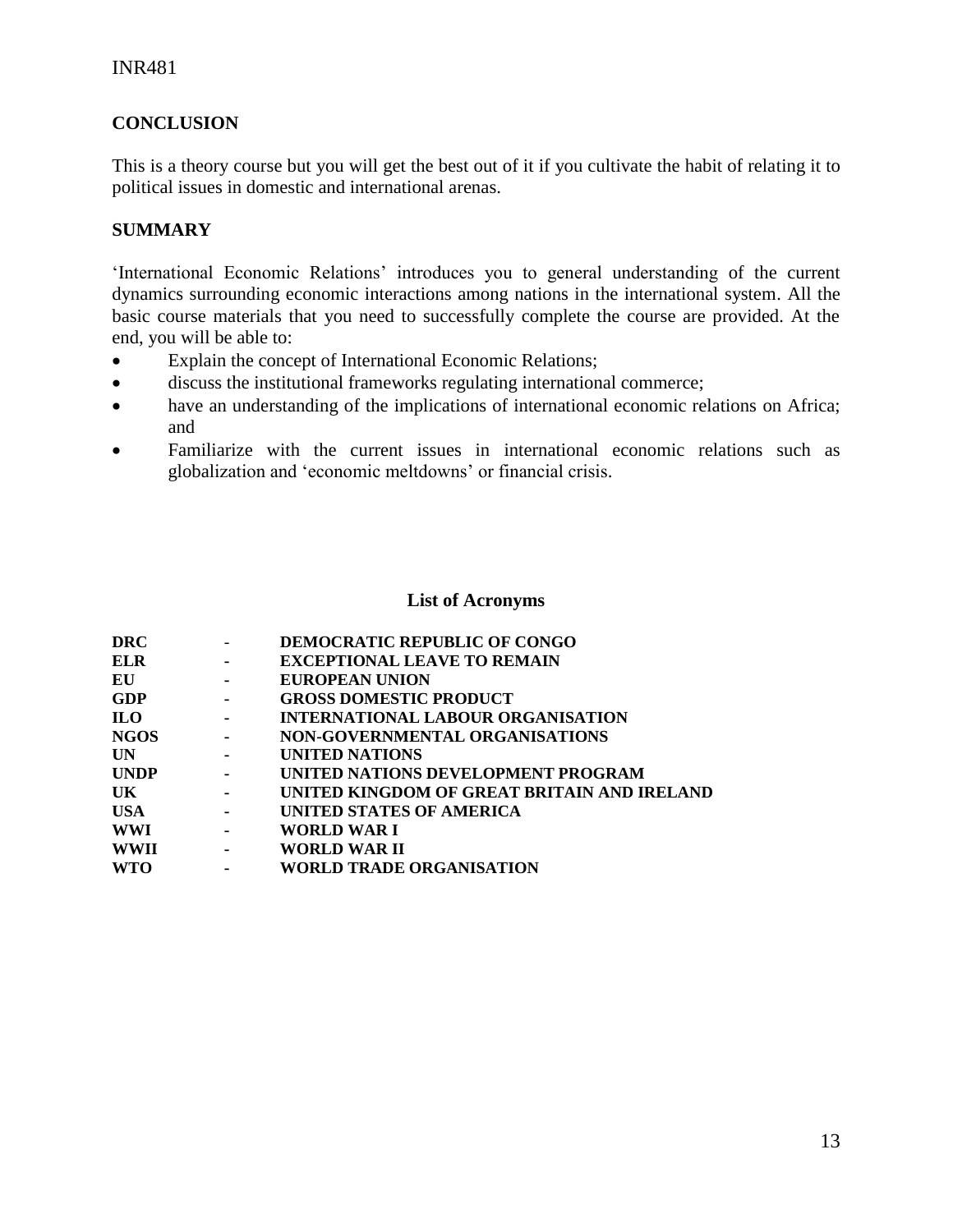## CONCLUSION

This is a theory course but you will get the best out of it if you cultivate the habit of relating it to political issues in domestic and international arenas.

## SUMMARY

'International Economic Relations' introduces you to general understanding of the current dynamics surrounding economic interactions among nations in the international system. All the basic course materials that you need to successfully complete the course are provided. At the end, you will be able to:

- Explain the concept of International Economic Relations;
- discuss the institutional frameworks regulating international commerce;
- have an understanding of the implications of international economic relations on Africa; and
- Familiarize with the current issues in international economic relations such as globalization and 'economic meltdowns' or financial crisis.

### List of Acronyms

| | | |
|---|---|---|
| **DRC** | - | **DEMOCRATIC REPUBLIC OF CONGO** |
| **ELR** | - | **EXCEPTIONAL LEAVE TO REMAIN** |
| **EU** | - | **EUROPEAN UNION** |
| **GDP** | - | **GROSS DOMESTIC PRODUCT** |
| **ILO** | - | **INTERNATIONAL LABOUR ORGANISATION** |
| **NGOS** | - | **NON-GOVERNMENTAL ORGANISATIONS** |
| **UN** | - | **UNITED NATIONS** |
| **UNDP** | - | **UNITED NATIONS DEVELOPMENT PROGRAM** |
| **UK** | - | **UNITED KINGDOM OF GREAT BRITAIN AND IRELAND** |
| **USA** | - | **UNITED STATES OF AMERICA** |
| **WWI** | - | **WORLD WAR I** |
| **WWII** | - | **WORLD WAR II** |
| **WTO** | - | **WORLD TRADE ORGANISATION** |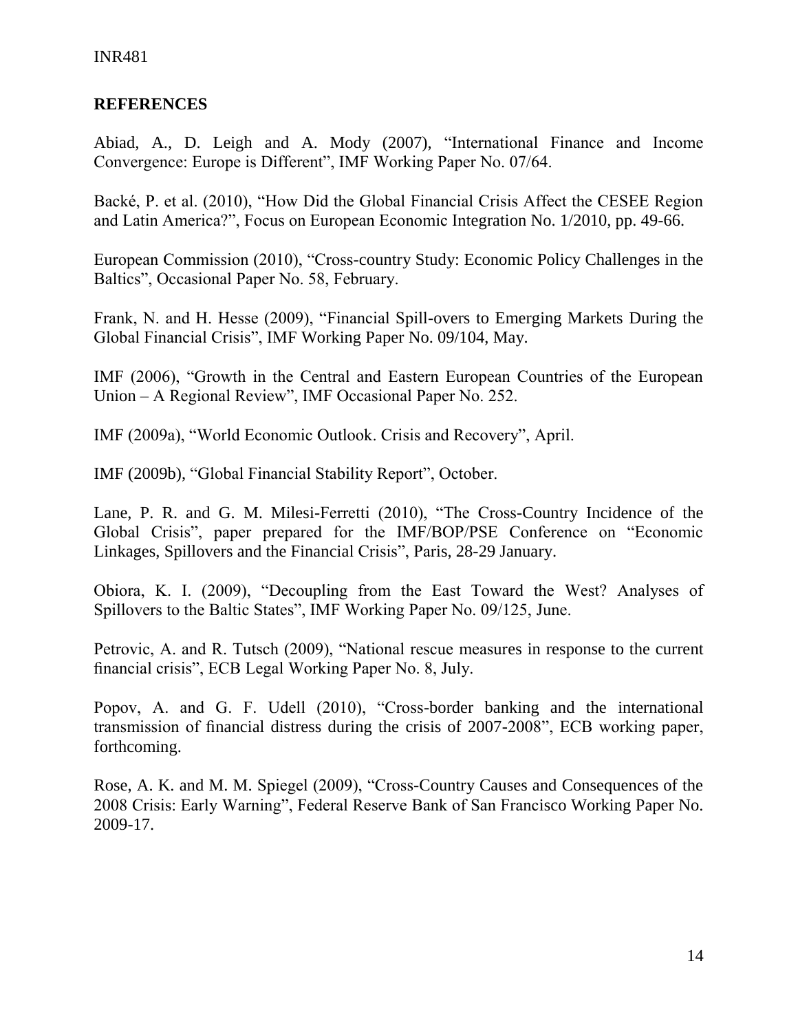## REFERENCES

Abiad, A., D. Leigh and A. Mody (2007), "International Finance and Income Convergence: Europe is Different", IMF Working Paper No. 07/64.

Backé, P. et al. (2010), "How Did the Global Financial Crisis Affect the CESEE Region and Latin America?", Focus on European Economic Integration No. 1/2010, pp. 49-66.

European Commission (2010), "Cross-country Study: Economic Policy Challenges in the Baltics", Occasional Paper No. 58, February.

Frank, N. and H. Hesse (2009), "Financial Spill-overs to Emerging Markets During the Global Financial Crisis", IMF Working Paper No. 09/104, May.

IMF (2006), "Growth in the Central and Eastern European Countries of the European Union – A Regional Review", IMF Occasional Paper No. 252.

IMF (2009a), "World Economic Outlook. Crisis and Recovery", April.

IMF (2009b), "Global Financial Stability Report", October.

Lane, P. R. and G. M. Milesi-Ferretti (2010), "The Cross-Country Incidence of the Global Crisis", paper prepared for the IMF/BOP/PSE Conference on "Economic Linkages, Spillovers and the Financial Crisis", Paris, 28-29 January.

Obiora, K. I. (2009), "Decoupling from the East Toward the West? Analyses of Spillovers to the Baltic States", IMF Working Paper No. 09/125, June.

Petrovic, A. and R. Tutsch (2009), "National rescue measures in response to the current financial crisis", ECB Legal Working Paper No. 8, July.

Popov, A. and G. F. Udell (2010), "Cross-border banking and the international transmission of financial distress during the crisis of 2007-2008", ECB working paper, forthcoming.

Rose, A. K. and M. M. Spiegel (2009), "Cross-Country Causes and Consequences of the 2008 Crisis: Early Warning", Federal Reserve Bank of San Francisco Working Paper No. 2009-17.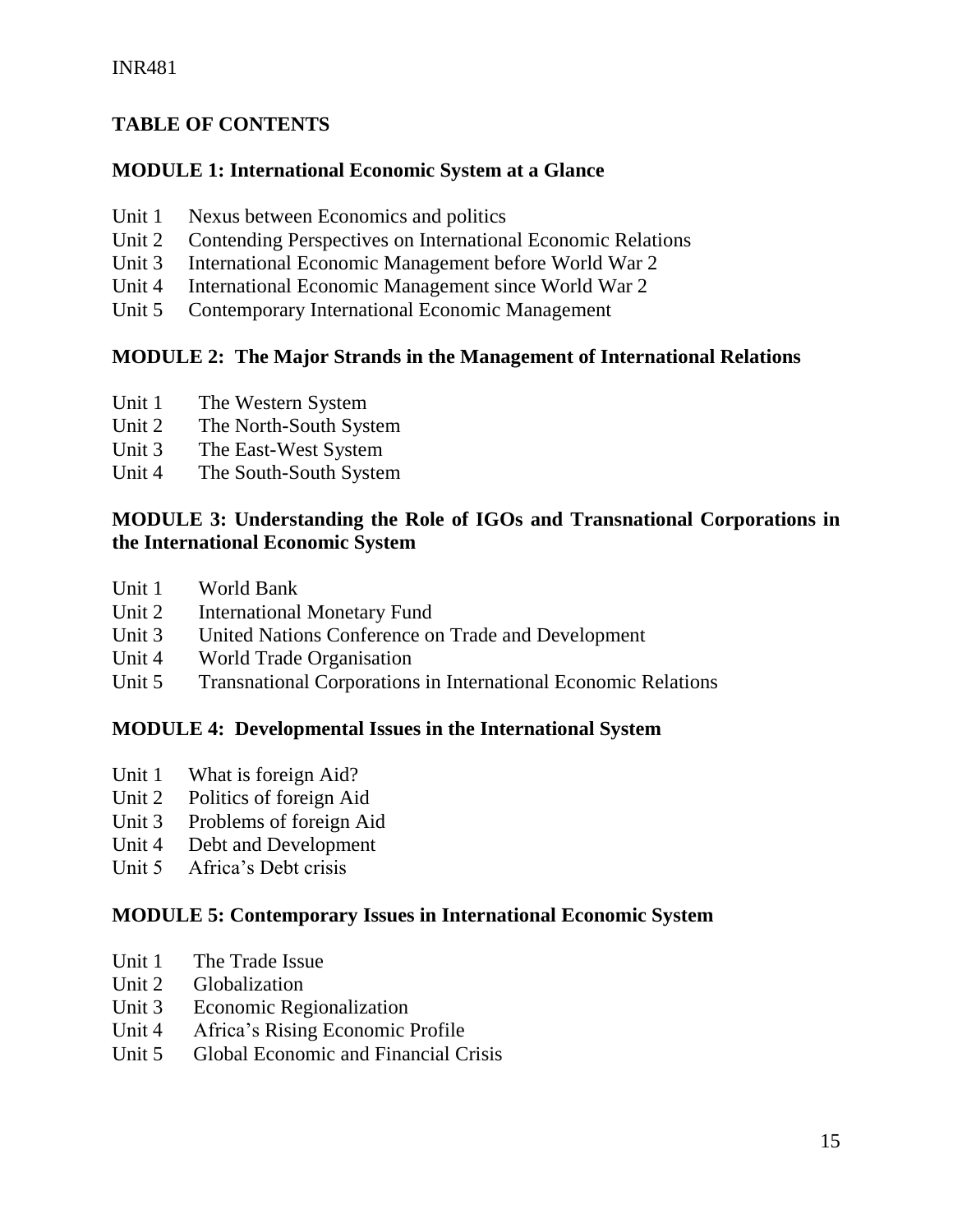## TABLE OF CONTENTS

### MODULE 1: International Economic System at a Glance

- Unit 1 Nexus between Economics and politics
- Unit 2 Contending Perspectives on International Economic Relations
- Unit 3 International Economic Management before World War 2
- Unit 4 International Economic Management since World War 2
- Unit 5 Contemporary International Economic Management

### MODULE 2: The Major Strands in the Management of International Relations

- Unit 1 The Western System
- Unit 2 The North-South System
- Unit 3 The East-West System
- Unit 4 The South-South System

### MODULE 3: Understanding the Role of IGOs and Transnational Corporations in the International Economic System

- Unit 1 World Bank
- Unit 2 International Monetary Fund
- Unit 3 United Nations Conference on Trade and Development
- Unit 4 World Trade Organisation
- Unit 5 Transnational Corporations in International Economic Relations

### MODULE 4: Developmental Issues in the International System

- Unit 1 What is foreign Aid?
- Unit 2 Politics of foreign Aid
- Unit 3 Problems of foreign Aid
- Unit 4 Debt and Development
- Unit 5 Africa's Debt crisis

### MODULE 5: Contemporary Issues in International Economic System

- Unit 1 The Trade Issue
- Unit 2 Globalization
- Unit 3 Economic Regionalization
- Unit 4 Africa's Rising Economic Profile
- Unit 5 Global Economic and Financial Crisis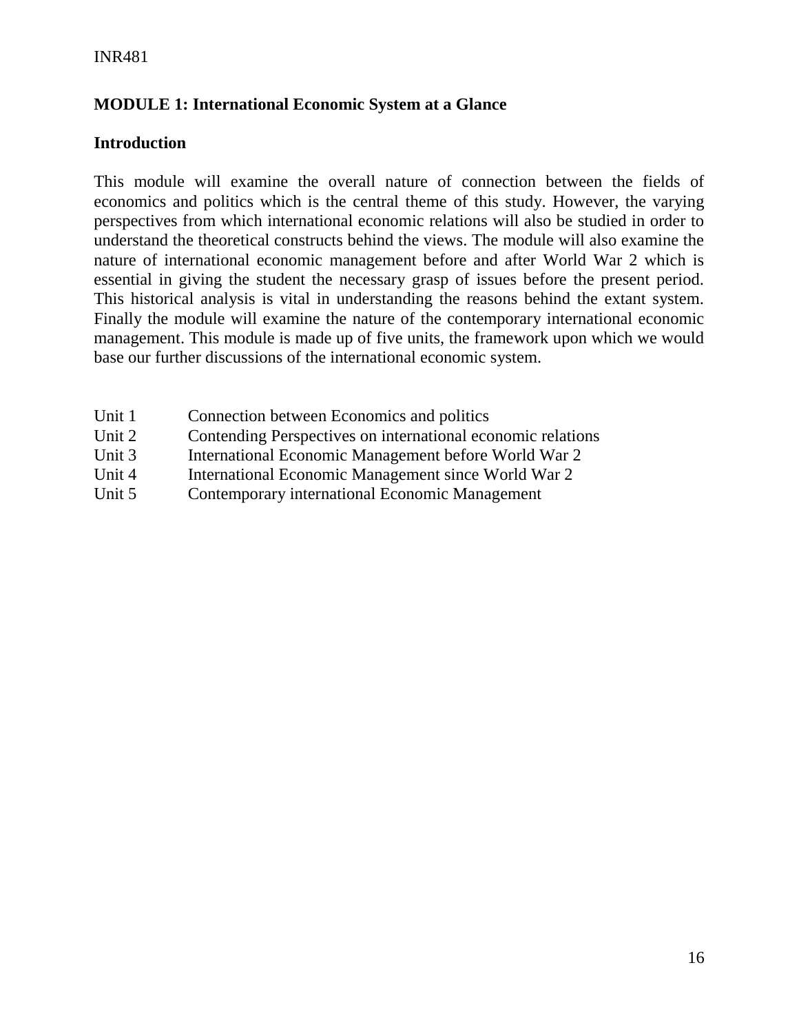## MODULE 1: International Economic System at a Glance

### Introduction

This module will examine the overall nature of connection between the fields of economics and politics which is the central theme of this study. However, the varying perspectives from which international economic relations will also be studied in order to understand the theoretical constructs behind the views. The module will also examine the nature of international economic management before and after World War 2 which is essential in giving the student the necessary grasp of issues before the present period. This historical analysis is vital in understanding the reasons behind the extant system. Finally the module will examine the nature of the contemporary international economic management. This module is made up of five units, the framework upon which we would base our further discussions of the international economic system.

Unit 1 Connection between Economics and politics
Unit 2 Contending Perspectives on international economic relations
Unit 3 International Economic Management before World War 2
Unit 4 International Economic Management since World War 2
Unit 5 Contemporary international Economic Management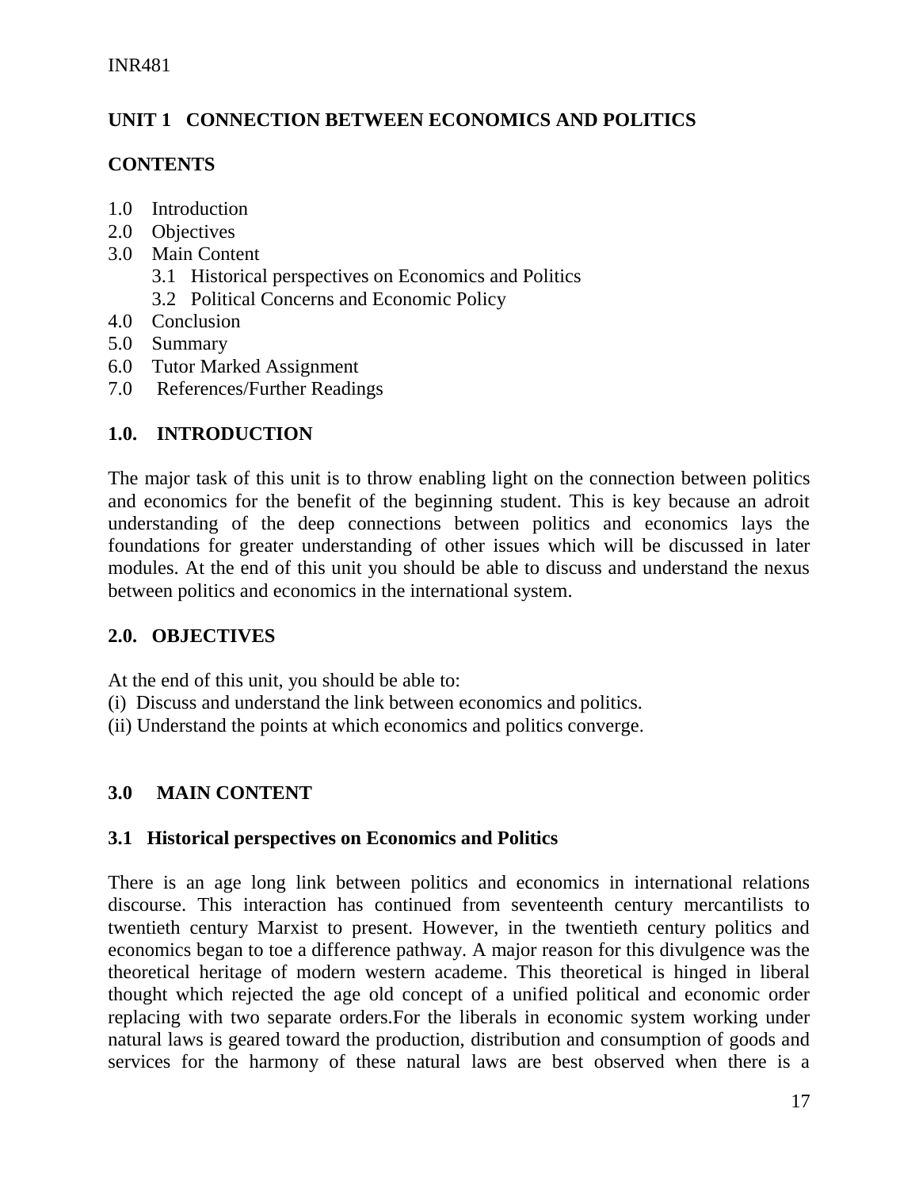## UNIT 1 CONNECTION BETWEEN ECONOMICS AND POLITICS

### CONTENTS

1.0 Introduction
2.0 Objectives
3.0 Main Content
    3.1 Historical perspectives on Economics and Politics
    3.2 Political Concerns and Economic Policy
4.0 Conclusion
5.0 Summary
6.0 Tutor Marked Assignment
7.0 References/Further Readings

### 1.0. INTRODUCTION

The major task of this unit is to throw enabling light on the connection between politics and economics for the benefit of the beginning student. This is key because an adroit understanding of the deep connections between politics and economics lays the foundations for greater understanding of other issues which will be discussed in later modules. At the end of this unit you should be able to discuss and understand the nexus between politics and economics in the international system.

### 2.0. OBJECTIVES

At the end of this unit, you should be able to:
(i) Discuss and understand the link between economics and politics.
(ii) Understand the points at which economics and politics converge.

### 3.0 MAIN CONTENT

#### 3.1 Historical perspectives on Economics and Politics

There is an age long link between politics and economics in international relations discourse. This interaction has continued from seventeenth century mercantilists to twentieth century Marxist to present. However, in the twentieth century politics and economics began to toe a difference pathway. A major reason for this divulgence was the theoretical heritage of modern western academe. This theoretical is hinged in liberal thought which rejected the age old concept of a unified political and economic order replacing with two separate orders.For the liberals in economic system working under natural laws is geared toward the production, distribution and consumption of goods and services for the harmony of these natural laws are best observed when there is a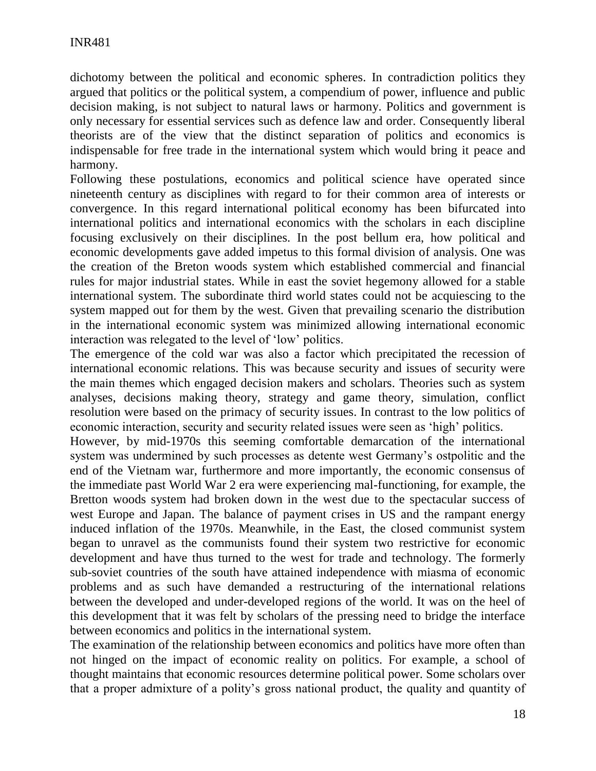dichotomy between the political and economic spheres. In contradiction politics they argued that politics or the political system, a compendium of power, influence and public decision making, is not subject to natural laws or harmony. Politics and government is only necessary for essential services such as defence law and order. Consequently liberal theorists are of the view that the distinct separation of politics and economics is indispensable for free trade in the international system which would bring it peace and harmony.

Following these postulations, economics and political science have operated since nineteenth century as disciplines with regard to for their common area of interests or convergence. In this regard international political economy has been bifurcated into international politics and international economics with the scholars in each discipline focusing exclusively on their disciplines. In the post bellum era, how political and economic developments gave added impetus to this formal division of analysis. One was the creation of the Breton woods system which established commercial and financial rules for major industrial states. While in east the soviet hegemony allowed for a stable international system. The subordinate third world states could not be acquiescing to the system mapped out for them by the west. Given that prevailing scenario the distribution in the international economic system was minimized allowing international economic interaction was relegated to the level of 'low' politics.

The emergence of the cold war was also a factor which precipitated the recession of international economic relations. This was because security and issues of security were the main themes which engaged decision makers and scholars. Theories such as system analyses, decisions making theory, strategy and game theory, simulation, conflict resolution were based on the primacy of security issues. In contrast to the low politics of economic interaction, security and security related issues were seen as 'high' politics.

However, by mid-1970s this seeming comfortable demarcation of the international system was undermined by such processes as detente west Germany's ostpolitic and the end of the Vietnam war, furthermore and more importantly, the economic consensus of the immediate past World War 2 era were experiencing mal-functioning, for example, the Bretton woods system had broken down in the west due to the spectacular success of west Europe and Japan. The balance of payment crises in US and the rampant energy induced inflation of the 1970s. Meanwhile, in the East, the closed communist system began to unravel as the communists found their system two restrictive for economic development and have thus turned to the west for trade and technology. The formerly sub-soviet countries of the south have attained independence with miasma of economic problems and as such have demanded a restructuring of the international relations between the developed and under-developed regions of the world. It was on the heel of this development that it was felt by scholars of the pressing need to bridge the interface between economics and politics in the international system.

The examination of the relationship between economics and politics have more often than not hinged on the impact of economic reality on politics. For example, a school of thought maintains that economic resources determine political power. Some scholars over that a proper admixture of a polity's gross national product, the quality and quantity of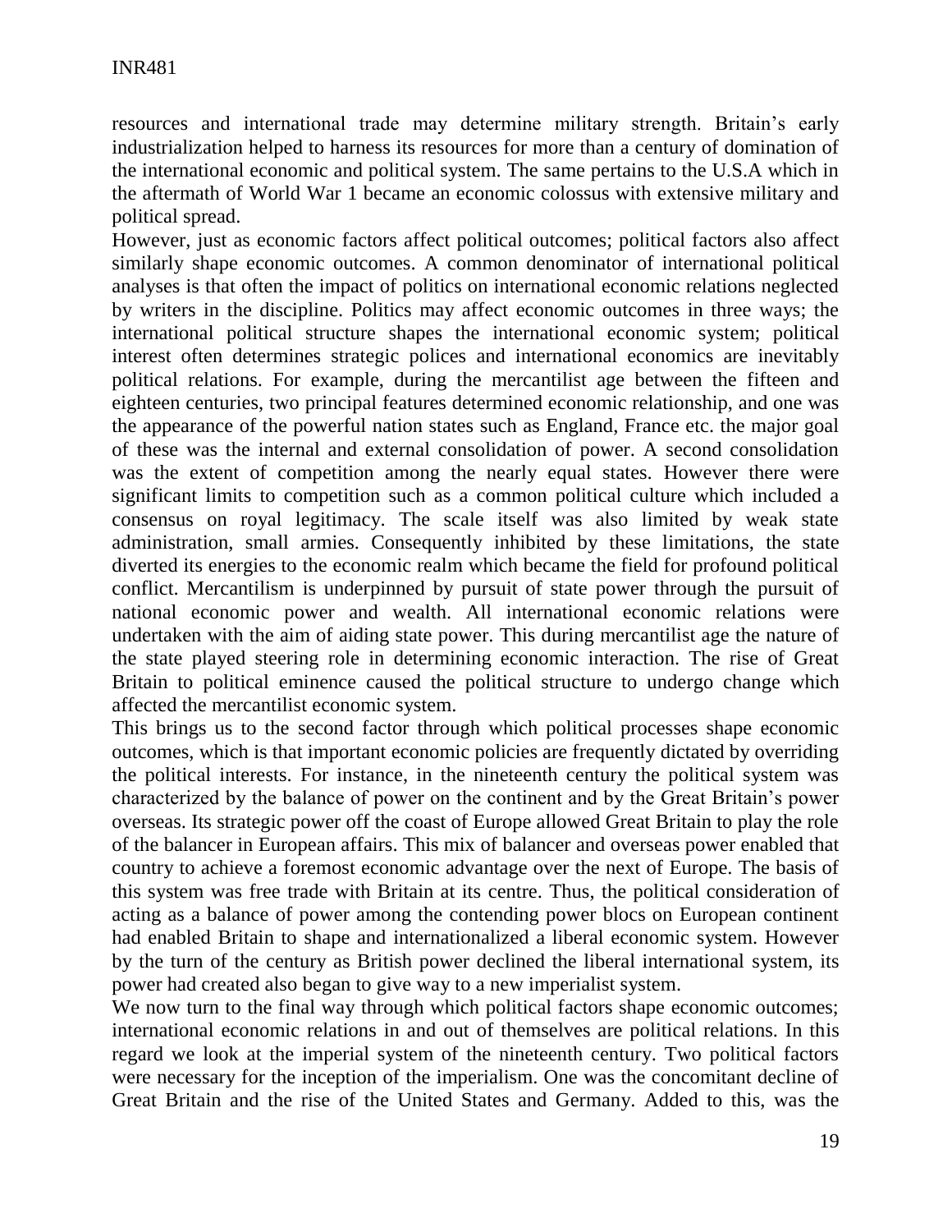resources and international trade may determine military strength. Britain's early industrialization helped to harness its resources for more than a century of domination of the international economic and political system. The same pertains to the U.S.A which in the aftermath of World War 1 became an economic colossus with extensive military and political spread.

However, just as economic factors affect political outcomes; political factors also affect similarly shape economic outcomes. A common denominator of international political analyses is that often the impact of politics on international economic relations neglected by writers in the discipline. Politics may affect economic outcomes in three ways; the international political structure shapes the international economic system; political interest often determines strategic polices and international economics are inevitably political relations. For example, during the mercantilist age between the fifteen and eighteen centuries, two principal features determined economic relationship, and one was the appearance of the powerful nation states such as England, France etc. the major goal of these was the internal and external consolidation of power. A second consolidation was the extent of competition among the nearly equal states. However there were significant limits to competition such as a common political culture which included a consensus on royal legitimacy. The scale itself was also limited by weak state administration, small armies. Consequently inhibited by these limitations, the state diverted its energies to the economic realm which became the field for profound political conflict. Mercantilism is underpinned by pursuit of state power through the pursuit of national economic power and wealth. All international economic relations were undertaken with the aim of aiding state power. This during mercantilist age the nature of the state played steering role in determining economic interaction. The rise of Great Britain to political eminence caused the political structure to undergo change which affected the mercantilist economic system.

This brings us to the second factor through which political processes shape economic outcomes, which is that important economic policies are frequently dictated by overriding the political interests. For instance, in the nineteenth century the political system was characterized by the balance of power on the continent and by the Great Britain's power overseas. Its strategic power off the coast of Europe allowed Great Britain to play the role of the balancer in European affairs. This mix of balancer and overseas power enabled that country to achieve a foremost economic advantage over the next of Europe. The basis of this system was free trade with Britain at its centre. Thus, the political consideration of acting as a balance of power among the contending power blocs on European continent had enabled Britain to shape and internationalized a liberal economic system. However by the turn of the century as British power declined the liberal international system, its power had created also began to give way to a new imperialist system.

We now turn to the final way through which political factors shape economic outcomes; international economic relations in and out of themselves are political relations. In this regard we look at the imperial system of the nineteenth century. Two political factors were necessary for the inception of the imperialism. One was the concomitant decline of Great Britain and the rise of the United States and Germany. Added to this, was the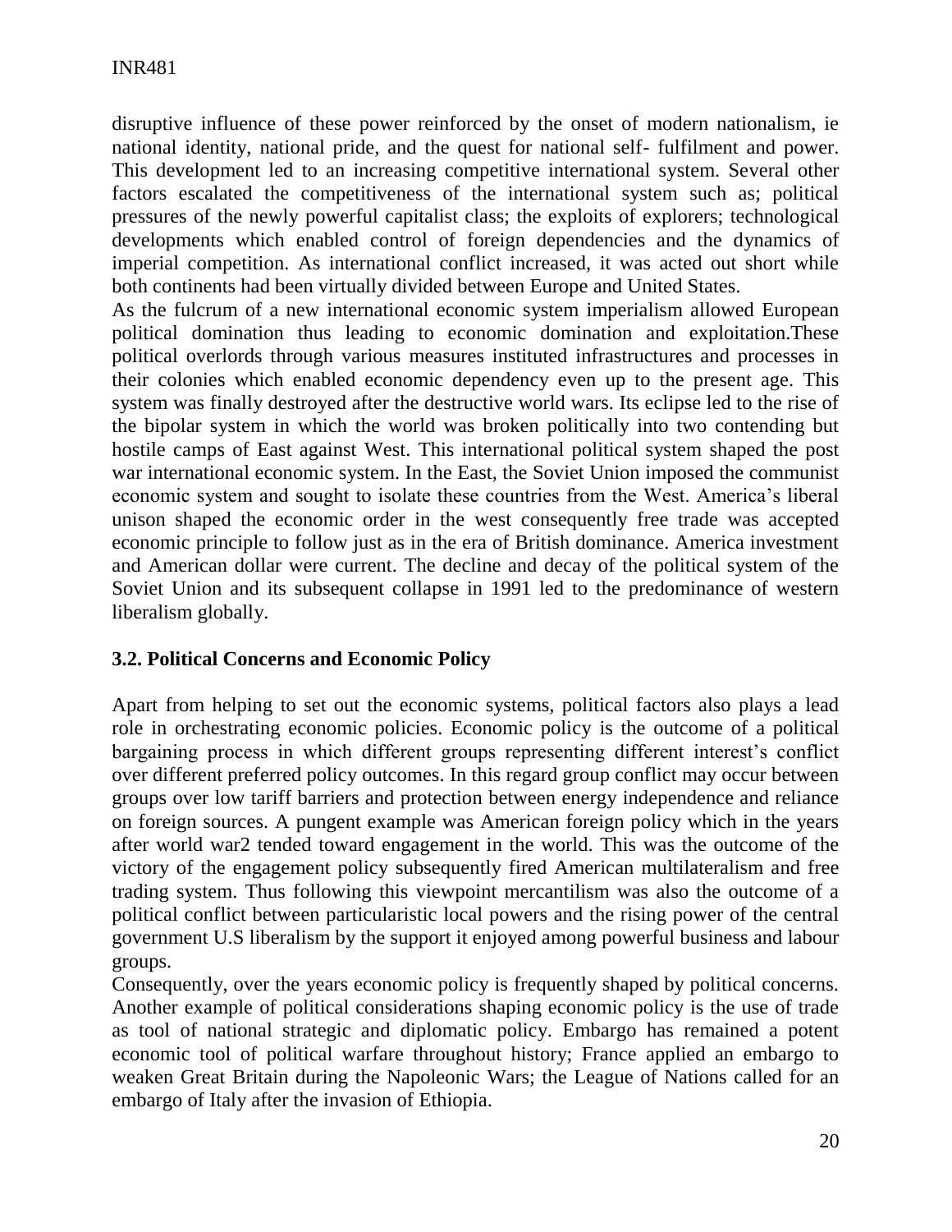disruptive influence of these power reinforced by the onset of modern nationalism, ie national identity, national pride, and the quest for national self- fulfilment and power. This development led to an increasing competitive international system. Several other factors escalated the competitiveness of the international system such as; political pressures of the newly powerful capitalist class; the exploits of explorers; technological developments which enabled control of foreign dependencies and the dynamics of imperial competition. As international conflict increased, it was acted out short while both continents had been virtually divided between Europe and United States.

As the fulcrum of a new international economic system imperialism allowed European political domination thus leading to economic domination and exploitation.These political overlords through various measures instituted infrastructures and processes in their colonies which enabled economic dependency even up to the present age. This system was finally destroyed after the destructive world wars. Its eclipse led to the rise of the bipolar system in which the world was broken politically into two contending but hostile camps of East against West. This international political system shaped the post war international economic system. In the East, the Soviet Union imposed the communist economic system and sought to isolate these countries from the West. America's liberal unison shaped the economic order in the west consequently free trade was accepted economic principle to follow just as in the era of British dominance. America investment and American dollar were current. The decline and decay of the political system of the Soviet Union and its subsequent collapse in 1991 led to the predominance of western liberalism globally.

### 3.2. Political Concerns and Economic Policy

Apart from helping to set out the economic systems, political factors also plays a lead role in orchestrating economic policies. Economic policy is the outcome of a political bargaining process in which different groups representing different interest's conflict over different preferred policy outcomes. In this regard group conflict may occur between groups over low tariff barriers and protection between energy independence and reliance on foreign sources. A pungent example was American foreign policy which in the years after world war2 tended toward engagement in the world. This was the outcome of the victory of the engagement policy subsequently fired American multilateralism and free trading system. Thus following this viewpoint mercantilism was also the outcome of a political conflict between particularistic local powers and the rising power of the central government U.S liberalism by the support it enjoyed among powerful business and labour groups.

Consequently, over the years economic policy is frequently shaped by political concerns. Another example of political considerations shaping economic policy is the use of trade as tool of national strategic and diplomatic policy. Embargo has remained a potent economic tool of political warfare throughout history; France applied an embargo to weaken Great Britain during the Napoleonic Wars; the League of Nations called for an embargo of Italy after the invasion of Ethiopia.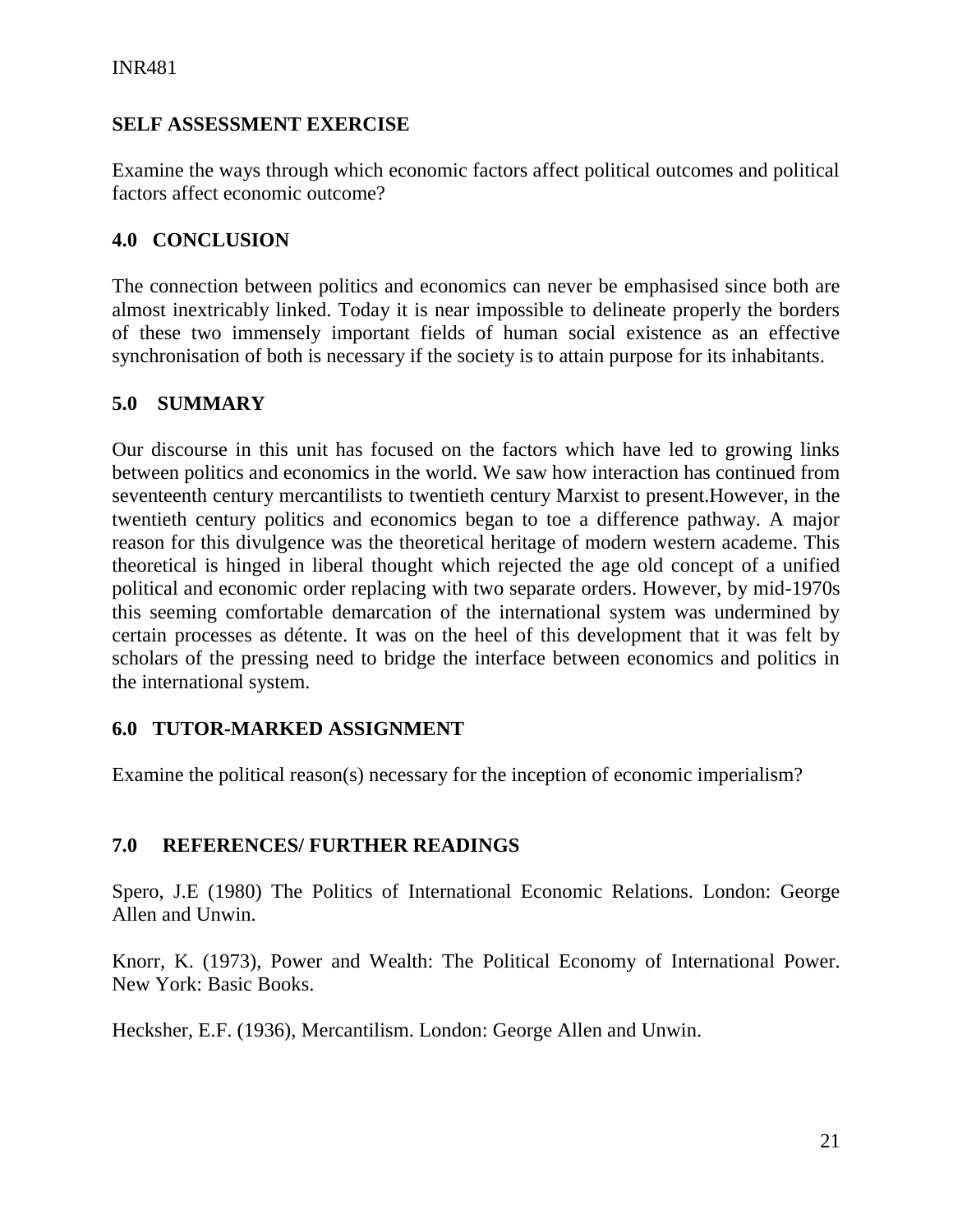## SELF ASSESSMENT EXERCISE

Examine the ways through which economic factors affect political outcomes and political factors affect economic outcome?

## 4.0 CONCLUSION

The connection between politics and economics can never be emphasised since both are almost inextricably linked. Today it is near impossible to delineate properly the borders of these two immensely important fields of human social existence as an effective synchronisation of both is necessary if the society is to attain purpose for its inhabitants.

## 5.0 SUMMARY

Our discourse in this unit has focused on the factors which have led to growing links between politics and economics in the world. We saw how interaction has continued from seventeenth century mercantilists to twentieth century Marxist to present.However, in the twentieth century politics and economics began to toe a difference pathway. A major reason for this divulgence was the theoretical heritage of modern western academe. This theoretical is hinged in liberal thought which rejected the age old concept of a unified political and economic order replacing with two separate orders. However, by mid-1970s this seeming comfortable demarcation of the international system was undermined by certain processes as détente. It was on the heel of this development that it was felt by scholars of the pressing need to bridge the interface between economics and politics in the international system.

## 6.0 TUTOR-MARKED ASSIGNMENT

Examine the political reason(s) necessary for the inception of economic imperialism?

## 7.0 REFERENCES/ FURTHER READINGS

Spero, J.E (1980) The Politics of International Economic Relations. London: George Allen and Unwin.

Knorr, K. (1973), Power and Wealth: The Political Economy of International Power. New York: Basic Books.

Hecksher, E.F. (1936), Mercantilism. London: George Allen and Unwin.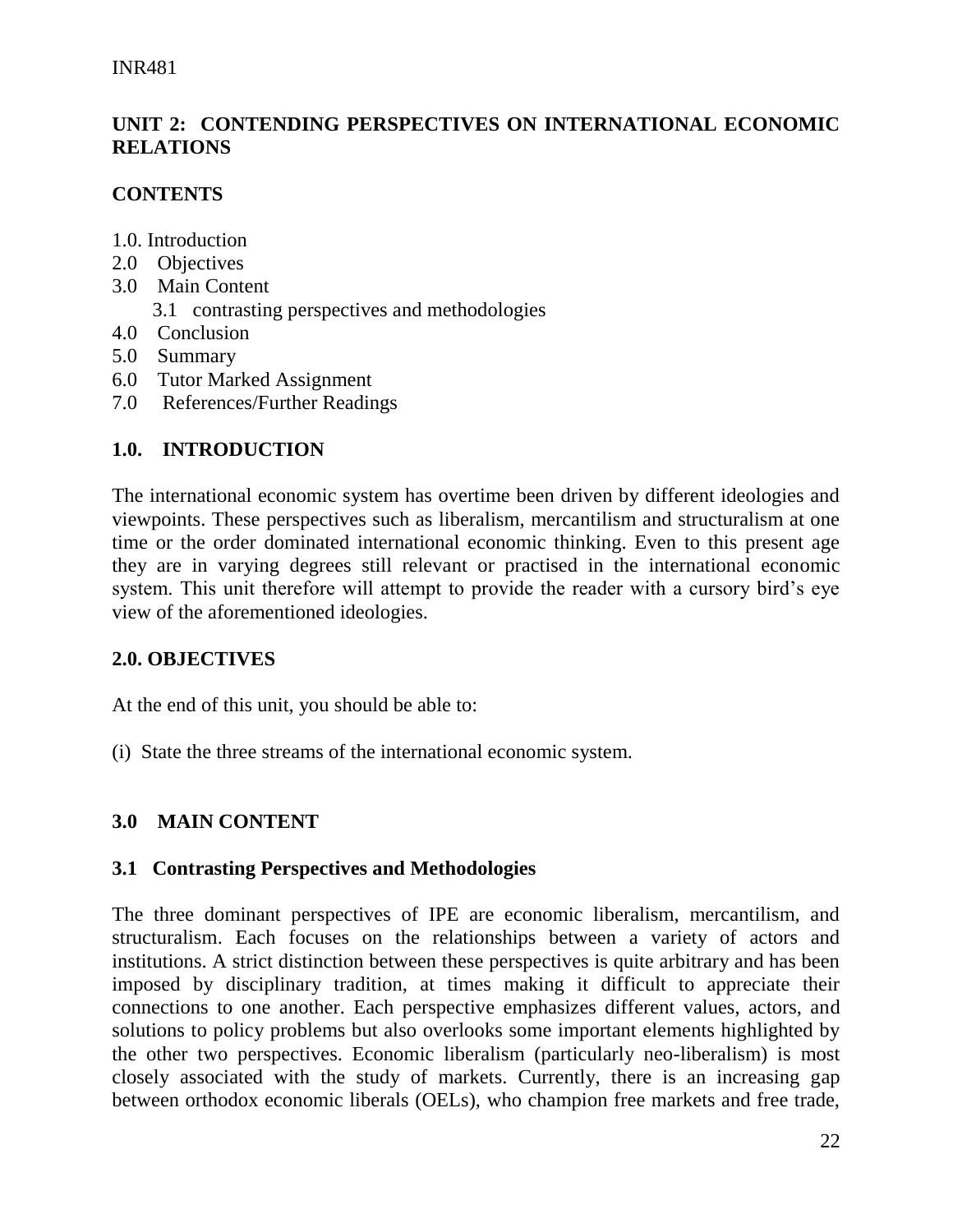## UNIT 2: CONTENDING PERSPECTIVES ON INTERNATIONAL ECONOMIC RELATIONS

### CONTENTS

1.0. Introduction
2.0 Objectives
3.0 Main Content
 3.1 contrasting perspectives and methodologies
4.0 Conclusion
5.0 Summary
6.0 Tutor Marked Assignment
7.0 References/Further Readings

### 1.0. INTRODUCTION

The international economic system has overtime been driven by different ideologies and viewpoints. These perspectives such as liberalism, mercantilism and structuralism at one time or the order dominated international economic thinking. Even to this present age they are in varying degrees still relevant or practised in the international economic system. This unit therefore will attempt to provide the reader with a cursory bird's eye view of the aforementioned ideologies.

### 2.0. OBJECTIVES

At the end of this unit, you should be able to:

(i) State the three streams of the international economic system.

### 3.0 MAIN CONTENT

### 3.1 Contrasting Perspectives and Methodologies

The three dominant perspectives of IPE are economic liberalism, mercantilism, and structuralism. Each focuses on the relationships between a variety of actors and institutions. A strict distinction between these perspectives is quite arbitrary and has been imposed by disciplinary tradition, at times making it difficult to appreciate their connections to one another. Each perspective emphasizes different values, actors, and solutions to policy problems but also overlooks some important elements highlighted by the other two perspectives. Economic liberalism (particularly neo-liberalism) is most closely associated with the study of markets. Currently, there is an increasing gap between orthodox economic liberals (OELs), who champion free markets and free trade,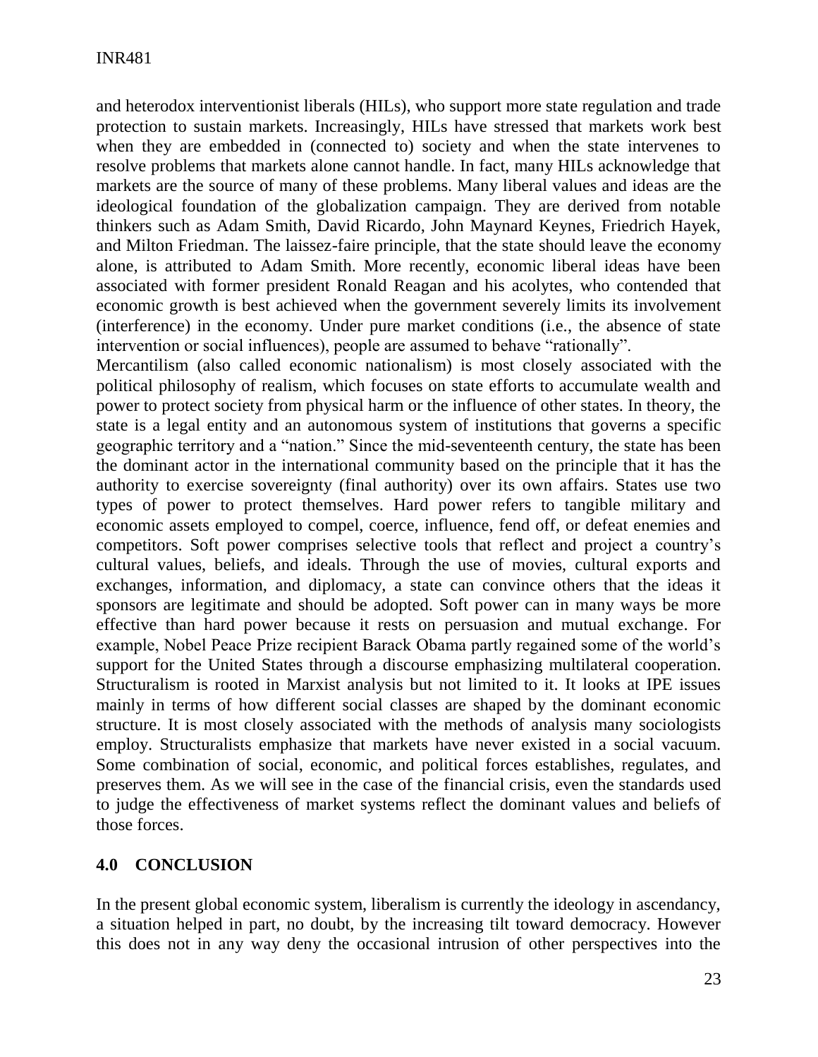and heterodox interventionist liberals (HILs), who support more state regulation and trade protection to sustain markets. Increasingly, HILs have stressed that markets work best when they are embedded in (connected to) society and when the state intervenes to resolve problems that markets alone cannot handle. In fact, many HILs acknowledge that markets are the source of many of these problems. Many liberal values and ideas are the ideological foundation of the globalization campaign. They are derived from notable thinkers such as Adam Smith, David Ricardo, John Maynard Keynes, Friedrich Hayek, and Milton Friedman. The laissez-faire principle, that the state should leave the economy alone, is attributed to Adam Smith. More recently, economic liberal ideas have been associated with former president Ronald Reagan and his acolytes, who contended that economic growth is best achieved when the government severely limits its involvement (interference) in the economy. Under pure market conditions (i.e., the absence of state intervention or social influences), people are assumed to behave "rationally".

Mercantilism (also called economic nationalism) is most closely associated with the political philosophy of realism, which focuses on state efforts to accumulate wealth and power to protect society from physical harm or the influence of other states. In theory, the state is a legal entity and an autonomous system of institutions that governs a specific geographic territory and a "nation." Since the mid-seventeenth century, the state has been the dominant actor in the international community based on the principle that it has the authority to exercise sovereignty (final authority) over its own affairs. States use two types of power to protect themselves. Hard power refers to tangible military and economic assets employed to compel, coerce, influence, fend off, or defeat enemies and competitors. Soft power comprises selective tools that reflect and project a country's cultural values, beliefs, and ideals. Through the use of movies, cultural exports and exchanges, information, and diplomacy, a state can convince others that the ideas it sponsors are legitimate and should be adopted. Soft power can in many ways be more effective than hard power because it rests on persuasion and mutual exchange. For example, Nobel Peace Prize recipient Barack Obama partly regained some of the world's support for the United States through a discourse emphasizing multilateral cooperation. Structuralism is rooted in Marxist analysis but not limited to it. It looks at IPE issues mainly in terms of how different social classes are shaped by the dominant economic structure. It is most closely associated with the methods of analysis many sociologists employ. Structuralists emphasize that markets have never existed in a social vacuum. Some combination of social, economic, and political forces establishes, regulates, and preserves them. As we will see in the case of the financial crisis, even the standards used to judge the effectiveness of market systems reflect the dominant values and beliefs of those forces.

## 4.0 CONCLUSION

In the present global economic system, liberalism is currently the ideology in ascendancy, a situation helped in part, no doubt, by the increasing tilt toward democracy. However this does not in any way deny the occasional intrusion of other perspectives into the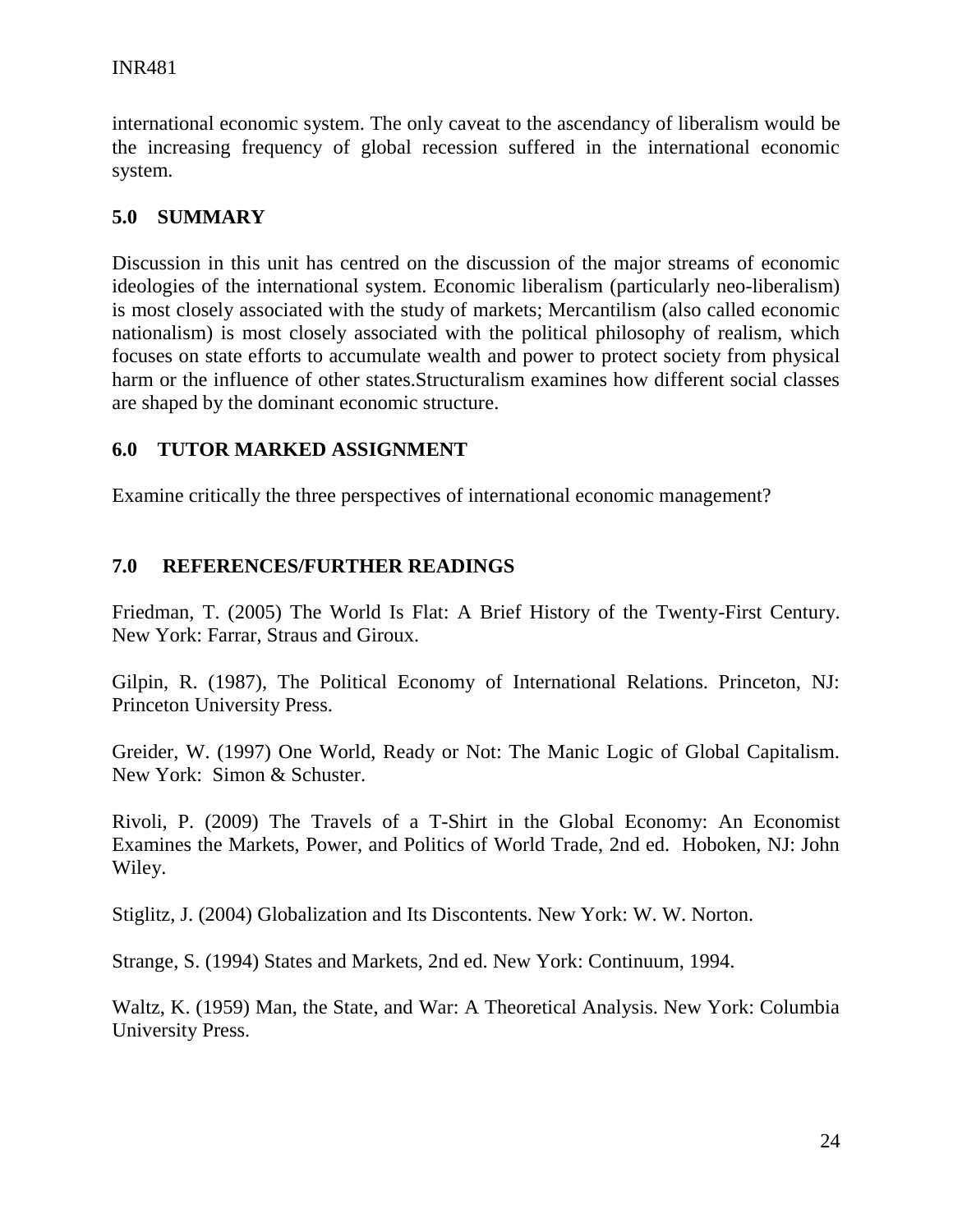international economic system. The only caveat to the ascendancy of liberalism would be the increasing frequency of global recession suffered in the international economic system.

## 5.0 SUMMARY

Discussion in this unit has centred on the discussion of the major streams of economic ideologies of the international system. Economic liberalism (particularly neo-liberalism) is most closely associated with the study of markets; Mercantilism (also called economic nationalism) is most closely associated with the political philosophy of realism, which focuses on state efforts to accumulate wealth and power to protect society from physical harm or the influence of other states.Structuralism examines how different social classes are shaped by the dominant economic structure.

## 6.0 TUTOR MARKED ASSIGNMENT

Examine critically the three perspectives of international economic management?

## 7.0 REFERENCES/FURTHER READINGS

Friedman, T. (2005) The World Is Flat: A Brief History of the Twenty-First Century. New York: Farrar, Straus and Giroux.

Gilpin, R. (1987), The Political Economy of International Relations. Princeton, NJ: Princeton University Press.

Greider, W. (1997) One World, Ready or Not: The Manic Logic of Global Capitalism. New York: Simon & Schuster.

Rivoli, P. (2009) The Travels of a T-Shirt in the Global Economy: An Economist Examines the Markets, Power, and Politics of World Trade, 2nd ed. Hoboken, NJ: John Wiley.

Stiglitz, J. (2004) Globalization and Its Discontents. New York: W. W. Norton.

Strange, S. (1994) States and Markets, 2nd ed. New York: Continuum, 1994.

Waltz, K. (1959) Man, the State, and War: A Theoretical Analysis. New York: Columbia University Press.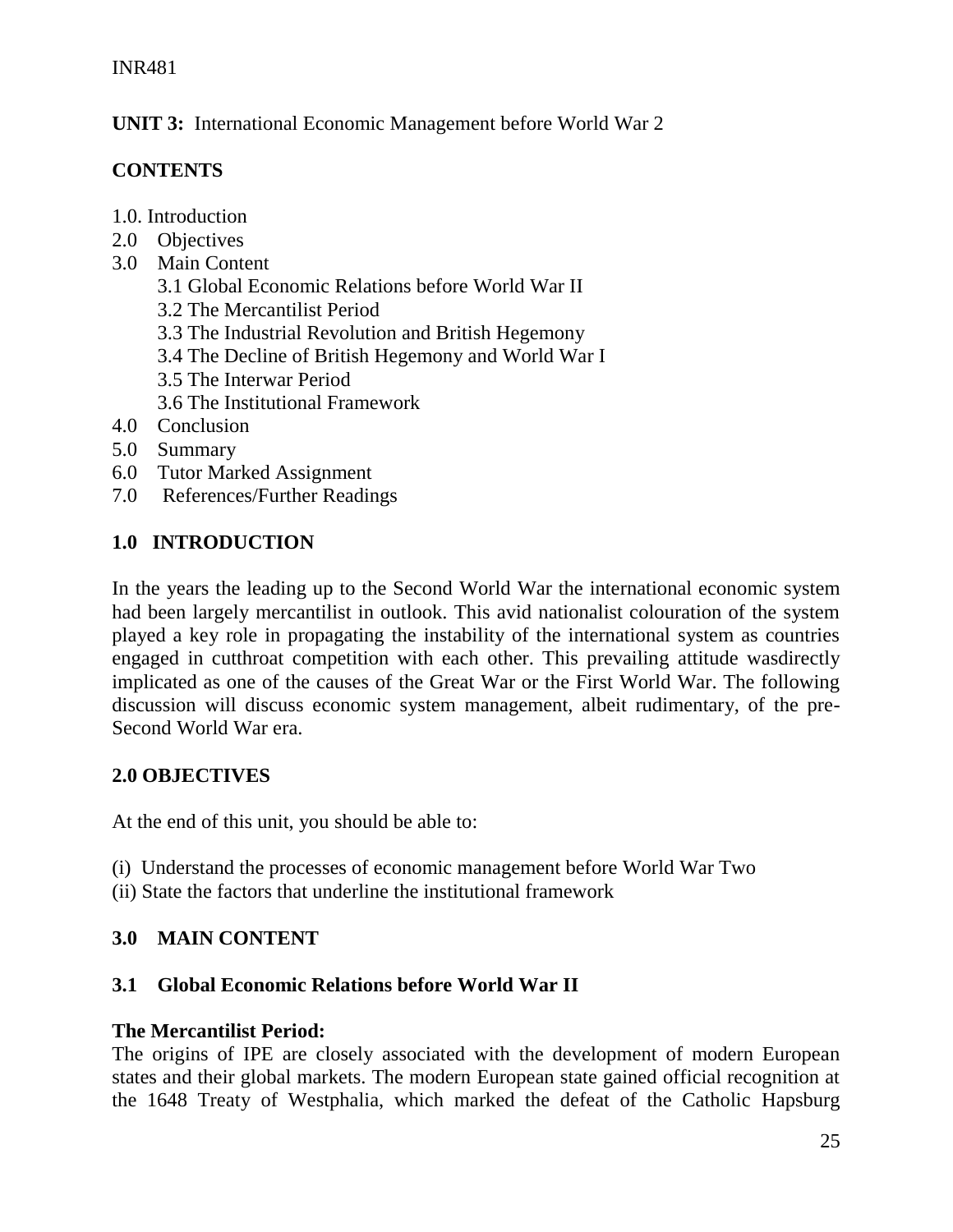**UNIT 3:** International Economic Management before World War 2

**CONTENTS**

1.0. Introduction
2.0 Objectives
3.0 Main Content
    3.1 Global Economic Relations before World War II
    3.2 The Mercantilist Period
    3.3 The Industrial Revolution and British Hegemony
    3.4 The Decline of British Hegemony and World War I
    3.5 The Interwar Period
    3.6 The Institutional Framework
4.0 Conclusion
5.0 Summary
6.0 Tutor Marked Assignment
7.0 References/Further Readings

## 1.0 INTRODUCTION

In the years the leading up to the Second World War the international economic system had been largely mercantilist in outlook. This avid nationalist colouration of the system played a key role in propagating the instability of the international system as countries engaged in cutthroat competition with each other. This prevailing attitude wasdirectly implicated as one of the causes of the Great War or the First World War. The following discussion will discuss economic system management, albeit rudimentary, of the pre-Second World War era.

## 2.0 OBJECTIVES

At the end of this unit, you should be able to:

(i) Understand the processes of economic management before World War Two
(ii) State the factors that underline the institutional framework

## 3.0 MAIN CONTENT

### 3.1 Global Economic Relations before World War II

**The Mercantilist Period:**
The origins of IPE are closely associated with the development of modern European states and their global markets. The modern European state gained official recognition at the 1648 Treaty of Westphalia, which marked the defeat of the Catholic Hapsburg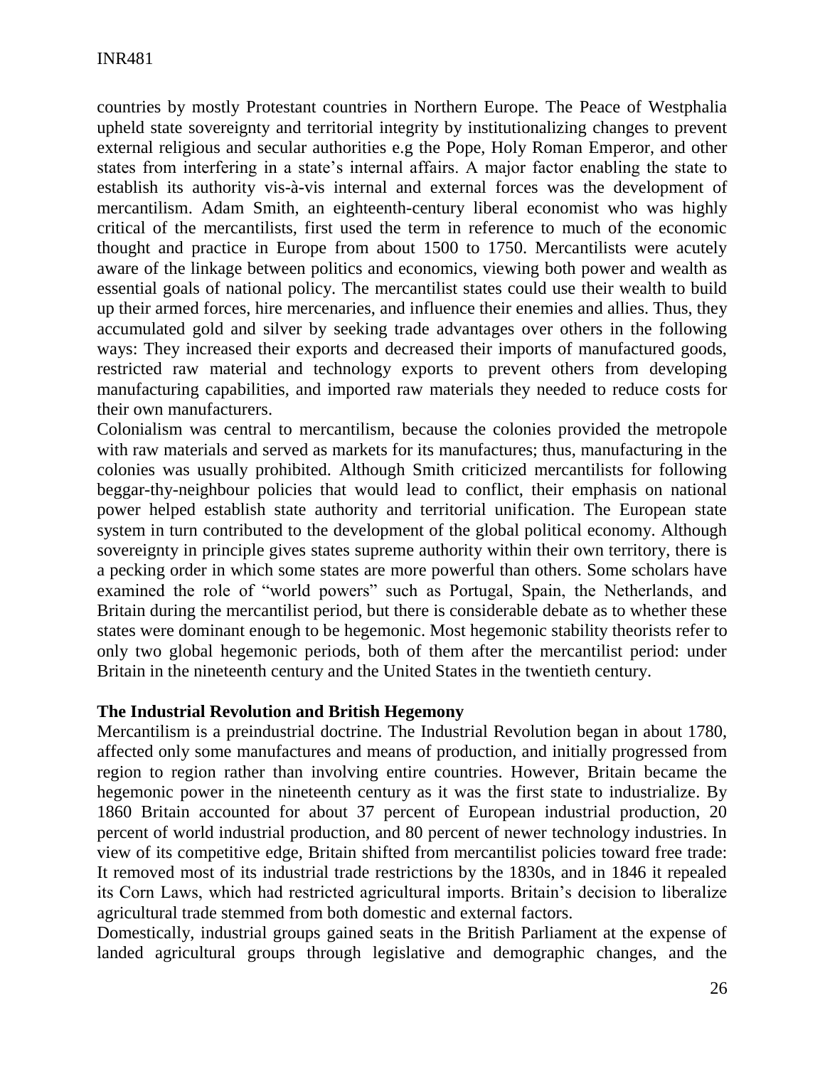countries by mostly Protestant countries in Northern Europe. The Peace of Westphalia upheld state sovereignty and territorial integrity by institutionalizing changes to prevent external religious and secular authorities e.g the Pope, Holy Roman Emperor, and other states from interfering in a state's internal affairs. A major factor enabling the state to establish its authority vis-à-vis internal and external forces was the development of mercantilism. Adam Smith, an eighteenth-century liberal economist who was highly critical of the mercantilists, first used the term in reference to much of the economic thought and practice in Europe from about 1500 to 1750. Mercantilists were acutely aware of the linkage between politics and economics, viewing both power and wealth as essential goals of national policy. The mercantilist states could use their wealth to build up their armed forces, hire mercenaries, and influence their enemies and allies. Thus, they accumulated gold and silver by seeking trade advantages over others in the following ways: They increased their exports and decreased their imports of manufactured goods, restricted raw material and technology exports to prevent others from developing manufacturing capabilities, and imported raw materials they needed to reduce costs for their own manufacturers.

Colonialism was central to mercantilism, because the colonies provided the metropole with raw materials and served as markets for its manufactures; thus, manufacturing in the colonies was usually prohibited. Although Smith criticized mercantilists for following beggar-thy-neighbour policies that would lead to conflict, their emphasis on national power helped establish state authority and territorial unification. The European state system in turn contributed to the development of the global political economy. Although sovereignty in principle gives states supreme authority within their own territory, there is a pecking order in which some states are more powerful than others. Some scholars have examined the role of "world powers" such as Portugal, Spain, the Netherlands, and Britain during the mercantilist period, but there is considerable debate as to whether these states were dominant enough to be hegemonic. Most hegemonic stability theorists refer to only two global hegemonic periods, both of them after the mercantilist period: under Britain in the nineteenth century and the United States in the twentieth century.

**The Industrial Revolution and British Hegemony**

Mercantilism is a preindustrial doctrine. The Industrial Revolution began in about 1780, affected only some manufactures and means of production, and initially progressed from region to region rather than involving entire countries. However, Britain became the hegemonic power in the nineteenth century as it was the first state to industrialize. By 1860 Britain accounted for about 37 percent of European industrial production, 20 percent of world industrial production, and 80 percent of newer technology industries. In view of its competitive edge, Britain shifted from mercantilist policies toward free trade: It removed most of its industrial trade restrictions by the 1830s, and in 1846 it repealed its Corn Laws, which had restricted agricultural imports. Britain's decision to liberalize agricultural trade stemmed from both domestic and external factors.

Domestically, industrial groups gained seats in the British Parliament at the expense of landed agricultural groups through legislative and demographic changes, and the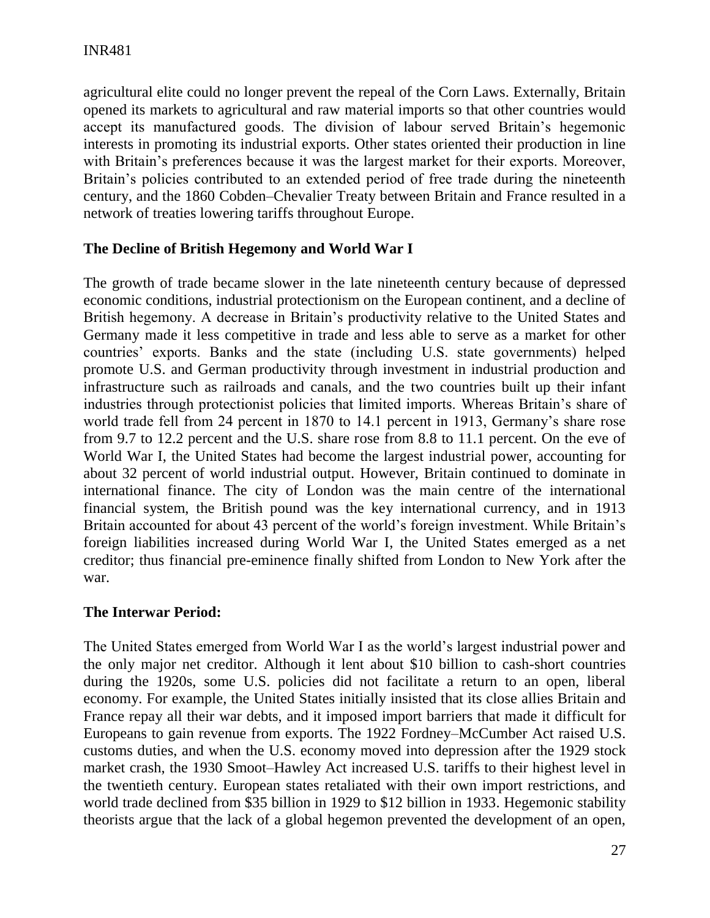agricultural elite could no longer prevent the repeal of the Corn Laws. Externally, Britain opened its markets to agricultural and raw material imports so that other countries would accept its manufactured goods. The division of labour served Britain's hegemonic interests in promoting its industrial exports. Other states oriented their production in line with Britain's preferences because it was the largest market for their exports. Moreover, Britain's policies contributed to an extended period of free trade during the nineteenth century, and the 1860 Cobden–Chevalier Treaty between Britain and France resulted in a network of treaties lowering tariffs throughout Europe.

## The Decline of British Hegemony and World War I

The growth of trade became slower in the late nineteenth century because of depressed economic conditions, industrial protectionism on the European continent, and a decline of British hegemony. A decrease in Britain's productivity relative to the United States and Germany made it less competitive in trade and less able to serve as a market for other countries' exports. Banks and the state (including U.S. state governments) helped promote U.S. and German productivity through investment in industrial production and infrastructure such as railroads and canals, and the two countries built up their infant industries through protectionist policies that limited imports. Whereas Britain's share of world trade fell from 24 percent in 1870 to 14.1 percent in 1913, Germany's share rose from 9.7 to 12.2 percent and the U.S. share rose from 8.8 to 11.1 percent. On the eve of World War I, the United States had become the largest industrial power, accounting for about 32 percent of world industrial output. However, Britain continued to dominate in international finance. The city of London was the main centre of the international financial system, the British pound was the key international currency, and in 1913 Britain accounted for about 43 percent of the world's foreign investment. While Britain's foreign liabilities increased during World War I, the United States emerged as a net creditor; thus financial pre-eminence finally shifted from London to New York after the war.

## The Interwar Period:

The United States emerged from World War I as the world's largest industrial power and the only major net creditor. Although it lent about $10 billion to cash-short countries during the 1920s, some U.S. policies did not facilitate a return to an open, liberal economy. For example, the United States initially insisted that its close allies Britain and France repay all their war debts, and it imposed import barriers that made it difficult for Europeans to gain revenue from exports. The 1922 Fordney–McCumber Act raised U.S. customs duties, and when the U.S. economy moved into depression after the 1929 stock market crash, the 1930 Smoot–Hawley Act increased U.S. tariffs to their highest level in the twentieth century. European states retaliated with their own import restrictions, and world trade declined from $35 billion in 1929 to $12 billion in 1933. Hegemonic stability theorists argue that the lack of a global hegemon prevented the development of an open,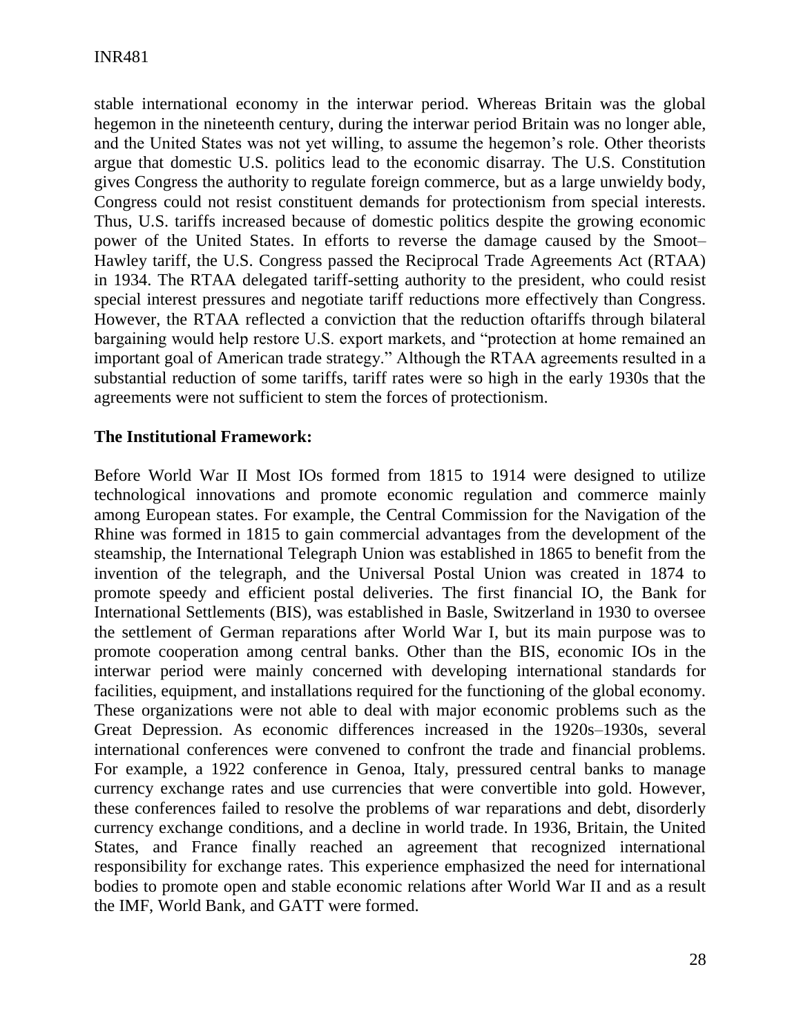stable international economy in the interwar period. Whereas Britain was the global hegemon in the nineteenth century, during the interwar period Britain was no longer able, and the United States was not yet willing, to assume the hegemon's role. Other theorists argue that domestic U.S. politics lead to the economic disarray. The U.S. Constitution gives Congress the authority to regulate foreign commerce, but as a large unwieldy body, Congress could not resist constituent demands for protectionism from special interests. Thus, U.S. tariffs increased because of domestic politics despite the growing economic power of the United States. In efforts to reverse the damage caused by the Smoot–Hawley tariff, the U.S. Congress passed the Reciprocal Trade Agreements Act (RTAA) in 1934. The RTAA delegated tariff-setting authority to the president, who could resist special interest pressures and negotiate tariff reductions more effectively than Congress. However, the RTAA reflected a conviction that the reduction oftariffs through bilateral bargaining would help restore U.S. export markets, and "protection at home remained an important goal of American trade strategy." Although the RTAA agreements resulted in a substantial reduction of some tariffs, tariff rates were so high in the early 1930s that the agreements were not sufficient to stem the forces of protectionism.

**The Institutional Framework:**

Before World War II Most IOs formed from 1815 to 1914 were designed to utilize technological innovations and promote economic regulation and commerce mainly among European states. For example, the Central Commission for the Navigation of the Rhine was formed in 1815 to gain commercial advantages from the development of the steamship, the International Telegraph Union was established in 1865 to benefit from the invention of the telegraph, and the Universal Postal Union was created in 1874 to promote speedy and efficient postal deliveries. The first financial IO, the Bank for International Settlements (BIS), was established in Basle, Switzerland in 1930 to oversee the settlement of German reparations after World War I, but its main purpose was to promote cooperation among central banks. Other than the BIS, economic IOs in the interwar period were mainly concerned with developing international standards for facilities, equipment, and installations required for the functioning of the global economy. These organizations were not able to deal with major economic problems such as the Great Depression. As economic differences increased in the 1920s–1930s, several international conferences were convened to confront the trade and financial problems. For example, a 1922 conference in Genoa, Italy, pressured central banks to manage currency exchange rates and use currencies that were convertible into gold. However, these conferences failed to resolve the problems of war reparations and debt, disorderly currency exchange conditions, and a decline in world trade. In 1936, Britain, the United States, and France finally reached an agreement that recognized international responsibility for exchange rates. This experience emphasized the need for international bodies to promote open and stable economic relations after World War II and as a result the IMF, World Bank, and GATT were formed.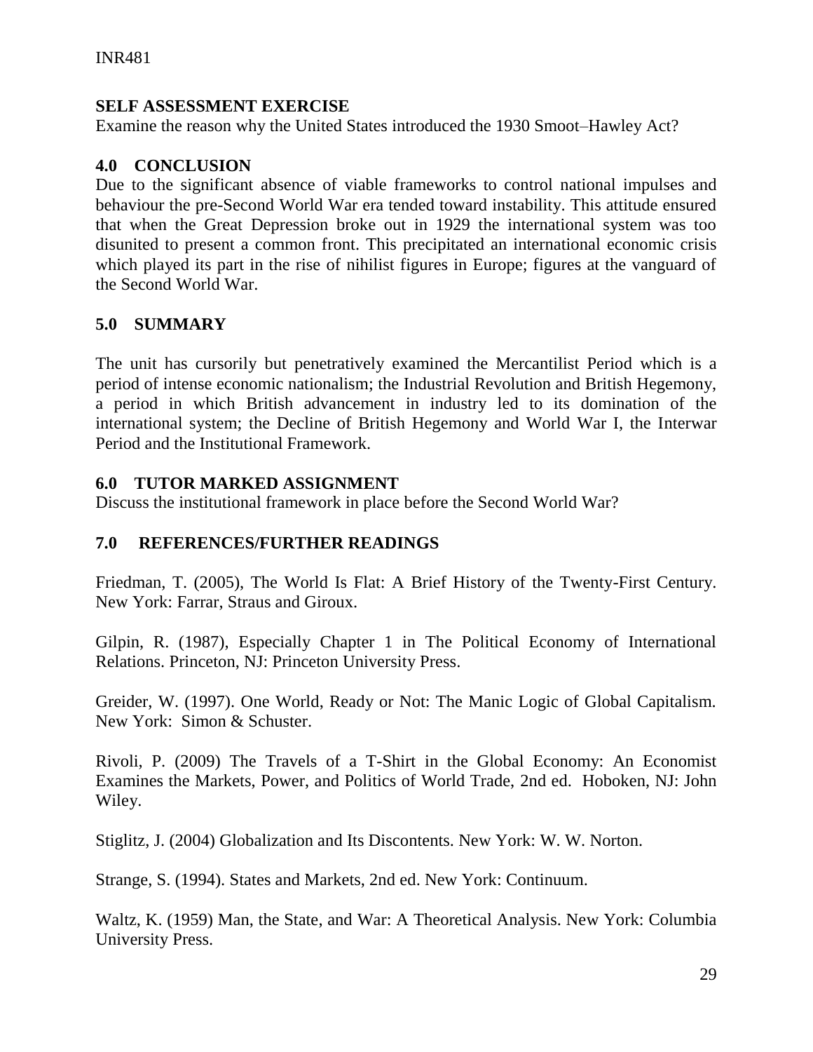## SELF ASSESSMENT EXERCISE

Examine the reason why the United States introduced the 1930 Smoot–Hawley Act?

## 4.0 CONCLUSION

Due to the significant absence of viable frameworks to control national impulses and behaviour the pre-Second World War era tended toward instability. This attitude ensured that when the Great Depression broke out in 1929 the international system was too disunited to present a common front. This precipitated an international economic crisis which played its part in the rise of nihilist figures in Europe; figures at the vanguard of the Second World War.

## 5.0 SUMMARY

The unit has cursorily but penetratively examined the Mercantilist Period which is a period of intense economic nationalism; the Industrial Revolution and British Hegemony, a period in which British advancement in industry led to its domination of the international system; the Decline of British Hegemony and World War I, the Interwar Period and the Institutional Framework.

## 6.0 TUTOR MARKED ASSIGNMENT

Discuss the institutional framework in place before the Second World War?

## 7.0 REFERENCES/FURTHER READINGS

Friedman, T. (2005), The World Is Flat: A Brief History of the Twenty-First Century. New York: Farrar, Straus and Giroux.

Gilpin, R. (1987), Especially Chapter 1 in The Political Economy of International Relations. Princeton, NJ: Princeton University Press.

Greider, W. (1997). One World, Ready or Not: The Manic Logic of Global Capitalism. New York: Simon & Schuster.

Rivoli, P. (2009) The Travels of a T-Shirt in the Global Economy: An Economist Examines the Markets, Power, and Politics of World Trade, 2nd ed. Hoboken, NJ: John Wiley.

Stiglitz, J. (2004) Globalization and Its Discontents. New York: W. W. Norton.

Strange, S. (1994). States and Markets, 2nd ed. New York: Continuum.

Waltz, K. (1959) Man, the State, and War: A Theoretical Analysis. New York: Columbia University Press.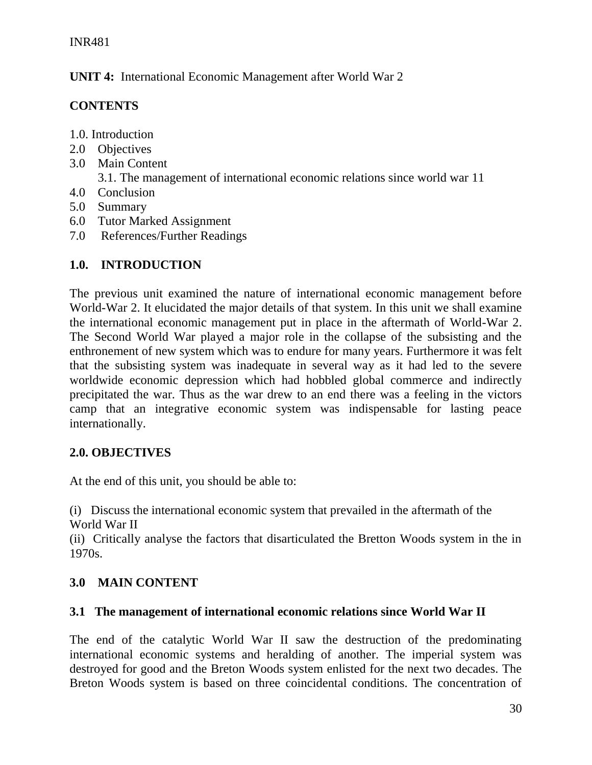**UNIT 4:** International Economic Management after World War 2

**CONTENTS**

1.0. Introduction
2.0 Objectives
3.0 Main Content
    3.1. The management of international economic relations since world war 11
4.0 Conclusion
5.0 Summary
6.0 Tutor Marked Assignment
7.0 References/Further Readings

## 1.0. INTRODUCTION

The previous unit examined the nature of international economic management before World-War 2. It elucidated the major details of that system. In this unit we shall examine the international economic management put in place in the aftermath of World-War 2. The Second World War played a major role in the collapse of the subsisting and the enthronement of new system which was to endure for many years. Furthermore it was felt that the subsisting system was inadequate in several way as it had led to the severe worldwide economic depression which had hobbled global commerce and indirectly precipitated the war. Thus as the war drew to an end there was a feeling in the victors camp that an integrative economic system was indispensable for lasting peace internationally.

## 2.0. OBJECTIVES

At the end of this unit, you should be able to:

(i) Discuss the international economic system that prevailed in the aftermath of the World War II
(ii) Critically analyse the factors that disarticulated the Bretton Woods system in the in 1970s.

## 3.0 MAIN CONTENT

### 3.1 The management of international economic relations since World War II

The end of the catalytic World War II saw the destruction of the predominating international economic systems and heralding of another. The imperial system was destroyed for good and the Breton Woods system enlisted for the next two decades. The Breton Woods system is based on three coincidental conditions. The concentration of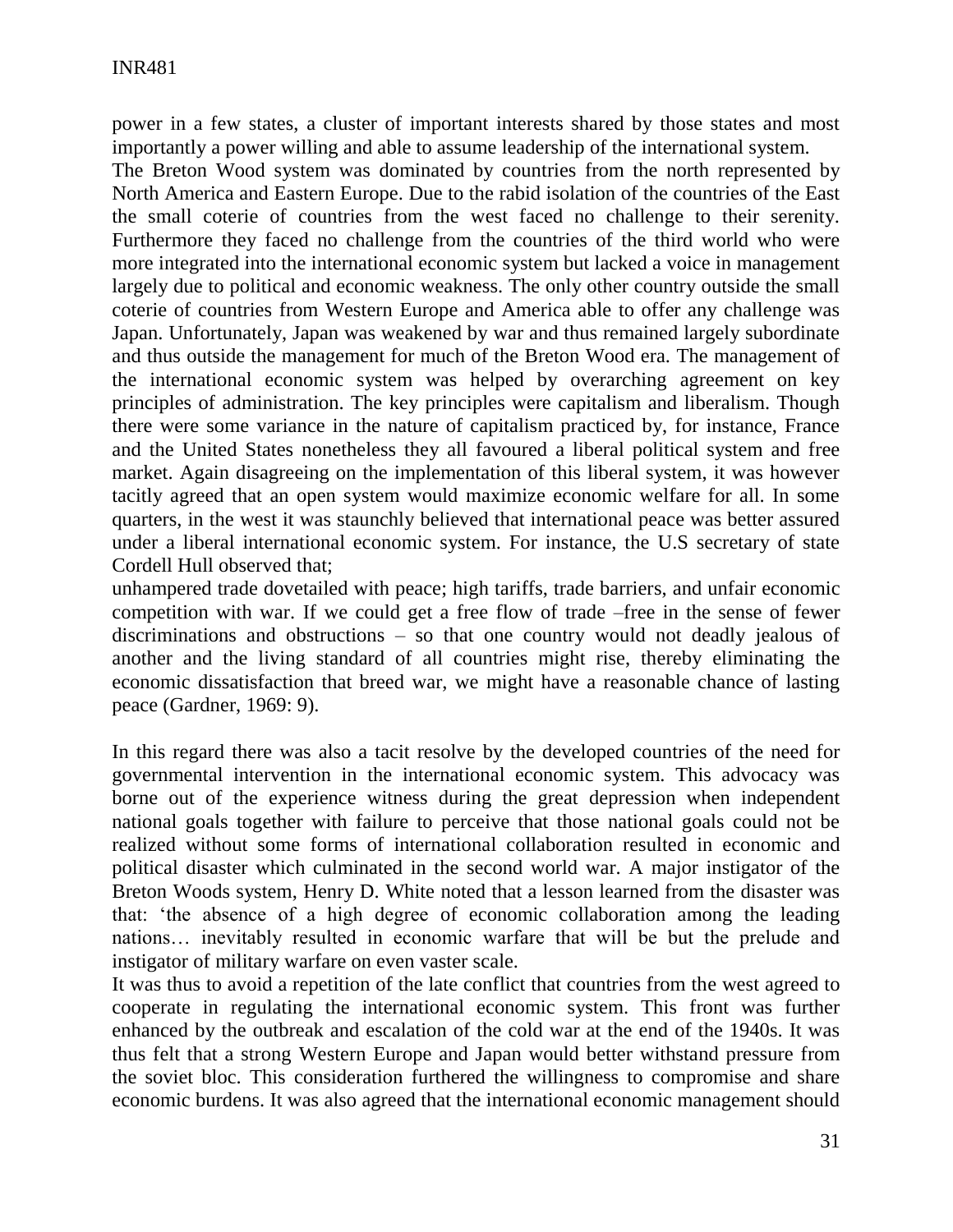power in a few states, a cluster of important interests shared by those states and most importantly a power willing and able to assume leadership of the international system.

The Breton Wood system was dominated by countries from the north represented by North America and Eastern Europe. Due to the rabid isolation of the countries of the East the small coterie of countries from the west faced no challenge to their serenity. Furthermore they faced no challenge from the countries of the third world who were more integrated into the international economic system but lacked a voice in management largely due to political and economic weakness. The only other country outside the small coterie of countries from Western Europe and America able to offer any challenge was Japan. Unfortunately, Japan was weakened by war and thus remained largely subordinate and thus outside the management for much of the Breton Wood era. The management of the international economic system was helped by overarching agreement on key principles of administration. The key principles were capitalism and liberalism. Though there were some variance in the nature of capitalism practiced by, for instance, France and the United States nonetheless they all favoured a liberal political system and free market. Again disagreeing on the implementation of this liberal system, it was however tacitly agreed that an open system would maximize economic welfare for all. In some quarters, in the west it was staunchly believed that international peace was better assured under a liberal international economic system. For instance, the U.S secretary of state Cordell Hull observed that;

unhampered trade dovetailed with peace; high tariffs, trade barriers, and unfair economic competition with war. If we could get a free flow of trade –free in the sense of fewer discriminations and obstructions – so that one country would not deadly jealous of another and the living standard of all countries might rise, thereby eliminating the economic dissatisfaction that breed war, we might have a reasonable chance of lasting peace (Gardner, 1969: 9).

In this regard there was also a tacit resolve by the developed countries of the need for governmental intervention in the international economic system. This advocacy was borne out of the experience witness during the great depression when independent national goals together with failure to perceive that those national goals could not be realized without some forms of international collaboration resulted in economic and political disaster which culminated in the second world war. A major instigator of the Breton Woods system, Henry D. White noted that a lesson learned from the disaster was that: 'the absence of a high degree of economic collaboration among the leading nations… inevitably resulted in economic warfare that will be but the prelude and instigator of military warfare on even vaster scale.

It was thus to avoid a repetition of the late conflict that countries from the west agreed to cooperate in regulating the international economic system. This front was further enhanced by the outbreak and escalation of the cold war at the end of the 1940s. It was thus felt that a strong Western Europe and Japan would better withstand pressure from the soviet bloc. This consideration furthered the willingness to compromise and share economic burdens. It was also agreed that the international economic management should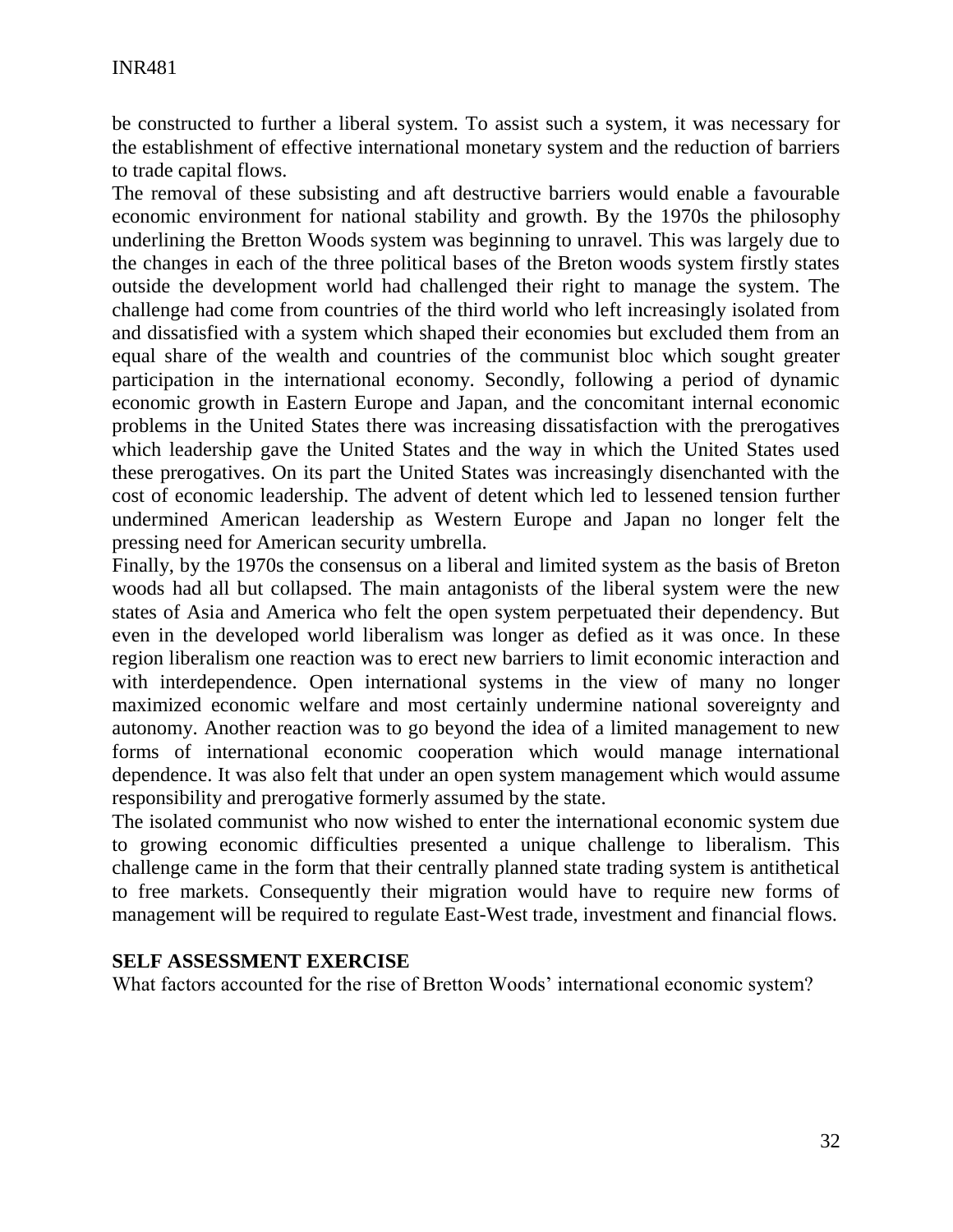be constructed to further a liberal system. To assist such a system, it was necessary for the establishment of effective international monetary system and the reduction of barriers to trade capital flows.

The removal of these subsisting and aft destructive barriers would enable a favourable economic environment for national stability and growth. By the 1970s the philosophy underlining the Bretton Woods system was beginning to unravel. This was largely due to the changes in each of the three political bases of the Breton woods system firstly states outside the development world had challenged their right to manage the system. The challenge had come from countries of the third world who left increasingly isolated from and dissatisfied with a system which shaped their economies but excluded them from an equal share of the wealth and countries of the communist bloc which sought greater participation in the international economy. Secondly, following a period of dynamic economic growth in Eastern Europe and Japan, and the concomitant internal economic problems in the United States there was increasing dissatisfaction with the prerogatives which leadership gave the United States and the way in which the United States used these prerogatives. On its part the United States was increasingly disenchanted with the cost of economic leadership. The advent of detent which led to lessened tension further undermined American leadership as Western Europe and Japan no longer felt the pressing need for American security umbrella.

Finally, by the 1970s the consensus on a liberal and limited system as the basis of Breton woods had all but collapsed. The main antagonists of the liberal system were the new states of Asia and America who felt the open system perpetuated their dependency. But even in the developed world liberalism was longer as defied as it was once. In these region liberalism one reaction was to erect new barriers to limit economic interaction and with interdependence. Open international systems in the view of many no longer maximized economic welfare and most certainly undermine national sovereignty and autonomy. Another reaction was to go beyond the idea of a limited management to new forms of international economic cooperation which would manage international dependence. It was also felt that under an open system management which would assume responsibility and prerogative formerly assumed by the state.

The isolated communist who now wished to enter the international economic system due to growing economic difficulties presented a unique challenge to liberalism. This challenge came in the form that their centrally planned state trading system is antithetical to free markets. Consequently their migration would have to require new forms of management will be required to regulate East-West trade, investment and financial flows.

**SELF ASSESSMENT EXERCISE**

What factors accounted for the rise of Bretton Woods' international economic system?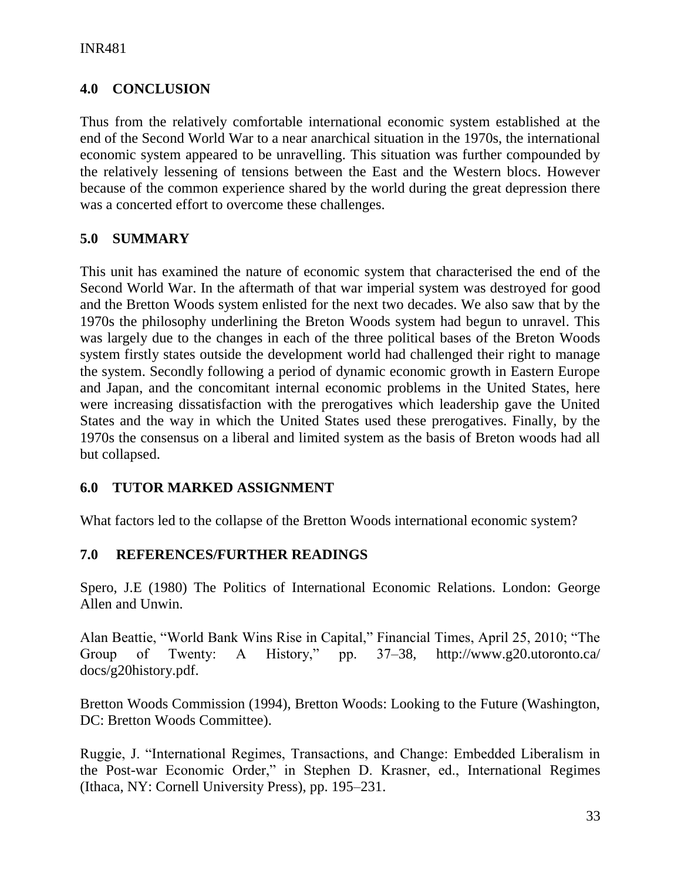## 4.0 CONCLUSION

Thus from the relatively comfortable international economic system established at the end of the Second World War to a near anarchical situation in the 1970s, the international economic system appeared to be unravelling. This situation was further compounded by the relatively lessening of tensions between the East and the Western blocs. However because of the common experience shared by the world during the great depression there was a concerted effort to overcome these challenges.

## 5.0 SUMMARY

This unit has examined the nature of economic system that characterised the end of the Second World War. In the aftermath of that war imperial system was destroyed for good and the Bretton Woods system enlisted for the next two decades. We also saw that by the 1970s the philosophy underlining the Breton Woods system had begun to unravel. This was largely due to the changes in each of the three political bases of the Breton Woods system firstly states outside the development world had challenged their right to manage the system. Secondly following a period of dynamic economic growth in Eastern Europe and Japan, and the concomitant internal economic problems in the United States, here were increasing dissatisfaction with the prerogatives which leadership gave the United States and the way in which the United States used these prerogatives. Finally, by the 1970s the consensus on a liberal and limited system as the basis of Breton woods had all but collapsed.

## 6.0 TUTOR MARKED ASSIGNMENT

What factors led to the collapse of the Bretton Woods international economic system?

## 7.0 REFERENCES/FURTHER READINGS

Spero, J.E (1980) The Politics of International Economic Relations. London: George Allen and Unwin.

Alan Beattie, "World Bank Wins Rise in Capital," Financial Times, April 25, 2010; "The Group of Twenty: A History," pp. 37–38, http://www.g20.utoronto.ca/docs/g20history.pdf.

Bretton Woods Commission (1994), Bretton Woods: Looking to the Future (Washington, DC: Bretton Woods Committee).

Ruggie, J. "International Regimes, Transactions, and Change: Embedded Liberalism in the Post-war Economic Order," in Stephen D. Krasner, ed., International Regimes (Ithaca, NY: Cornell University Press), pp. 195–231.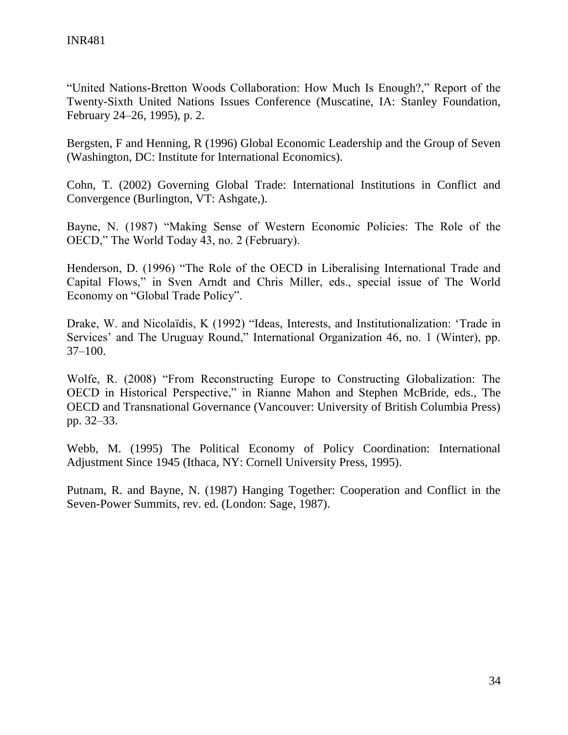"United Nations-Bretton Woods Collaboration: How Much Is Enough?," Report of the Twenty-Sixth United Nations Issues Conference (Muscatine, IA: Stanley Foundation, February 24–26, 1995), p. 2.

Bergsten, F and Henning, R (1996) Global Economic Leadership and the Group of Seven (Washington, DC: Institute for International Economics).

Cohn, T. (2002) Governing Global Trade: International Institutions in Conflict and Convergence (Burlington, VT: Ashgate,).

Bayne, N. (1987) "Making Sense of Western Economic Policies: The Role of the OECD," The World Today 43, no. 2 (February).

Henderson, D. (1996) "The Role of the OECD in Liberalising International Trade and Capital Flows," in Sven Arndt and Chris Miller, eds., special issue of The World Economy on "Global Trade Policy".

Drake, W. and Nicolaïdis, K (1992) "Ideas, Interests, and Institutionalization: 'Trade in Services' and The Uruguay Round," International Organization 46, no. 1 (Winter), pp. 37–100.

Wolfe, R. (2008) "From Reconstructing Europe to Constructing Globalization: The OECD in Historical Perspective," in Rianne Mahon and Stephen McBride, eds., The OECD and Transnational Governance (Vancouver: University of British Columbia Press) pp. 32–33.

Webb, M. (1995) The Political Economy of Policy Coordination: International Adjustment Since 1945 (Ithaca, NY: Cornell University Press, 1995).

Putnam, R. and Bayne, N. (1987) Hanging Together: Cooperation and Conflict in the Seven-Power Summits, rev. ed. (London: Sage, 1987).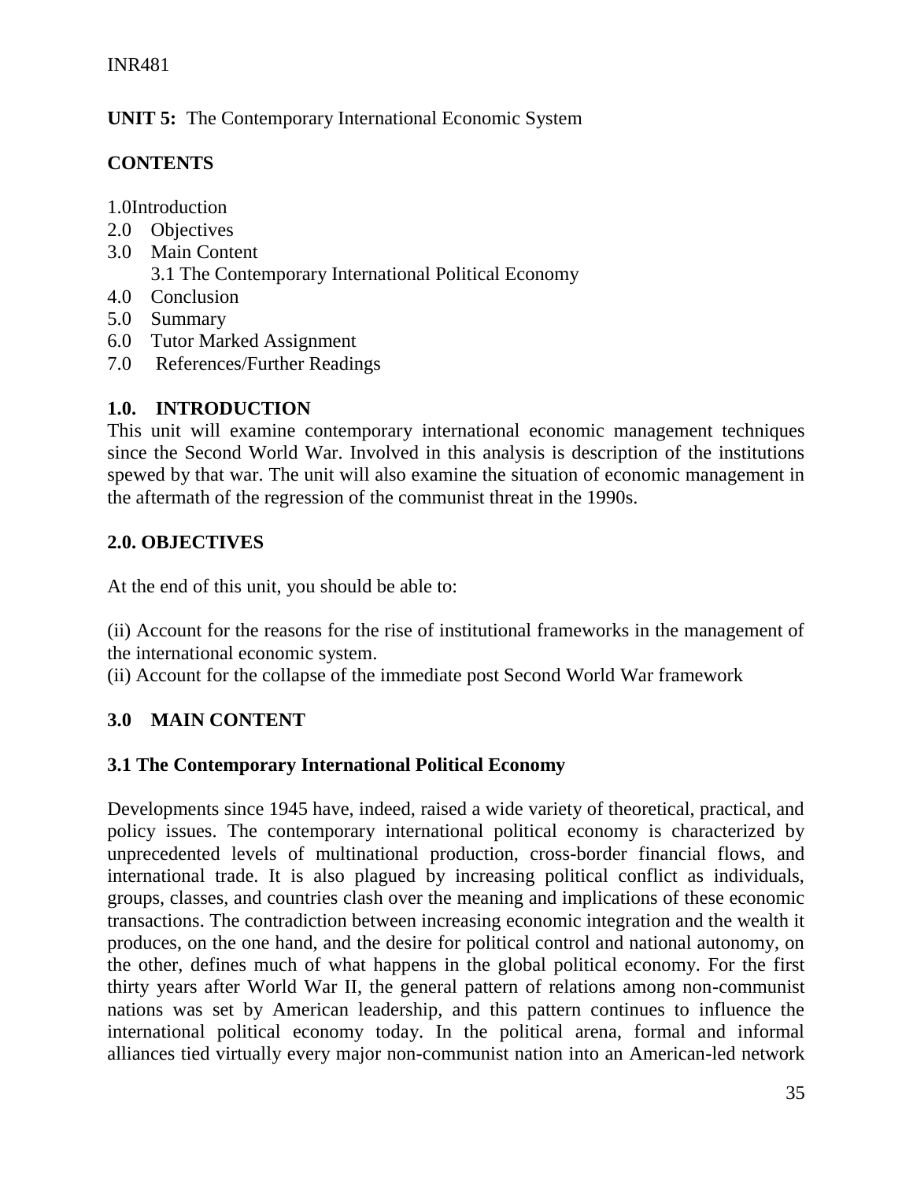**UNIT 5:** The Contemporary International Economic System

**CONTENTS**

1.0Introduction
2.0 Objectives
3.0 Main Content
    3.1 The Contemporary International Political Economy
4.0 Conclusion
5.0 Summary
6.0 Tutor Marked Assignment
7.0 References/Further Readings

## 1.0. INTRODUCTION

This unit will examine contemporary international economic management techniques since the Second World War. Involved in this analysis is description of the institutions spewed by that war. The unit will also examine the situation of economic management in the aftermath of the regression of the communist threat in the 1990s.

## 2.0. OBJECTIVES

At the end of this unit, you should be able to:

(ii) Account for the reasons for the rise of institutional frameworks in the management of the international economic system.
(ii) Account for the collapse of the immediate post Second World War framework

## 3.0 MAIN CONTENT

### 3.1 The Contemporary International Political Economy

Developments since 1945 have, indeed, raised a wide variety of theoretical, practical, and policy issues. The contemporary international political economy is characterized by unprecedented levels of multinational production, cross-border financial flows, and international trade. It is also plagued by increasing political conflict as individuals, groups, classes, and countries clash over the meaning and implications of these economic transactions. The contradiction between increasing economic integration and the wealth it produces, on the one hand, and the desire for political control and national autonomy, on the other, defines much of what happens in the global political economy. For the first thirty years after World War II, the general pattern of relations among non-communist nations was set by American leadership, and this pattern continues to influence the international political economy today. In the political arena, formal and informal alliances tied virtually every major non-communist nation into an American-led network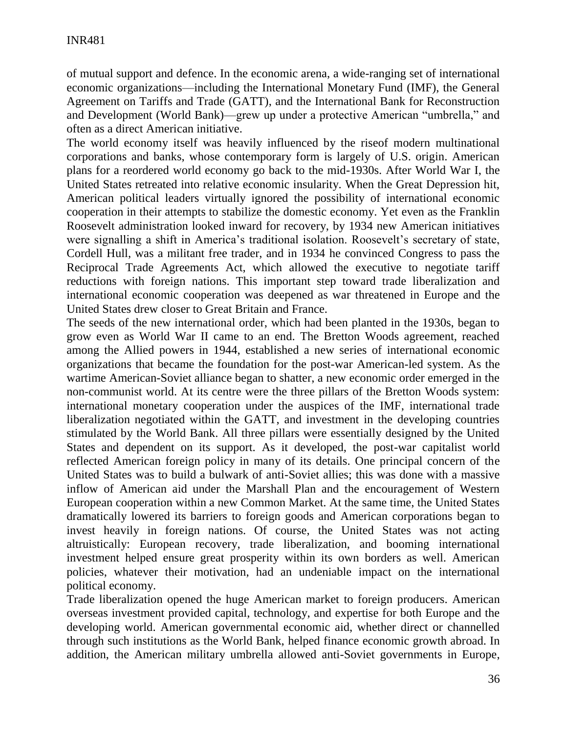of mutual support and defence. In the economic arena, a wide-ranging set of international economic organizations—including the International Monetary Fund (IMF), the General Agreement on Tariffs and Trade (GATT), and the International Bank for Reconstruction and Development (World Bank)—grew up under a protective American "umbrella," and often as a direct American initiative.

The world economy itself was heavily influenced by the riseof modern multinational corporations and banks, whose contemporary form is largely of U.S. origin. American plans for a reordered world economy go back to the mid-1930s. After World War I, the United States retreated into relative economic insularity. When the Great Depression hit, American political leaders virtually ignored the possibility of international economic cooperation in their attempts to stabilize the domestic economy. Yet even as the Franklin Roosevelt administration looked inward for recovery, by 1934 new American initiatives were signalling a shift in America's traditional isolation. Roosevelt's secretary of state, Cordell Hull, was a militant free trader, and in 1934 he convinced Congress to pass the Reciprocal Trade Agreements Act, which allowed the executive to negotiate tariff reductions with foreign nations. This important step toward trade liberalization and international economic cooperation was deepened as war threatened in Europe and the United States drew closer to Great Britain and France.

The seeds of the new international order, which had been planted in the 1930s, began to grow even as World War II came to an end. The Bretton Woods agreement, reached among the Allied powers in 1944, established a new series of international economic organizations that became the foundation for the post-war American-led system. As the wartime American-Soviet alliance began to shatter, a new economic order emerged in the non-communist world. At its centre were the three pillars of the Bretton Woods system: international monetary cooperation under the auspices of the IMF, international trade liberalization negotiated within the GATT, and investment in the developing countries stimulated by the World Bank. All three pillars were essentially designed by the United States and dependent on its support. As it developed, the post-war capitalist world reflected American foreign policy in many of its details. One principal concern of the United States was to build a bulwark of anti-Soviet allies; this was done with a massive inflow of American aid under the Marshall Plan and the encouragement of Western European cooperation within a new Common Market. At the same time, the United States dramatically lowered its barriers to foreign goods and American corporations began to invest heavily in foreign nations. Of course, the United States was not acting altruistically: European recovery, trade liberalization, and booming international investment helped ensure great prosperity within its own borders as well. American policies, whatever their motivation, had an undeniable impact on the international political economy.

Trade liberalization opened the huge American market to foreign producers. American overseas investment provided capital, technology, and expertise for both Europe and the developing world. American governmental economic aid, whether direct or channelled through such institutions as the World Bank, helped finance economic growth abroad. In addition, the American military umbrella allowed anti-Soviet governments in Europe,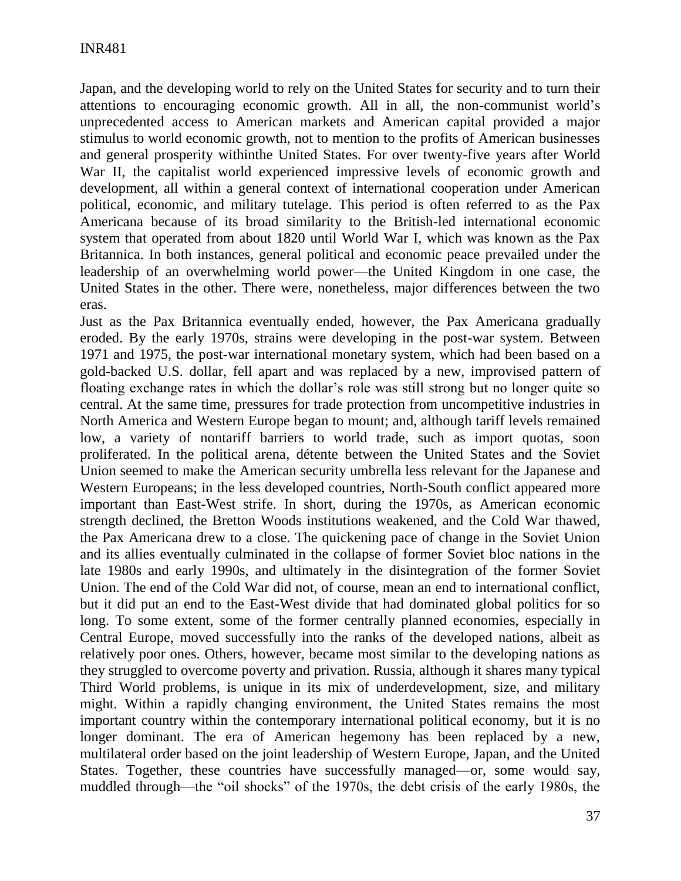Japan, and the developing world to rely on the United States for security and to turn their attentions to encouraging economic growth. All in all, the non-communist world's unprecedented access to American markets and American capital provided a major stimulus to world economic growth, not to mention to the profits of American businesses and general prosperity withinthe United States. For over twenty-five years after World War II, the capitalist world experienced impressive levels of economic growth and development, all within a general context of international cooperation under American political, economic, and military tutelage. This period is often referred to as the Pax Americana because of its broad similarity to the British-led international economic system that operated from about 1820 until World War I, which was known as the Pax Britannica. In both instances, general political and economic peace prevailed under the leadership of an overwhelming world power—the United Kingdom in one case, the United States in the other. There were, nonetheless, major differences between the two eras.

Just as the Pax Britannica eventually ended, however, the Pax Americana gradually eroded. By the early 1970s, strains were developing in the post-war system. Between 1971 and 1975, the post-war international monetary system, which had been based on a gold-backed U.S. dollar, fell apart and was replaced by a new, improvised pattern of floating exchange rates in which the dollar's role was still strong but no longer quite so central. At the same time, pressures for trade protection from uncompetitive industries in North America and Western Europe began to mount; and, although tariff levels remained low, a variety of nontariff barriers to world trade, such as import quotas, soon proliferated. In the political arena, détente between the United States and the Soviet Union seemed to make the American security umbrella less relevant for the Japanese and Western Europeans; in the less developed countries, North-South conflict appeared more important than East-West strife. In short, during the 1970s, as American economic strength declined, the Bretton Woods institutions weakened, and the Cold War thawed, the Pax Americana drew to a close. The quickening pace of change in the Soviet Union and its allies eventually culminated in the collapse of former Soviet bloc nations in the late 1980s and early 1990s, and ultimately in the disintegration of the former Soviet Union. The end of the Cold War did not, of course, mean an end to international conflict, but it did put an end to the East-West divide that had dominated global politics for so long. To some extent, some of the former centrally planned economies, especially in Central Europe, moved successfully into the ranks of the developed nations, albeit as relatively poor ones. Others, however, became most similar to the developing nations as they struggled to overcome poverty and privation. Russia, although it shares many typical Third World problems, is unique in its mix of underdevelopment, size, and military might. Within a rapidly changing environment, the United States remains the most important country within the contemporary international political economy, but it is no longer dominant. The era of American hegemony has been replaced by a new, multilateral order based on the joint leadership of Western Europe, Japan, and the United States. Together, these countries have successfully managed—or, some would say, muddled through—the "oil shocks" of the 1970s, the debt crisis of the early 1980s, the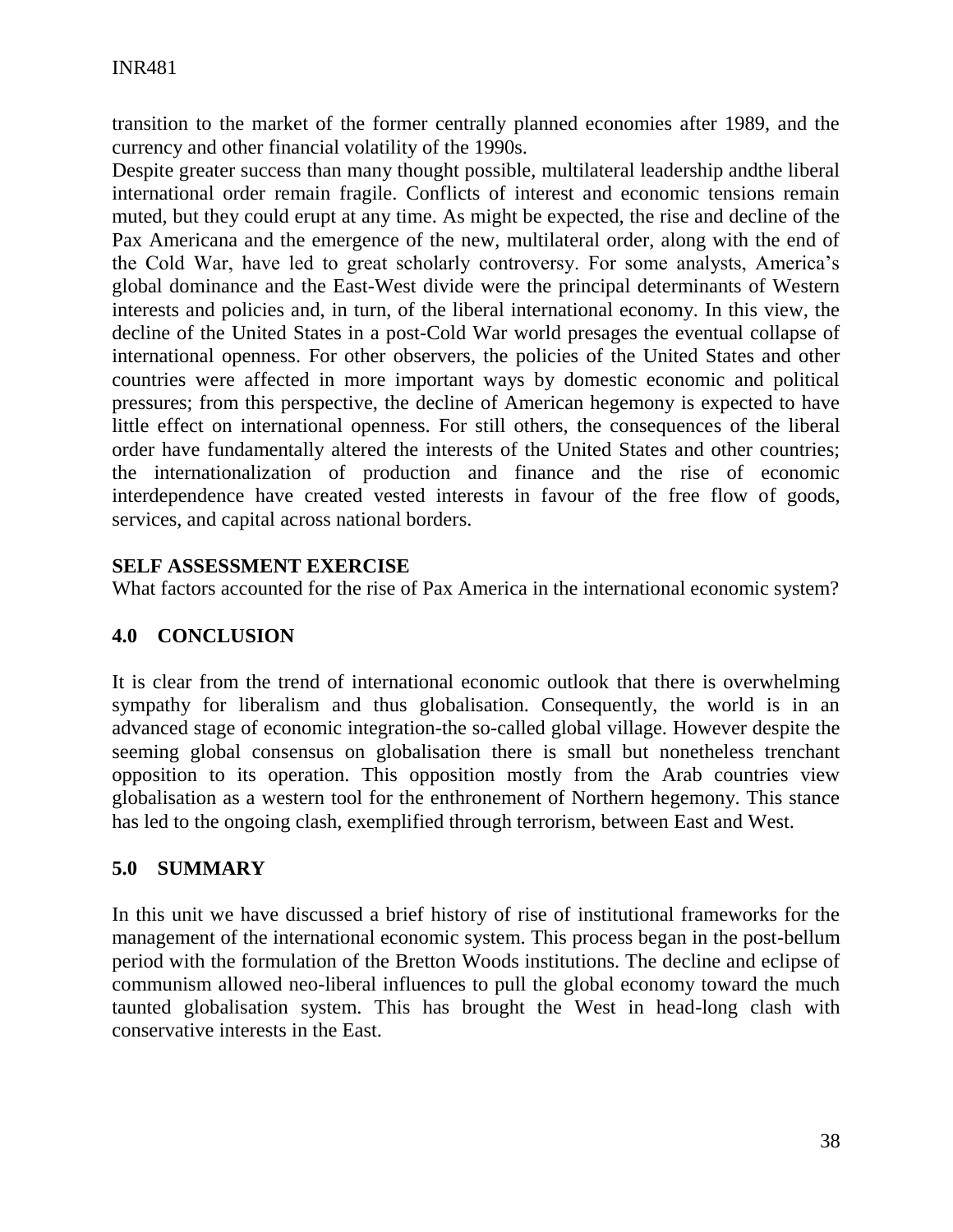transition to the market of the former centrally planned economies after 1989, and the currency and other financial volatility of the 1990s.

Despite greater success than many thought possible, multilateral leadership andthe liberal international order remain fragile. Conflicts of interest and economic tensions remain muted, but they could erupt at any time. As might be expected, the rise and decline of the Pax Americana and the emergence of the new, multilateral order, along with the end of the Cold War, have led to great scholarly controversy. For some analysts, America's global dominance and the East-West divide were the principal determinants of Western interests and policies and, in turn, of the liberal international economy. In this view, the decline of the United States in a post-Cold War world presages the eventual collapse of international openness. For other observers, the policies of the United States and other countries were affected in more important ways by domestic economic and political pressures; from this perspective, the decline of American hegemony is expected to have little effect on international openness. For still others, the consequences of the liberal order have fundamentally altered the interests of the United States and other countries; the internationalization of production and finance and the rise of economic interdependence have created vested interests in favour of the free flow of goods, services, and capital across national borders.

**SELF ASSESSMENT EXERCISE**

What factors accounted for the rise of Pax America in the international economic system?

## 4.0 CONCLUSION

It is clear from the trend of international economic outlook that there is overwhelming sympathy for liberalism and thus globalisation. Consequently, the world is in an advanced stage of economic integration-the so-called global village. However despite the seeming global consensus on globalisation there is small but nonetheless trenchant opposition to its operation. This opposition mostly from the Arab countries view globalisation as a western tool for the enthronement of Northern hegemony. This stance has led to the ongoing clash, exemplified through terrorism, between East and West.

## 5.0 SUMMARY

In this unit we have discussed a brief history of rise of institutional frameworks for the management of the international economic system. This process began in the post-bellum period with the formulation of the Bretton Woods institutions. The decline and eclipse of communism allowed neo-liberal influences to pull the global economy toward the much taunted globalisation system. This has brought the West in head-long clash with conservative interests in the East.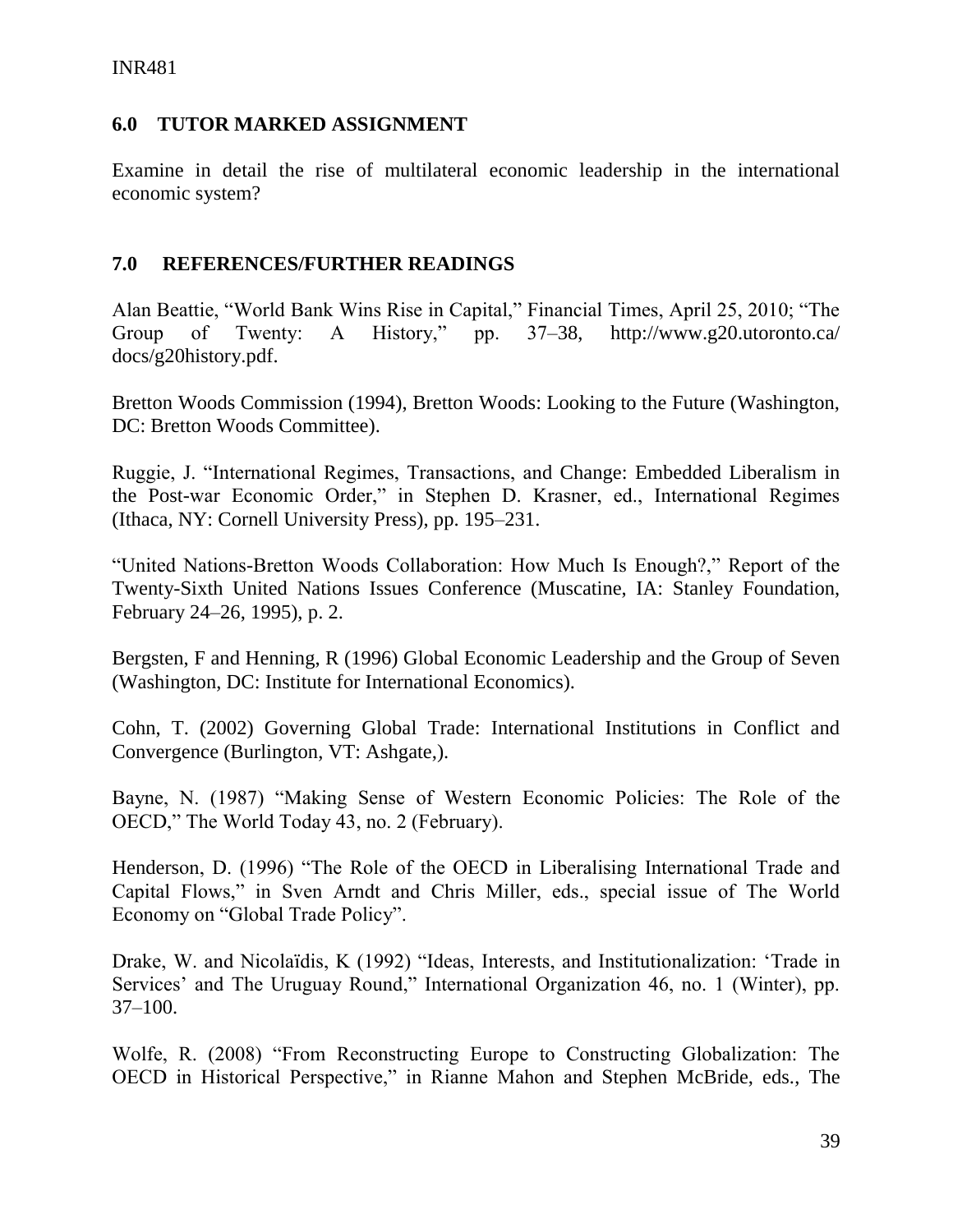## 6.0 TUTOR MARKED ASSIGNMENT

Examine in detail the rise of multilateral economic leadership in the international economic system?

## 7.0 REFERENCES/FURTHER READINGS

Alan Beattie, "World Bank Wins Rise in Capital," Financial Times, April 25, 2010; "The Group of Twenty: A History," pp. 37–38, http://www.g20.utoronto.ca/ docs/g20history.pdf.

Bretton Woods Commission (1994), Bretton Woods: Looking to the Future (Washington, DC: Bretton Woods Committee).

Ruggie, J. "International Regimes, Transactions, and Change: Embedded Liberalism in the Post-war Economic Order," in Stephen D. Krasner, ed., International Regimes (Ithaca, NY: Cornell University Press), pp. 195–231.

"United Nations-Bretton Woods Collaboration: How Much Is Enough?," Report of the Twenty-Sixth United Nations Issues Conference (Muscatine, IA: Stanley Foundation, February 24–26, 1995), p. 2.

Bergsten, F and Henning, R (1996) Global Economic Leadership and the Group of Seven (Washington, DC: Institute for International Economics).

Cohn, T. (2002) Governing Global Trade: International Institutions in Conflict and Convergence (Burlington, VT: Ashgate,).

Bayne, N. (1987) "Making Sense of Western Economic Policies: The Role of the OECD," The World Today 43, no. 2 (February).

Henderson, D. (1996) "The Role of the OECD in Liberalising International Trade and Capital Flows," in Sven Arndt and Chris Miller, eds., special issue of The World Economy on "Global Trade Policy".

Drake, W. and Nicolaïdis, K (1992) "Ideas, Interests, and Institutionalization: 'Trade in Services' and The Uruguay Round," International Organization 46, no. 1 (Winter), pp. 37–100.

Wolfe, R. (2008) "From Reconstructing Europe to Constructing Globalization: The OECD in Historical Perspective," in Rianne Mahon and Stephen McBride, eds., The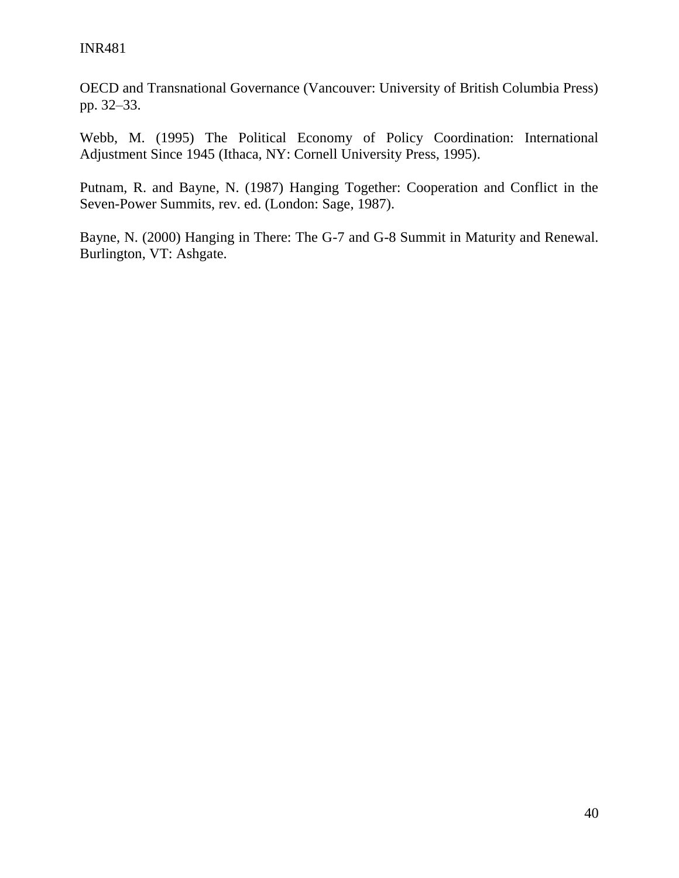OECD and Transnational Governance (Vancouver: University of British Columbia Press) pp. 32–33.

Webb, M. (1995) The Political Economy of Policy Coordination: International Adjustment Since 1945 (Ithaca, NY: Cornell University Press, 1995).

Putnam, R. and Bayne, N. (1987) Hanging Together: Cooperation and Conflict in the Seven-Power Summits, rev. ed. (London: Sage, 1987).

Bayne, N. (2000) Hanging in There: The G-7 and G-8 Summit in Maturity and Renewal. Burlington, VT: Ashgate.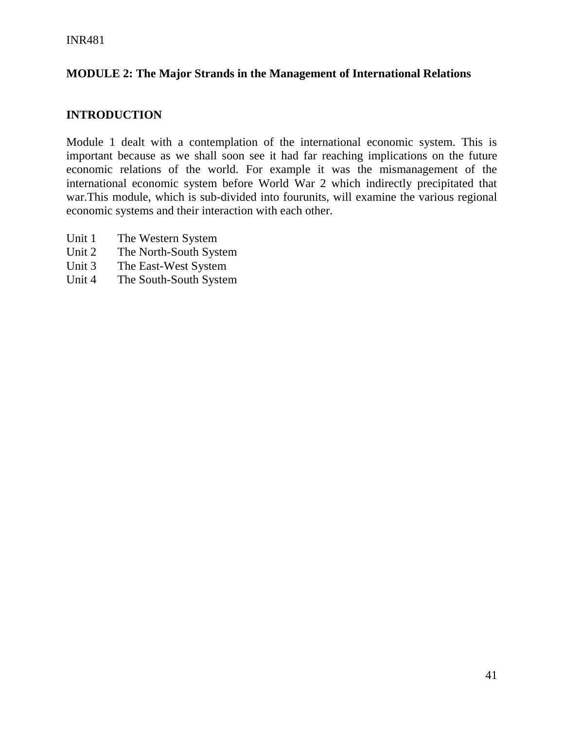## MODULE 2: The Major Strands in the Management of International Relations

### INTRODUCTION

Module 1 dealt with a contemplation of the international economic system. This is important because as we shall soon see it had far reaching implications on the future economic relations of the world. For example it was the mismanagement of the international economic system before World War 2 which indirectly precipitated that war.This module, which is sub-divided into fourunits, will examine the various regional economic systems and their interaction with each other.

Unit 1 The Western System
Unit 2 The North-South System
Unit 3 The East-West System
Unit 4 The South-South System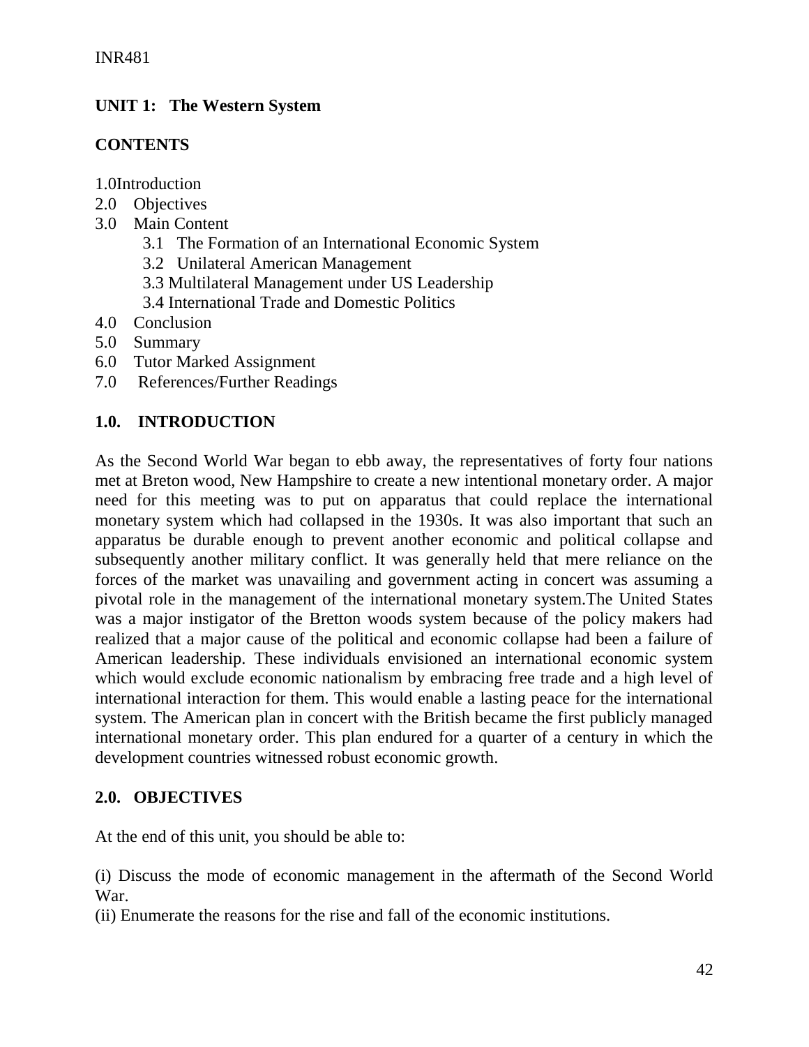## UNIT 1: The Western System

**CONTENTS**

1.0Introduction
2.0 Objectives
3.0 Main Content
    3.1 The Formation of an International Economic System
    3.2 Unilateral American Management
    3.3 Multilateral Management under US Leadership
    3.4 International Trade and Domestic Politics
4.0 Conclusion
5.0 Summary
6.0 Tutor Marked Assignment
7.0 References/Further Readings

### 1.0. INTRODUCTION

As the Second World War began to ebb away, the representatives of forty four nations met at Breton wood, New Hampshire to create a new intentional monetary order. A major need for this meeting was to put on apparatus that could replace the international monetary system which had collapsed in the 1930s. It was also important that such an apparatus be durable enough to prevent another economic and political collapse and subsequently another military conflict. It was generally held that mere reliance on the forces of the market was unavailing and government acting in concert was assuming a pivotal role in the management of the international monetary system.The United States was a major instigator of the Bretton woods system because of the policy makers had realized that a major cause of the political and economic collapse had been a failure of American leadership. These individuals envisioned an international economic system which would exclude economic nationalism by embracing free trade and a high level of international interaction for them. This would enable a lasting peace for the international system. The American plan in concert with the British became the first publicly managed international monetary order. This plan endured for a quarter of a century in which the development countries witnessed robust economic growth.

### 2.0. OBJECTIVES

At the end of this unit, you should be able to:

(i) Discuss the mode of economic management in the aftermath of the Second World War.
(ii) Enumerate the reasons for the rise and fall of the economic institutions.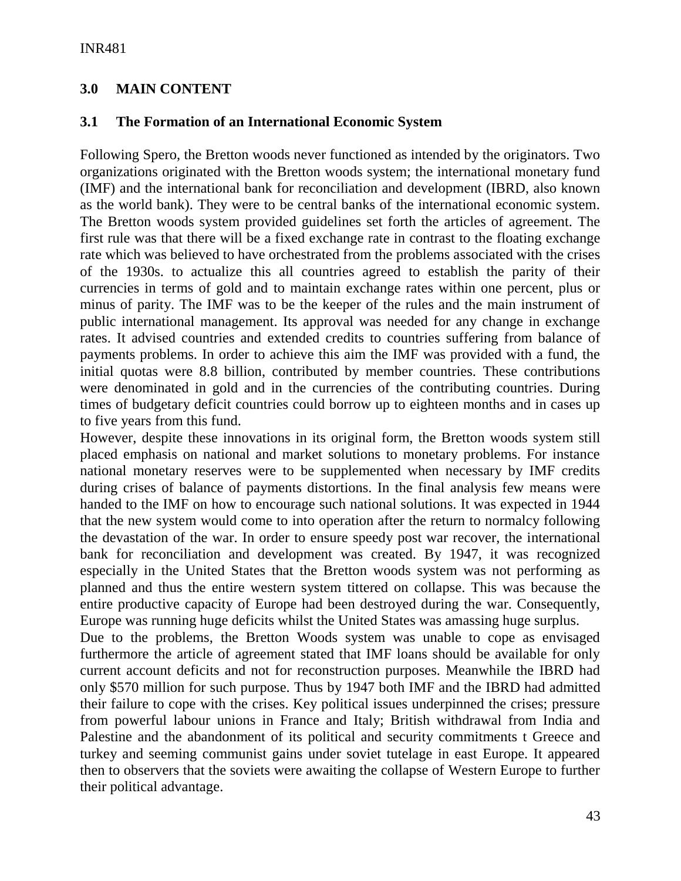## 3.0 MAIN CONTENT

### 3.1 The Formation of an International Economic System

Following Spero, the Bretton woods never functioned as intended by the originators. Two organizations originated with the Bretton woods system; the international monetary fund (IMF) and the international bank for reconciliation and development (IBRD, also known as the world bank). They were to be central banks of the international economic system. The Bretton woods system provided guidelines set forth the articles of agreement. The first rule was that there will be a fixed exchange rate in contrast to the floating exchange rate which was believed to have orchestrated from the problems associated with the crises of the 1930s. to actualize this all countries agreed to establish the parity of their currencies in terms of gold and to maintain exchange rates within one percent, plus or minus of parity. The IMF was to be the keeper of the rules and the main instrument of public international management. Its approval was needed for any change in exchange rates. It advised countries and extended credits to countries suffering from balance of payments problems. In order to achieve this aim the IMF was provided with a fund, the initial quotas were 8.8 billion, contributed by member countries. These contributions were denominated in gold and in the currencies of the contributing countries. During times of budgetary deficit countries could borrow up to eighteen months and in cases up to five years from this fund.

However, despite these innovations in its original form, the Bretton woods system still placed emphasis on national and market solutions to monetary problems. For instance national monetary reserves were to be supplemented when necessary by IMF credits during crises of balance of payments distortions. In the final analysis few means were handed to the IMF on how to encourage such national solutions. It was expected in 1944 that the new system would come to into operation after the return to normalcy following the devastation of the war. In order to ensure speedy post war recover, the international bank for reconciliation and development was created. By 1947, it was recognized especially in the United States that the Bretton woods system was not performing as planned and thus the entire western system tittered on collapse. This was because the entire productive capacity of Europe had been destroyed during the war. Consequently, Europe was running huge deficits whilst the United States was amassing huge surplus.

Due to the problems, the Bretton Woods system was unable to cope as envisaged furthermore the article of agreement stated that IMF loans should be available for only current account deficits and not for reconstruction purposes. Meanwhile the IBRD had only $570 million for such purpose. Thus by 1947 both IMF and the IBRD had admitted their failure to cope with the crises. Key political issues underpinned the crises; pressure from powerful labour unions in France and Italy; British withdrawal from India and Palestine and the abandonment of its political and security commitments t Greece and turkey and seeming communist gains under soviet tutelage in east Europe. It appeared then to observers that the soviets were awaiting the collapse of Western Europe to further their political advantage.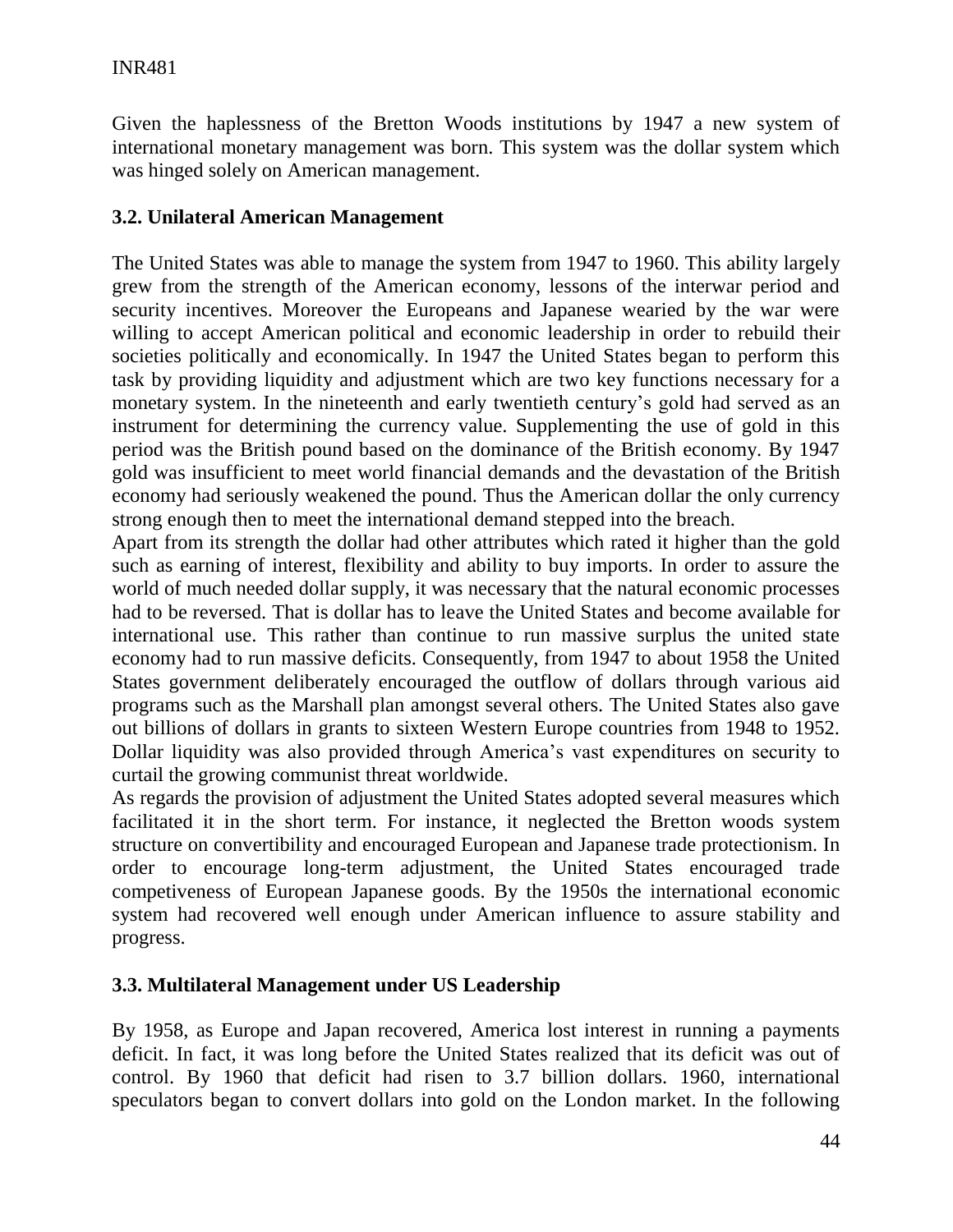Given the haplessness of the Bretton Woods institutions by 1947 a new system of international monetary management was born. This system was the dollar system which was hinged solely on American management.

### 3.2. Unilateral American Management

The United States was able to manage the system from 1947 to 1960. This ability largely grew from the strength of the American economy, lessons of the interwar period and security incentives. Moreover the Europeans and Japanese wearied by the war were willing to accept American political and economic leadership in order to rebuild their societies politically and economically. In 1947 the United States began to perform this task by providing liquidity and adjustment which are two key functions necessary for a monetary system. In the nineteenth and early twentieth century's gold had served as an instrument for determining the currency value. Supplementing the use of gold in this period was the British pound based on the dominance of the British economy. By 1947 gold was insufficient to meet world financial demands and the devastation of the British economy had seriously weakened the pound. Thus the American dollar the only currency strong enough then to meet the international demand stepped into the breach.

Apart from its strength the dollar had other attributes which rated it higher than the gold such as earning of interest, flexibility and ability to buy imports. In order to assure the world of much needed dollar supply, it was necessary that the natural economic processes had to be reversed. That is dollar has to leave the United States and become available for international use. This rather than continue to run massive surplus the united state economy had to run massive deficits. Consequently, from 1947 to about 1958 the United States government deliberately encouraged the outflow of dollars through various aid programs such as the Marshall plan amongst several others. The United States also gave out billions of dollars in grants to sixteen Western Europe countries from 1948 to 1952. Dollar liquidity was also provided through America's vast expenditures on security to curtail the growing communist threat worldwide.

As regards the provision of adjustment the United States adopted several measures which facilitated it in the short term. For instance, it neglected the Bretton woods system structure on convertibility and encouraged European and Japanese trade protectionism. In order to encourage long-term adjustment, the United States encouraged trade competiveness of European Japanese goods. By the 1950s the international economic system had recovered well enough under American influence to assure stability and progress.

### 3.3. Multilateral Management under US Leadership

By 1958, as Europe and Japan recovered, America lost interest in running a payments deficit. In fact, it was long before the United States realized that its deficit was out of control. By 1960 that deficit had risen to 3.7 billion dollars. 1960, international speculators began to convert dollars into gold on the London market. In the following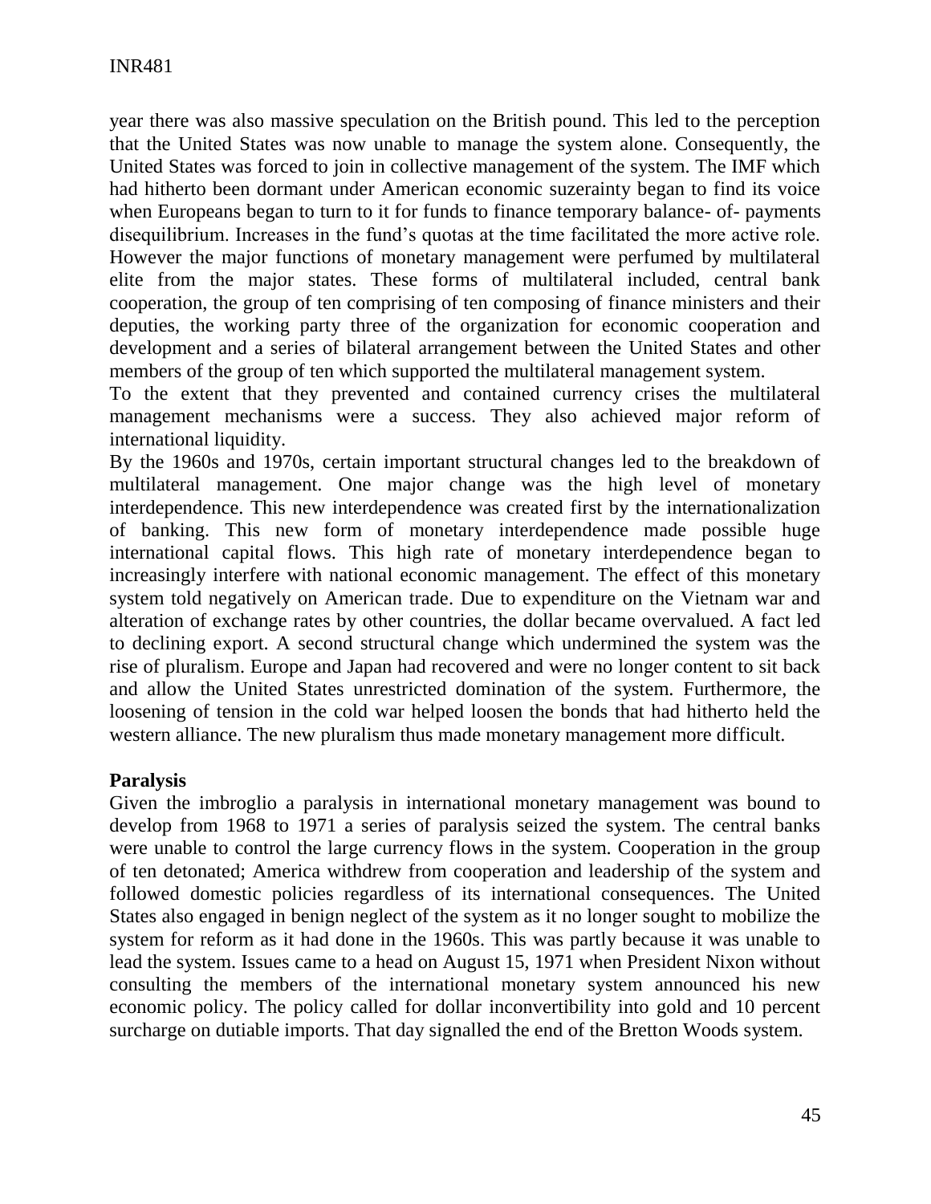year there was also massive speculation on the British pound. This led to the perception that the United States was now unable to manage the system alone. Consequently, the United States was forced to join in collective management of the system. The IMF which had hitherto been dormant under American economic suzerainty began to find its voice when Europeans began to turn to it for funds to finance temporary balance- of- payments disequilibrium. Increases in the fund's quotas at the time facilitated the more active role. However the major functions of monetary management were perfumed by multilateral elite from the major states. These forms of multilateral included, central bank cooperation, the group of ten comprising of ten composing of finance ministers and their deputies, the working party three of the organization for economic cooperation and development and a series of bilateral arrangement between the United States and other members of the group of ten which supported the multilateral management system.

To the extent that they prevented and contained currency crises the multilateral management mechanisms were a success. They also achieved major reform of international liquidity.

By the 1960s and 1970s, certain important structural changes led to the breakdown of multilateral management. One major change was the high level of monetary interdependence. This new interdependence was created first by the internationalization of banking. This new form of monetary interdependence made possible huge international capital flows. This high rate of monetary interdependence began to increasingly interfere with national economic management. The effect of this monetary system told negatively on American trade. Due to expenditure on the Vietnam war and alteration of exchange rates by other countries, the dollar became overvalued. A fact led to declining export. A second structural change which undermined the system was the rise of pluralism. Europe and Japan had recovered and were no longer content to sit back and allow the United States unrestricted domination of the system. Furthermore, the loosening of tension in the cold war helped loosen the bonds that had hitherto held the western alliance. The new pluralism thus made monetary management more difficult.

**Paralysis**

Given the imbroglio a paralysis in international monetary management was bound to develop from 1968 to 1971 a series of paralysis seized the system. The central banks were unable to control the large currency flows in the system. Cooperation in the group of ten detonated; America withdrew from cooperation and leadership of the system and followed domestic policies regardless of its international consequences. The United States also engaged in benign neglect of the system as it no longer sought to mobilize the system for reform as it had done in the 1960s. This was partly because it was unable to lead the system. Issues came to a head on August 15, 1971 when President Nixon without consulting the members of the international monetary system announced his new economic policy. The policy called for dollar inconvertibility into gold and 10 percent surcharge on dutiable imports. That day signalled the end of the Bretton Woods system.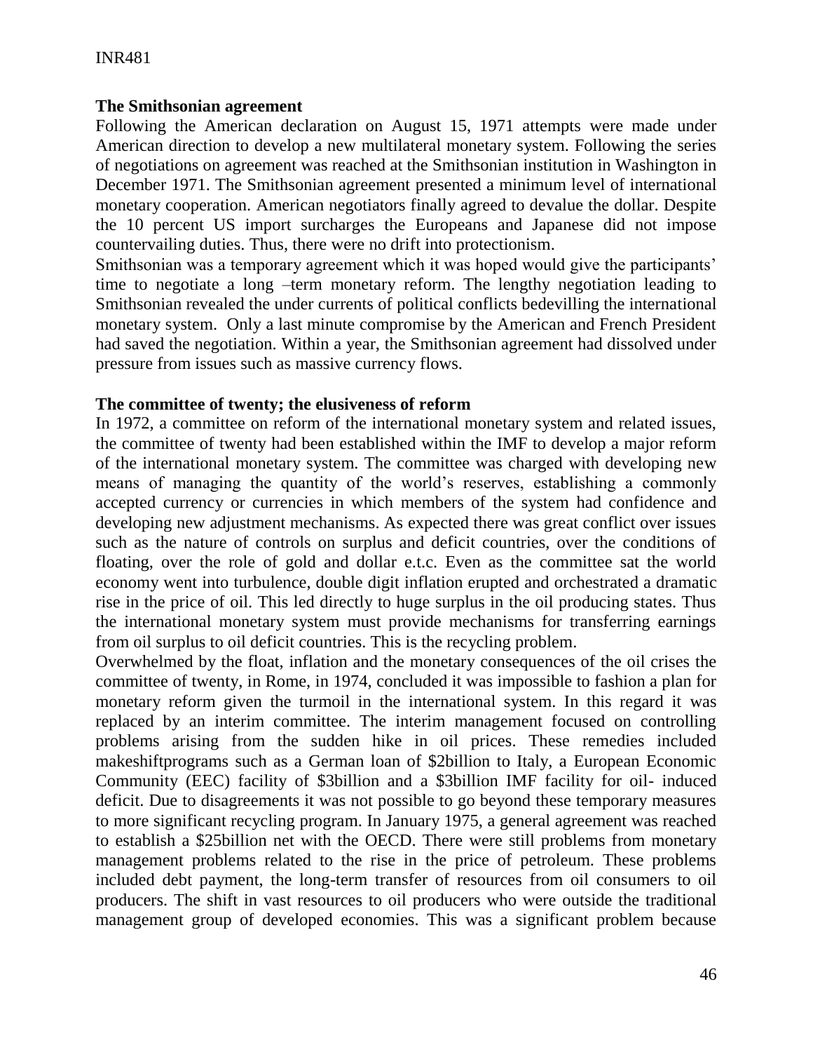**The Smithsonian agreement**

Following the American declaration on August 15, 1971 attempts were made under American direction to develop a new multilateral monetary system. Following the series of negotiations on agreement was reached at the Smithsonian institution in Washington in December 1971. The Smithsonian agreement presented a minimum level of international monetary cooperation. American negotiators finally agreed to devalue the dollar. Despite the 10 percent US import surcharges the Europeans and Japanese did not impose countervailing duties. Thus, there were no drift into protectionism.

Smithsonian was a temporary agreement which it was hoped would give the participants' time to negotiate a long –term monetary reform. The lengthy negotiation leading to Smithsonian revealed the under currents of political conflicts bedevilling the international monetary system. Only a last minute compromise by the American and French President had saved the negotiation. Within a year, the Smithsonian agreement had dissolved under pressure from issues such as massive currency flows.

**The committee of twenty; the elusiveness of reform**

In 1972, a committee on reform of the international monetary system and related issues, the committee of twenty had been established within the IMF to develop a major reform of the international monetary system. The committee was charged with developing new means of managing the quantity of the world's reserves, establishing a commonly accepted currency or currencies in which members of the system had confidence and developing new adjustment mechanisms. As expected there was great conflict over issues such as the nature of controls on surplus and deficit countries, over the conditions of floating, over the role of gold and dollar e.t.c. Even as the committee sat the world economy went into turbulence, double digit inflation erupted and orchestrated a dramatic rise in the price of oil. This led directly to huge surplus in the oil producing states. Thus the international monetary system must provide mechanisms for transferring earnings from oil surplus to oil deficit countries. This is the recycling problem.

Overwhelmed by the float, inflation and the monetary consequences of the oil crises the committee of twenty, in Rome, in 1974, concluded it was impossible to fashion a plan for monetary reform given the turmoil in the international system. In this regard it was replaced by an interim committee. The interim management focused on controlling problems arising from the sudden hike in oil prices. These remedies included makeshiftprograms such as a German loan of $2billion to Italy, a European Economic Community (EEC) facility of $3billion and a $3billion IMF facility for oil- induced deficit. Due to disagreements it was not possible to go beyond these temporary measures to more significant recycling program. In January 1975, a general agreement was reached to establish a $25billion net with the OECD. There were still problems from monetary management problems related to the rise in the price of petroleum. These problems included debt payment, the long-term transfer of resources from oil consumers to oil producers. The shift in vast resources to oil producers who were outside the traditional management group of developed economies. This was a significant problem because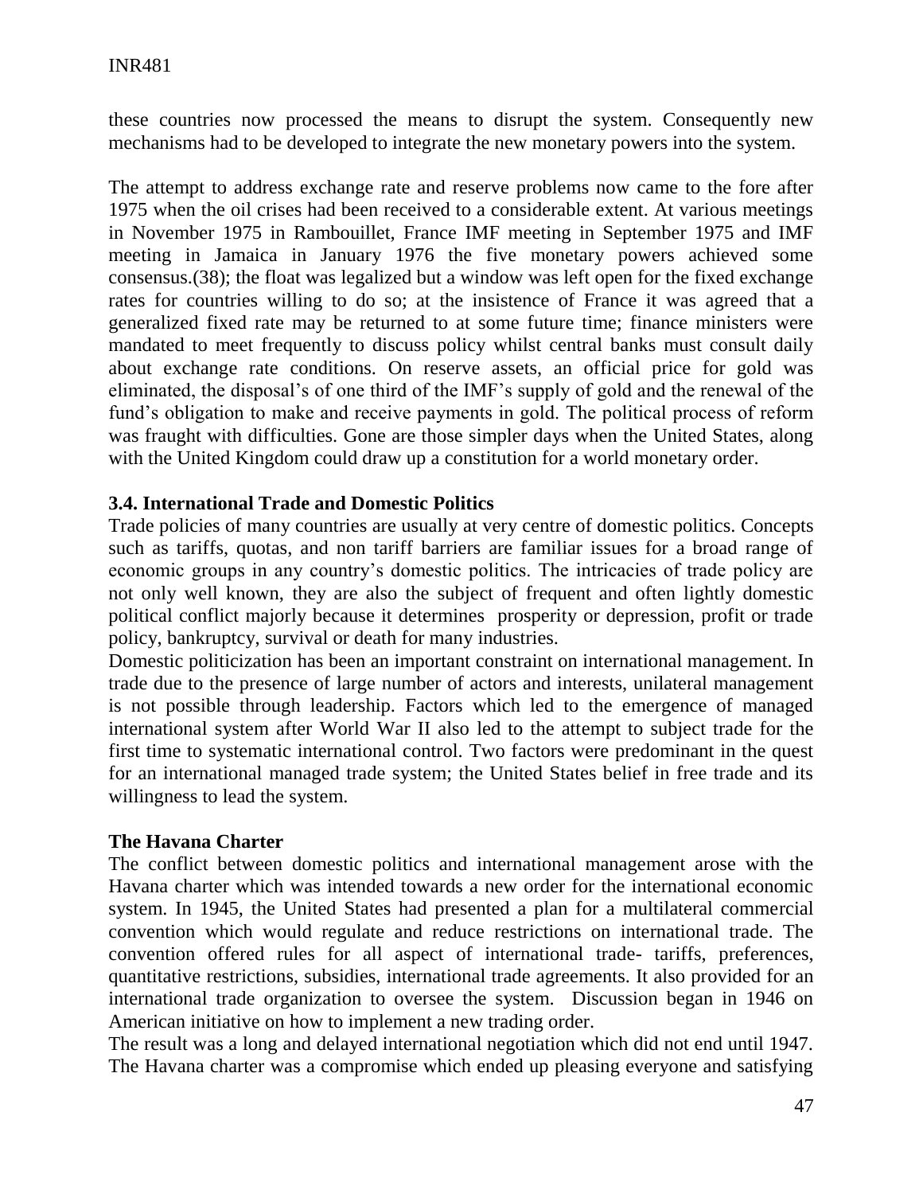these countries now processed the means to disrupt the system. Consequently new mechanisms had to be developed to integrate the new monetary powers into the system.

The attempt to address exchange rate and reserve problems now came to the fore after 1975 when the oil crises had been received to a considerable extent. At various meetings in November 1975 in Rambouillet, France IMF meeting in September 1975 and IMF meeting in Jamaica in January 1976 the five monetary powers achieved some consensus.(38); the float was legalized but a window was left open for the fixed exchange rates for countries willing to do so; at the insistence of France it was agreed that a generalized fixed rate may be returned to at some future time; finance ministers were mandated to meet frequently to discuss policy whilst central banks must consult daily about exchange rate conditions. On reserve assets, an official price for gold was eliminated, the disposal's of one third of the IMF's supply of gold and the renewal of the fund's obligation to make and receive payments in gold. The political process of reform was fraught with difficulties. Gone are those simpler days when the United States, along with the United Kingdom could draw up a constitution for a world monetary order.

### 3.4. International Trade and Domestic Politics

Trade policies of many countries are usually at very centre of domestic politics. Concepts such as tariffs, quotas, and non tariff barriers are familiar issues for a broad range of economic groups in any country's domestic politics. The intricacies of trade policy are not only well known, they are also the subject of frequent and often lightly domestic political conflict majorly because it determines prosperity or depression, profit or trade policy, bankruptcy, survival or death for many industries.

Domestic politicization has been an important constraint on international management. In trade due to the presence of large number of actors and interests, unilateral management is not possible through leadership. Factors which led to the emergence of managed international system after World War II also led to the attempt to subject trade for the first time to systematic international control. Two factors were predominant in the quest for an international managed trade system; the United States belief in free trade and its willingness to lead the system.

### The Havana Charter

The conflict between domestic politics and international management arose with the Havana charter which was intended towards a new order for the international economic system. In 1945, the United States had presented a plan for a multilateral commercial convention which would regulate and reduce restrictions on international trade. The convention offered rules for all aspect of international trade- tariffs, preferences, quantitative restrictions, subsidies, international trade agreements. It also provided for an international trade organization to oversee the system. Discussion began in 1946 on American initiative on how to implement a new trading order.

The result was a long and delayed international negotiation which did not end until 1947. The Havana charter was a compromise which ended up pleasing everyone and satisfying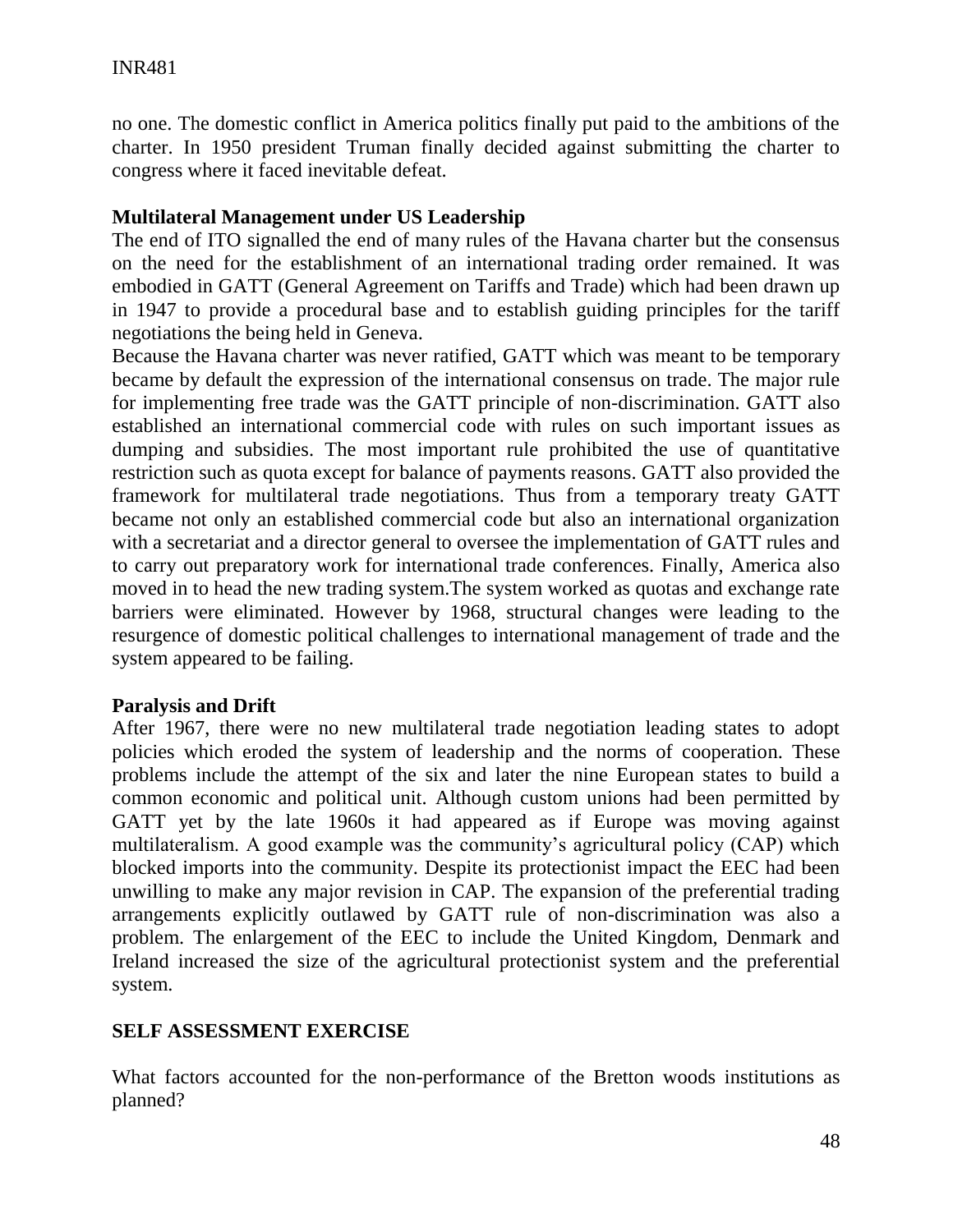no one. The domestic conflict in America politics finally put paid to the ambitions of the charter. In 1950 president Truman finally decided against submitting the charter to congress where it faced inevitable defeat.

**Multilateral Management under US Leadership**

The end of ITO signalled the end of many rules of the Havana charter but the consensus on the need for the establishment of an international trading order remained. It was embodied in GATT (General Agreement on Tariffs and Trade) which had been drawn up in 1947 to provide a procedural base and to establish guiding principles for the tariff negotiations the being held in Geneva.

Because the Havana charter was never ratified, GATT which was meant to be temporary became by default the expression of the international consensus on trade. The major rule for implementing free trade was the GATT principle of non-discrimination. GATT also established an international commercial code with rules on such important issues as dumping and subsidies. The most important rule prohibited the use of quantitative restriction such as quota except for balance of payments reasons. GATT also provided the framework for multilateral trade negotiations. Thus from a temporary treaty GATT became not only an established commercial code but also an international organization with a secretariat and a director general to oversee the implementation of GATT rules and to carry out preparatory work for international trade conferences. Finally, America also moved in to head the new trading system.The system worked as quotas and exchange rate barriers were eliminated. However by 1968, structural changes were leading to the resurgence of domestic political challenges to international management of trade and the system appeared to be failing.

**Paralysis and Drift**

After 1967, there were no new multilateral trade negotiation leading states to adopt policies which eroded the system of leadership and the norms of cooperation. These problems include the attempt of the six and later the nine European states to build a common economic and political unit. Although custom unions had been permitted by GATT yet by the late 1960s it had appeared as if Europe was moving against multilateralism. A good example was the community's agricultural policy (CAP) which blocked imports into the community. Despite its protectionist impact the EEC had been unwilling to make any major revision in CAP. The expansion of the preferential trading arrangements explicitly outlawed by GATT rule of non-discrimination was also a problem. The enlargement of the EEC to include the United Kingdom, Denmark and Ireland increased the size of the agricultural protectionist system and the preferential system.

**SELF ASSESSMENT EXERCISE**

What factors accounted for the non-performance of the Bretton woods institutions as planned?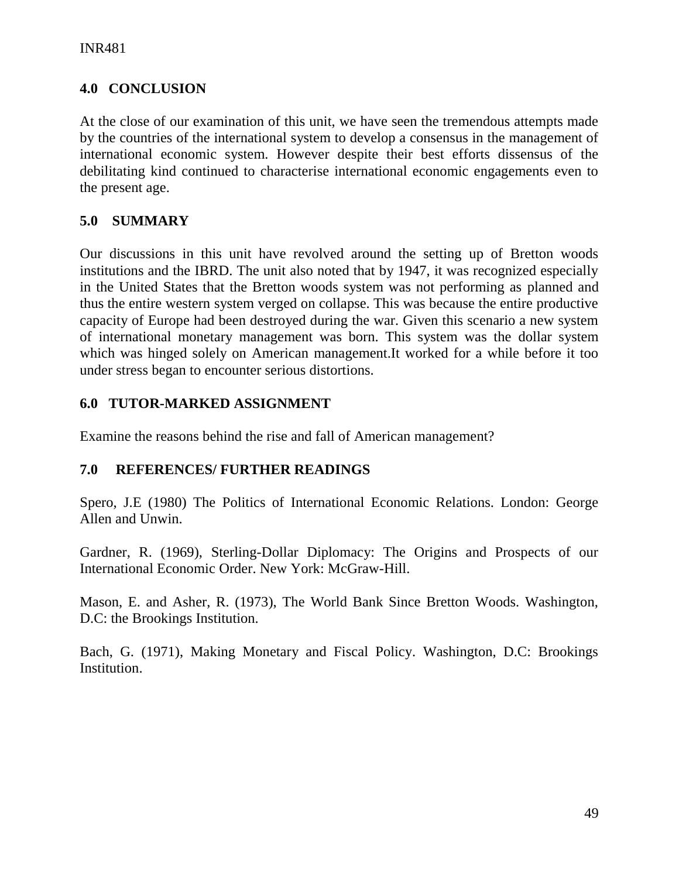## 4.0 CONCLUSION

At the close of our examination of this unit, we have seen the tremendous attempts made by the countries of the international system to develop a consensus in the management of international economic system. However despite their best efforts dissensus of the debilitating kind continued to characterise international economic engagements even to the present age.

## 5.0 SUMMARY

Our discussions in this unit have revolved around the setting up of Bretton woods institutions and the IBRD. The unit also noted that by 1947, it was recognized especially in the United States that the Bretton woods system was not performing as planned and thus the entire western system verged on collapse. This was because the entire productive capacity of Europe had been destroyed during the war. Given this scenario a new system of international monetary management was born. This system was the dollar system which was hinged solely on American management.It worked for a while before it too under stress began to encounter serious distortions.

## 6.0 TUTOR-MARKED ASSIGNMENT

Examine the reasons behind the rise and fall of American management?

## 7.0 REFERENCES/ FURTHER READINGS

Spero, J.E (1980) The Politics of International Economic Relations. London: George Allen and Unwin.

Gardner, R. (1969), Sterling-Dollar Diplomacy: The Origins and Prospects of our International Economic Order. New York: McGraw-Hill.

Mason, E. and Asher, R. (1973), The World Bank Since Bretton Woods. Washington, D.C: the Brookings Institution.

Bach, G. (1971), Making Monetary and Fiscal Policy. Washington, D.C: Brookings Institution.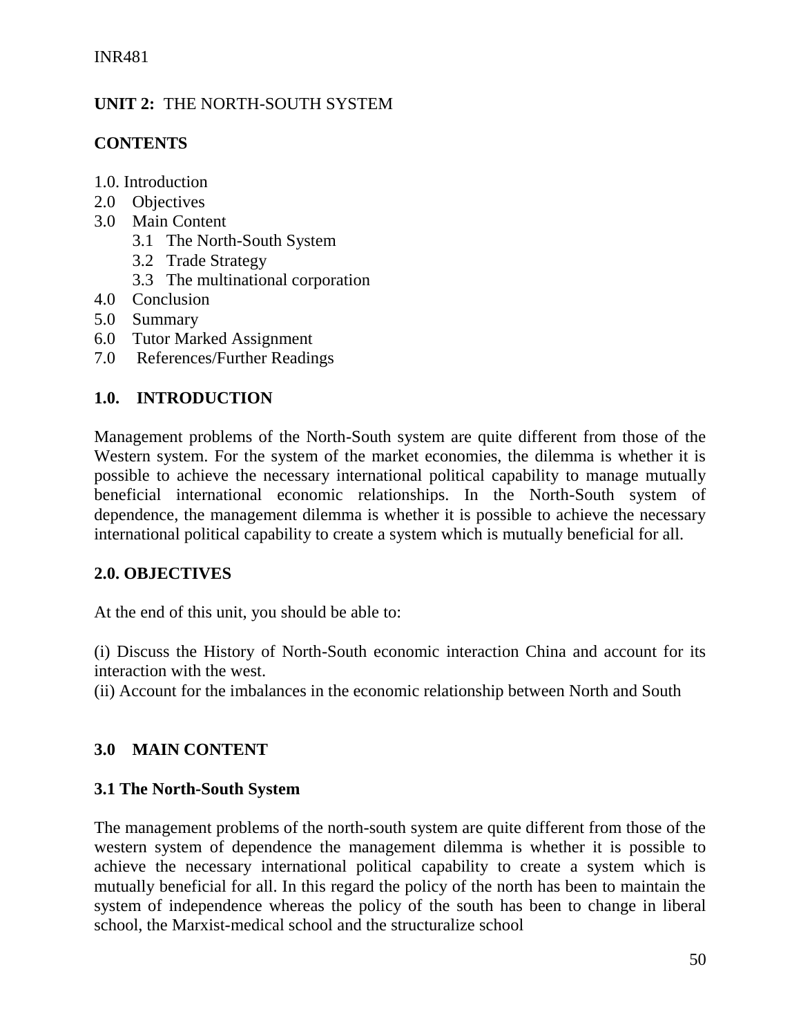**UNIT 2:** THE NORTH-SOUTH SYSTEM

**CONTENTS**

1.0. Introduction
2.0 Objectives
3.0 Main Content
    3.1 The North-South System
    3.2 Trade Strategy
    3.3 The multinational corporation
4.0 Conclusion
5.0 Summary
6.0 Tutor Marked Assignment
7.0 References/Further Readings

## 1.0. INTRODUCTION

Management problems of the North-South system are quite different from those of the Western system. For the system of the market economies, the dilemma is whether it is possible to achieve the necessary international political capability to manage mutually beneficial international economic relationships. In the North-South system of dependence, the management dilemma is whether it is possible to achieve the necessary international political capability to create a system which is mutually beneficial for all.

## 2.0. OBJECTIVES

At the end of this unit, you should be able to:

(i) Discuss the History of North-South economic interaction China and account for its interaction with the west.
(ii) Account for the imbalances in the economic relationship between North and South

## 3.0 MAIN CONTENT

### 3.1 The North-South System

The management problems of the north-south system are quite different from those of the western system of dependence the management dilemma is whether it is possible to achieve the necessary international political capability to create a system which is mutually beneficial for all. In this regard the policy of the north has been to maintain the system of independence whereas the policy of the south has been to change in liberal school, the Marxist-medical school and the structuralize school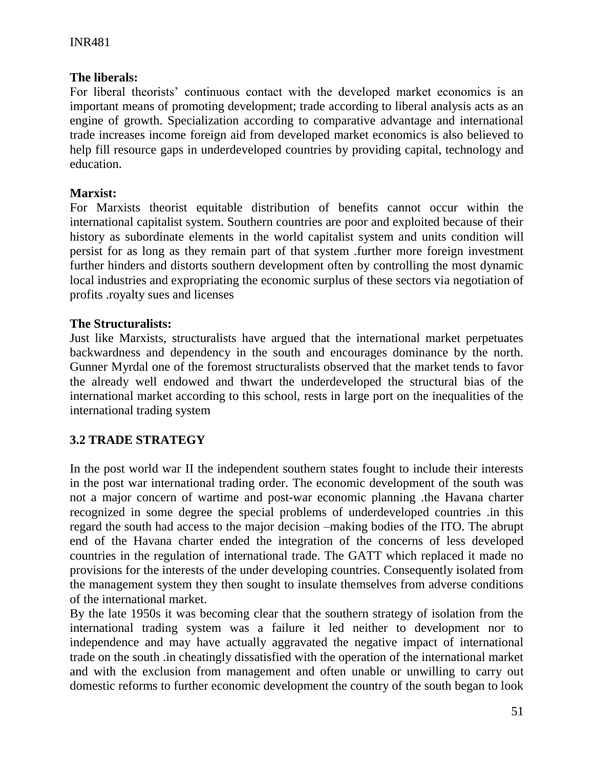**The liberals:**

For liberal theorists' continuous contact with the developed market economics is an important means of promoting development; trade according to liberal analysis acts as an engine of growth. Specialization according to comparative advantage and international trade increases income foreign aid from developed market economics is also believed to help fill resource gaps in underdeveloped countries by providing capital, technology and education.

**Marxist:**

For Marxists theorist equitable distribution of benefits cannot occur within the international capitalist system. Southern countries are poor and exploited because of their history as subordinate elements in the world capitalist system and units condition will persist for as long as they remain part of that system .further more foreign investment further hinders and distorts southern development often by controlling the most dynamic local industries and expropriating the economic surplus of these sectors via negotiation of profits .royalty sues and licenses

**The Structuralists:**

Just like Marxists, structuralists have argued that the international market perpetuates backwardness and dependency in the south and encourages dominance by the north. Gunner Myrdal one of the foremost structuralists observed that the market tends to favor the already well endowed and thwart the underdeveloped the structural bias of the international market according to this school, rests in large port on the inequalities of the international trading system

## 3.2 TRADE STRATEGY

In the post world war II the independent southern states fought to include their interests in the post war international trading order. The economic development of the south was not a major concern of wartime and post-war economic planning .the Havana charter recognized in some degree the special problems of underdeveloped countries .in this regard the south had access to the major decision –making bodies of the ITO. The abrupt end of the Havana charter ended the integration of the concerns of less developed countries in the regulation of international trade. The GATT which replaced it made no provisions for the interests of the under developing countries. Consequently isolated from the management system they then sought to insulate themselves from adverse conditions of the international market.

By the late 1950s it was becoming clear that the southern strategy of isolation from the international trading system was a failure it led neither to development nor to independence and may have actually aggravated the negative impact of international trade on the south .in cheatingly dissatisfied with the operation of the international market and with the exclusion from management and often unable or unwilling to carry out domestic reforms to further economic development the country of the south began to look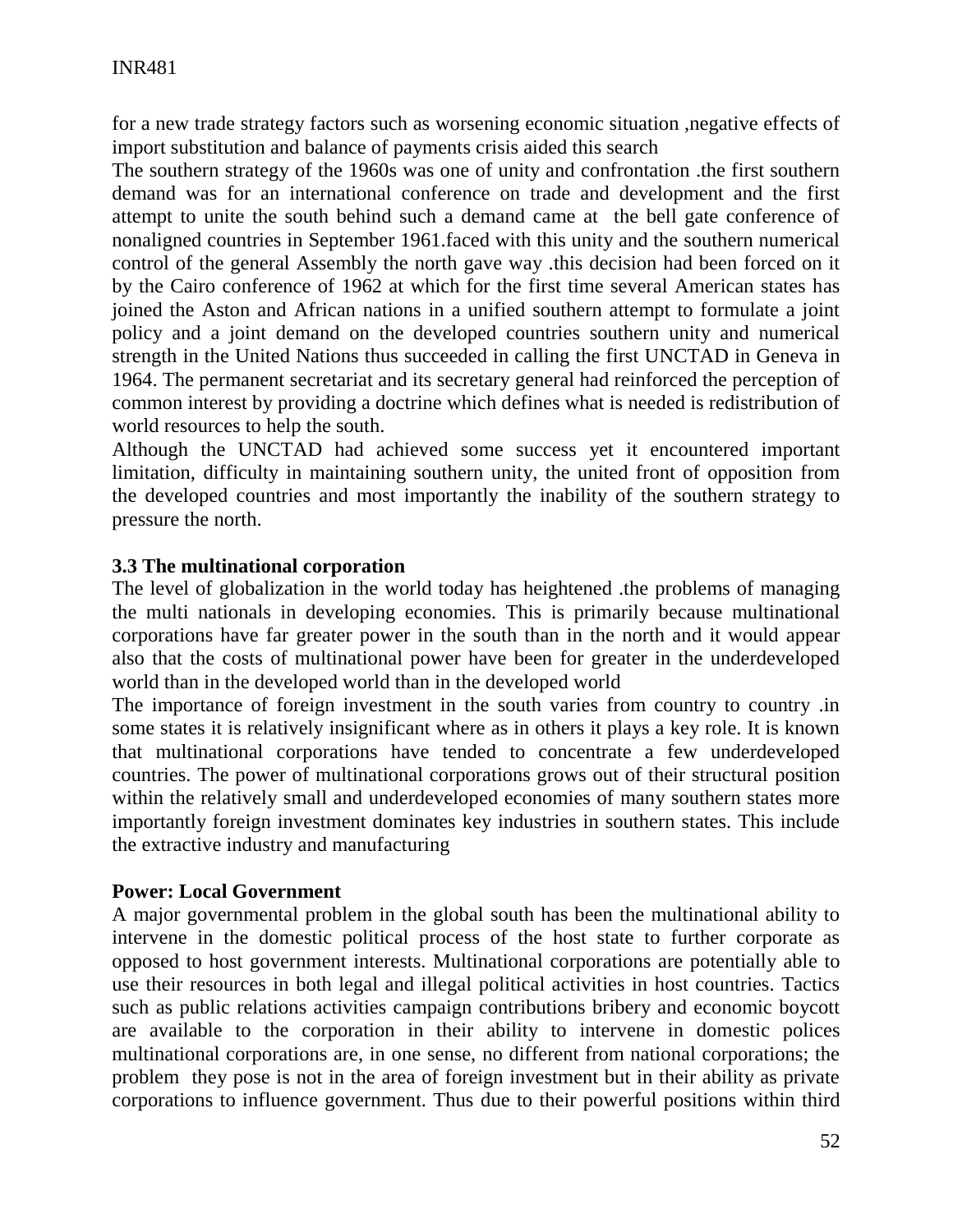for a new trade strategy factors such as worsening economic situation ,negative effects of import substitution and balance of payments crisis aided this search

The southern strategy of the 1960s was one of unity and confrontation .the first southern demand was for an international conference on trade and development and the first attempt to unite the south behind such a demand came at the bell gate conference of nonaligned countries in September 1961.faced with this unity and the southern numerical control of the general Assembly the north gave way .this decision had been forced on it by the Cairo conference of 1962 at which for the first time several American states has joined the Aston and African nations in a unified southern attempt to formulate a joint policy and a joint demand on the developed countries southern unity and numerical strength in the United Nations thus succeeded in calling the first UNCTAD in Geneva in 1964. The permanent secretariat and its secretary general had reinforced the perception of common interest by providing a doctrine which defines what is needed is redistribution of world resources to help the south.

Although the UNCTAD had achieved some success yet it encountered important limitation, difficulty in maintaining southern unity, the united front of opposition from the developed countries and most importantly the inability of the southern strategy to pressure the north.

### 3.3 The multinational corporation

The level of globalization in the world today has heightened .the problems of managing the multi nationals in developing economies. This is primarily because multinational corporations have far greater power in the south than in the north and it would appear also that the costs of multinational power have been for greater in the underdeveloped world than in the developed world than in the developed world

The importance of foreign investment in the south varies from country to country .in some states it is relatively insignificant where as in others it plays a key role. It is known that multinational corporations have tended to concentrate a few underdeveloped countries. The power of multinational corporations grows out of their structural position within the relatively small and underdeveloped economies of many southern states more importantly foreign investment dominates key industries in southern states. This include the extractive industry and manufacturing

**Power: Local Government**

A major governmental problem in the global south has been the multinational ability to intervene in the domestic political process of the host state to further corporate as opposed to host government interests. Multinational corporations are potentially able to use their resources in both legal and illegal political activities in host countries. Tactics such as public relations activities campaign contributions bribery and economic boycott are available to the corporation in their ability to intervene in domestic polices multinational corporations are, in one sense, no different from national corporations; the problem they pose is not in the area of foreign investment but in their ability as private corporations to influence government. Thus due to their powerful positions within third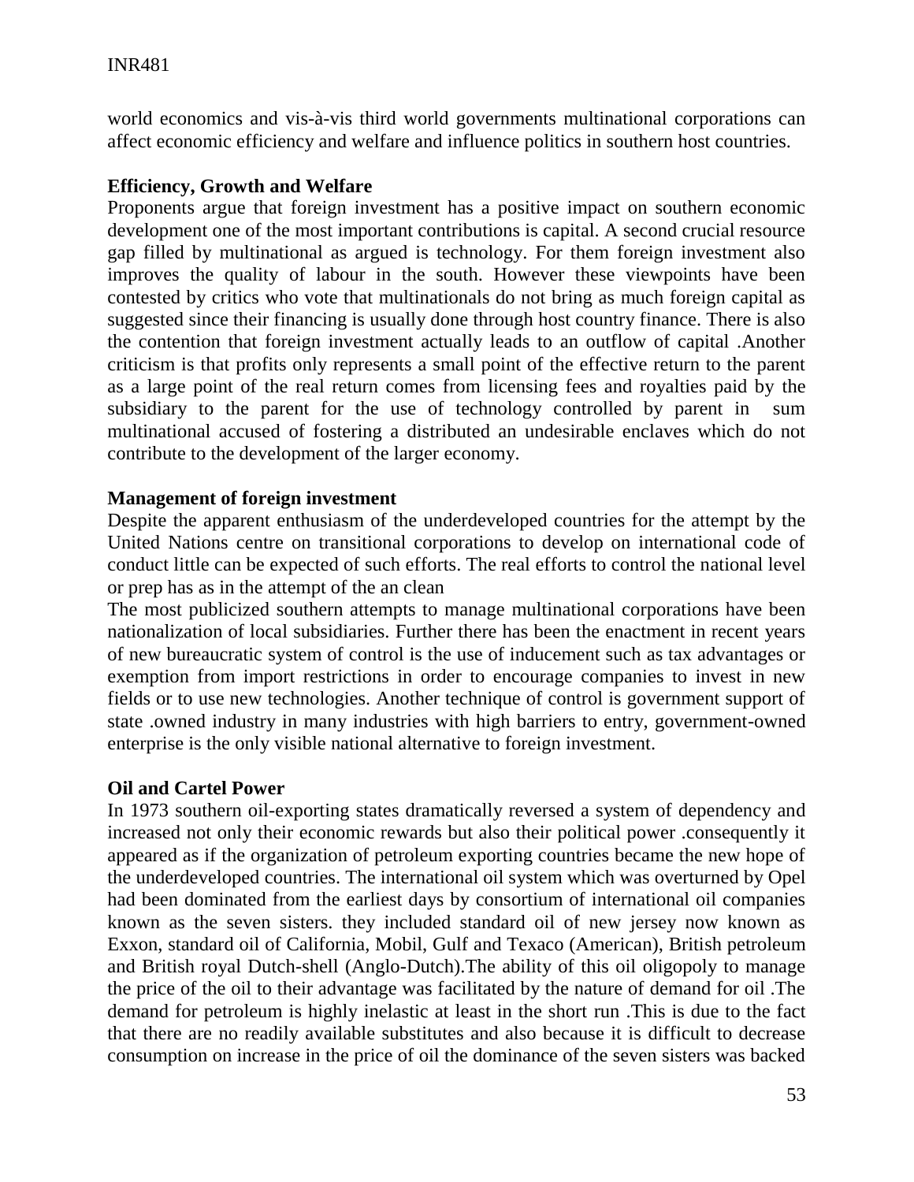world economics and vis-à-vis third world governments multinational corporations can affect economic efficiency and welfare and influence politics in southern host countries.

**Efficiency, Growth and Welfare**

Proponents argue that foreign investment has a positive impact on southern economic development one of the most important contributions is capital. A second crucial resource gap filled by multinational as argued is technology. For them foreign investment also improves the quality of labour in the south. However these viewpoints have been contested by critics who vote that multinationals do not bring as much foreign capital as suggested since their financing is usually done through host country finance. There is also the contention that foreign investment actually leads to an outflow of capital .Another criticism is that profits only represents a small point of the effective return to the parent as a large point of the real return comes from licensing fees and royalties paid by the subsidiary to the parent for the use of technology controlled by parent in sum multinational accused of fostering a distributed an undesirable enclaves which do not contribute to the development of the larger economy.

**Management of foreign investment**

Despite the apparent enthusiasm of the underdeveloped countries for the attempt by the United Nations centre on transitional corporations to develop on international code of conduct little can be expected of such efforts. The real efforts to control the national level or prep has as in the attempt of the an clean

The most publicized southern attempts to manage multinational corporations have been nationalization of local subsidiaries. Further there has been the enactment in recent years of new bureaucratic system of control is the use of inducement such as tax advantages or exemption from import restrictions in order to encourage companies to invest in new fields or to use new technologies. Another technique of control is government support of state .owned industry in many industries with high barriers to entry, government-owned enterprise is the only visible national alternative to foreign investment.

**Oil and Cartel Power**

In 1973 southern oil-exporting states dramatically reversed a system of dependency and increased not only their economic rewards but also their political power .consequently it appeared as if the organization of petroleum exporting countries became the new hope of the underdeveloped countries. The international oil system which was overturned by Opel had been dominated from the earliest days by consortium of international oil companies known as the seven sisters. they included standard oil of new jersey now known as Exxon, standard oil of California, Mobil, Gulf and Texaco (American), British petroleum and British royal Dutch-shell (Anglo-Dutch).The ability of this oil oligopoly to manage the price of the oil to their advantage was facilitated by the nature of demand for oil .The demand for petroleum is highly inelastic at least in the short run .This is due to the fact that there are no readily available substitutes and also because it is difficult to decrease consumption on increase in the price of oil the dominance of the seven sisters was backed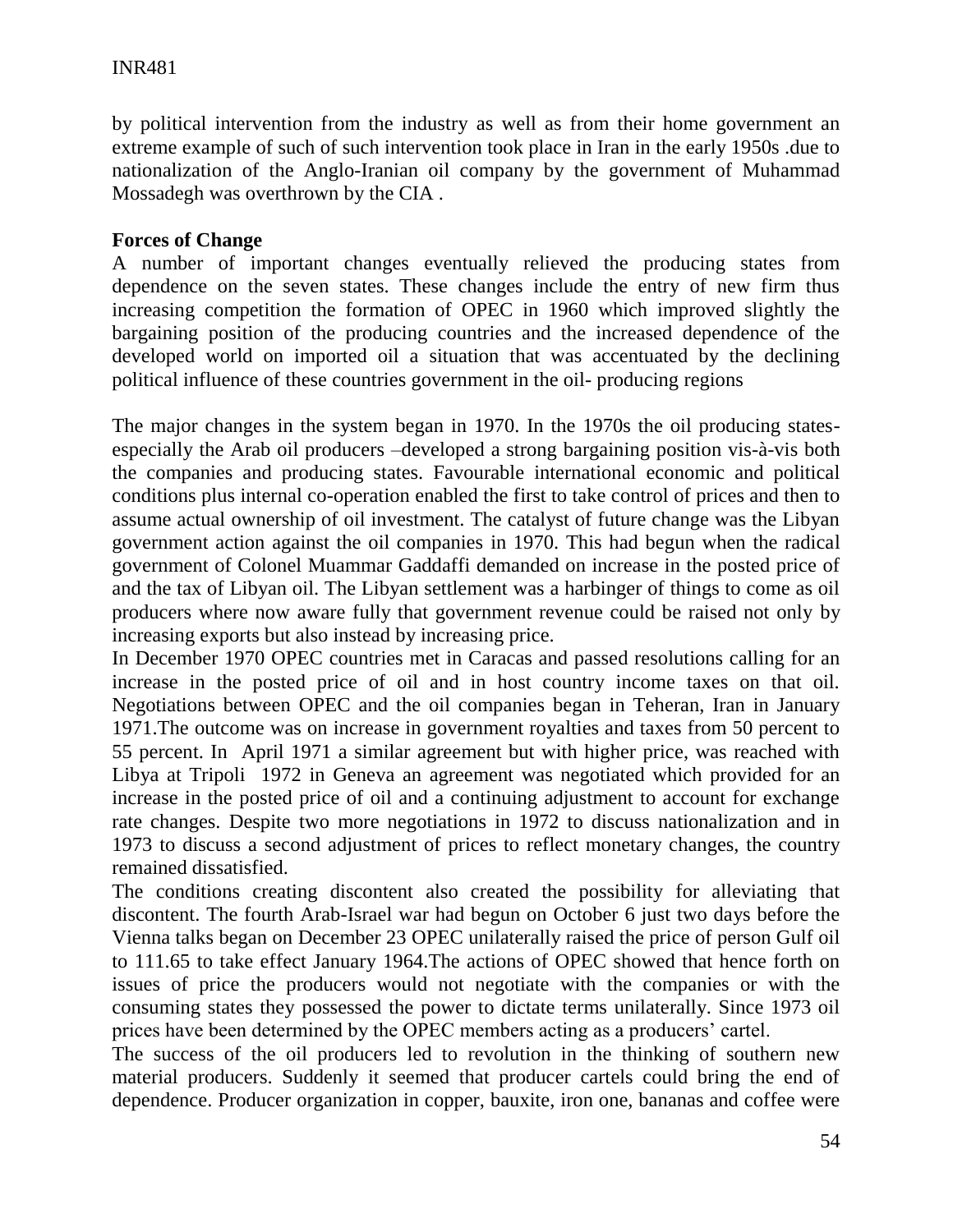by political intervention from the industry as well as from their home government an extreme example of such of such intervention took place in Iran in the early 1950s .due to nationalization of the Anglo-Iranian oil company by the government of Muhammad Mossadegh was overthrown by the CIA .

**Forces of Change**

A number of important changes eventually relieved the producing states from dependence on the seven states. These changes include the entry of new firm thus increasing competition the formation of OPEC in 1960 which improved slightly the bargaining position of the producing countries and the increased dependence of the developed world on imported oil a situation that was accentuated by the declining political influence of these countries government in the oil- producing regions

The major changes in the system began in 1970. In the 1970s the oil producing states-especially the Arab oil producers –developed a strong bargaining position vis-à-vis both the companies and producing states. Favourable international economic and political conditions plus internal co-operation enabled the first to take control of prices and then to assume actual ownership of oil investment. The catalyst of future change was the Libyan government action against the oil companies in 1970. This had begun when the radical government of Colonel Muammar Gaddaffi demanded on increase in the posted price of and the tax of Libyan oil. The Libyan settlement was a harbinger of things to come as oil producers where now aware fully that government revenue could be raised not only by increasing exports but also instead by increasing price.

In December 1970 OPEC countries met in Caracas and passed resolutions calling for an increase in the posted price of oil and in host country income taxes on that oil. Negotiations between OPEC and the oil companies began in Teheran, Iran in January 1971.The outcome was on increase in government royalties and taxes from 50 percent to 55 percent. In April 1971 a similar agreement but with higher price, was reached with Libya at Tripoli 1972 in Geneva an agreement was negotiated which provided for an increase in the posted price of oil and a continuing adjustment to account for exchange rate changes. Despite two more negotiations in 1972 to discuss nationalization and in 1973 to discuss a second adjustment of prices to reflect monetary changes, the country remained dissatisfied.

The conditions creating discontent also created the possibility for alleviating that discontent. The fourth Arab-Israel war had begun on October 6 just two days before the Vienna talks began on December 23 OPEC unilaterally raised the price of person Gulf oil to 111.65 to take effect January 1964.The actions of OPEC showed that hence forth on issues of price the producers would not negotiate with the companies or with the consuming states they possessed the power to dictate terms unilaterally. Since 1973 oil prices have been determined by the OPEC members acting as a producers' cartel.

The success of the oil producers led to revolution in the thinking of southern new material producers. Suddenly it seemed that producer cartels could bring the end of dependence. Producer organization in copper, bauxite, iron one, bananas and coffee were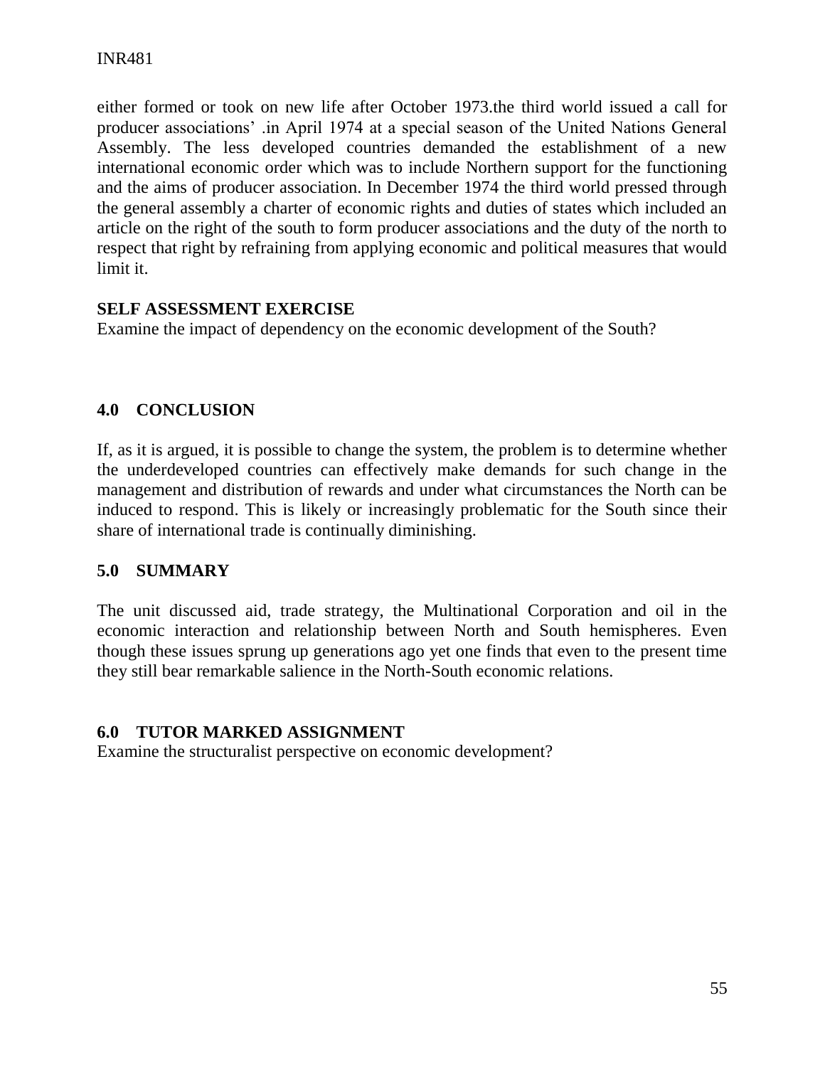either formed or took on new life after October 1973.the third world issued a call for producer associations' .in April 1974 at a special season of the United Nations General Assembly. The less developed countries demanded the establishment of a new international economic order which was to include Northern support for the functioning and the aims of producer association. In December 1974 the third world pressed through the general assembly a charter of economic rights and duties of states which included an article on the right of the south to form producer associations and the duty of the north to respect that right by refraining from applying economic and political measures that would limit it.

**SELF ASSESSMENT EXERCISE**
Examine the impact of dependency on the economic development of the South?

## 4.0 CONCLUSION

If, as it is argued, it is possible to change the system, the problem is to determine whether the underdeveloped countries can effectively make demands for such change in the management and distribution of rewards and under what circumstances the North can be induced to respond. This is likely or increasingly problematic for the South since their share of international trade is continually diminishing.

## 5.0 SUMMARY

The unit discussed aid, trade strategy, the Multinational Corporation and oil in the economic interaction and relationship between North and South hemispheres. Even though these issues sprung up generations ago yet one finds that even to the present time they still bear remarkable salience in the North-South economic relations.

## 6.0 TUTOR MARKED ASSIGNMENT

Examine the structuralist perspective on economic development?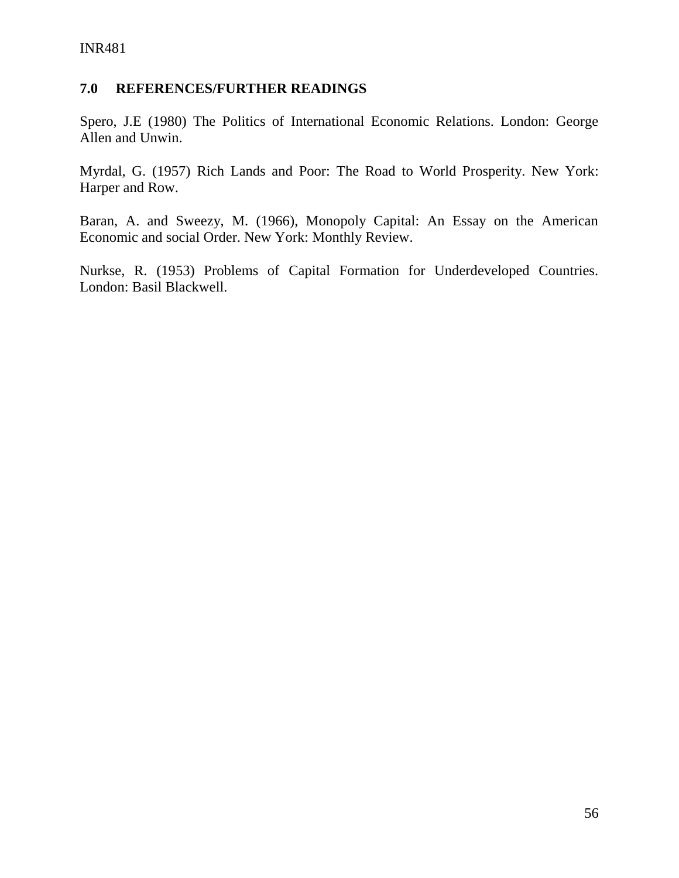## 7.0 REFERENCES/FURTHER READINGS

Spero, J.E (1980) The Politics of International Economic Relations. London: George Allen and Unwin.

Myrdal, G. (1957) Rich Lands and Poor: The Road to World Prosperity. New York: Harper and Row.

Baran, A. and Sweezy, M. (1966), Monopoly Capital: An Essay on the American Economic and social Order. New York: Monthly Review.

Nurkse, R. (1953) Problems of Capital Formation for Underdeveloped Countries. London: Basil Blackwell.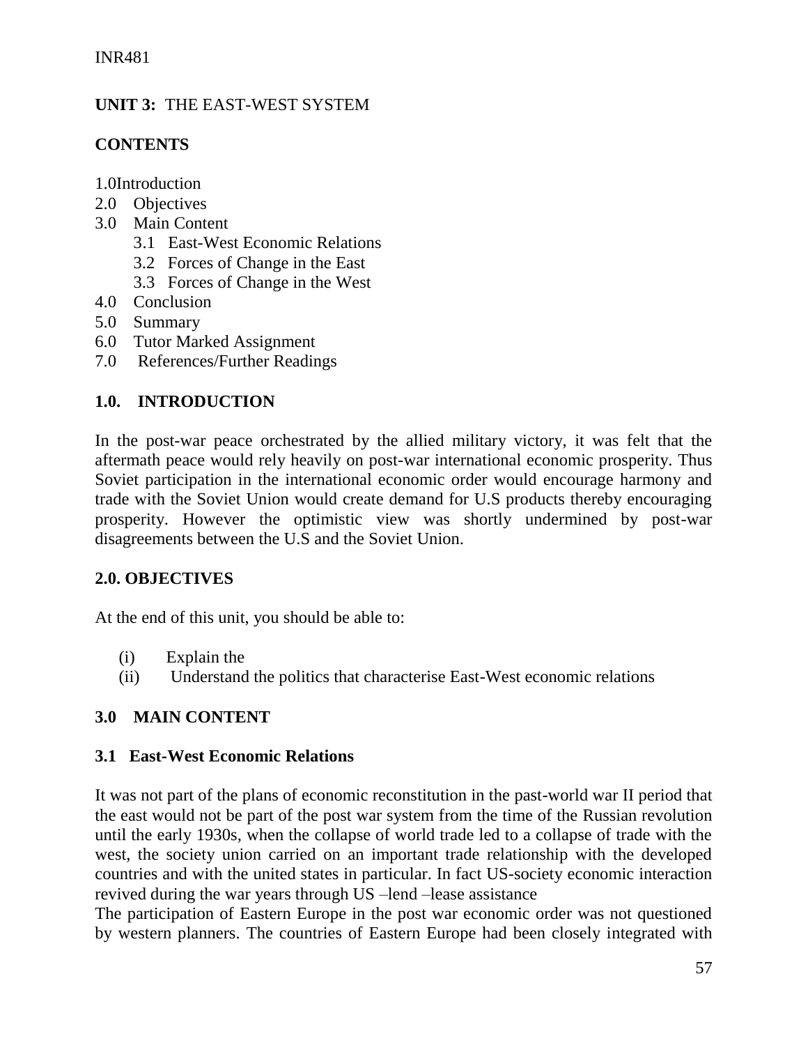## UNIT 3: THE EAST-WEST SYSTEM

**CONTENTS**

1.0Introduction
2.0 Objectives
3.0 Main Content
   3.1 East-West Economic Relations
   3.2 Forces of Change in the East
   3.3 Forces of Change in the West
4.0 Conclusion
5.0 Summary
6.0 Tutor Marked Assignment
7.0 References/Further Readings

## 1.0. INTRODUCTION

In the post-war peace orchestrated by the allied military victory, it was felt that the aftermath peace would rely heavily on post-war international economic prosperity. Thus Soviet participation in the international economic order would encourage harmony and trade with the Soviet Union would create demand for U.S products thereby encouraging prosperity. However the optimistic view was shortly undermined by post-war disagreements between the U.S and the Soviet Union.

## 2.0. OBJECTIVES

At the end of this unit, you should be able to:

(i) Explain the
(ii) Understand the politics that characterise East-West economic relations

## 3.0 MAIN CONTENT

### 3.1 East-West Economic Relations

It was not part of the plans of economic reconstitution in the past-world war II period that the east would not be part of the post war system from the time of the Russian revolution until the early 1930s, when the collapse of world trade led to a collapse of trade with the west, the society union carried on an important trade relationship with the developed countries and with the united states in particular. In fact US-society economic interaction revived during the war years through US –lend –lease assistance

The participation of Eastern Europe in the post war economic order was not questioned by western planners. The countries of Eastern Europe had been closely integrated with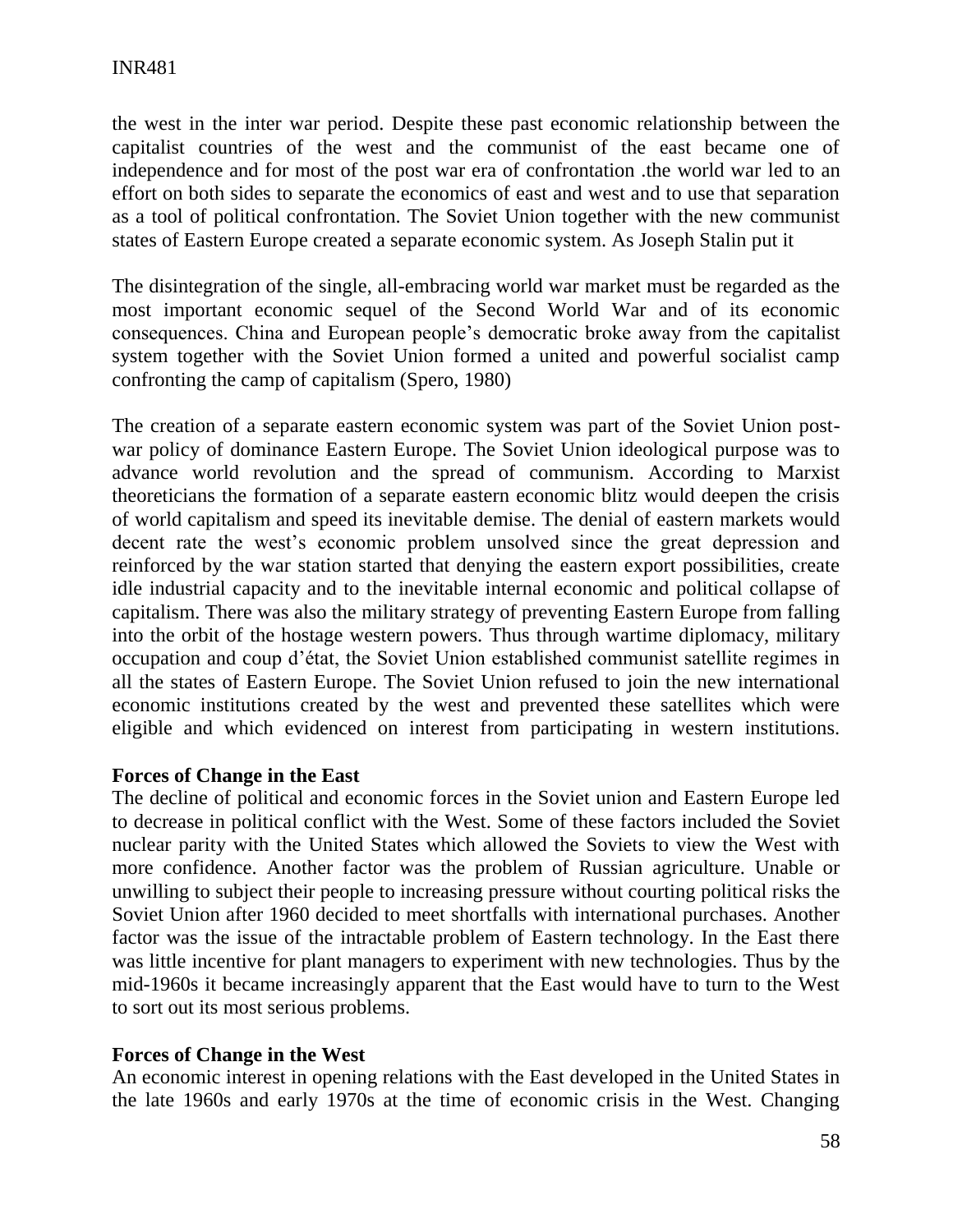the west in the inter war period. Despite these past economic relationship between the capitalist countries of the west and the communist of the east became one of independence and for most of the post war era of confrontation .the world war led to an effort on both sides to separate the economics of east and west and to use that separation as a tool of political confrontation. The Soviet Union together with the new communist states of Eastern Europe created a separate economic system. As Joseph Stalin put it

The disintegration of the single, all-embracing world war market must be regarded as the most important economic sequel of the Second World War and of its economic consequences. China and European people's democratic broke away from the capitalist system together with the Soviet Union formed a united and powerful socialist camp confronting the camp of capitalism (Spero, 1980)

The creation of a separate eastern economic system was part of the Soviet Union post-war policy of dominance Eastern Europe. The Soviet Union ideological purpose was to advance world revolution and the spread of communism. According to Marxist theoreticians the formation of a separate eastern economic blitz would deepen the crisis of world capitalism and speed its inevitable demise. The denial of eastern markets would decent rate the west's economic problem unsolved since the great depression and reinforced by the war station started that denying the eastern export possibilities, create idle industrial capacity and to the inevitable internal economic and political collapse of capitalism. There was also the military strategy of preventing Eastern Europe from falling into the orbit of the hostage western powers. Thus through wartime diplomacy, military occupation and coup d'état, the Soviet Union established communist satellite regimes in all the states of Eastern Europe. The Soviet Union refused to join the new international economic institutions created by the west and prevented these satellites which were eligible and which evidenced on interest from participating in western institutions.

**Forces of Change in the East**

The decline of political and economic forces in the Soviet union and Eastern Europe led to decrease in political conflict with the West. Some of these factors included the Soviet nuclear parity with the United States which allowed the Soviets to view the West with more confidence. Another factor was the problem of Russian agriculture. Unable or unwilling to subject their people to increasing pressure without courting political risks the Soviet Union after 1960 decided to meet shortfalls with international purchases. Another factor was the issue of the intractable problem of Eastern technology. In the East there was little incentive for plant managers to experiment with new technologies. Thus by the mid-1960s it became increasingly apparent that the East would have to turn to the West to sort out its most serious problems.

**Forces of Change in the West**

An economic interest in opening relations with the East developed in the United States in the late 1960s and early 1970s at the time of economic crisis in the West. Changing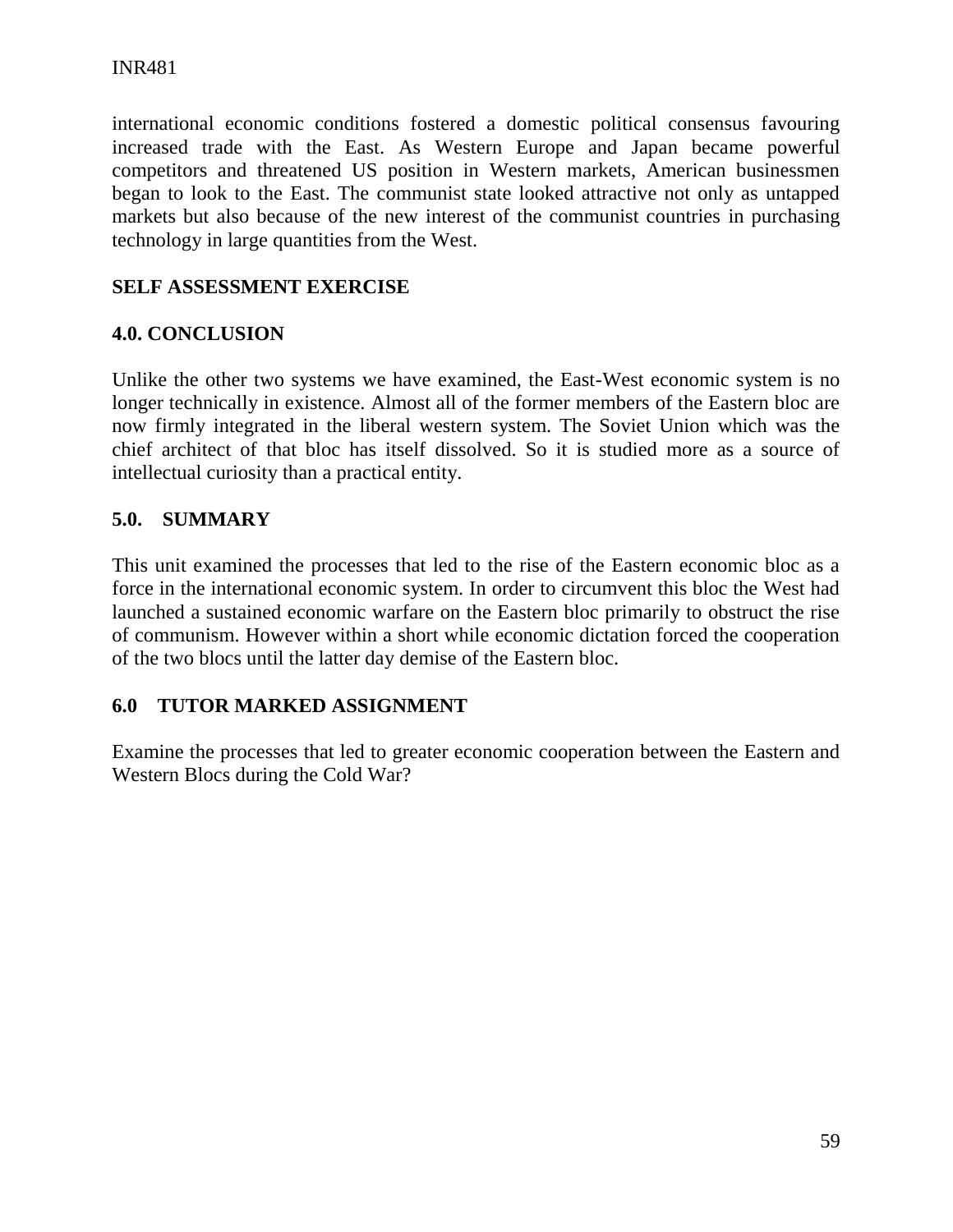international economic conditions fostered a domestic political consensus favouring increased trade with the East. As Western Europe and Japan became powerful competitors and threatened US position in Western markets, American businessmen began to look to the East. The communist state looked attractive not only as untapped markets but also because of the new interest of the communist countries in purchasing technology in large quantities from the West.

**SELF ASSESSMENT EXERCISE**

## 4.0. CONCLUSION

Unlike the other two systems we have examined, the East-West economic system is no longer technically in existence. Almost all of the former members of the Eastern bloc are now firmly integrated in the liberal western system. The Soviet Union which was the chief architect of that bloc has itself dissolved. So it is studied more as a source of intellectual curiosity than a practical entity.

## 5.0. SUMMARY

This unit examined the processes that led to the rise of the Eastern economic bloc as a force in the international economic system. In order to circumvent this bloc the West had launched a sustained economic warfare on the Eastern bloc primarily to obstruct the rise of communism. However within a short while economic dictation forced the cooperation of the two blocs until the latter day demise of the Eastern bloc.

## 6.0 TUTOR MARKED ASSIGNMENT

Examine the processes that led to greater economic cooperation between the Eastern and Western Blocs during the Cold War?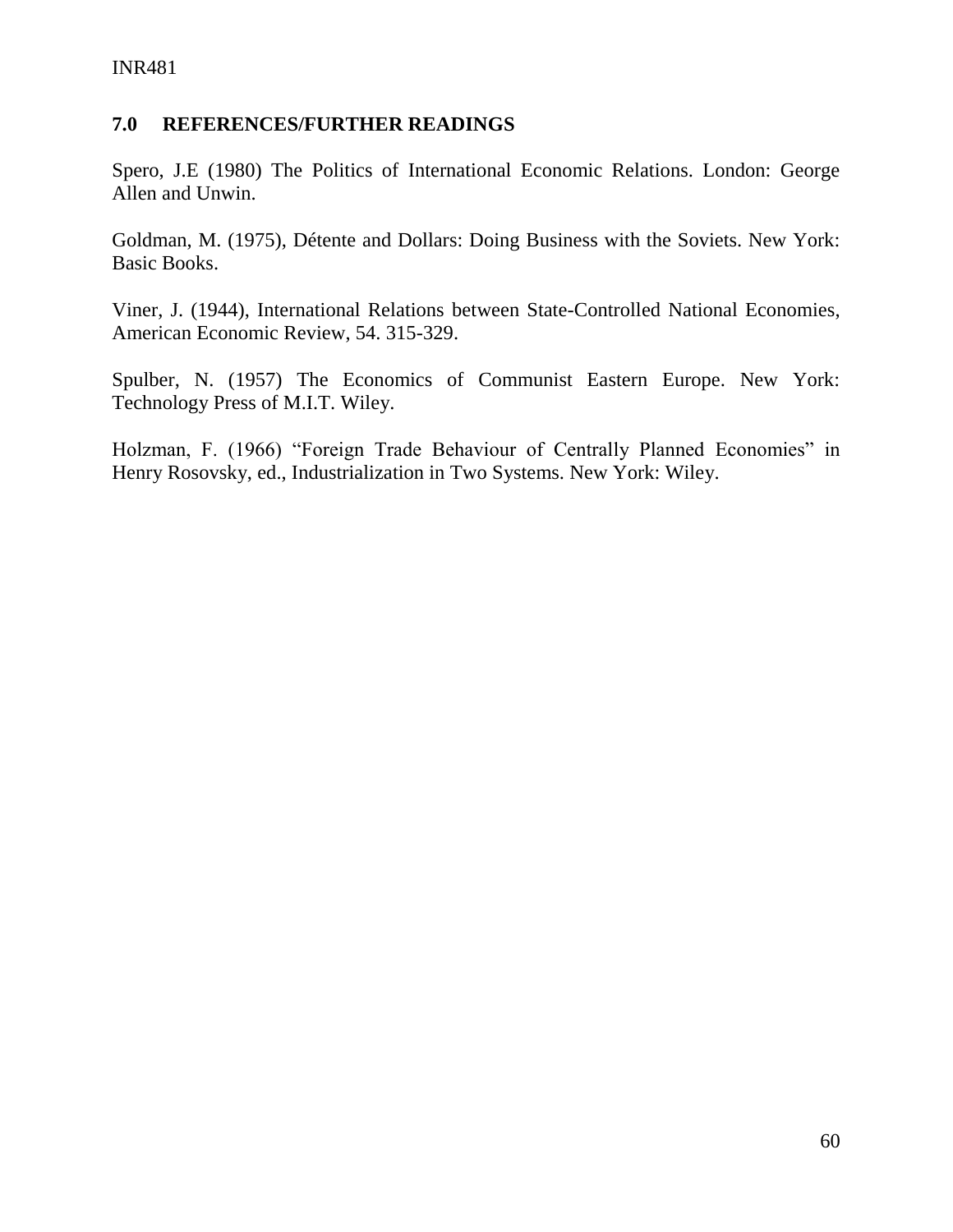## 7.0 REFERENCES/FURTHER READINGS

Spero, J.E (1980) The Politics of International Economic Relations. London: George Allen and Unwin.

Goldman, M. (1975), Détente and Dollars: Doing Business with the Soviets. New York: Basic Books.

Viner, J. (1944), International Relations between State-Controlled National Economies, American Economic Review, 54. 315-329.

Spulber, N. (1957) The Economics of Communist Eastern Europe. New York: Technology Press of M.I.T. Wiley.

Holzman, F. (1966) "Foreign Trade Behaviour of Centrally Planned Economies" in Henry Rosovsky, ed., Industrialization in Two Systems. New York: Wiley.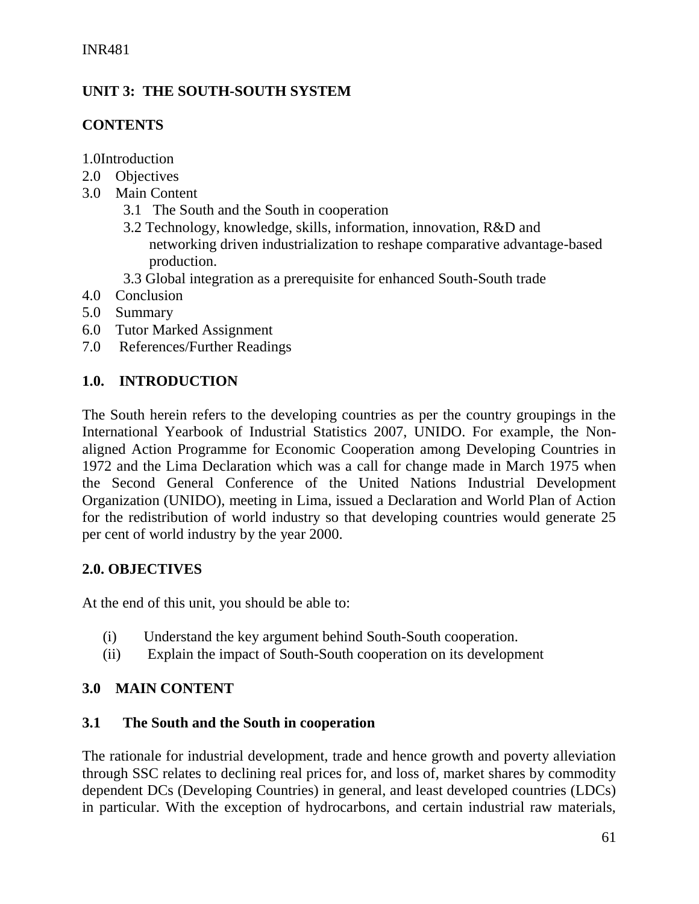## UNIT 3: THE SOUTH-SOUTH SYSTEM

### CONTENTS

1.0 Introduction
2.0 Objectives
3.0 Main Content
 3.1 The South and the South in cooperation
 3.2 Technology, knowledge, skills, information, innovation, R&D and networking driven industrialization to reshape comparative advantage-based production.
 3.3 Global integration as a prerequisite for enhanced South-South trade
4.0 Conclusion
5.0 Summary
6.0 Tutor Marked Assignment
7.0 References/Further Readings

### 1.0. INTRODUCTION

The South herein refers to the developing countries as per the country groupings in the International Yearbook of Industrial Statistics 2007, UNIDO. For example, the Non-aligned Action Programme for Economic Cooperation among Developing Countries in 1972 and the Lima Declaration which was a call for change made in March 1975 when the Second General Conference of the United Nations Industrial Development Organization (UNIDO), meeting in Lima, issued a Declaration and World Plan of Action for the redistribution of world industry so that developing countries would generate 25 per cent of world industry by the year 2000.

### 2.0. OBJECTIVES

At the end of this unit, you should be able to:

(i) Understand the key argument behind South-South cooperation.
(ii) Explain the impact of South-South cooperation on its development

### 3.0 MAIN CONTENT

#### 3.1 The South and the South in cooperation

The rationale for industrial development, trade and hence growth and poverty alleviation through SSC relates to declining real prices for, and loss of, market shares by commodity dependent DCs (Developing Countries) in general, and least developed countries (LDCs) in particular. With the exception of hydrocarbons, and certain industrial raw materials,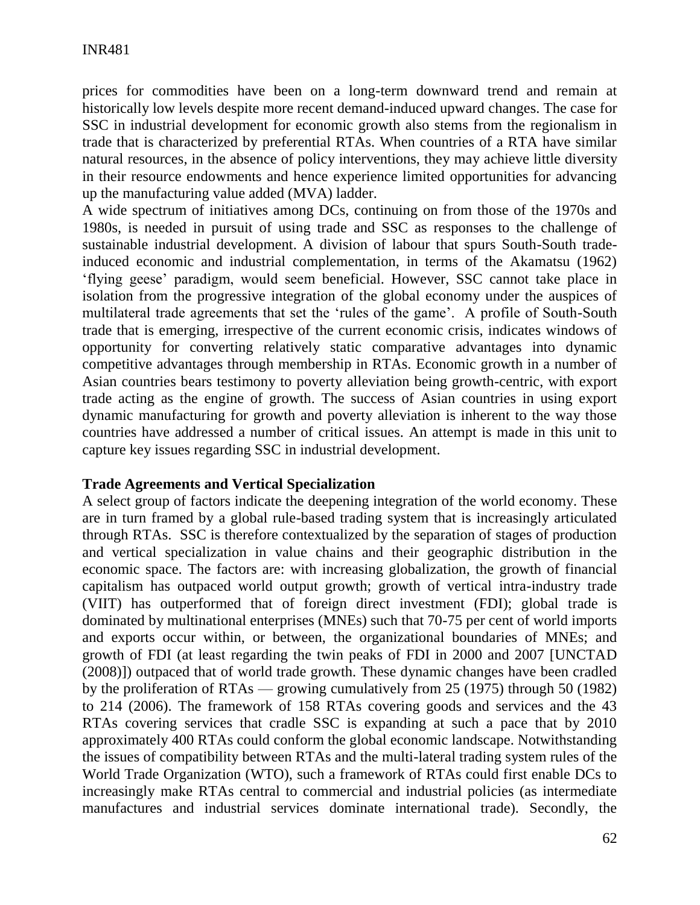prices for commodities have been on a long-term downward trend and remain at historically low levels despite more recent demand-induced upward changes. The case for SSC in industrial development for economic growth also stems from the regionalism in trade that is characterized by preferential RTAs. When countries of a RTA have similar natural resources, in the absence of policy interventions, they may achieve little diversity in their resource endowments and hence experience limited opportunities for advancing up the manufacturing value added (MVA) ladder.

A wide spectrum of initiatives among DCs, continuing on from those of the 1970s and 1980s, is needed in pursuit of using trade and SSC as responses to the challenge of sustainable industrial development. A division of labour that spurs South-South trade-induced economic and industrial complementation, in terms of the Akamatsu (1962) 'flying geese' paradigm, would seem beneficial. However, SSC cannot take place in isolation from the progressive integration of the global economy under the auspices of multilateral trade agreements that set the 'rules of the game'. A profile of South-South trade that is emerging, irrespective of the current economic crisis, indicates windows of opportunity for converting relatively static comparative advantages into dynamic competitive advantages through membership in RTAs. Economic growth in a number of Asian countries bears testimony to poverty alleviation being growth-centric, with export trade acting as the engine of growth. The success of Asian countries in using export dynamic manufacturing for growth and poverty alleviation is inherent to the way those countries have addressed a number of critical issues. An attempt is made in this unit to capture key issues regarding SSC in industrial development.

**Trade Agreements and Vertical Specialization**

A select group of factors indicate the deepening integration of the world economy. These are in turn framed by a global rule-based trading system that is increasingly articulated through RTAs. SSC is therefore contextualized by the separation of stages of production and vertical specialization in value chains and their geographic distribution in the economic space. The factors are: with increasing globalization, the growth of financial capitalism has outpaced world output growth; growth of vertical intra-industry trade (VIIT) has outperformed that of foreign direct investment (FDI); global trade is dominated by multinational enterprises (MNEs) such that 70-75 per cent of world imports and exports occur within, or between, the organizational boundaries of MNEs; and growth of FDI (at least regarding the twin peaks of FDI in 2000 and 2007 [UNCTAD (2008)]) outpaced that of world trade growth. These dynamic changes have been cradled by the proliferation of RTAs — growing cumulatively from 25 (1975) through 50 (1982) to 214 (2006). The framework of 158 RTAs covering goods and services and the 43 RTAs covering services that cradle SSC is expanding at such a pace that by 2010 approximately 400 RTAs could conform the global economic landscape. Notwithstanding the issues of compatibility between RTAs and the multi-lateral trading system rules of the World Trade Organization (WTO), such a framework of RTAs could first enable DCs to increasingly make RTAs central to commercial and industrial policies (as intermediate manufactures and industrial services dominate international trade). Secondly, the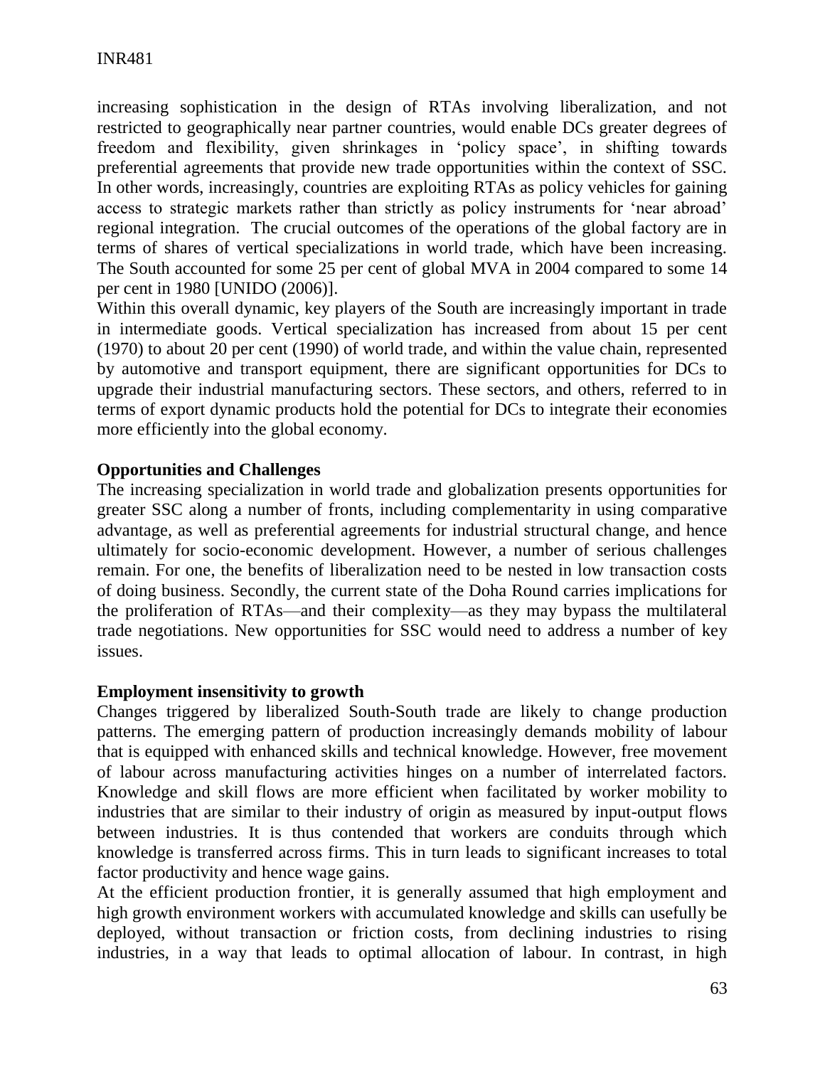increasing sophistication in the design of RTAs involving liberalization, and not restricted to geographically near partner countries, would enable DCs greater degrees of freedom and flexibility, given shrinkages in 'policy space', in shifting towards preferential agreements that provide new trade opportunities within the context of SSC. In other words, increasingly, countries are exploiting RTAs as policy vehicles for gaining access to strategic markets rather than strictly as policy instruments for 'near abroad' regional integration. The crucial outcomes of the operations of the global factory are in terms of shares of vertical specializations in world trade, which have been increasing. The South accounted for some 25 per cent of global MVA in 2004 compared to some 14 per cent in 1980 [UNIDO (2006)].

Within this overall dynamic, key players of the South are increasingly important in trade in intermediate goods. Vertical specialization has increased from about 15 per cent (1970) to about 20 per cent (1990) of world trade, and within the value chain, represented by automotive and transport equipment, there are significant opportunities for DCs to upgrade their industrial manufacturing sectors. These sectors, and others, referred to in terms of export dynamic products hold the potential for DCs to integrate their economies more efficiently into the global economy.

**Opportunities and Challenges**

The increasing specialization in world trade and globalization presents opportunities for greater SSC along a number of fronts, including complementarity in using comparative advantage, as well as preferential agreements for industrial structural change, and hence ultimately for socio-economic development. However, a number of serious challenges remain. For one, the benefits of liberalization need to be nested in low transaction costs of doing business. Secondly, the current state of the Doha Round carries implications for the proliferation of RTAs—and their complexity—as they may bypass the multilateral trade negotiations. New opportunities for SSC would need to address a number of key issues.

**Employment insensitivity to growth**

Changes triggered by liberalized South-South trade are likely to change production patterns. The emerging pattern of production increasingly demands mobility of labour that is equipped with enhanced skills and technical knowledge. However, free movement of labour across manufacturing activities hinges on a number of interrelated factors. Knowledge and skill flows are more efficient when facilitated by worker mobility to industries that are similar to their industry of origin as measured by input-output flows between industries. It is thus contended that workers are conduits through which knowledge is transferred across firms. This in turn leads to significant increases to total factor productivity and hence wage gains.

At the efficient production frontier, it is generally assumed that high employment and high growth environment workers with accumulated knowledge and skills can usefully be deployed, without transaction or friction costs, from declining industries to rising industries, in a way that leads to optimal allocation of labour. In contrast, in high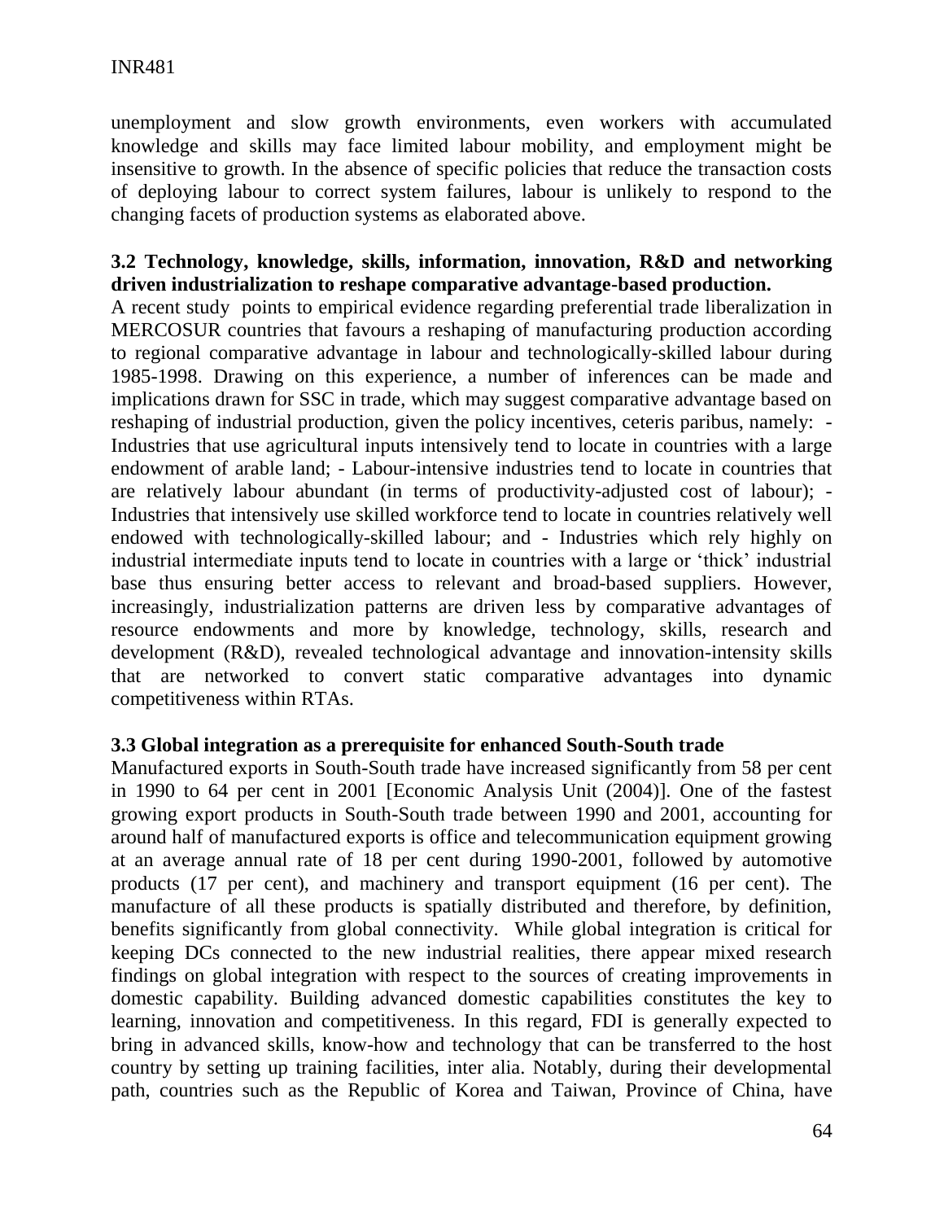unemployment and slow growth environments, even workers with accumulated knowledge and skills may face limited labour mobility, and employment might be insensitive to growth. In the absence of specific policies that reduce the transaction costs of deploying labour to correct system failures, labour is unlikely to respond to the changing facets of production systems as elaborated above.

### 3.2 Technology, knowledge, skills, information, innovation, R&D and networking driven industrialization to reshape comparative advantage-based production.

A recent study points to empirical evidence regarding preferential trade liberalization in MERCOSUR countries that favours a reshaping of manufacturing production according to regional comparative advantage in labour and technologically-skilled labour during 1985-1998. Drawing on this experience, a number of inferences can be made and implications drawn for SSC in trade, which may suggest comparative advantage based on reshaping of industrial production, given the policy incentives, ceteris paribus, namely: - Industries that use agricultural inputs intensively tend to locate in countries with a large endowment of arable land; - Labour-intensive industries tend to locate in countries that are relatively labour abundant (in terms of productivity-adjusted cost of labour); - Industries that intensively use skilled workforce tend to locate in countries relatively well endowed with technologically-skilled labour; and - Industries which rely highly on industrial intermediate inputs tend to locate in countries with a large or 'thick' industrial base thus ensuring better access to relevant and broad-based suppliers. However, increasingly, industrialization patterns are driven less by comparative advantages of resource endowments and more by knowledge, technology, skills, research and development (R&D), revealed technological advantage and innovation-intensity skills that are networked to convert static comparative advantages into dynamic competitiveness within RTAs.

### 3.3 Global integration as a prerequisite for enhanced South-South trade

Manufactured exports in South-South trade have increased significantly from 58 per cent in 1990 to 64 per cent in 2001 [Economic Analysis Unit (2004)]. One of the fastest growing export products in South-South trade between 1990 and 2001, accounting for around half of manufactured exports is office and telecommunication equipment growing at an average annual rate of 18 per cent during 1990-2001, followed by automotive products (17 per cent), and machinery and transport equipment (16 per cent). The manufacture of all these products is spatially distributed and therefore, by definition, benefits significantly from global connectivity. While global integration is critical for keeping DCs connected to the new industrial realities, there appear mixed research findings on global integration with respect to the sources of creating improvements in domestic capability. Building advanced domestic capabilities constitutes the key to learning, innovation and competitiveness. In this regard, FDI is generally expected to bring in advanced skills, know-how and technology that can be transferred to the host country by setting up training facilities, inter alia. Notably, during their developmental path, countries such as the Republic of Korea and Taiwan, Province of China, have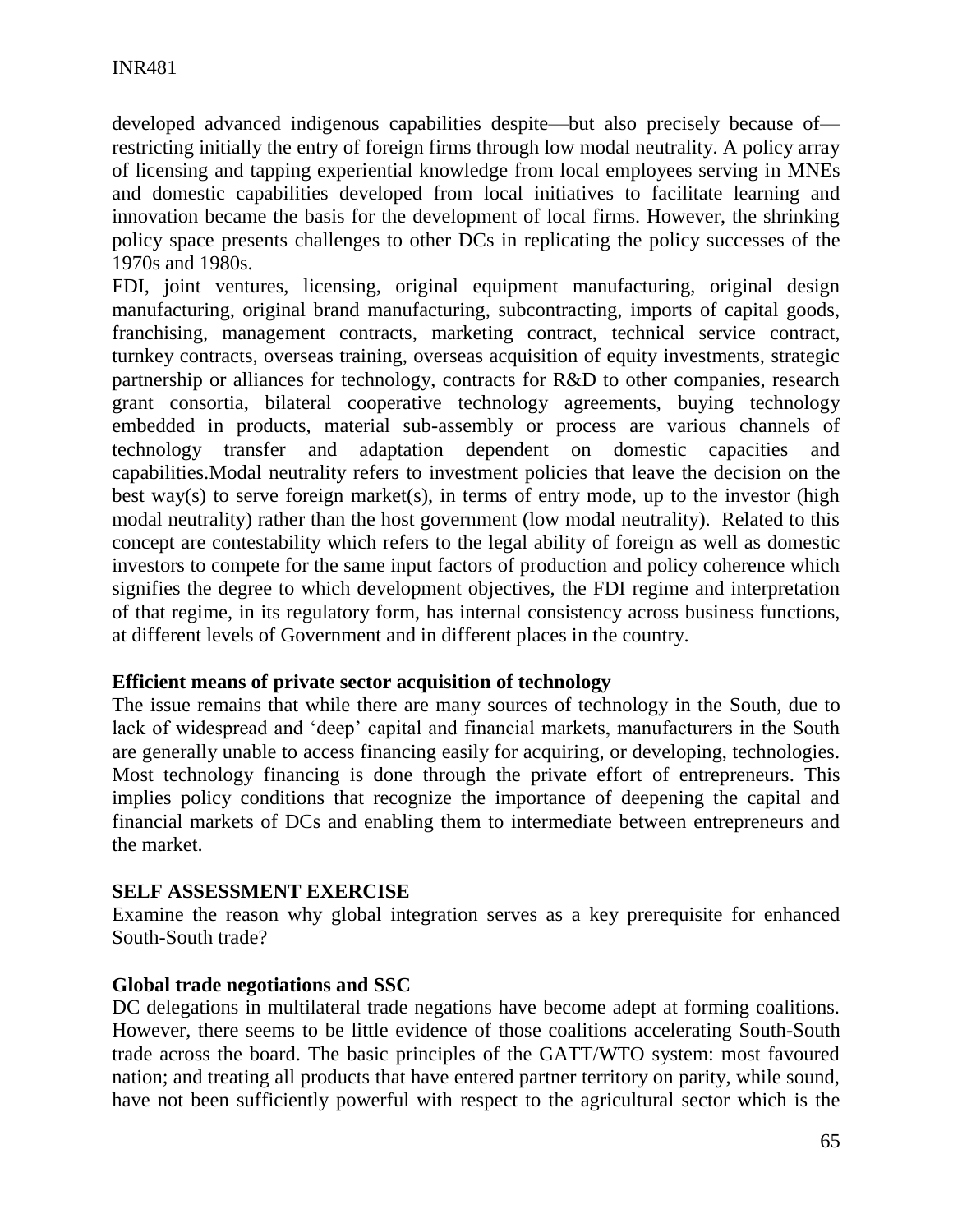developed advanced indigenous capabilities despite—but also precisely because of—restricting initially the entry of foreign firms through low modal neutrality. A policy array of licensing and tapping experiential knowledge from local employees serving in MNEs and domestic capabilities developed from local initiatives to facilitate learning and innovation became the basis for the development of local firms. However, the shrinking policy space presents challenges to other DCs in replicating the policy successes of the 1970s and 1980s.

FDI, joint ventures, licensing, original equipment manufacturing, original design manufacturing, original brand manufacturing, subcontracting, imports of capital goods, franchising, management contracts, marketing contract, technical service contract, turnkey contracts, overseas training, overseas acquisition of equity investments, strategic partnership or alliances for technology, contracts for R&D to other companies, research grant consortia, bilateral cooperative technology agreements, buying technology embedded in products, material sub-assembly or process are various channels of technology transfer and adaptation dependent on domestic capacities and capabilities.Modal neutrality refers to investment policies that leave the decision on the best way(s) to serve foreign market(s), in terms of entry mode, up to the investor (high modal neutrality) rather than the host government (low modal neutrality). Related to this concept are contestability which refers to the legal ability of foreign as well as domestic investors to compete for the same input factors of production and policy coherence which signifies the degree to which development objectives, the FDI regime and interpretation of that regime, in its regulatory form, has internal consistency across business functions, at different levels of Government and in different places in the country.

**Efficient means of private sector acquisition of technology**

The issue remains that while there are many sources of technology in the South, due to lack of widespread and 'deep' capital and financial markets, manufacturers in the South are generally unable to access financing easily for acquiring, or developing, technologies. Most technology financing is done through the private effort of entrepreneurs. This implies policy conditions that recognize the importance of deepening the capital and financial markets of DCs and enabling them to intermediate between entrepreneurs and the market.

**SELF ASSESSMENT EXERCISE**

Examine the reason why global integration serves as a key prerequisite for enhanced South-South trade?

**Global trade negotiations and SSC**

DC delegations in multilateral trade negations have become adept at forming coalitions. However, there seems to be little evidence of those coalitions accelerating South-South trade across the board. The basic principles of the GATT/WTO system: most favoured nation; and treating all products that have entered partner territory on parity, while sound, have not been sufficiently powerful with respect to the agricultural sector which is the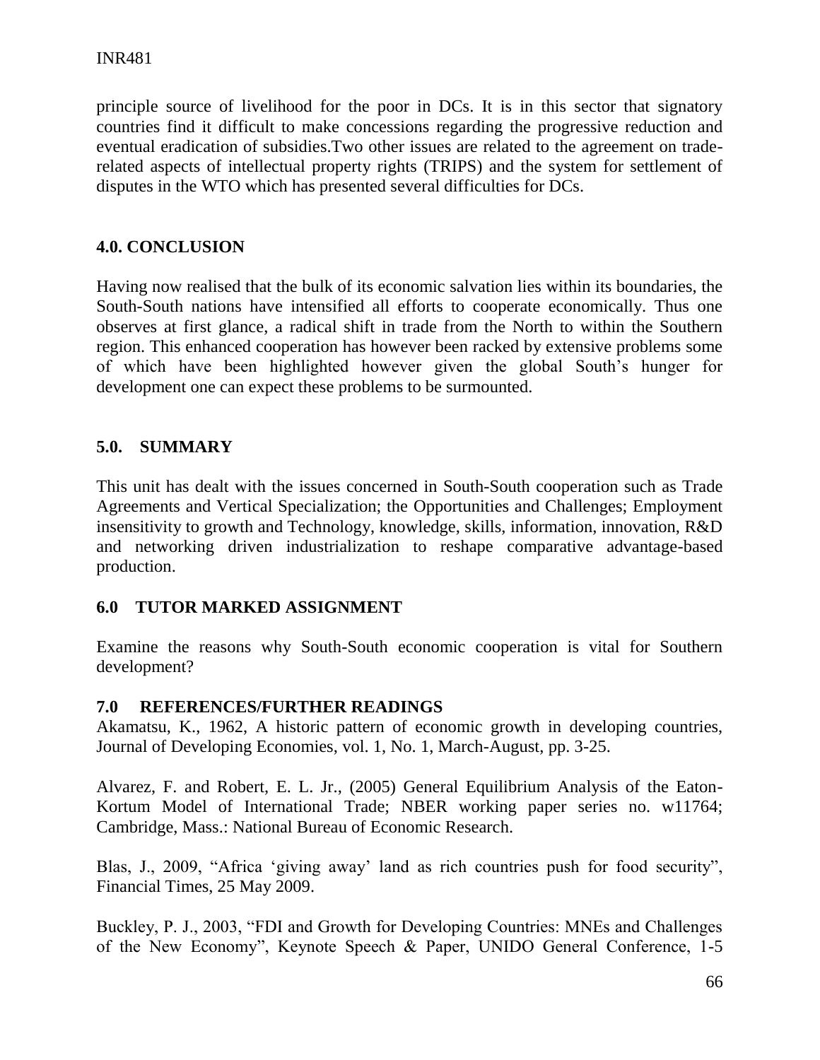principle source of livelihood for the poor in DCs. It is in this sector that signatory countries find it difficult to make concessions regarding the progressive reduction and eventual eradication of subsidies.Two other issues are related to the agreement on trade-related aspects of intellectual property rights (TRIPS) and the system for settlement of disputes in the WTO which has presented several difficulties for DCs.

## 4.0. CONCLUSION

Having now realised that the bulk of its economic salvation lies within its boundaries, the South-South nations have intensified all efforts to cooperate economically. Thus one observes at first glance, a radical shift in trade from the North to within the Southern region. This enhanced cooperation has however been racked by extensive problems some of which have been highlighted however given the global South's hunger for development one can expect these problems to be surmounted.

## 5.0. SUMMARY

This unit has dealt with the issues concerned in South-South cooperation such as Trade Agreements and Vertical Specialization; the Opportunities and Challenges; Employment insensitivity to growth and Technology, knowledge, skills, information, innovation, R&D and networking driven industrialization to reshape comparative advantage-based production.

## 6.0 TUTOR MARKED ASSIGNMENT

Examine the reasons why South-South economic cooperation is vital for Southern development?

## 7.0 REFERENCES/FURTHER READINGS

Akamatsu, K., 1962, A historic pattern of economic growth in developing countries, Journal of Developing Economies, vol. 1, No. 1, March-August, pp. 3-25.

Alvarez, F. and Robert, E. L. Jr., (2005) General Equilibrium Analysis of the Eaton-Kortum Model of International Trade; NBER working paper series no. w11764; Cambridge, Mass.: National Bureau of Economic Research.

Blas, J., 2009, "Africa 'giving away' land as rich countries push for food security", Financial Times, 25 May 2009.

Buckley, P. J., 2003, "FDI and Growth for Developing Countries: MNEs and Challenges of the New Economy", Keynote Speech & Paper, UNIDO General Conference, 1-5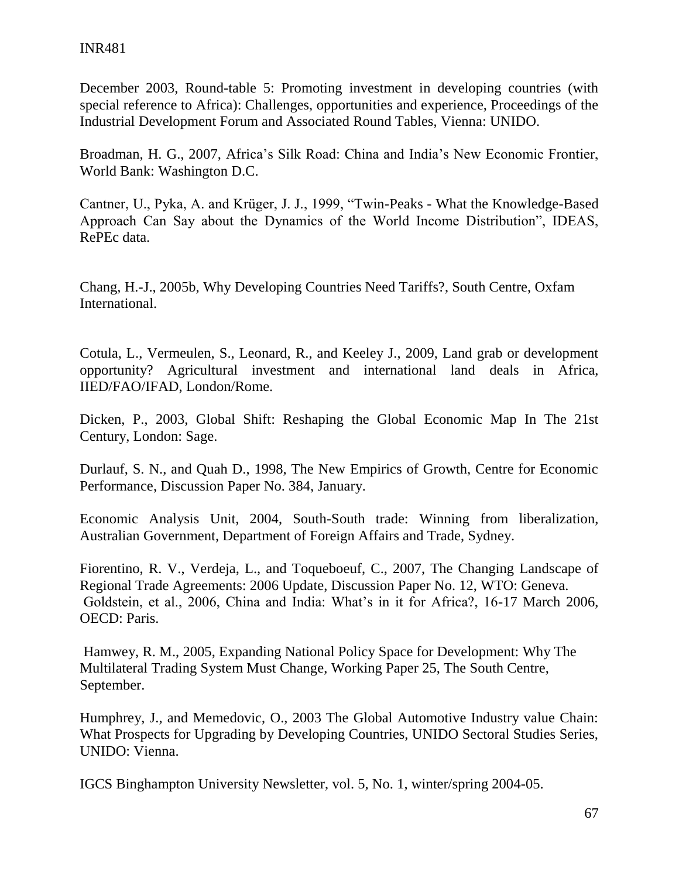December 2003, Round-table 5: Promoting investment in developing countries (with special reference to Africa): Challenges, opportunities and experience, Proceedings of the Industrial Development Forum and Associated Round Tables, Vienna: UNIDO.

Broadman, H. G., 2007, Africa's Silk Road: China and India's New Economic Frontier, World Bank: Washington D.C.

Cantner, U., Pyka, A. and Krüger, J. J., 1999, "Twin-Peaks - What the Knowledge-Based Approach Can Say about the Dynamics of the World Income Distribution", IDEAS, RePEc data.

Chang, H.-J., 2005b, Why Developing Countries Need Tariffs?, South Centre, Oxfam International.

Cotula, L., Vermeulen, S., Leonard, R., and Keeley J., 2009, Land grab or development opportunity? Agricultural investment and international land deals in Africa, IIED/FAO/IFAD, London/Rome.

Dicken, P., 2003, Global Shift: Reshaping the Global Economic Map In The 21st Century, London: Sage.

Durlauf, S. N., and Quah D., 1998, The New Empirics of Growth, Centre for Economic Performance, Discussion Paper No. 384, January.

Economic Analysis Unit, 2004, South-South trade: Winning from liberalization, Australian Government, Department of Foreign Affairs and Trade, Sydney.

Fiorentino, R. V., Verdeja, L., and Toqueboeuf, C., 2007, The Changing Landscape of Regional Trade Agreements: 2006 Update, Discussion Paper No. 12, WTO: Geneva.
Goldstein, et al., 2006, China and India: What's in it for Africa?, 16-17 March 2006, OECD: Paris.

Hamwey, R. M., 2005, Expanding National Policy Space for Development: Why The Multilateral Trading System Must Change, Working Paper 25, The South Centre, September.

Humphrey, J., and Memedovic, O., 2003 The Global Automotive Industry value Chain: What Prospects for Upgrading by Developing Countries, UNIDO Sectoral Studies Series, UNIDO: Vienna.

IGCS Binghampton University Newsletter, vol. 5, No. 1, winter/spring 2004-05.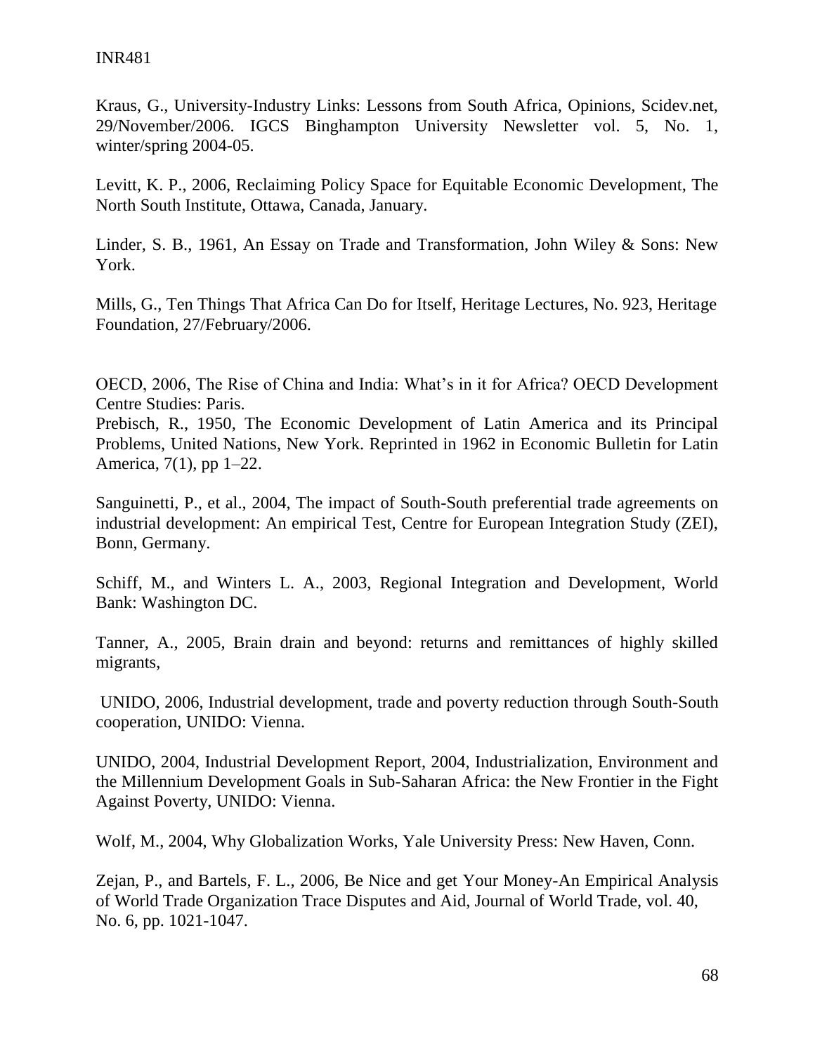Kraus, G., University-Industry Links: Lessons from South Africa, Opinions, Scidev.net, 29/November/2006. IGCS Binghampton University Newsletter vol. 5, No. 1, winter/spring 2004-05.

Levitt, K. P., 2006, Reclaiming Policy Space for Equitable Economic Development, The North South Institute, Ottawa, Canada, January.

Linder, S. B., 1961, An Essay on Trade and Transformation, John Wiley & Sons: New York.

Mills, G., Ten Things That Africa Can Do for Itself, Heritage Lectures, No. 923, Heritage Foundation, 27/February/2006.

OECD, 2006, The Rise of China and India: What's in it for Africa? OECD Development Centre Studies: Paris.

Prebisch, R., 1950, The Economic Development of Latin America and its Principal Problems, United Nations, New York. Reprinted in 1962 in Economic Bulletin for Latin America, 7(1), pp 1–22.

Sanguinetti, P., et al., 2004, The impact of South-South preferential trade agreements on industrial development: An empirical Test, Centre for European Integration Study (ZEI), Bonn, Germany.

Schiff, M., and Winters L. A., 2003, Regional Integration and Development, World Bank: Washington DC.

Tanner, A., 2005, Brain drain and beyond: returns and remittances of highly skilled migrants,

UNIDO, 2006, Industrial development, trade and poverty reduction through South-South cooperation, UNIDO: Vienna.

UNIDO, 2004, Industrial Development Report, 2004, Industrialization, Environment and the Millennium Development Goals in Sub-Saharan Africa: the New Frontier in the Fight Against Poverty, UNIDO: Vienna.

Wolf, M., 2004, Why Globalization Works, Yale University Press: New Haven, Conn.

Zejan, P., and Bartels, F. L., 2006, Be Nice and get Your Money-An Empirical Analysis of World Trade Organization Trace Disputes and Aid, Journal of World Trade, vol. 40, No. 6, pp. 1021-1047.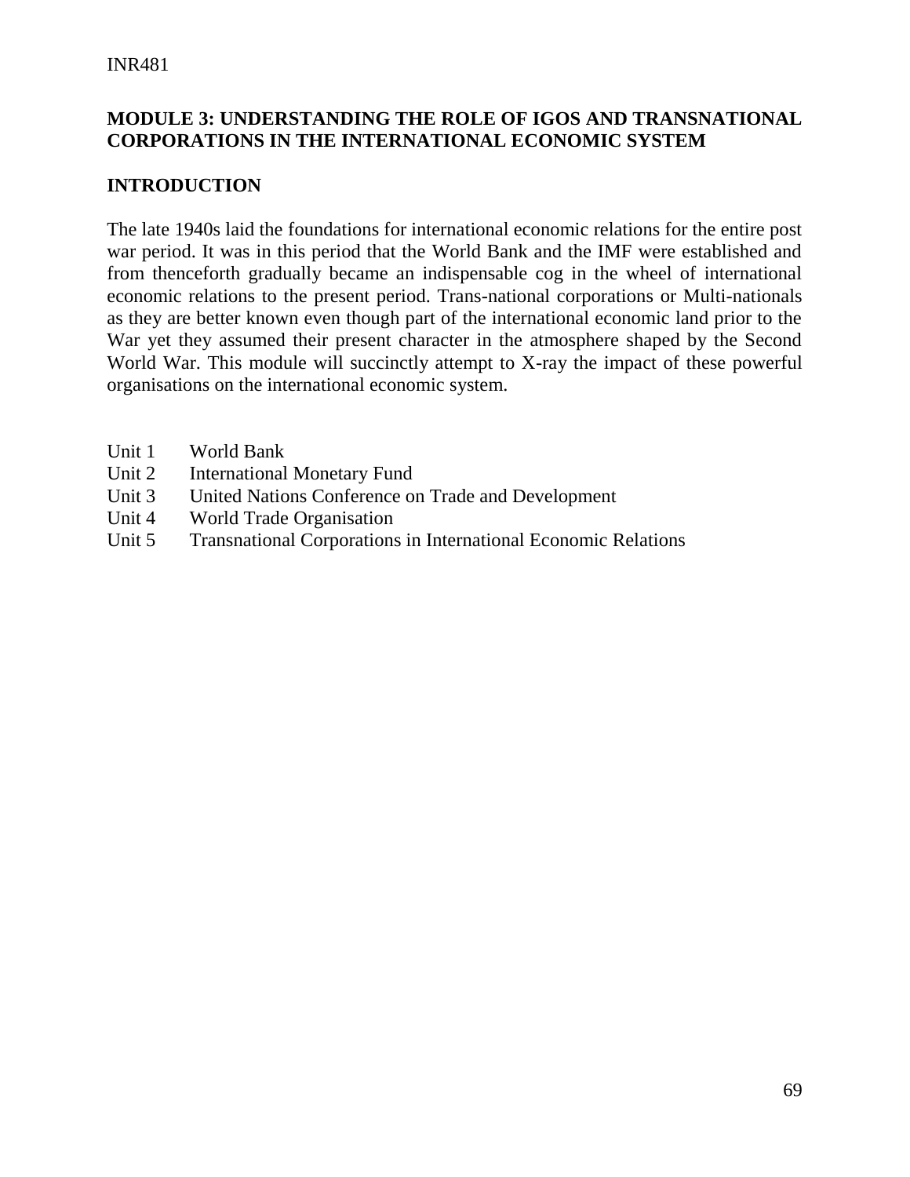## MODULE 3: UNDERSTANDING THE ROLE OF IGOS AND TRANSNATIONAL CORPORATIONS IN THE INTERNATIONAL ECONOMIC SYSTEM

### INTRODUCTION

The late 1940s laid the foundations for international economic relations for the entire post war period. It was in this period that the World Bank and the IMF were established and from thenceforth gradually became an indispensable cog in the wheel of international economic relations to the present period. Trans-national corporations or Multi-nationals as they are better known even though part of the international economic land prior to the War yet they assumed their present character in the atmosphere shaped by the Second World War. This module will succinctly attempt to X-ray the impact of these powerful organisations on the international economic system.

- Unit 1 World Bank
- Unit 2 International Monetary Fund
- Unit 3 United Nations Conference on Trade and Development
- Unit 4 World Trade Organisation
- Unit 5 Transnational Corporations in International Economic Relations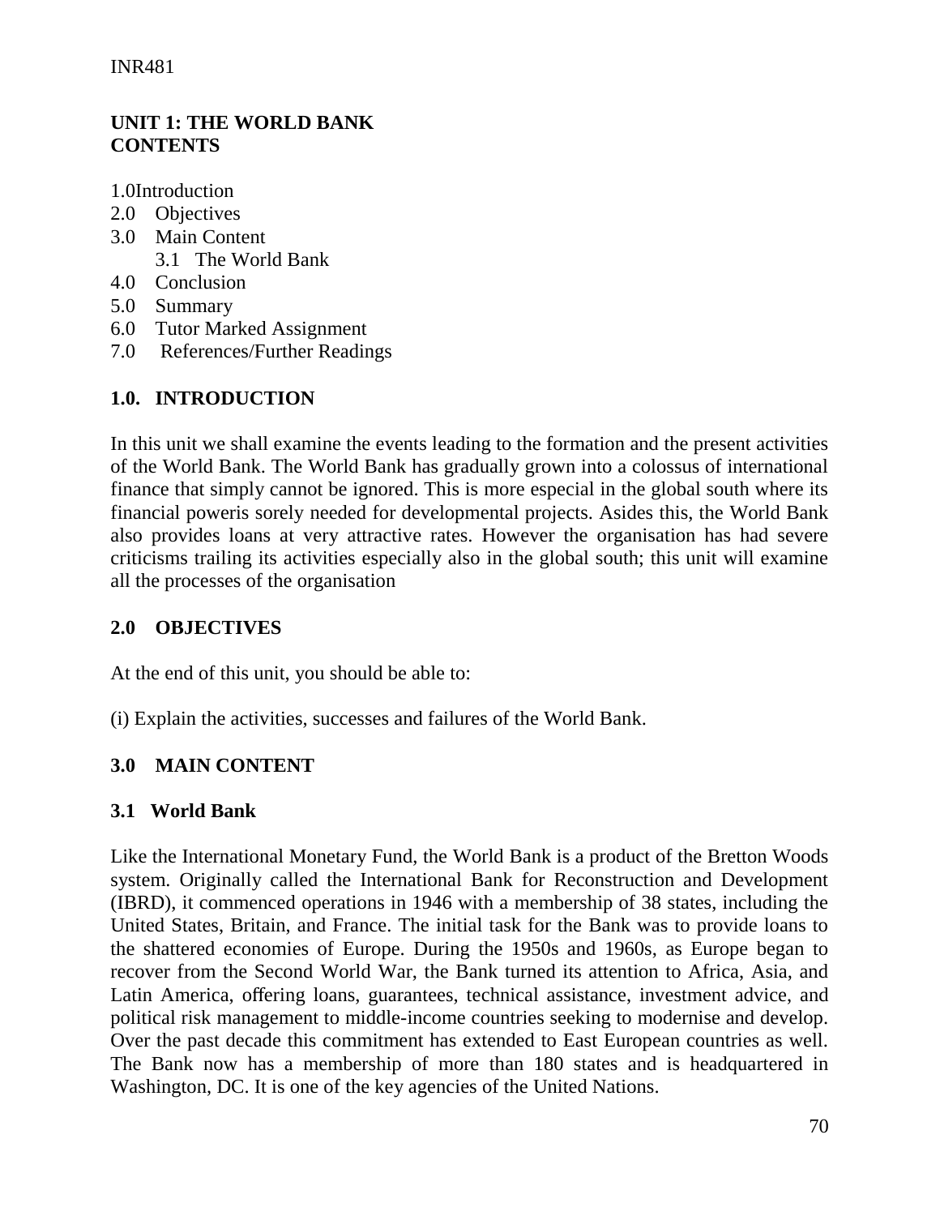## UNIT 1: THE WORLD BANK

**CONTENTS**

1.0 Introduction
2.0 Objectives
3.0 Main Content
 3.1 The World Bank
4.0 Conclusion
5.0 Summary
6.0 Tutor Marked Assignment
7.0 References/Further Readings

### 1.0. INTRODUCTION

In this unit we shall examine the events leading to the formation and the present activities of the World Bank. The World Bank has gradually grown into a colossus of international finance that simply cannot be ignored. This is more especial in the global south where its financial poweris sorely needed for developmental projects. Asides this, the World Bank also provides loans at very attractive rates. However the organisation has had severe criticisms trailing its activities especially also in the global south; this unit will examine all the processes of the organisation

### 2.0 OBJECTIVES

At the end of this unit, you should be able to:

(i) Explain the activities, successes and failures of the World Bank.

### 3.0 MAIN CONTENT

#### 3.1 World Bank

Like the International Monetary Fund, the World Bank is a product of the Bretton Woods system. Originally called the International Bank for Reconstruction and Development (IBRD), it commenced operations in 1946 with a membership of 38 states, including the United States, Britain, and France. The initial task for the Bank was to provide loans to the shattered economies of Europe. During the 1950s and 1960s, as Europe began to recover from the Second World War, the Bank turned its attention to Africa, Asia, and Latin America, offering loans, guarantees, technical assistance, investment advice, and political risk management to middle-income countries seeking to modernise and develop. Over the past decade this commitment has extended to East European countries as well. The Bank now has a membership of more than 180 states and is headquartered in Washington, DC. It is one of the key agencies of the United Nations.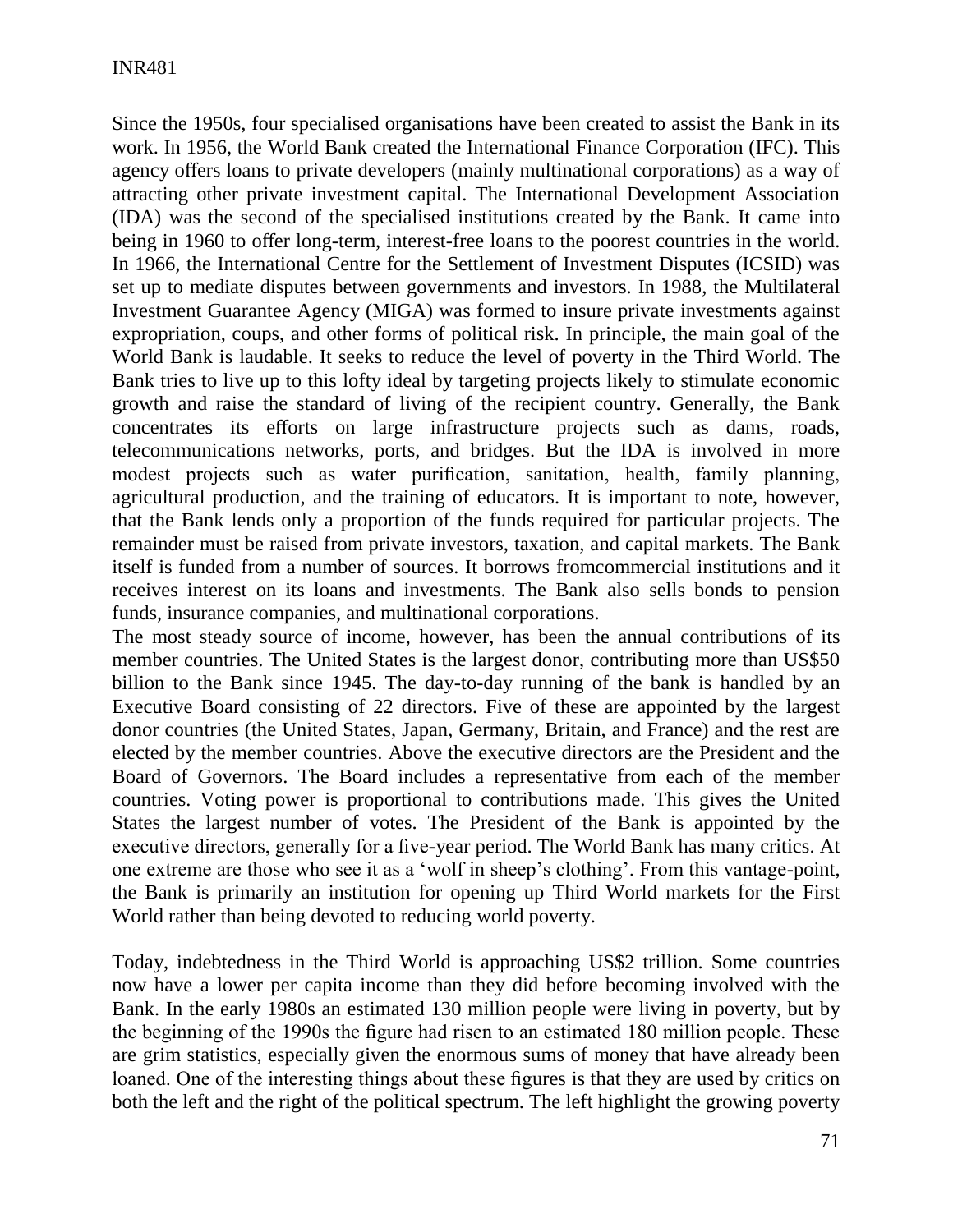Since the 1950s, four specialised organisations have been created to assist the Bank in its work. In 1956, the World Bank created the International Finance Corporation (IFC). This agency offers loans to private developers (mainly multinational corporations) as a way of attracting other private investment capital. The International Development Association (IDA) was the second of the specialised institutions created by the Bank. It came into being in 1960 to offer long-term, interest-free loans to the poorest countries in the world. In 1966, the International Centre for the Settlement of Investment Disputes (ICSID) was set up to mediate disputes between governments and investors. In 1988, the Multilateral Investment Guarantee Agency (MIGA) was formed to insure private investments against expropriation, coups, and other forms of political risk. In principle, the main goal of the World Bank is laudable. It seeks to reduce the level of poverty in the Third World. The Bank tries to live up to this lofty ideal by targeting projects likely to stimulate economic growth and raise the standard of living of the recipient country. Generally, the Bank concentrates its efforts on large infrastructure projects such as dams, roads, telecommunications networks, ports, and bridges. But the IDA is involved in more modest projects such as water purification, sanitation, health, family planning, agricultural production, and the training of educators. It is important to note, however, that the Bank lends only a proportion of the funds required for particular projects. The remainder must be raised from private investors, taxation, and capital markets. The Bank itself is funded from a number of sources. It borrows fromcommercial institutions and it receives interest on its loans and investments. The Bank also sells bonds to pension funds, insurance companies, and multinational corporations.
The most steady source of income, however, has been the annual contributions of its member countries. The United States is the largest donor, contributing more than US$50 billion to the Bank since 1945. The day-to-day running of the bank is handled by an Executive Board consisting of 22 directors. Five of these are appointed by the largest donor countries (the United States, Japan, Germany, Britain, and France) and the rest are elected by the member countries. Above the executive directors are the President and the Board of Governors. The Board includes a representative from each of the member countries. Voting power is proportional to contributions made. This gives the United States the largest number of votes. The President of the Bank is appointed by the executive directors, generally for a five-year period. The World Bank has many critics. At one extreme are those who see it as a 'wolf in sheep's clothing'. From this vantage-point, the Bank is primarily an institution for opening up Third World markets for the First World rather than being devoted to reducing world poverty.

Today, indebtedness in the Third World is approaching US$2 trillion. Some countries now have a lower per capita income than they did before becoming involved with the Bank. In the early 1980s an estimated 130 million people were living in poverty, but by the beginning of the 1990s the figure had risen to an estimated 180 million people. These are grim statistics, especially given the enormous sums of money that have already been loaned. One of the interesting things about these figures is that they are used by critics on both the left and the right of the political spectrum. The left highlight the growing poverty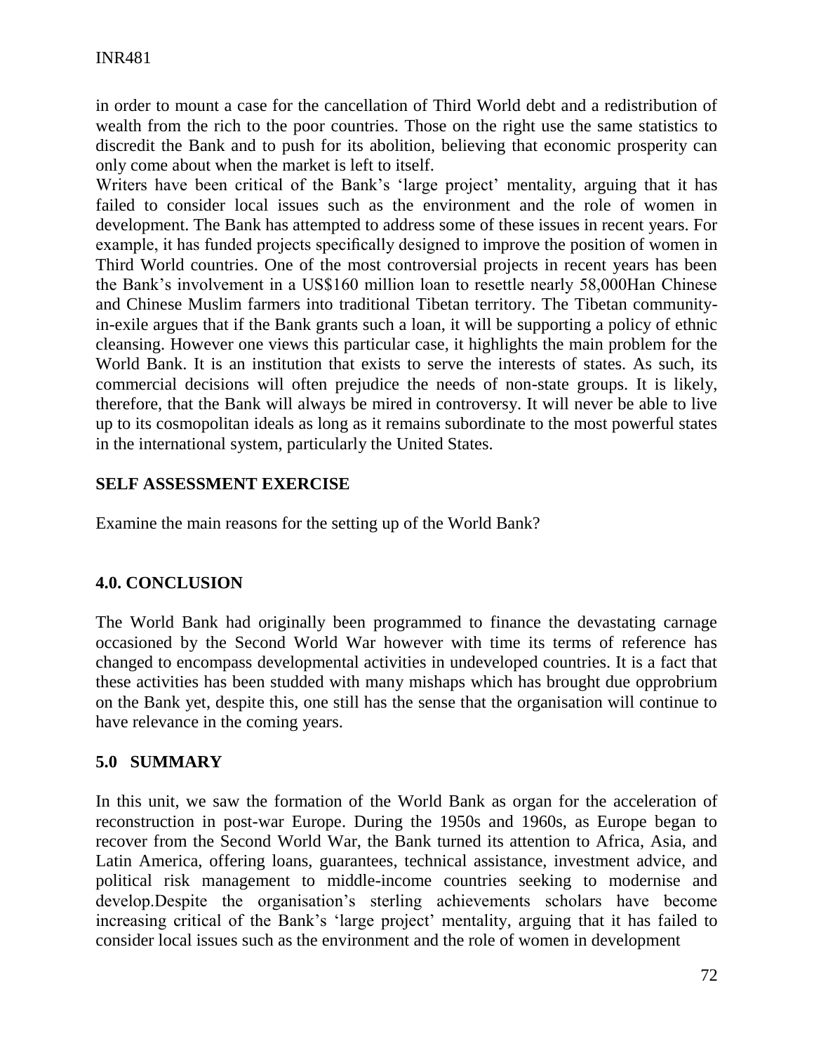in order to mount a case for the cancellation of Third World debt and a redistribution of wealth from the rich to the poor countries. Those on the right use the same statistics to discredit the Bank and to push for its abolition, believing that economic prosperity can only come about when the market is left to itself.

Writers have been critical of the Bank's 'large project' mentality, arguing that it has failed to consider local issues such as the environment and the role of women in development. The Bank has attempted to address some of these issues in recent years. For example, it has funded projects specifically designed to improve the position of women in Third World countries. One of the most controversial projects in recent years has been the Bank's involvement in a US$160 million loan to resettle nearly 58,000Han Chinese and Chinese Muslim farmers into traditional Tibetan territory. The Tibetan community-in-exile argues that if the Bank grants such a loan, it will be supporting a policy of ethnic cleansing. However one views this particular case, it highlights the main problem for the World Bank. It is an institution that exists to serve the interests of states. As such, its commercial decisions will often prejudice the needs of non-state groups. It is likely, therefore, that the Bank will always be mired in controversy. It will never be able to live up to its cosmopolitan ideals as long as it remains subordinate to the most powerful states in the international system, particularly the United States.

**SELF ASSESSMENT EXERCISE**

Examine the main reasons for the setting up of the World Bank?

## 4.0. CONCLUSION

The World Bank had originally been programmed to finance the devastating carnage occasioned by the Second World War however with time its terms of reference has changed to encompass developmental activities in undeveloped countries. It is a fact that these activities has been studded with many mishaps which has brought due opprobrium on the Bank yet, despite this, one still has the sense that the organisation will continue to have relevance in the coming years.

## 5.0 SUMMARY

In this unit, we saw the formation of the World Bank as organ for the acceleration of reconstruction in post-war Europe. During the 1950s and 1960s, as Europe began to recover from the Second World War, the Bank turned its attention to Africa, Asia, and Latin America, offering loans, guarantees, technical assistance, investment advice, and political risk management to middle-income countries seeking to modernise and develop.Despite the organisation's sterling achievements scholars have become increasing critical of the Bank's 'large project' mentality, arguing that it has failed to consider local issues such as the environment and the role of women in development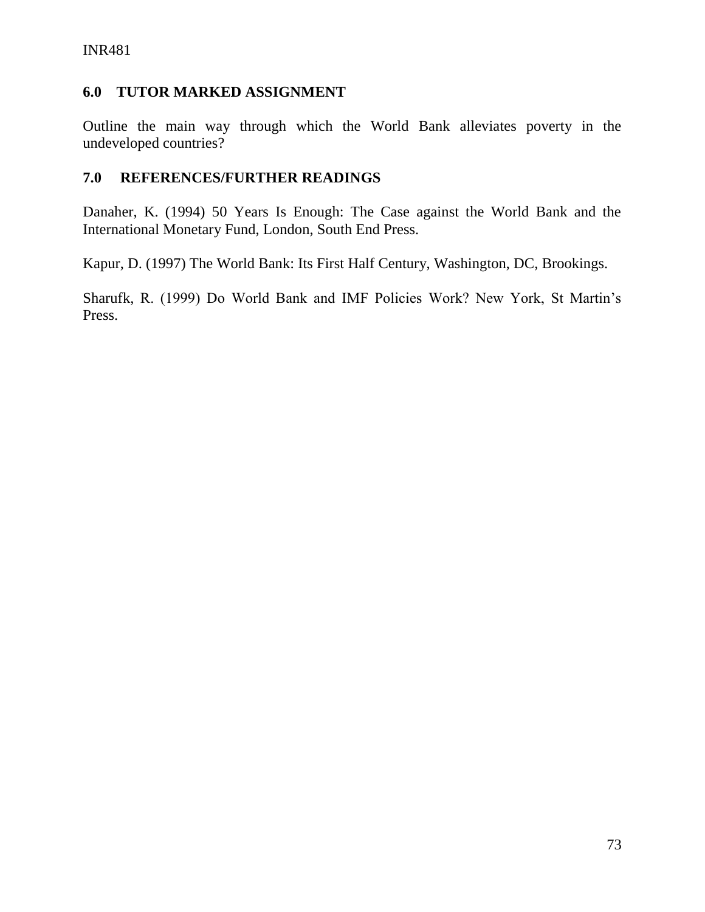## 6.0 TUTOR MARKED ASSIGNMENT

Outline the main way through which the World Bank alleviates poverty in the undeveloped countries?

## 7.0 REFERENCES/FURTHER READINGS

Danaher, K. (1994) 50 Years Is Enough: The Case against the World Bank and the International Monetary Fund, London, South End Press.

Kapur, D. (1997) The World Bank: Its First Half Century, Washington, DC, Brookings.

Sharufk, R. (1999) Do World Bank and IMF Policies Work? New York, St Martin's Press.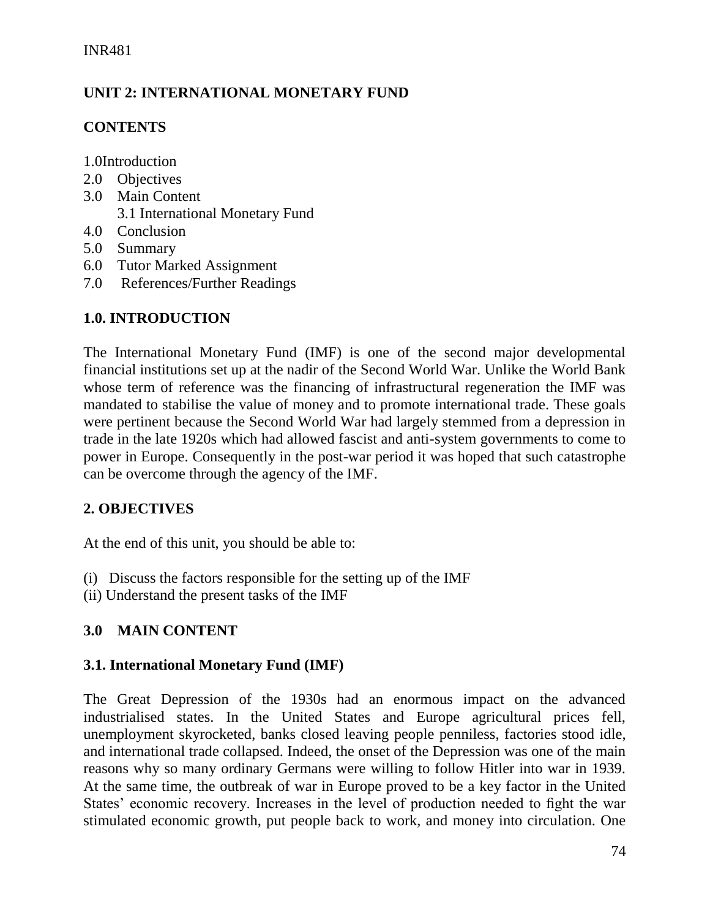## UNIT 2: INTERNATIONAL MONETARY FUND

### CONTENTS

1.0 Introduction
2.0 Objectives
3.0 Main Content
  3.1 International Monetary Fund
4.0 Conclusion
5.0 Summary
6.0 Tutor Marked Assignment
7.0 References/Further Readings

### 1.0. INTRODUCTION

The International Monetary Fund (IMF) is one of the second major developmental financial institutions set up at the nadir of the Second World War. Unlike the World Bank whose term of reference was the financing of infrastructural regeneration the IMF was mandated to stabilise the value of money and to promote international trade. These goals were pertinent because the Second World War had largely stemmed from a depression in trade in the late 1920s which had allowed fascist and anti-system governments to come to power in Europe. Consequently in the post-war period it was hoped that such catastrophe can be overcome through the agency of the IMF.

### 2. OBJECTIVES

At the end of this unit, you should be able to:

(i) Discuss the factors responsible for the setting up of the IMF
(ii) Understand the present tasks of the IMF

### 3.0 MAIN CONTENT

#### 3.1. International Monetary Fund (IMF)

The Great Depression of the 1930s had an enormous impact on the advanced industrialised states. In the United States and Europe agricultural prices fell, unemployment skyrocketed, banks closed leaving people penniless, factories stood idle, and international trade collapsed. Indeed, the onset of the Depression was one of the main reasons why so many ordinary Germans were willing to follow Hitler into war in 1939. At the same time, the outbreak of war in Europe proved to be a key factor in the United States' economic recovery. Increases in the level of production needed to fight the war stimulated economic growth, put people back to work, and money into circulation. One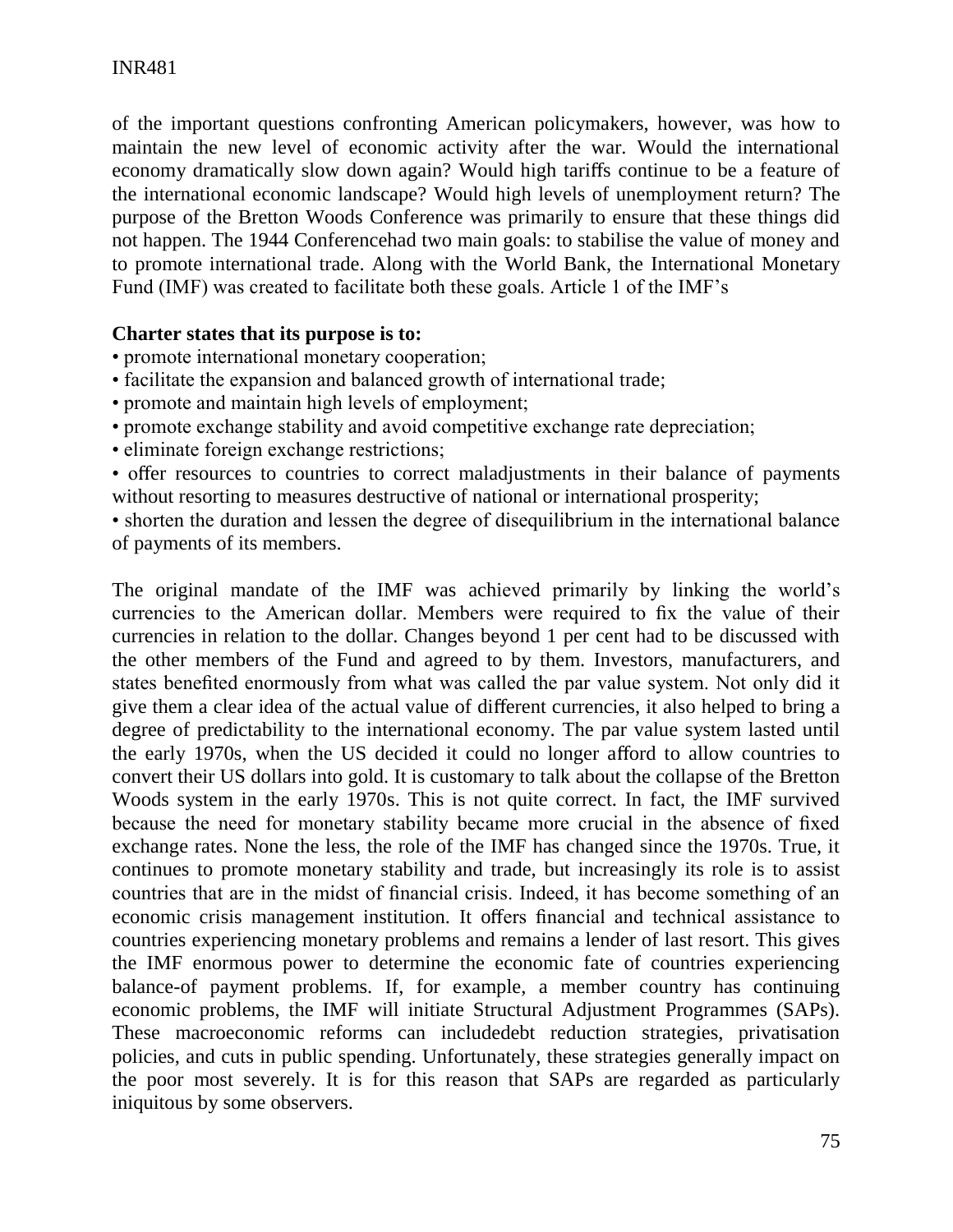of the important questions confronting American policymakers, however, was how to maintain the new level of economic activity after the war. Would the international economy dramatically slow down again? Would high tariffs continue to be a feature of the international economic landscape? Would high levels of unemployment return? The purpose of the Bretton Woods Conference was primarily to ensure that these things did not happen. The 1944 Conferencehad two main goals: to stabilise the value of money and to promote international trade. Along with the World Bank, the International Monetary Fund (IMF) was created to facilitate both these goals. Article 1 of the IMF's

**Charter states that its purpose is to:**

- promote international monetary cooperation;
- facilitate the expansion and balanced growth of international trade;
- promote and maintain high levels of employment;
- promote exchange stability and avoid competitive exchange rate depreciation;
- eliminate foreign exchange restrictions;
- offer resources to countries to correct maladjustments in their balance of payments without resorting to measures destructive of national or international prosperity;
- shorten the duration and lessen the degree of disequilibrium in the international balance of payments of its members.

The original mandate of the IMF was achieved primarily by linking the world's currencies to the American dollar. Members were required to fix the value of their currencies in relation to the dollar. Changes beyond 1 per cent had to be discussed with the other members of the Fund and agreed to by them. Investors, manufacturers, and states benefited enormously from what was called the par value system. Not only did it give them a clear idea of the actual value of different currencies, it also helped to bring a degree of predictability to the international economy. The par value system lasted until the early 1970s, when the US decided it could no longer afford to allow countries to convert their US dollars into gold. It is customary to talk about the collapse of the Bretton Woods system in the early 1970s. This is not quite correct. In fact, the IMF survived because the need for monetary stability became more crucial in the absence of fixed exchange rates. None the less, the role of the IMF has changed since the 1970s. True, it continues to promote monetary stability and trade, but increasingly its role is to assist countries that are in the midst of financial crisis. Indeed, it has become something of an economic crisis management institution. It offers financial and technical assistance to countries experiencing monetary problems and remains a lender of last resort. This gives the IMF enormous power to determine the economic fate of countries experiencing balance-of payment problems. If, for example, a member country has continuing economic problems, the IMF will initiate Structural Adjustment Programmes (SAPs). These macroeconomic reforms can includedebt reduction strategies, privatisation policies, and cuts in public spending. Unfortunately, these strategies generally impact on the poor most severely. It is for this reason that SAPs are regarded as particularly iniquitous by some observers.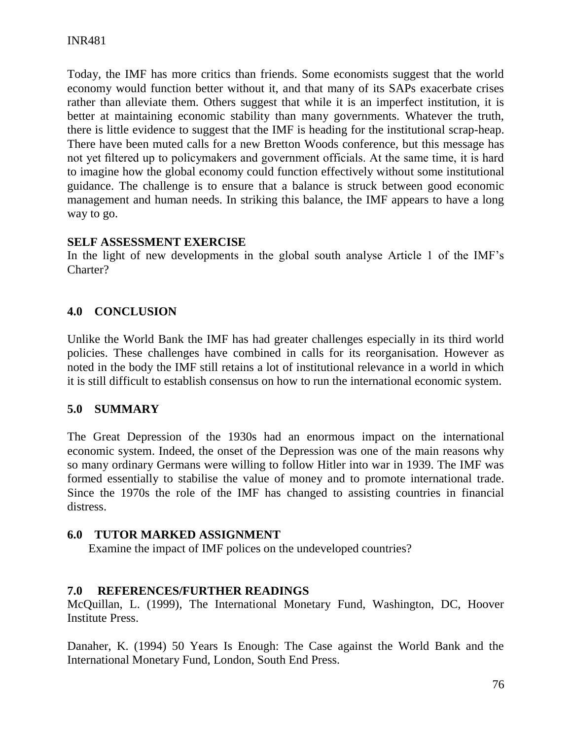Today, the IMF has more critics than friends. Some economists suggest that the world economy would function better without it, and that many of its SAPs exacerbate crises rather than alleviate them. Others suggest that while it is an imperfect institution, it is better at maintaining economic stability than many governments. Whatever the truth, there is little evidence to suggest that the IMF is heading for the institutional scrap-heap. There have been muted calls for a new Bretton Woods conference, but this message has not yet filtered up to policymakers and government officials. At the same time, it is hard to imagine how the global economy could function effectively without some institutional guidance. The challenge is to ensure that a balance is struck between good economic management and human needs. In striking this balance, the IMF appears to have a long way to go.

**SELF ASSESSMENT EXERCISE**

In the light of new developments in the global south analyse Article 1 of the IMF's Charter?

## 4.0 CONCLUSION

Unlike the World Bank the IMF has had greater challenges especially in its third world policies. These challenges have combined in calls for its reorganisation. However as noted in the body the IMF still retains a lot of institutional relevance in a world in which it is still difficult to establish consensus on how to run the international economic system.

## 5.0 SUMMARY

The Great Depression of the 1930s had an enormous impact on the international economic system. Indeed, the onset of the Depression was one of the main reasons why so many ordinary Germans were willing to follow Hitler into war in 1939. The IMF was formed essentially to stabilise the value of money and to promote international trade. Since the 1970s the role of the IMF has changed to assisting countries in financial distress.

## 6.0 TUTOR MARKED ASSIGNMENT

Examine the impact of IMF polices on the undeveloped countries?

## 7.0 REFERENCES/FURTHER READINGS

McQuillan, L. (1999), The International Monetary Fund, Washington, DC, Hoover Institute Press.

Danaher, K. (1994) 50 Years Is Enough: The Case against the World Bank and the International Monetary Fund, London, South End Press.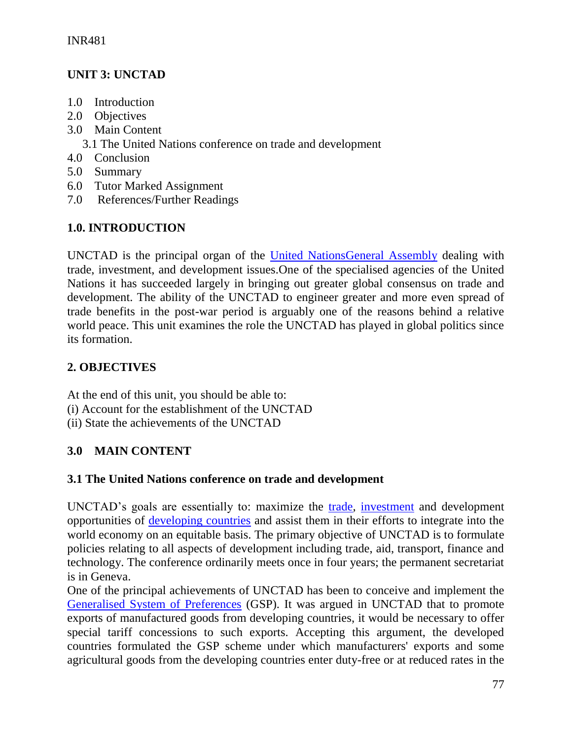## UNIT 3: UNCTAD

1.0 Introduction
2.0 Objectives
3.0 Main Content
  3.1 The United Nations conference on trade and development
4.0 Conclusion
5.0 Summary
6.0 Tutor Marked Assignment
7.0 References/Further Readings

## 1.0. INTRODUCTION

UNCTAD is the principal organ of the United NationsGeneral Assembly dealing with trade, investment, and development issues.One of the specialised agencies of the United Nations it has succeeded largely in bringing out greater global consensus on trade and development. The ability of the UNCTAD to engineer greater and more even spread of trade benefits in the post-war period is arguably one of the reasons behind a relative world peace. This unit examines the role the UNCTAD has played in global politics since its formation.

## 2. OBJECTIVES

At the end of this unit, you should be able to:
(i) Account for the establishment of the UNCTAD
(ii) State the achievements of the UNCTAD

## 3.0 MAIN CONTENT

### 3.1 The United Nations conference on trade and development

UNCTAD's goals are essentially to: maximize the trade, investment and development opportunities of developing countries and assist them in their efforts to integrate into the world economy on an equitable basis. The primary objective of UNCTAD is to formulate policies relating to all aspects of development including trade, aid, transport, finance and technology. The conference ordinarily meets once in four years; the permanent secretariat is in Geneva.

One of the principal achievements of UNCTAD has been to conceive and implement the Generalised System of Preferences (GSP). It was argued in UNCTAD that to promote exports of manufactured goods from developing countries, it would be necessary to offer special tariff concessions to such exports. Accepting this argument, the developed countries formulated the GSP scheme under which manufacturers' exports and some agricultural goods from the developing countries enter duty-free or at reduced rates in the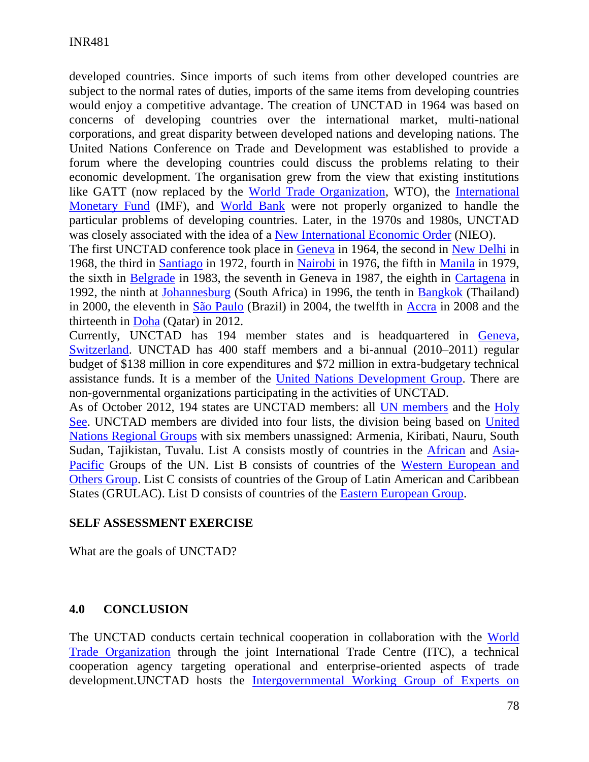developed countries. Since imports of such items from other developed countries are subject to the normal rates of duties, imports of the same items from developing countries would enjoy a competitive advantage. The creation of UNCTAD in 1964 was based on concerns of developing countries over the international market, multi-national corporations, and great disparity between developed nations and developing nations. The United Nations Conference on Trade and Development was established to provide a forum where the developing countries could discuss the problems relating to their economic development. The organisation grew from the view that existing institutions like GATT (now replaced by the World Trade Organization, WTO), the International Monetary Fund (IMF), and World Bank were not properly organized to handle the particular problems of developing countries. Later, in the 1970s and 1980s, UNCTAD was closely associated with the idea of a New International Economic Order (NIEO).

The first UNCTAD conference took place in Geneva in 1964, the second in New Delhi in 1968, the third in Santiago in 1972, fourth in Nairobi in 1976, the fifth in Manila in 1979, the sixth in Belgrade in 1983, the seventh in Geneva in 1987, the eighth in Cartagena in 1992, the ninth at Johannesburg (South Africa) in 1996, the tenth in Bangkok (Thailand) in 2000, the eleventh in São Paulo (Brazil) in 2004, the twelfth in Accra in 2008 and the thirteenth in Doha (Qatar) in 2012.

Currently, UNCTAD has 194 member states and is headquartered in Geneva, Switzerland. UNCTAD has 400 staff members and a bi-annual (2010–2011) regular budget of $138 million in core expenditures and $72 million in extra-budgetary technical assistance funds. It is a member of the United Nations Development Group. There are non-governmental organizations participating in the activities of UNCTAD.

As of October 2012, 194 states are UNCTAD members: all UN members and the Holy See. UNCTAD members are divided into four lists, the division being based on United Nations Regional Groups with six members unassigned: Armenia, Kiribati, Nauru, South Sudan, Tajikistan, Tuvalu. List A consists mostly of countries in the African and Asia-Pacific Groups of the UN. List B consists of countries of the Western European and Others Group. List C consists of countries of the Group of Latin American and Caribbean States (GRULAC). List D consists of countries of the Eastern European Group.

**SELF ASSESSMENT EXERCISE**

What are the goals of UNCTAD?

## 4.0 CONCLUSION

The UNCTAD conducts certain technical cooperation in collaboration with the World Trade Organization through the joint International Trade Centre (ITC), a technical cooperation agency targeting operational and enterprise-oriented aspects of trade development.UNCTAD hosts the Intergovernmental Working Group of Experts on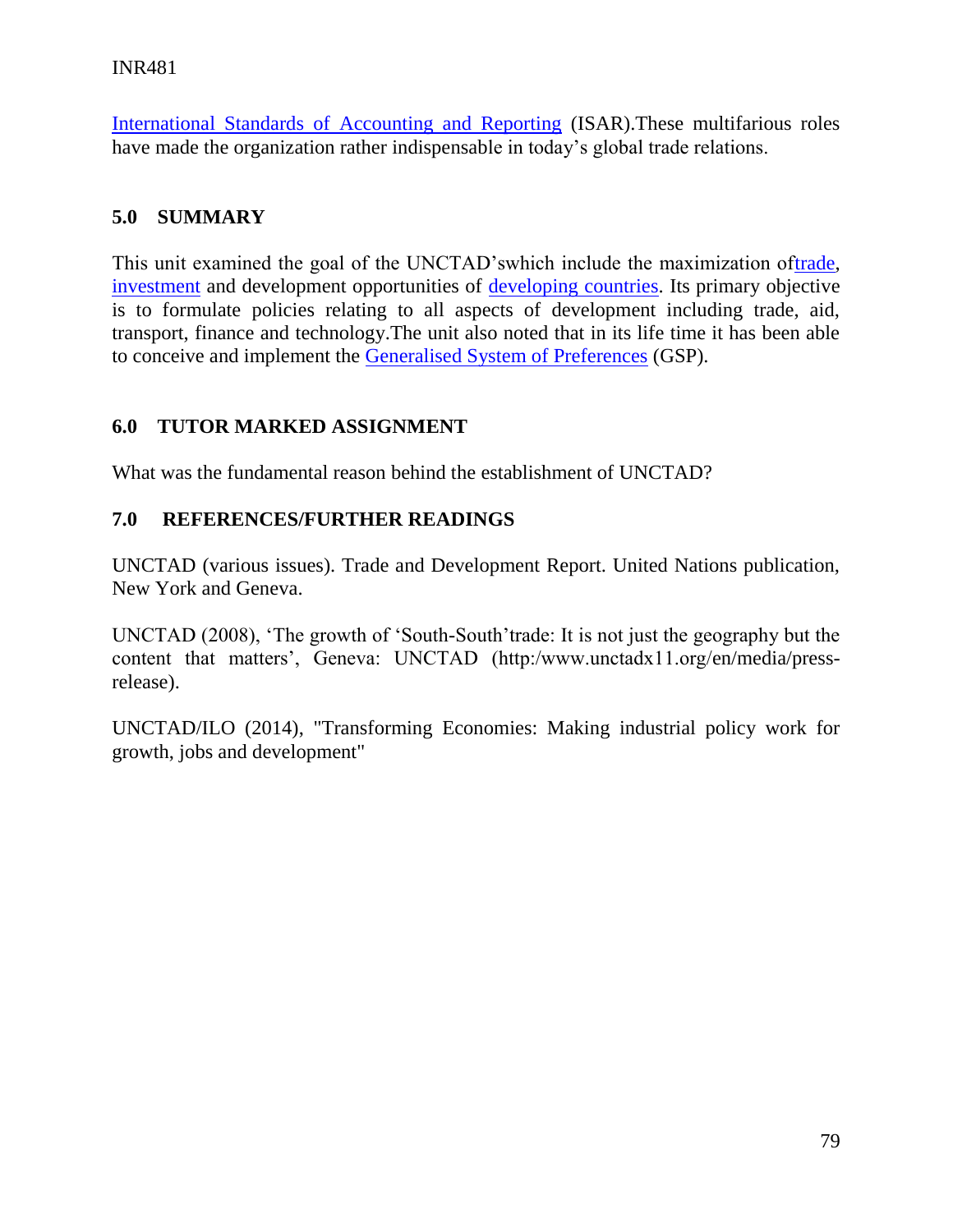International Standards of Accounting and Reporting (ISAR).These multifarious roles have made the organization rather indispensable in today's global trade relations.

## 5.0 SUMMARY

This unit examined the goal of the UNCTAD'swhich include the maximization oftrade, investment and development opportunities of developing countries. Its primary objective is to formulate policies relating to all aspects of development including trade, aid, transport, finance and technology.The unit also noted that in its life time it has been able to conceive and implement the Generalised System of Preferences (GSP).

## 6.0 TUTOR MARKED ASSIGNMENT

What was the fundamental reason behind the establishment of UNCTAD?

## 7.0 REFERENCES/FURTHER READINGS

UNCTAD (various issues). Trade and Development Report. United Nations publication, New York and Geneva.

UNCTAD (2008), 'The growth of 'South-South'trade: It is not just the geography but the content that matters', Geneva: UNCTAD (http:/www.unctadx11.org/en/media/press-release).

UNCTAD/ILO (2014), "Transforming Economies: Making industrial policy work for growth, jobs and development"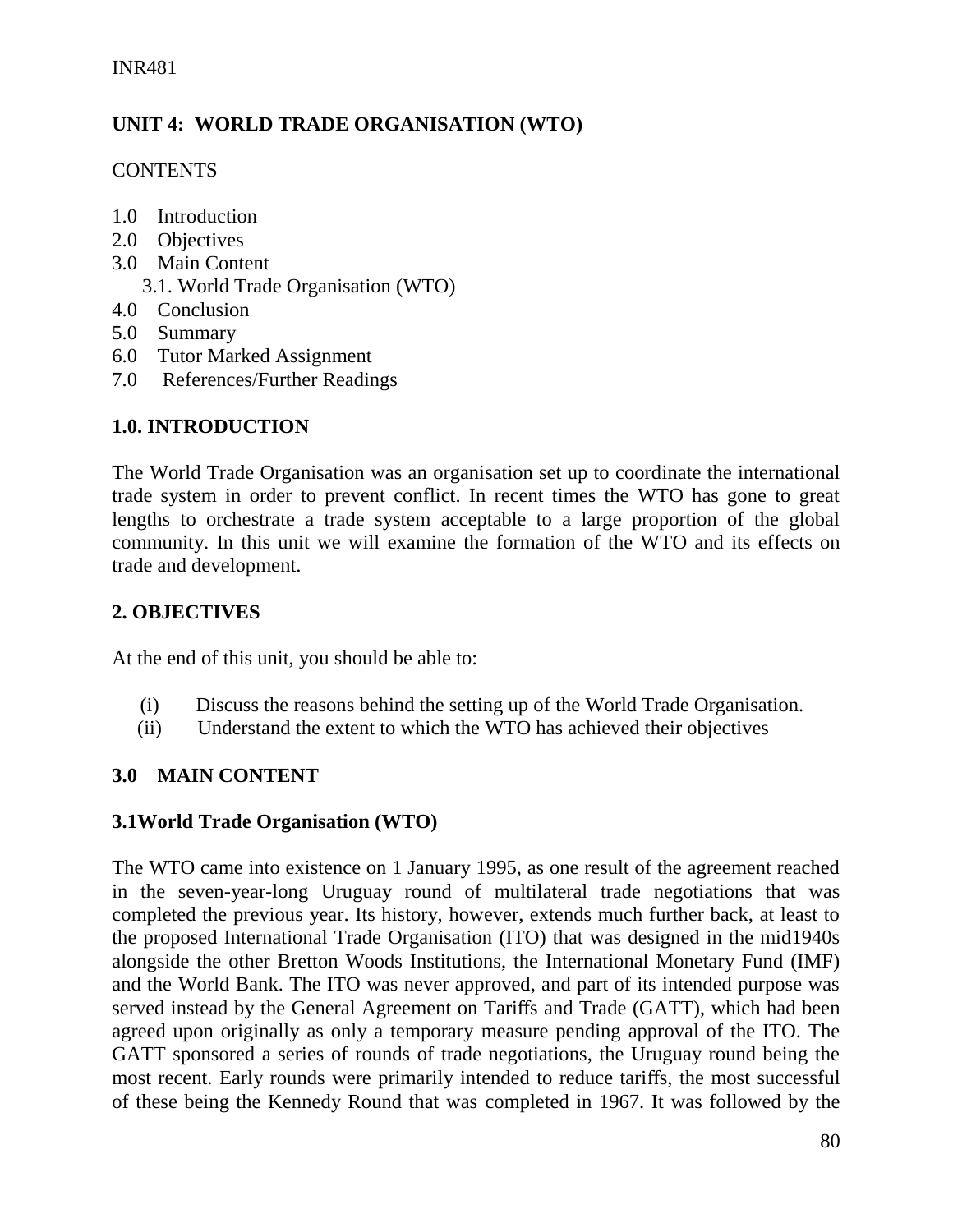## UNIT 4: WORLD TRADE ORGANISATION (WTO)

CONTENTS

1.0 Introduction
2.0 Objectives
3.0 Main Content
   3.1. World Trade Organisation (WTO)
4.0 Conclusion
5.0 Summary
6.0 Tutor Marked Assignment
7.0 References/Further Readings

### 1.0. INTRODUCTION

The World Trade Organisation was an organisation set up to coordinate the international trade system in order to prevent conflict. In recent times the WTO has gone to great lengths to orchestrate a trade system acceptable to a large proportion of the global community. In this unit we will examine the formation of the WTO and its effects on trade and development.

### 2. OBJECTIVES

At the end of this unit, you should be able to:

(i) Discuss the reasons behind the setting up of the World Trade Organisation.
(ii) Understand the extent to which the WTO has achieved their objectives

### 3.0 MAIN CONTENT

#### 3.1World Trade Organisation (WTO)

The WTO came into existence on 1 January 1995, as one result of the agreement reached in the seven-year-long Uruguay round of multilateral trade negotiations that was completed the previous year. Its history, however, extends much further back, at least to the proposed International Trade Organisation (ITO) that was designed in the mid1940s alongside the other Bretton Woods Institutions, the International Monetary Fund (IMF) and the World Bank. The ITO was never approved, and part of its intended purpose was served instead by the General Agreement on Tariffs and Trade (GATT), which had been agreed upon originally as only a temporary measure pending approval of the ITO. The GATT sponsored a series of rounds of trade negotiations, the Uruguay round being the most recent. Early rounds were primarily intended to reduce tariffs, the most successful of these being the Kennedy Round that was completed in 1967. It was followed by the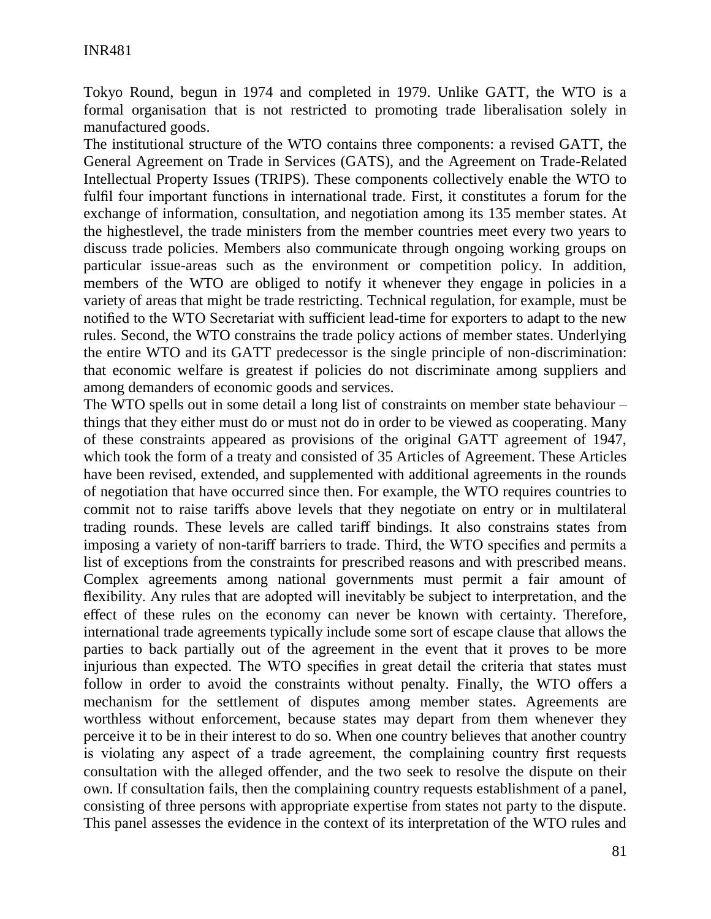Tokyo Round, begun in 1974 and completed in 1979. Unlike GATT, the WTO is a formal organisation that is not restricted to promoting trade liberalisation solely in manufactured goods.

The institutional structure of the WTO contains three components: a revised GATT, the General Agreement on Trade in Services (GATS), and the Agreement on Trade-Related Intellectual Property Issues (TRIPS). These components collectively enable the WTO to fulfil four important functions in international trade. First, it constitutes a forum for the exchange of information, consultation, and negotiation among its 135 member states. At the highestlevel, the trade ministers from the member countries meet every two years to discuss trade policies. Members also communicate through ongoing working groups on particular issue-areas such as the environment or competition policy. In addition, members of the WTO are obliged to notify it whenever they engage in policies in a variety of areas that might be trade restricting. Technical regulation, for example, must be notified to the WTO Secretariat with sufficient lead-time for exporters to adapt to the new rules. Second, the WTO constrains the trade policy actions of member states. Underlying the entire WTO and its GATT predecessor is the single principle of non-discrimination: that economic welfare is greatest if policies do not discriminate among suppliers and among demanders of economic goods and services.

The WTO spells out in some detail a long list of constraints on member state behaviour – things that they either must do or must not do in order to be viewed as cooperating. Many of these constraints appeared as provisions of the original GATT agreement of 1947, which took the form of a treaty and consisted of 35 Articles of Agreement. These Articles have been revised, extended, and supplemented with additional agreements in the rounds of negotiation that have occurred since then. For example, the WTO requires countries to commit not to raise tariffs above levels that they negotiate on entry or in multilateral trading rounds. These levels are called tariff bindings. It also constrains states from imposing a variety of non-tariff barriers to trade. Third, the WTO specifies and permits a list of exceptions from the constraints for prescribed reasons and with prescribed means. Complex agreements among national governments must permit a fair amount of flexibility. Any rules that are adopted will inevitably be subject to interpretation, and the effect of these rules on the economy can never be known with certainty. Therefore, international trade agreements typically include some sort of escape clause that allows the parties to back partially out of the agreement in the event that it proves to be more injurious than expected. The WTO specifies in great detail the criteria that states must follow in order to avoid the constraints without penalty. Finally, the WTO offers a mechanism for the settlement of disputes among member states. Agreements are worthless without enforcement, because states may depart from them whenever they perceive it to be in their interest to do so. When one country believes that another country is violating any aspect of a trade agreement, the complaining country first requests consultation with the alleged offender, and the two seek to resolve the dispute on their own. If consultation fails, then the complaining country requests establishment of a panel, consisting of three persons with appropriate expertise from states not party to the dispute. This panel assesses the evidence in the context of its interpretation of the WTO rules and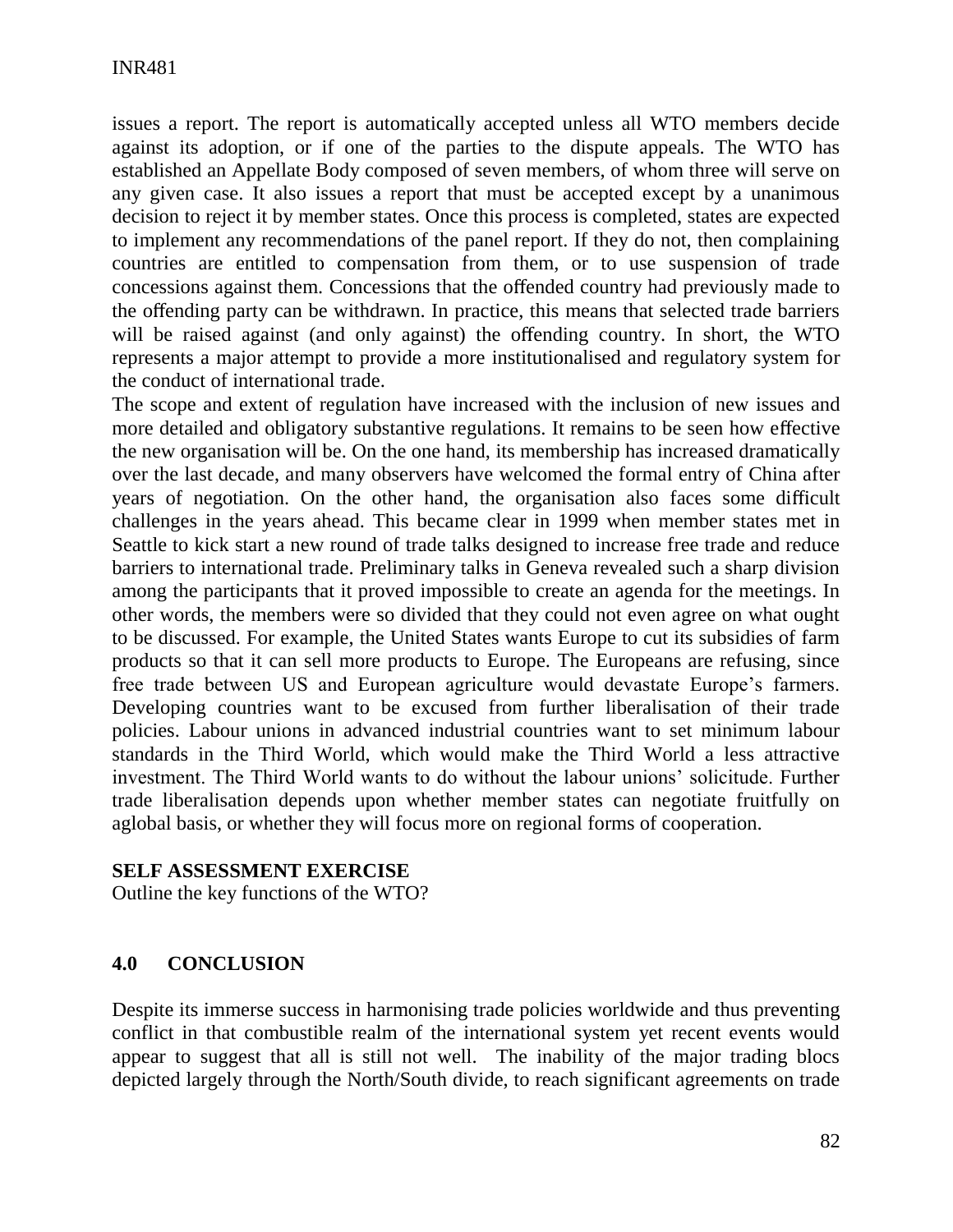issues a report. The report is automatically accepted unless all WTO members decide against its adoption, or if one of the parties to the dispute appeals. The WTO has established an Appellate Body composed of seven members, of whom three will serve on any given case. It also issues a report that must be accepted except by a unanimous decision to reject it by member states. Once this process is completed, states are expected to implement any recommendations of the panel report. If they do not, then complaining countries are entitled to compensation from them, or to use suspension of trade concessions against them. Concessions that the offended country had previously made to the offending party can be withdrawn. In practice, this means that selected trade barriers will be raised against (and only against) the offending country. In short, the WTO represents a major attempt to provide a more institutionalised and regulatory system for the conduct of international trade.

The scope and extent of regulation have increased with the inclusion of new issues and more detailed and obligatory substantive regulations. It remains to be seen how effective the new organisation will be. On the one hand, its membership has increased dramatically over the last decade, and many observers have welcomed the formal entry of China after years of negotiation. On the other hand, the organisation also faces some difficult challenges in the years ahead. This became clear in 1999 when member states met in Seattle to kick start a new round of trade talks designed to increase free trade and reduce barriers to international trade. Preliminary talks in Geneva revealed such a sharp division among the participants that it proved impossible to create an agenda for the meetings. In other words, the members were so divided that they could not even agree on what ought to be discussed. For example, the United States wants Europe to cut its subsidies of farm products so that it can sell more products to Europe. The Europeans are refusing, since free trade between US and European agriculture would devastate Europe's farmers. Developing countries want to be excused from further liberalisation of their trade policies. Labour unions in advanced industrial countries want to set minimum labour standards in the Third World, which would make the Third World a less attractive investment. The Third World wants to do without the labour unions' solicitude. Further trade liberalisation depends upon whether member states can negotiate fruitfully on aglobal basis, or whether they will focus more on regional forms of cooperation.

**SELF ASSESSMENT EXERCISE**

Outline the key functions of the WTO?

## 4.0 CONCLUSION

Despite its immerse success in harmonising trade policies worldwide and thus preventing conflict in that combustible realm of the international system yet recent events would appear to suggest that all is still not well. The inability of the major trading blocs depicted largely through the North/South divide, to reach significant agreements on trade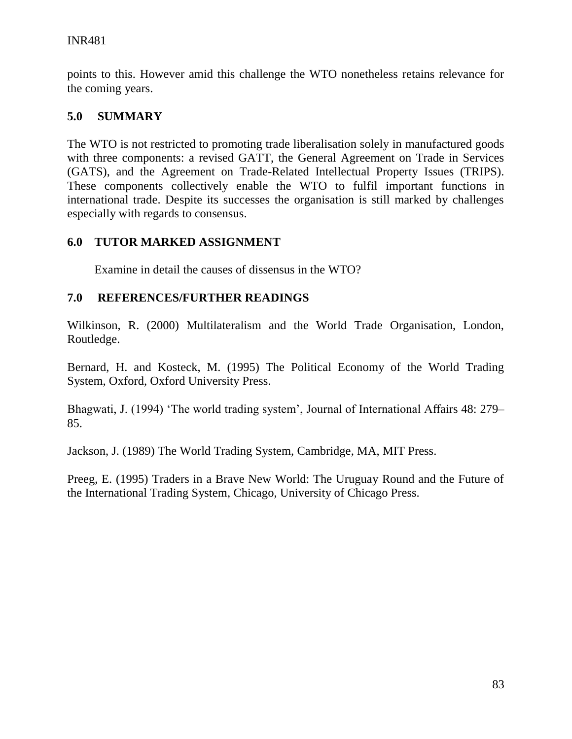points to this. However amid this challenge the WTO nonetheless retains relevance for the coming years.

## 5.0 SUMMARY

The WTO is not restricted to promoting trade liberalisation solely in manufactured goods with three components: a revised GATT, the General Agreement on Trade in Services (GATS), and the Agreement on Trade-Related Intellectual Property Issues (TRIPS). These components collectively enable the WTO to fulfil important functions in international trade. Despite its successes the organisation is still marked by challenges especially with regards to consensus.

## 6.0 TUTOR MARKED ASSIGNMENT

Examine in detail the causes of dissensus in the WTO?

## 7.0 REFERENCES/FURTHER READINGS

Wilkinson, R. (2000) Multilateralism and the World Trade Organisation, London, Routledge.

Bernard, H. and Kosteck, M. (1995) The Political Economy of the World Trading System, Oxford, Oxford University Press.

Bhagwati, J. (1994) 'The world trading system', Journal of International Affairs 48: 279–85.

Jackson, J. (1989) The World Trading System, Cambridge, MA, MIT Press.

Preeg, E. (1995) Traders in a Brave New World: The Uruguay Round and the Future of the International Trading System, Chicago, University of Chicago Press.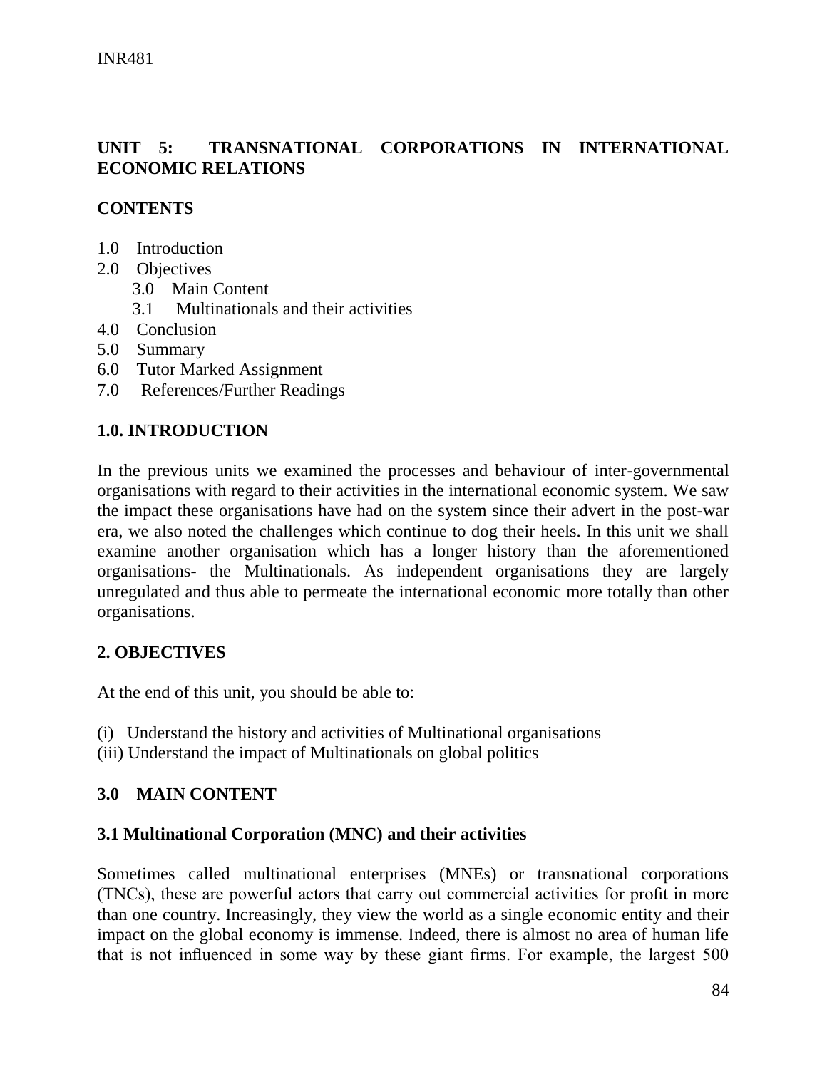## UNIT 5: TRANSNATIONAL CORPORATIONS IN INTERNATIONAL ECONOMIC RELATIONS

### CONTENTS

1.0 Introduction
2.0 Objectives
   3.0 Main Content
   3.1 Multinationals and their activities
4.0 Conclusion
5.0 Summary
6.0 Tutor Marked Assignment
7.0 References/Further Readings

### 1.0. INTRODUCTION

In the previous units we examined the processes and behaviour of inter-governmental organisations with regard to their activities in the international economic system. We saw the impact these organisations have had on the system since their advert in the post-war era, we also noted the challenges which continue to dog their heels. In this unit we shall examine another organisation which has a longer history than the aforementioned organisations- the Multinationals. As independent organisations they are largely unregulated and thus able to permeate the international economic more totally than other organisations.

### 2. OBJECTIVES

At the end of this unit, you should be able to:

(i) Understand the history and activities of Multinational organisations
(iii) Understand the impact of Multinationals on global politics

### 3.0 MAIN CONTENT

### 3.1 Multinational Corporation (MNC) and their activities

Sometimes called multinational enterprises (MNEs) or transnational corporations (TNCs), these are powerful actors that carry out commercial activities for profit in more than one country. Increasingly, they view the world as a single economic entity and their impact on the global economy is immense. Indeed, there is almost no area of human life that is not influenced in some way by these giant firms. For example, the largest 500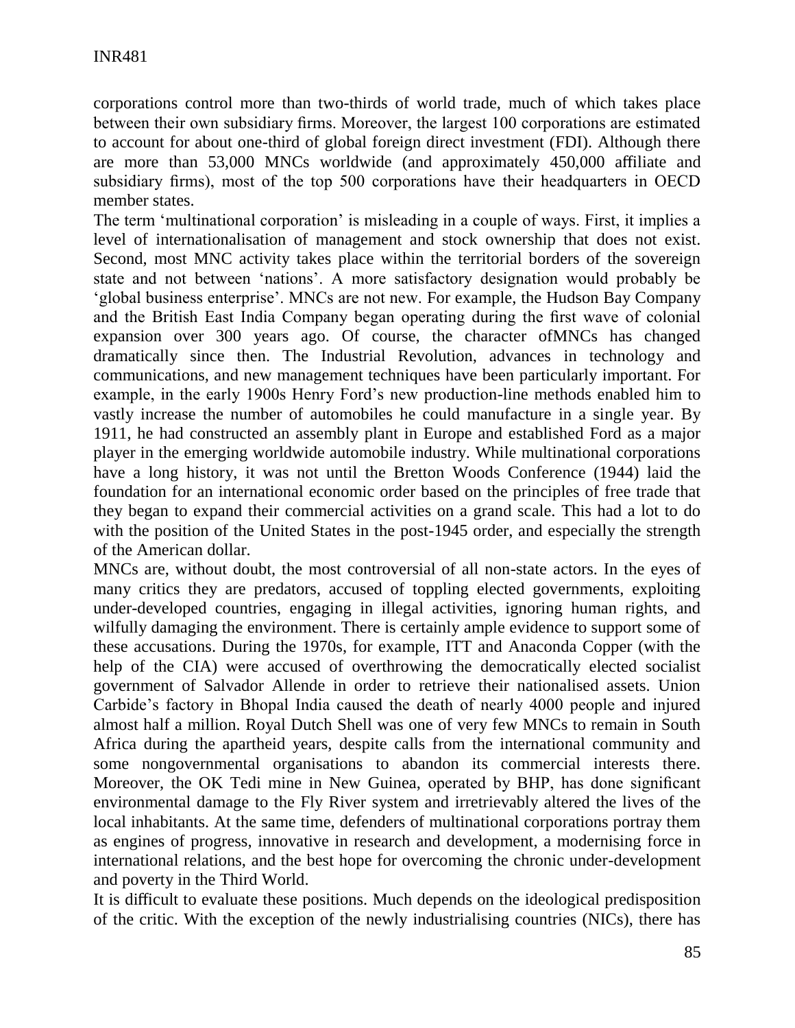corporations control more than two-thirds of world trade, much of which takes place between their own subsidiary firms. Moreover, the largest 100 corporations are estimated to account for about one-third of global foreign direct investment (FDI). Although there are more than 53,000 MNCs worldwide (and approximately 450,000 affiliate and subsidiary firms), most of the top 500 corporations have their headquarters in OECD member states.

The term 'multinational corporation' is misleading in a couple of ways. First, it implies a level of internationalisation of management and stock ownership that does not exist. Second, most MNC activity takes place within the territorial borders of the sovereign state and not between 'nations'. A more satisfactory designation would probably be 'global business enterprise'. MNCs are not new. For example, the Hudson Bay Company and the British East India Company began operating during the first wave of colonial expansion over 300 years ago. Of course, the character ofMNCs has changed dramatically since then. The Industrial Revolution, advances in technology and communications, and new management techniques have been particularly important. For example, in the early 1900s Henry Ford's new production-line methods enabled him to vastly increase the number of automobiles he could manufacture in a single year. By 1911, he had constructed an assembly plant in Europe and established Ford as a major player in the emerging worldwide automobile industry. While multinational corporations have a long history, it was not until the Bretton Woods Conference (1944) laid the foundation for an international economic order based on the principles of free trade that they began to expand their commercial activities on a grand scale. This had a lot to do with the position of the United States in the post-1945 order, and especially the strength of the American dollar.

MNCs are, without doubt, the most controversial of all non-state actors. In the eyes of many critics they are predators, accused of toppling elected governments, exploiting under-developed countries, engaging in illegal activities, ignoring human rights, and wilfully damaging the environment. There is certainly ample evidence to support some of these accusations. During the 1970s, for example, ITT and Anaconda Copper (with the help of the CIA) were accused of overthrowing the democratically elected socialist government of Salvador Allende in order to retrieve their nationalised assets. Union Carbide's factory in Bhopal India caused the death of nearly 4000 people and injured almost half a million. Royal Dutch Shell was one of very few MNCs to remain in South Africa during the apartheid years, despite calls from the international community and some nongovernmental organisations to abandon its commercial interests there. Moreover, the OK Tedi mine in New Guinea, operated by BHP, has done significant environmental damage to the Fly River system and irretrievably altered the lives of the local inhabitants. At the same time, defenders of multinational corporations portray them as engines of progress, innovative in research and development, a modernising force in international relations, and the best hope for overcoming the chronic under-development and poverty in the Third World.

It is difficult to evaluate these positions. Much depends on the ideological predisposition of the critic. With the exception of the newly industrialising countries (NICs), there has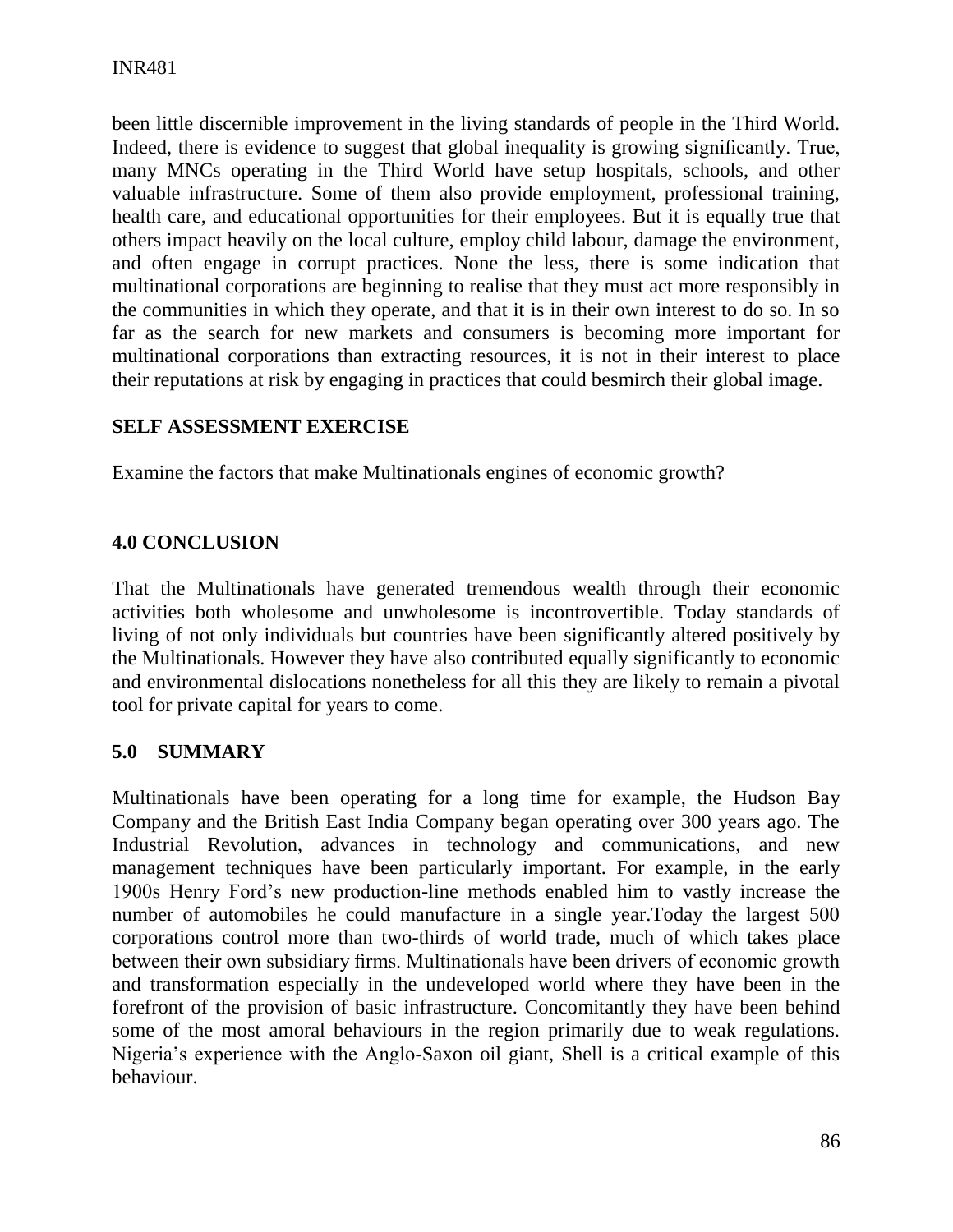been little discernible improvement in the living standards of people in the Third World. Indeed, there is evidence to suggest that global inequality is growing significantly. True, many MNCs operating in the Third World have setup hospitals, schools, and other valuable infrastructure. Some of them also provide employment, professional training, health care, and educational opportunities for their employees. But it is equally true that others impact heavily on the local culture, employ child labour, damage the environment, and often engage in corrupt practices. None the less, there is some indication that multinational corporations are beginning to realise that they must act more responsibly in the communities in which they operate, and that it is in their own interest to do so. In so far as the search for new markets and consumers is becoming more important for multinational corporations than extracting resources, it is not in their interest to place their reputations at risk by engaging in practices that could besmirch their global image.

**SELF ASSESSMENT EXERCISE**

Examine the factors that make Multinationals engines of economic growth?

## 4.0 CONCLUSION

That the Multinationals have generated tremendous wealth through their economic activities both wholesome and unwholesome is incontrovertible. Today standards of living of not only individuals but countries have been significantly altered positively by the Multinationals. However they have also contributed equally significantly to economic and environmental dislocations nonetheless for all this they are likely to remain a pivotal tool for private capital for years to come.

## 5.0 SUMMARY

Multinationals have been operating for a long time for example, the Hudson Bay Company and the British East India Company began operating over 300 years ago. The Industrial Revolution, advances in technology and communications, and new management techniques have been particularly important. For example, in the early 1900s Henry Ford's new production-line methods enabled him to vastly increase the number of automobiles he could manufacture in a single year.Today the largest 500 corporations control more than two-thirds of world trade, much of which takes place between their own subsidiary firms. Multinationals have been drivers of economic growth and transformation especially in the undeveloped world where they have been in the forefront of the provision of basic infrastructure. Concomitantly they have been behind some of the most amoral behaviours in the region primarily due to weak regulations. Nigeria's experience with the Anglo-Saxon oil giant, Shell is a critical example of this behaviour.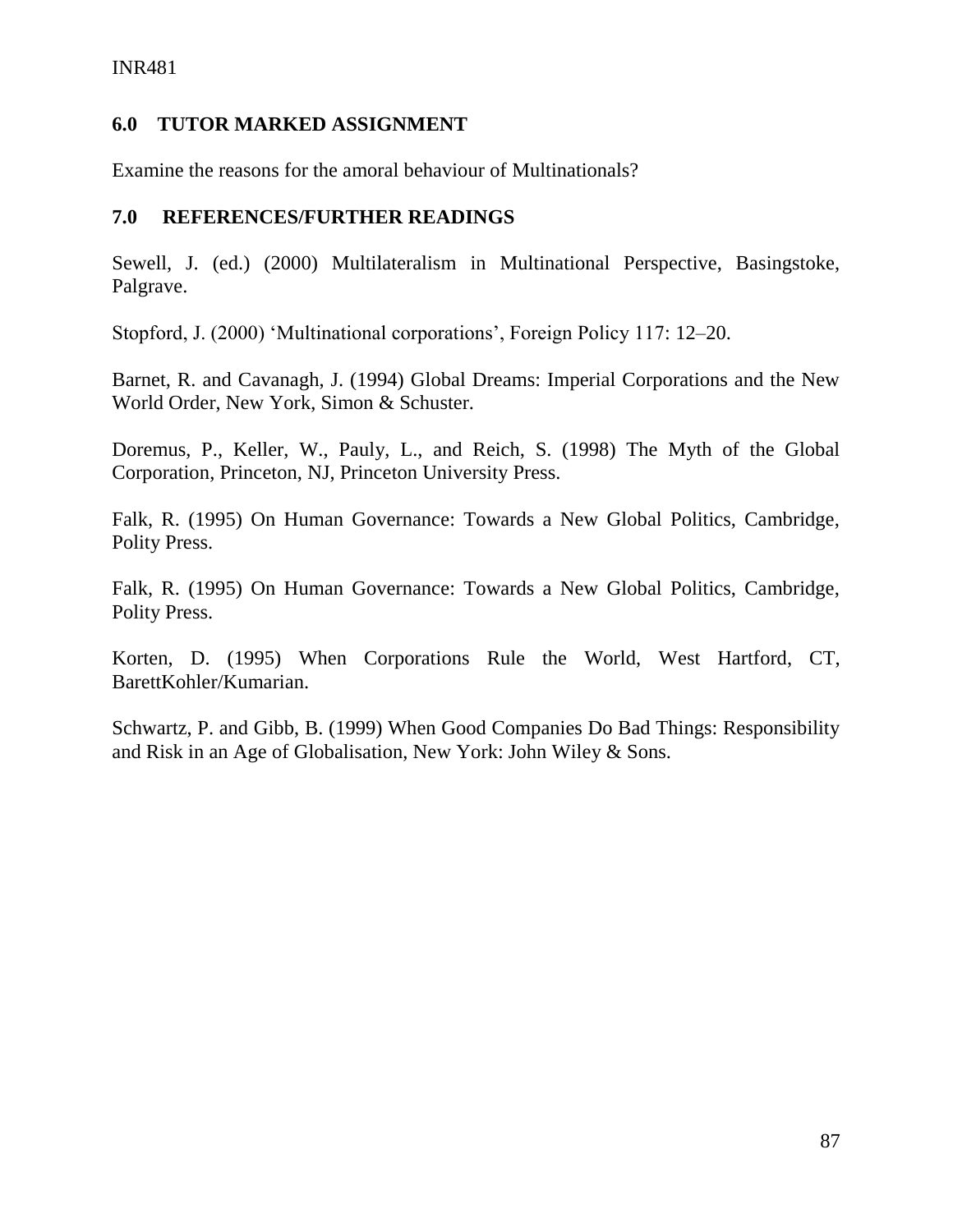## 6.0 TUTOR MARKED ASSIGNMENT

Examine the reasons for the amoral behaviour of Multinationals?

## 7.0 REFERENCES/FURTHER READINGS

Sewell, J. (ed.) (2000) Multilateralism in Multinational Perspective, Basingstoke, Palgrave.

Stopford, J. (2000) 'Multinational corporations', Foreign Policy 117: 12–20.

Barnet, R. and Cavanagh, J. (1994) Global Dreams: Imperial Corporations and the New World Order, New York, Simon & Schuster.

Doremus, P., Keller, W., Pauly, L., and Reich, S. (1998) The Myth of the Global Corporation, Princeton, NJ, Princeton University Press.

Falk, R. (1995) On Human Governance: Towards a New Global Politics, Cambridge, Polity Press.

Falk, R. (1995) On Human Governance: Towards a New Global Politics, Cambridge, Polity Press.

Korten, D. (1995) When Corporations Rule the World, West Hartford, CT, BarettKohler/Kumarian.

Schwartz, P. and Gibb, B. (1999) When Good Companies Do Bad Things: Responsibility and Risk in an Age of Globalisation, New York: John Wiley & Sons.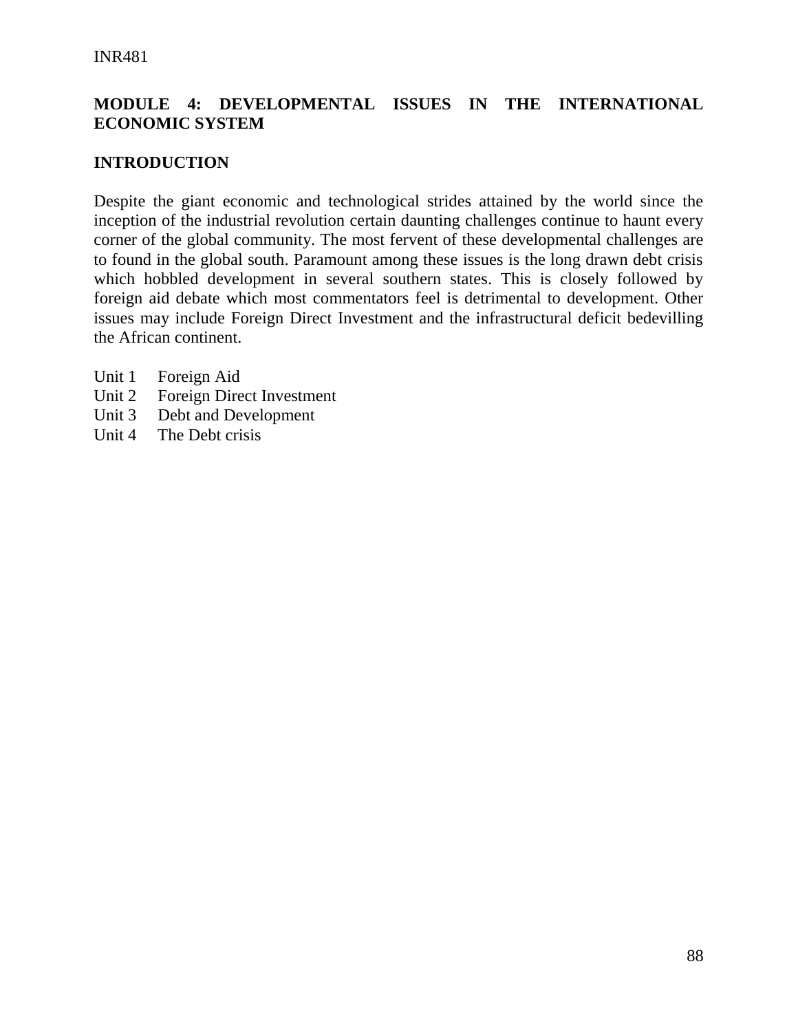## MODULE 4: DEVELOPMENTAL ISSUES IN THE INTERNATIONAL ECONOMIC SYSTEM

### INTRODUCTION

Despite the giant economic and technological strides attained by the world since the inception of the industrial revolution certain daunting challenges continue to haunt every corner of the global community. The most fervent of these developmental challenges are to found in the global south. Paramount among these issues is the long drawn debt crisis which hobbled development in several southern states. This is closely followed by foreign aid debate which most commentators feel is detrimental to development. Other issues may include Foreign Direct Investment and the infrastructural deficit bedevilling the African continent.

Unit 1 Foreign Aid
Unit 2 Foreign Direct Investment
Unit 3 Debt and Development
Unit 4 The Debt crisis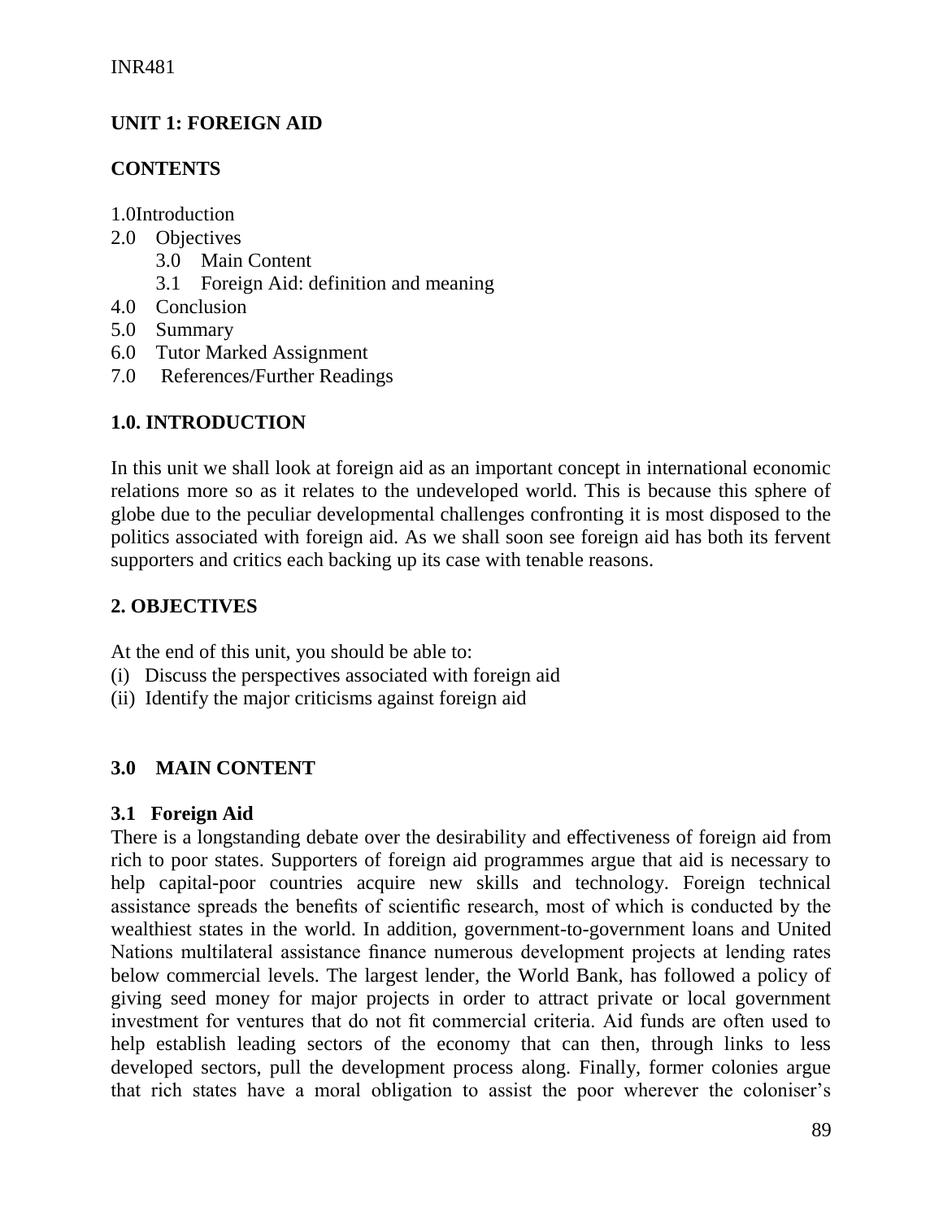# UNIT 1: FOREIGN AID

## CONTENTS

1.0 Introduction
2.0 Objectives
   3.0 Main Content
   3.1 Foreign Aid: definition and meaning
4.0 Conclusion
5.0 Summary
6.0 Tutor Marked Assignment
7.0 References/Further Readings

## 1.0. INTRODUCTION

In this unit we shall look at foreign aid as an important concept in international economic relations more so as it relates to the undeveloped world. This is because this sphere of globe due to the peculiar developmental challenges confronting it is most disposed to the politics associated with foreign aid. As we shall soon see foreign aid has both its fervent supporters and critics each backing up its case with tenable reasons.

## 2. OBJECTIVES

At the end of this unit, you should be able to:
(i) Discuss the perspectives associated with foreign aid
(ii) Identify the major criticisms against foreign aid

## 3.0 MAIN CONTENT

### 3.1 Foreign Aid

There is a longstanding debate over the desirability and effectiveness of foreign aid from rich to poor states. Supporters of foreign aid programmes argue that aid is necessary to help capital-poor countries acquire new skills and technology. Foreign technical assistance spreads the benefits of scientific research, most of which is conducted by the wealthiest states in the world. In addition, government-to-government loans and United Nations multilateral assistance finance numerous development projects at lending rates below commercial levels. The largest lender, the World Bank, has followed a policy of giving seed money for major projects in order to attract private or local government investment for ventures that do not fit commercial criteria. Aid funds are often used to help establish leading sectors of the economy that can then, through links to less developed sectors, pull the development process along. Finally, former colonies argue that rich states have a moral obligation to assist the poor wherever the coloniser's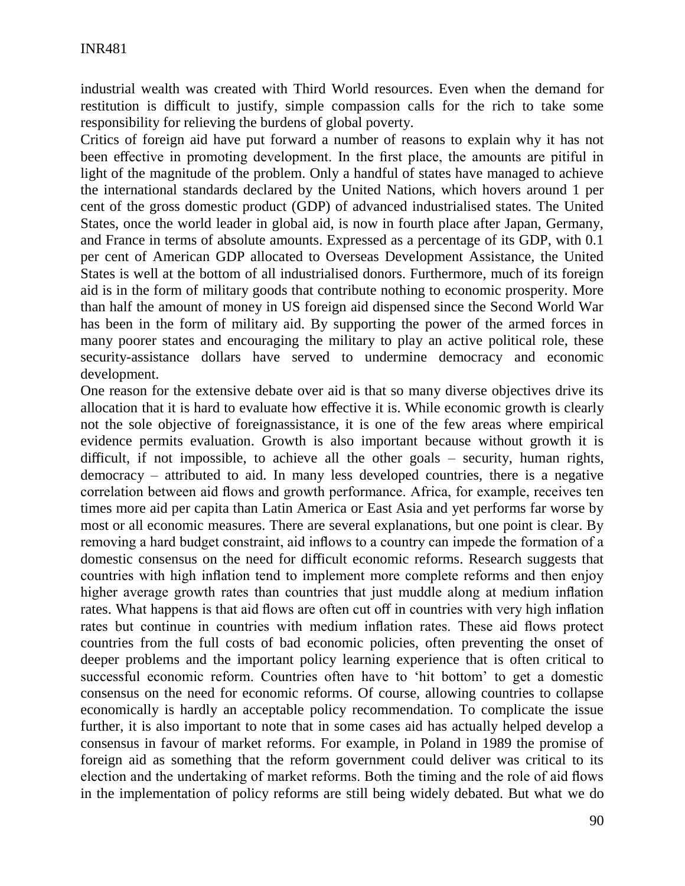industrial wealth was created with Third World resources. Even when the demand for restitution is difficult to justify, simple compassion calls for the rich to take some responsibility for relieving the burdens of global poverty.

Critics of foreign aid have put forward a number of reasons to explain why it has not been effective in promoting development. In the first place, the amounts are pitiful in light of the magnitude of the problem. Only a handful of states have managed to achieve the international standards declared by the United Nations, which hovers around 1 per cent of the gross domestic product (GDP) of advanced industrialised states. The United States, once the world leader in global aid, is now in fourth place after Japan, Germany, and France in terms of absolute amounts. Expressed as a percentage of its GDP, with 0.1 per cent of American GDP allocated to Overseas Development Assistance, the United States is well at the bottom of all industrialised donors. Furthermore, much of its foreign aid is in the form of military goods that contribute nothing to economic prosperity. More than half the amount of money in US foreign aid dispensed since the Second World War has been in the form of military aid. By supporting the power of the armed forces in many poorer states and encouraging the military to play an active political role, these security-assistance dollars have served to undermine democracy and economic development.

One reason for the extensive debate over aid is that so many diverse objectives drive its allocation that it is hard to evaluate how effective it is. While economic growth is clearly not the sole objective of foreignassistance, it is one of the few areas where empirical evidence permits evaluation. Growth is also important because without growth it is difficult, if not impossible, to achieve all the other goals – security, human rights, democracy – attributed to aid. In many less developed countries, there is a negative correlation between aid flows and growth performance. Africa, for example, receives ten times more aid per capita than Latin America or East Asia and yet performs far worse by most or all economic measures. There are several explanations, but one point is clear. By removing a hard budget constraint, aid inflows to a country can impede the formation of a domestic consensus on the need for difficult economic reforms. Research suggests that countries with high inflation tend to implement more complete reforms and then enjoy higher average growth rates than countries that just muddle along at medium inflation rates. What happens is that aid flows are often cut off in countries with very high inflation rates but continue in countries with medium inflation rates. These aid flows protect countries from the full costs of bad economic policies, often preventing the onset of deeper problems and the important policy learning experience that is often critical to successful economic reform. Countries often have to 'hit bottom' to get a domestic consensus on the need for economic reforms. Of course, allowing countries to collapse economically is hardly an acceptable policy recommendation. To complicate the issue further, it is also important to note that in some cases aid has actually helped develop a consensus in favour of market reforms. For example, in Poland in 1989 the promise of foreign aid as something that the reform government could deliver was critical to its election and the undertaking of market reforms. Both the timing and the role of aid flows in the implementation of policy reforms are still being widely debated. But what we do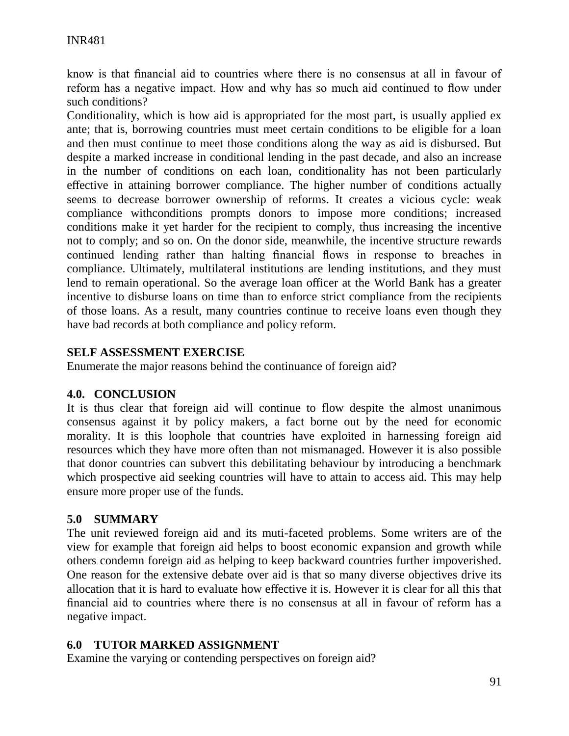know is that financial aid to countries where there is no consensus at all in favour of reform has a negative impact. How and why has so much aid continued to flow under such conditions?

Conditionality, which is how aid is appropriated for the most part, is usually applied ex ante; that is, borrowing countries must meet certain conditions to be eligible for a loan and then must continue to meet those conditions along the way as aid is disbursed. But despite a marked increase in conditional lending in the past decade, and also an increase in the number of conditions on each loan, conditionality has not been particularly effective in attaining borrower compliance. The higher number of conditions actually seems to decrease borrower ownership of reforms. It creates a vicious cycle: weak compliance withconditions prompts donors to impose more conditions; increased conditions make it yet harder for the recipient to comply, thus increasing the incentive not to comply; and so on. On the donor side, meanwhile, the incentive structure rewards continued lending rather than halting financial flows in response to breaches in compliance. Ultimately, multilateral institutions are lending institutions, and they must lend to remain operational. So the average loan officer at the World Bank has a greater incentive to disburse loans on time than to enforce strict compliance from the recipients of those loans. As a result, many countries continue to receive loans even though they have bad records at both compliance and policy reform.

**SELF ASSESSMENT EXERCISE**

Enumerate the major reasons behind the continuance of foreign aid?

## 4.0. CONCLUSION

It is thus clear that foreign aid will continue to flow despite the almost unanimous consensus against it by policy makers, a fact borne out by the need for economic morality. It is this loophole that countries have exploited in harnessing foreign aid resources which they have more often than not mismanaged. However it is also possible that donor countries can subvert this debilitating behaviour by introducing a benchmark which prospective aid seeking countries will have to attain to access aid. This may help ensure more proper use of the funds.

## 5.0 SUMMARY

The unit reviewed foreign aid and its muti-faceted problems. Some writers are of the view for example that foreign aid helps to boost economic expansion and growth while others condemn foreign aid as helping to keep backward countries further impoverished. One reason for the extensive debate over aid is that so many diverse objectives drive its allocation that it is hard to evaluate how effective it is. However it is clear for all this that financial aid to countries where there is no consensus at all in favour of reform has a negative impact.

## 6.0 TUTOR MARKED ASSIGNMENT

Examine the varying or contending perspectives on foreign aid?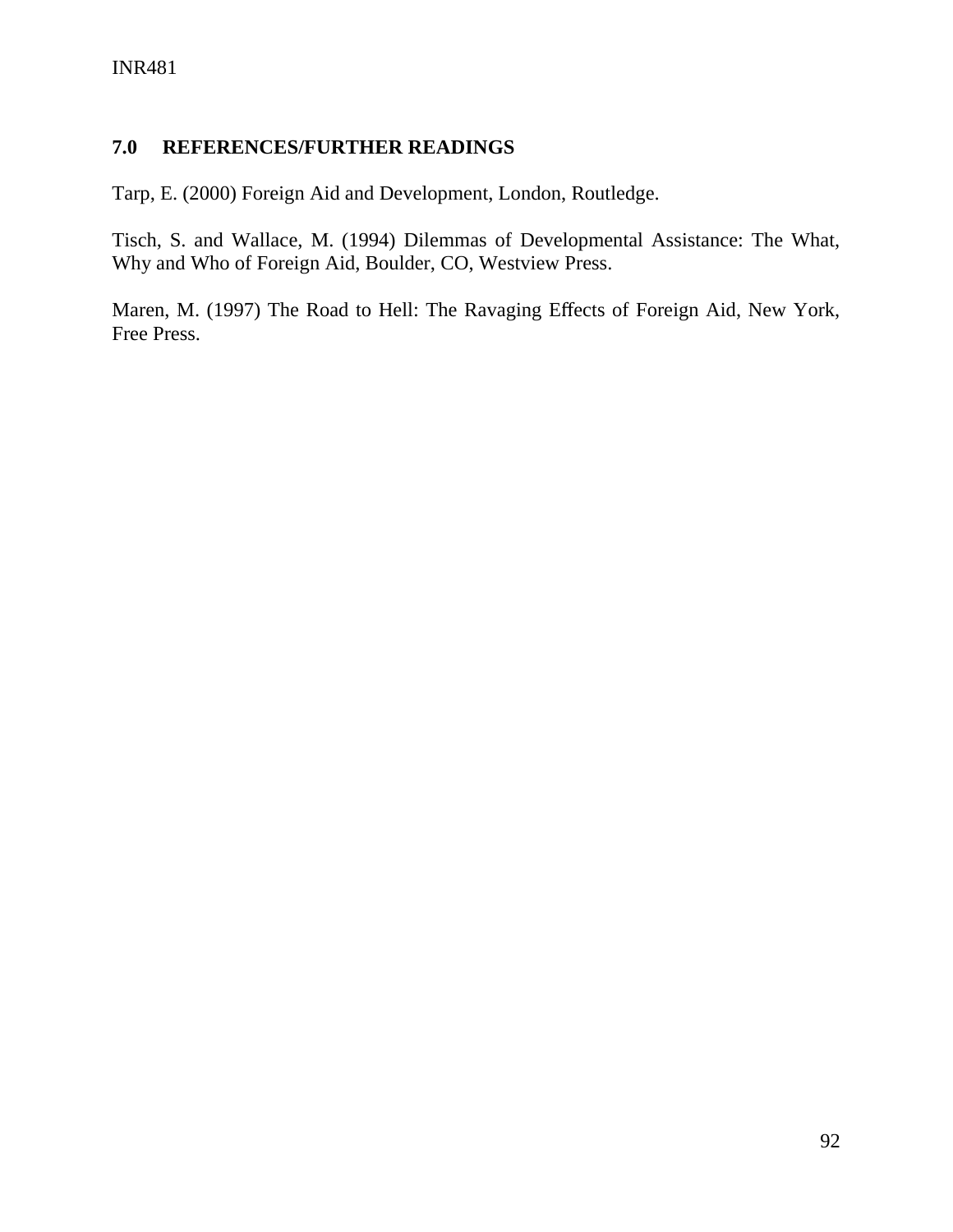## 7.0 REFERENCES/FURTHER READINGS

Tarp, E. (2000) Foreign Aid and Development, London, Routledge.

Tisch, S. and Wallace, M. (1994) Dilemmas of Developmental Assistance: The What, Why and Who of Foreign Aid, Boulder, CO, Westview Press.

Maren, M. (1997) The Road to Hell: The Ravaging Effects of Foreign Aid, New York, Free Press.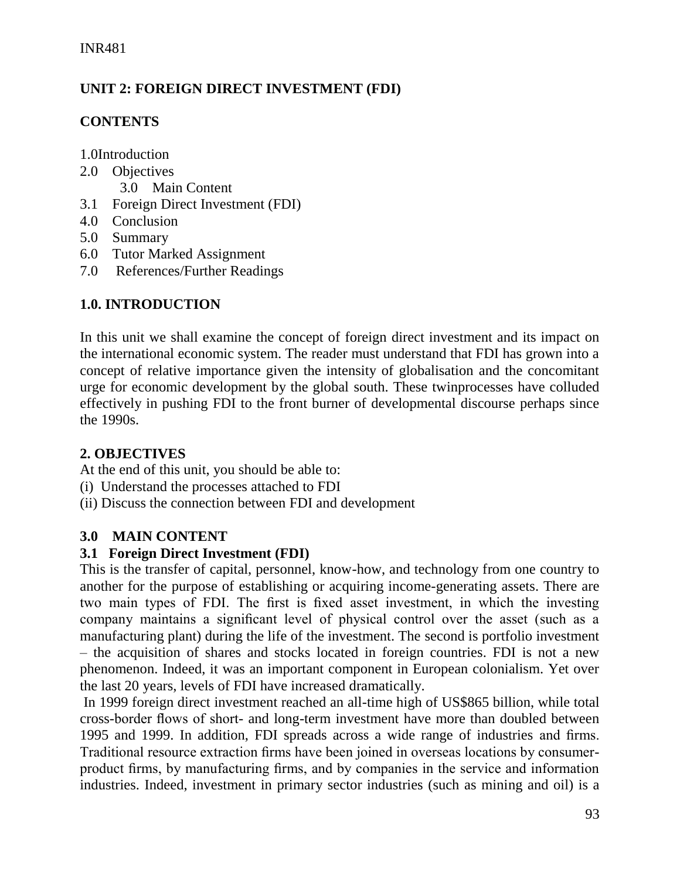INR481

## UNIT 2: FOREIGN DIRECT INVESTMENT (FDI)

**CONTENTS**

1.0Introduction
2.0 Objectives
3.0 Main Content
3.1 Foreign Direct Investment (FDI)
4.0 Conclusion
5.0 Summary
6.0 Tutor Marked Assignment
7.0 References/Further Readings

## 1.0. INTRODUCTION

In this unit we shall examine the concept of foreign direct investment and its impact on the international economic system. The reader must understand that FDI has grown into a concept of relative importance given the intensity of globalisation and the concomitant urge for economic development by the global south. These twinprocesses have colluded effectively in pushing FDI to the front burner of developmental discourse perhaps since the 1990s.

## 2. OBJECTIVES

At the end of this unit, you should be able to:
(i) Understand the processes attached to FDI
(ii) Discuss the connection between FDI and development

## 3.0 MAIN CONTENT

### 3.1 Foreign Direct Investment (FDI)

This is the transfer of capital, personnel, know-how, and technology from one country to another for the purpose of establishing or acquiring income-generating assets. There are two main types of FDI. The first is fixed asset investment, in which the investing company maintains a significant level of physical control over the asset (such as a manufacturing plant) during the life of the investment. The second is portfolio investment – the acquisition of shares and stocks located in foreign countries. FDI is not a new phenomenon. Indeed, it was an important component in European colonialism. Yet over the last 20 years, levels of FDI have increased dramatically.

In 1999 foreign direct investment reached an all-time high of US$865 billion, while total cross-border flows of short- and long-term investment have more than doubled between 1995 and 1999. In addition, FDI spreads across a wide range of industries and firms. Traditional resource extraction firms have been joined in overseas locations by consumer-product firms, by manufacturing firms, and by companies in the service and information industries. Indeed, investment in primary sector industries (such as mining and oil) is a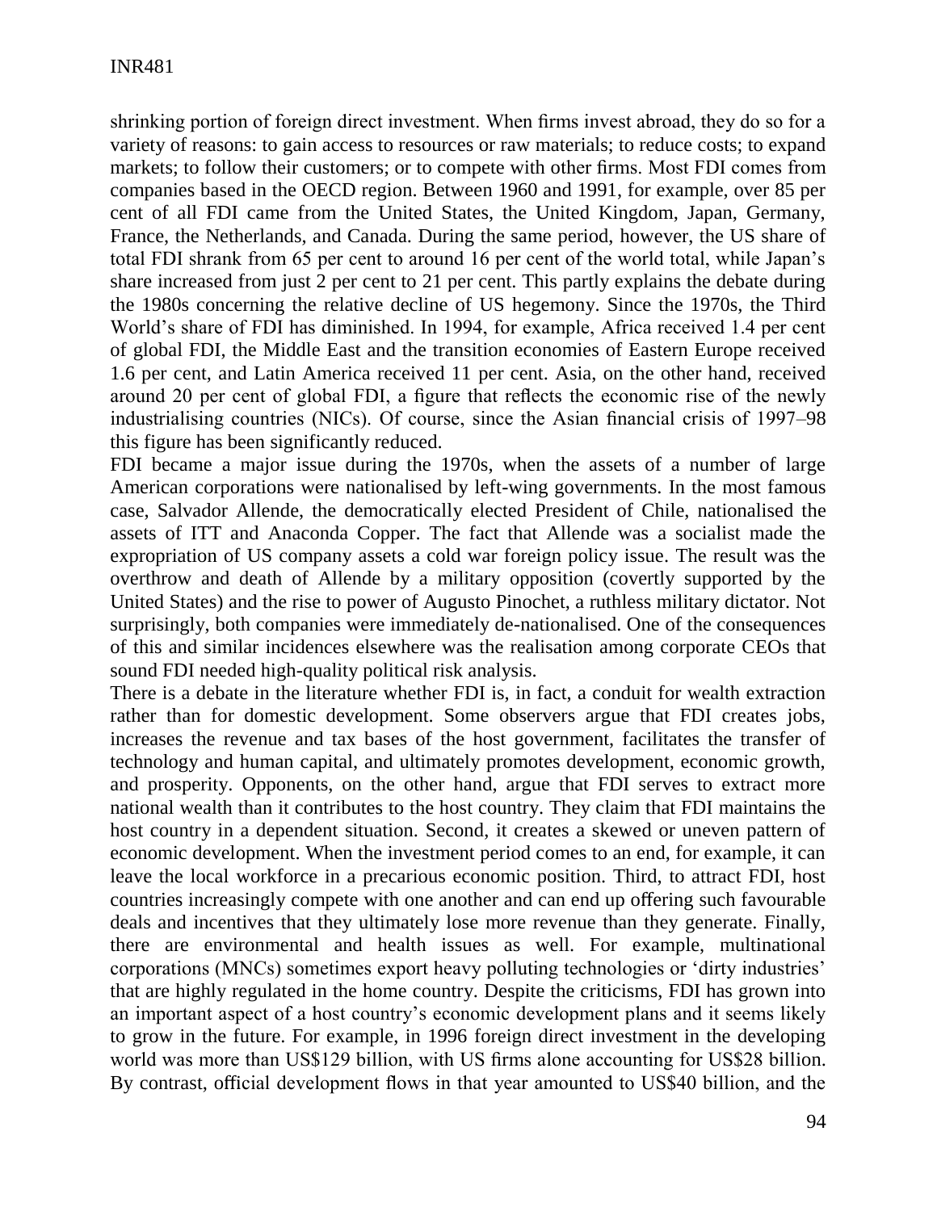shrinking portion of foreign direct investment. When firms invest abroad, they do so for a variety of reasons: to gain access to resources or raw materials; to reduce costs; to expand markets; to follow their customers; or to compete with other firms. Most FDI comes from companies based in the OECD region. Between 1960 and 1991, for example, over 85 per cent of all FDI came from the United States, the United Kingdom, Japan, Germany, France, the Netherlands, and Canada. During the same period, however, the US share of total FDI shrank from 65 per cent to around 16 per cent of the world total, while Japan's share increased from just 2 per cent to 21 per cent. This partly explains the debate during the 1980s concerning the relative decline of US hegemony. Since the 1970s, the Third World's share of FDI has diminished. In 1994, for example, Africa received 1.4 per cent of global FDI, the Middle East and the transition economies of Eastern Europe received 1.6 per cent, and Latin America received 11 per cent. Asia, on the other hand, received around 20 per cent of global FDI, a figure that reflects the economic rise of the newly industrialising countries (NICs). Of course, since the Asian financial crisis of 1997–98 this figure has been significantly reduced.

FDI became a major issue during the 1970s, when the assets of a number of large American corporations were nationalised by left-wing governments. In the most famous case, Salvador Allende, the democratically elected President of Chile, nationalised the assets of ITT and Anaconda Copper. The fact that Allende was a socialist made the expropriation of US company assets a cold war foreign policy issue. The result was the overthrow and death of Allende by a military opposition (covertly supported by the United States) and the rise to power of Augusto Pinochet, a ruthless military dictator. Not surprisingly, both companies were immediately de-nationalised. One of the consequences of this and similar incidences elsewhere was the realisation among corporate CEOs that sound FDI needed high-quality political risk analysis.

There is a debate in the literature whether FDI is, in fact, a conduit for wealth extraction rather than for domestic development. Some observers argue that FDI creates jobs, increases the revenue and tax bases of the host government, facilitates the transfer of technology and human capital, and ultimately promotes development, economic growth, and prosperity. Opponents, on the other hand, argue that FDI serves to extract more national wealth than it contributes to the host country. They claim that FDI maintains the host country in a dependent situation. Second, it creates a skewed or uneven pattern of economic development. When the investment period comes to an end, for example, it can leave the local workforce in a precarious economic position. Third, to attract FDI, host countries increasingly compete with one another and can end up offering such favourable deals and incentives that they ultimately lose more revenue than they generate. Finally, there are environmental and health issues as well. For example, multinational corporations (MNCs) sometimes export heavy polluting technologies or 'dirty industries' that are highly regulated in the home country. Despite the criticisms, FDI has grown into an important aspect of a host country's economic development plans and it seems likely to grow in the future. For example, in 1996 foreign direct investment in the developing world was more than US$129 billion, with US firms alone accounting for US$28 billion. By contrast, official development flows in that year amounted to US$40 billion, and the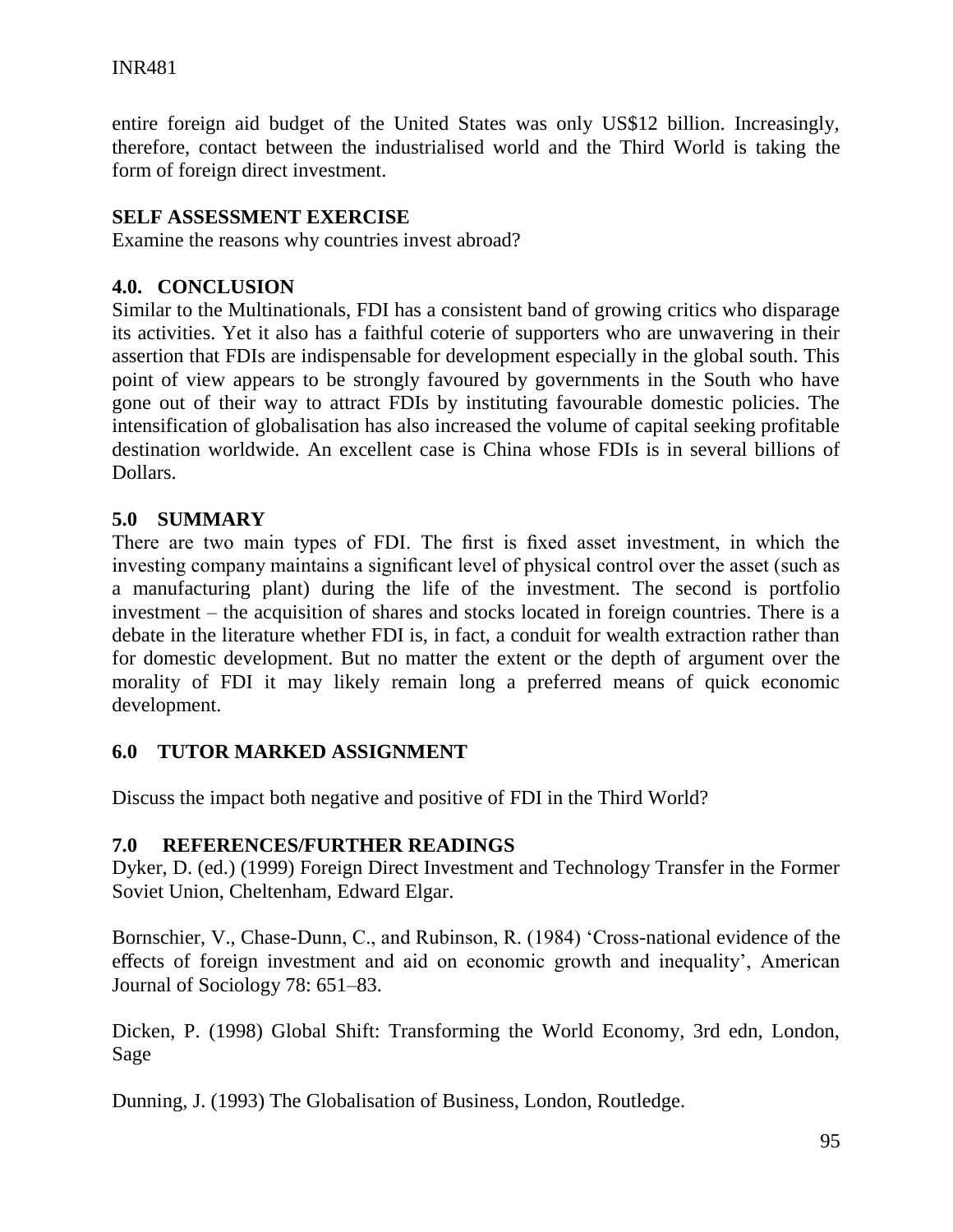entire foreign aid budget of the United States was only US$12 billion. Increasingly, therefore, contact between the industrialised world and the Third World is taking the form of foreign direct investment.

**SELF ASSESSMENT EXERCISE**

Examine the reasons why countries invest abroad?

## 4.0. CONCLUSION

Similar to the Multinationals, FDI has a consistent band of growing critics who disparage its activities. Yet it also has a faithful coterie of supporters who are unwavering in their assertion that FDIs are indispensable for development especially in the global south. This point of view appears to be strongly favoured by governments in the South who have gone out of their way to attract FDIs by instituting favourable domestic policies. The intensification of globalisation has also increased the volume of capital seeking profitable destination worldwide. An excellent case is China whose FDIs is in several billions of Dollars.

## 5.0 SUMMARY

There are two main types of FDI. The first is fixed asset investment, in which the investing company maintains a significant level of physical control over the asset (such as a manufacturing plant) during the life of the investment. The second is portfolio investment – the acquisition of shares and stocks located in foreign countries. There is a debate in the literature whether FDI is, in fact, a conduit for wealth extraction rather than for domestic development. But no matter the extent or the depth of argument over the morality of FDI it may likely remain long a preferred means of quick economic development.

## 6.0 TUTOR MARKED ASSIGNMENT

Discuss the impact both negative and positive of FDI in the Third World?

## 7.0 REFERENCES/FURTHER READINGS

Dyker, D. (ed.) (1999) Foreign Direct Investment and Technology Transfer in the Former Soviet Union, Cheltenham, Edward Elgar.

Bornschier, V., Chase-Dunn, C., and Rubinson, R. (1984) 'Cross-national evidence of the effects of foreign investment and aid on economic growth and inequality', American Journal of Sociology 78: 651–83.

Dicken, P. (1998) Global Shift: Transforming the World Economy, 3rd edn, London, Sage

Dunning, J. (1993) The Globalisation of Business, London, Routledge.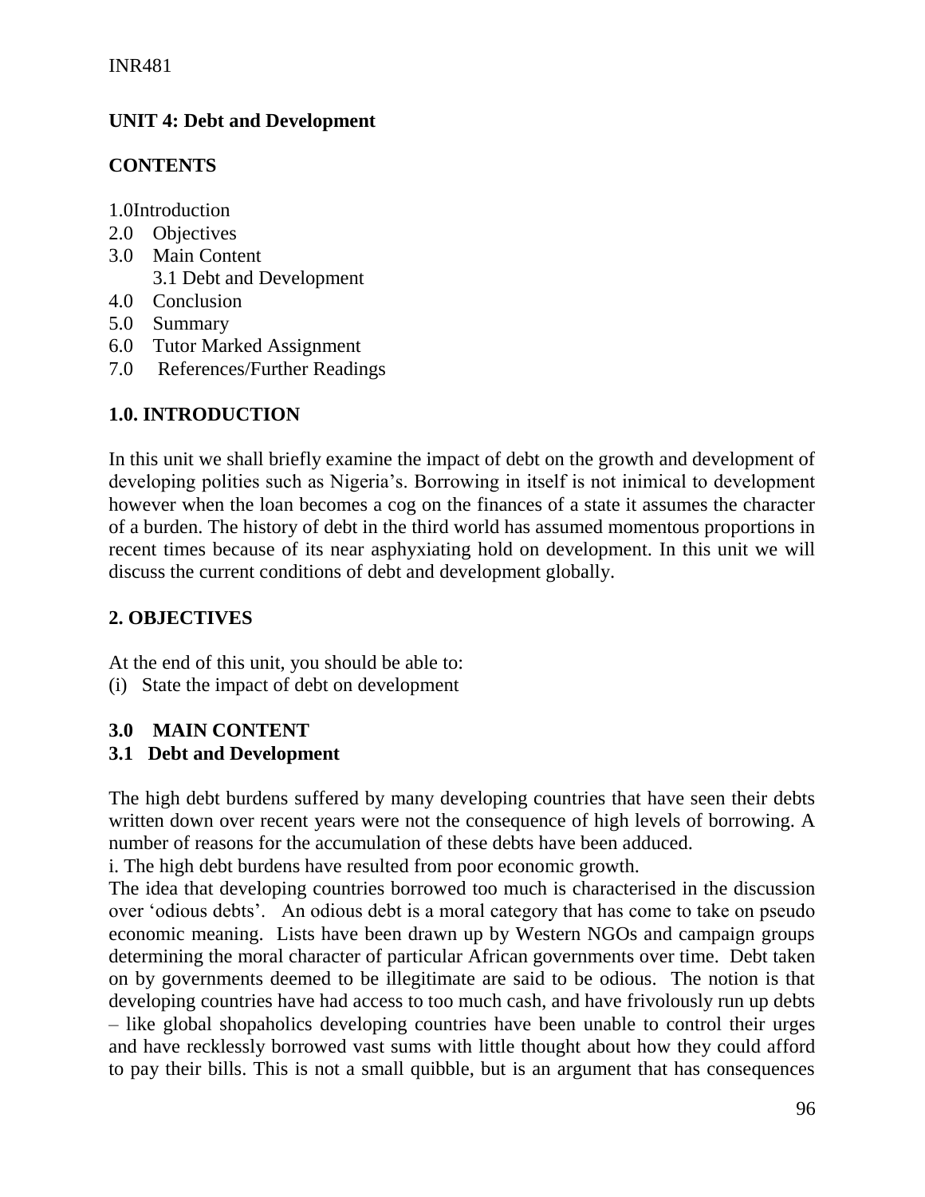## UNIT 4: Debt and Development

**CONTENTS**

1.0Introduction
2.0 Objectives
3.0 Main Content
 3.1 Debt and Development
4.0 Conclusion
5.0 Summary
6.0 Tutor Marked Assignment
7.0 References/Further Readings

### 1.0. INTRODUCTION

In this unit we shall briefly examine the impact of debt on the growth and development of developing polities such as Nigeria's. Borrowing in itself is not inimical to development however when the loan becomes a cog on the finances of a state it assumes the character of a burden. The history of debt in the third world has assumed momentous proportions in recent times because of its near asphyxiating hold on development. In this unit we will discuss the current conditions of debt and development globally.

### 2. OBJECTIVES

At the end of this unit, you should be able to:
(i) State the impact of debt on development

### 3.0 MAIN CONTENT

### 3.1 Debt and Development

The high debt burdens suffered by many developing countries that have seen their debts written down over recent years were not the consequence of high levels of borrowing. A number of reasons for the accumulation of these debts have been adduced.
i. The high debt burdens have resulted from poor economic growth.
The idea that developing countries borrowed too much is characterised in the discussion over 'odious debts'. An odious debt is a moral category that has come to take on pseudo economic meaning. Lists have been drawn up by Western NGOs and campaign groups determining the moral character of particular African governments over time. Debt taken on by governments deemed to be illegitimate are said to be odious. The notion is that developing countries have had access to too much cash, and have frivolously run up debts – like global shopaholics developing countries have been unable to control their urges and have recklessly borrowed vast sums with little thought about how they could afford to pay their bills. This is not a small quibble, but is an argument that has consequences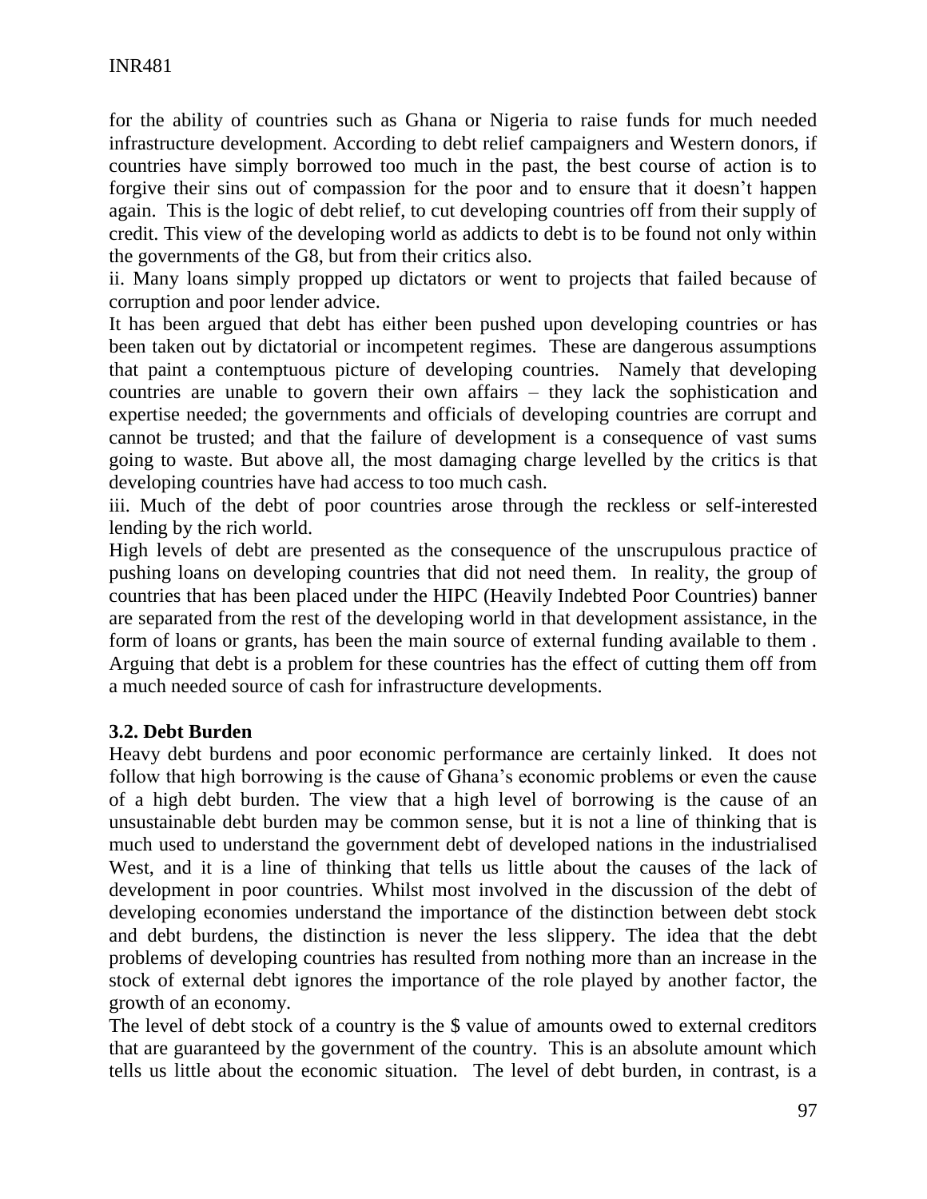for the ability of countries such as Ghana or Nigeria to raise funds for much needed infrastructure development. According to debt relief campaigners and Western donors, if countries have simply borrowed too much in the past, the best course of action is to forgive their sins out of compassion for the poor and to ensure that it doesn't happen again. This is the logic of debt relief, to cut developing countries off from their supply of credit. This view of the developing world as addicts to debt is to be found not only within the governments of the G8, but from their critics also.

ii. Many loans simply propped up dictators or went to projects that failed because of corruption and poor lender advice.

It has been argued that debt has either been pushed upon developing countries or has been taken out by dictatorial or incompetent regimes. These are dangerous assumptions that paint a contemptuous picture of developing countries. Namely that developing countries are unable to govern their own affairs – they lack the sophistication and expertise needed; the governments and officials of developing countries are corrupt and cannot be trusted; and that the failure of development is a consequence of vast sums going to waste. But above all, the most damaging charge levelled by the critics is that developing countries have had access to too much cash.

iii. Much of the debt of poor countries arose through the reckless or self-interested lending by the rich world.

High levels of debt are presented as the consequence of the unscrupulous practice of pushing loans on developing countries that did not need them. In reality, the group of countries that has been placed under the HIPC (Heavily Indebted Poor Countries) banner are separated from the rest of the developing world in that development assistance, in the form of loans or grants, has been the main source of external funding available to them . Arguing that debt is a problem for these countries has the effect of cutting them off from a much needed source of cash for infrastructure developments.

### 3.2. Debt Burden

Heavy debt burdens and poor economic performance are certainly linked. It does not follow that high borrowing is the cause of Ghana's economic problems or even the cause of a high debt burden. The view that a high level of borrowing is the cause of an unsustainable debt burden may be common sense, but it is not a line of thinking that is much used to understand the government debt of developed nations in the industrialised West, and it is a line of thinking that tells us little about the causes of the lack of development in poor countries. Whilst most involved in the discussion of the debt of developing economies understand the importance of the distinction between debt stock and debt burdens, the distinction is never the less slippery. The idea that the debt problems of developing countries has resulted from nothing more than an increase in the stock of external debt ignores the importance of the role played by another factor, the growth of an economy.

The level of debt stock of a country is the $ value of amounts owed to external creditors that are guaranteed by the government of the country. This is an absolute amount which tells us little about the economic situation. The level of debt burden, in contrast, is a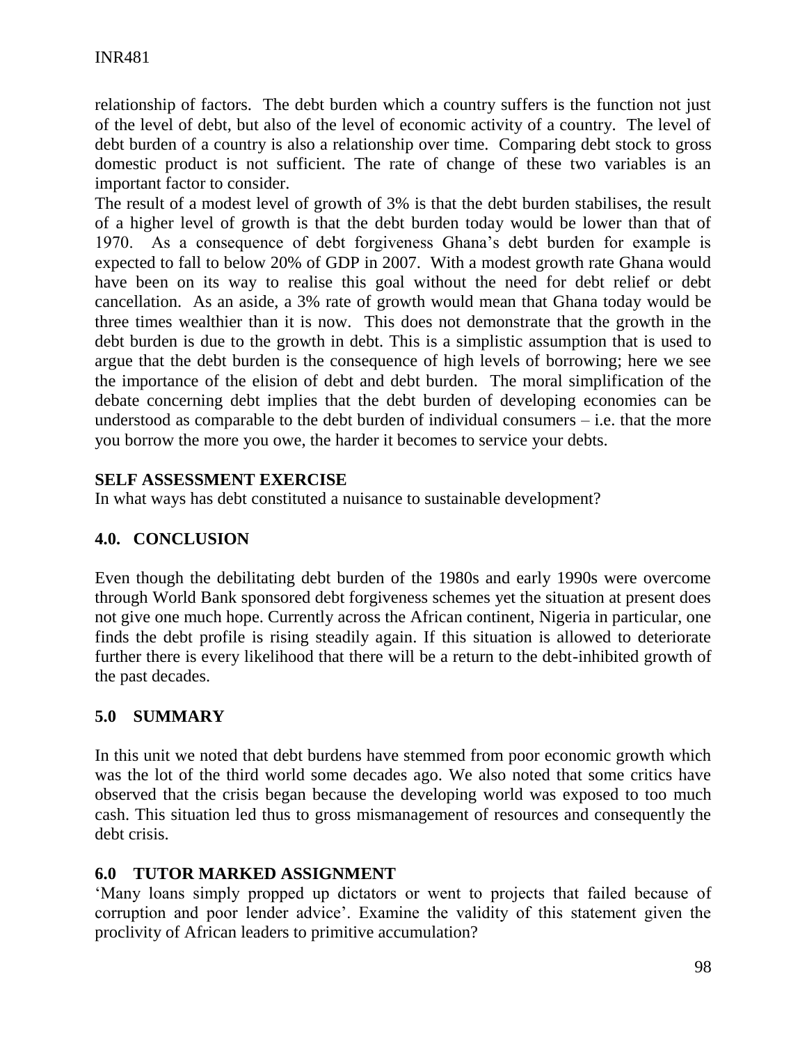relationship of factors. The debt burden which a country suffers is the function not just of the level of debt, but also of the level of economic activity of a country. The level of debt burden of a country is also a relationship over time. Comparing debt stock to gross domestic product is not sufficient. The rate of change of these two variables is an important factor to consider.

The result of a modest level of growth of 3% is that the debt burden stabilises, the result of a higher level of growth is that the debt burden today would be lower than that of 1970. As a consequence of debt forgiveness Ghana's debt burden for example is expected to fall to below 20% of GDP in 2007. With a modest growth rate Ghana would have been on its way to realise this goal without the need for debt relief or debt cancellation. As an aside, a 3% rate of growth would mean that Ghana today would be three times wealthier than it is now. This does not demonstrate that the growth in the debt burden is due to the growth in debt. This is a simplistic assumption that is used to argue that the debt burden is the consequence of high levels of borrowing; here we see the importance of the elision of debt and debt burden. The moral simplification of the debate concerning debt implies that the debt burden of developing economies can be understood as comparable to the debt burden of individual consumers – i.e. that the more you borrow the more you owe, the harder it becomes to service your debts.

**SELF ASSESSMENT EXERCISE**

In what ways has debt constituted a nuisance to sustainable development?

## 4.0. CONCLUSION

Even though the debilitating debt burden of the 1980s and early 1990s were overcome through World Bank sponsored debt forgiveness schemes yet the situation at present does not give one much hope. Currently across the African continent, Nigeria in particular, one finds the debt profile is rising steadily again. If this situation is allowed to deteriorate further there is every likelihood that there will be a return to the debt-inhibited growth of the past decades.

## 5.0 SUMMARY

In this unit we noted that debt burdens have stemmed from poor economic growth which was the lot of the third world some decades ago. We also noted that some critics have observed that the crisis began because the developing world was exposed to too much cash. This situation led thus to gross mismanagement of resources and consequently the debt crisis.

## 6.0 TUTOR MARKED ASSIGNMENT

'Many loans simply propped up dictators or went to projects that failed because of corruption and poor lender advice'. Examine the validity of this statement given the proclivity of African leaders to primitive accumulation?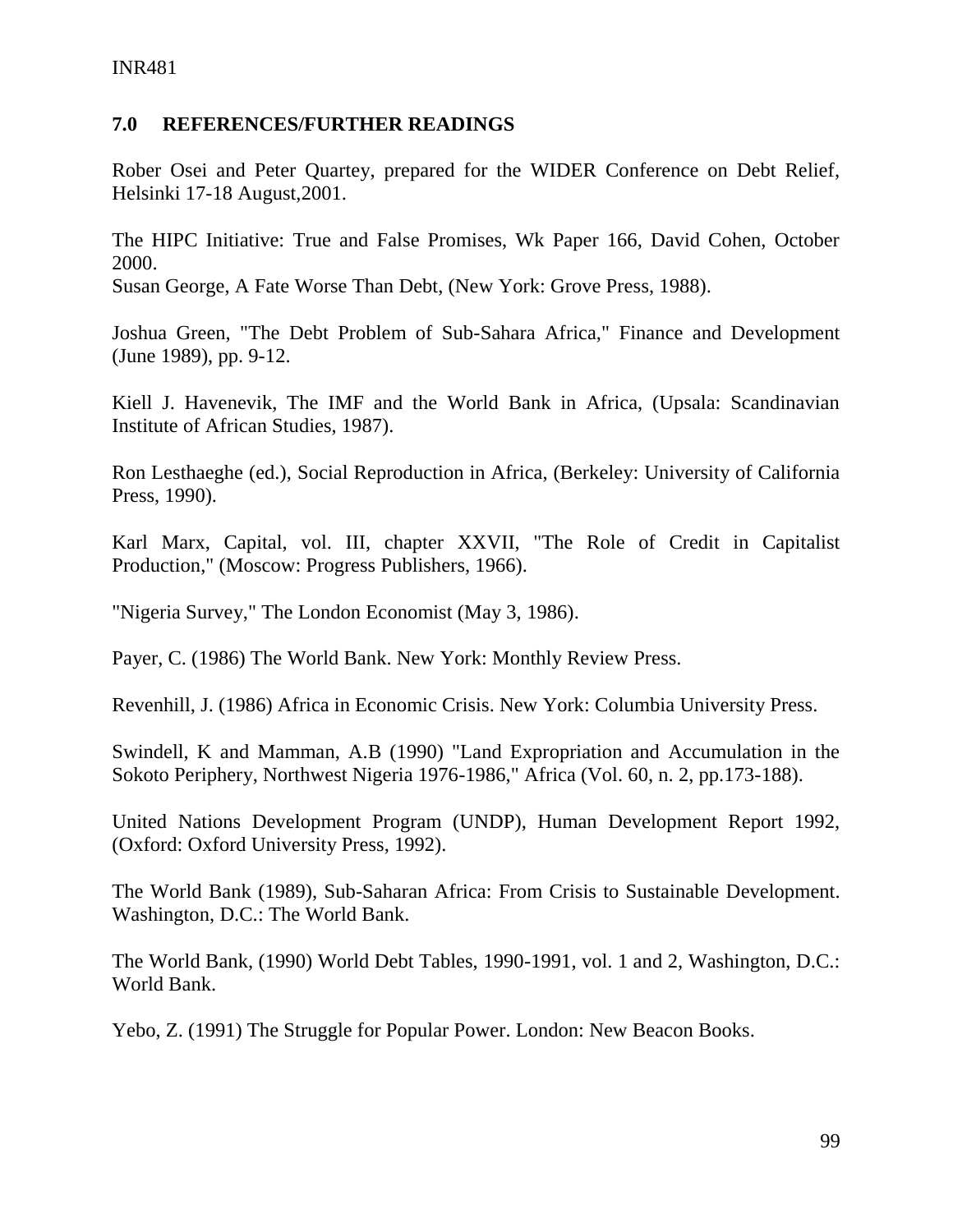## 7.0 REFERENCES/FURTHER READINGS

Rober Osei and Peter Quartey, prepared for the WIDER Conference on Debt Relief, Helsinki 17-18 August,2001.

The HIPC Initiative: True and False Promises, Wk Paper 166, David Cohen, October 2000.

Susan George, A Fate Worse Than Debt, (New York: Grove Press, 1988).

Joshua Green, "The Debt Problem of Sub-Sahara Africa," Finance and Development (June 1989), pp. 9-12.

Kiell J. Havenevik, The IMF and the World Bank in Africa, (Upsala: Scandinavian Institute of African Studies, 1987).

Ron Lesthaeghe (ed.), Social Reproduction in Africa, (Berkeley: University of California Press, 1990).

Karl Marx, Capital, vol. III, chapter XXVII, "The Role of Credit in Capitalist Production," (Moscow: Progress Publishers, 1966).

"Nigeria Survey," The London Economist (May 3, 1986).

Payer, C. (1986) The World Bank. New York: Monthly Review Press.

Revenhill, J. (1986) Africa in Economic Crisis. New York: Columbia University Press.

Swindell, K and Mamman, A.B (1990) "Land Expropriation and Accumulation in the Sokoto Periphery, Northwest Nigeria 1976-1986," Africa (Vol. 60, n. 2, pp.173-188).

United Nations Development Program (UNDP), Human Development Report 1992, (Oxford: Oxford University Press, 1992).

The World Bank (1989), Sub-Saharan Africa: From Crisis to Sustainable Development. Washington, D.C.: The World Bank.

The World Bank, (1990) World Debt Tables, 1990-1991, vol. 1 and 2, Washington, D.C.: World Bank.

Yebo, Z. (1991) The Struggle for Popular Power. London: New Beacon Books.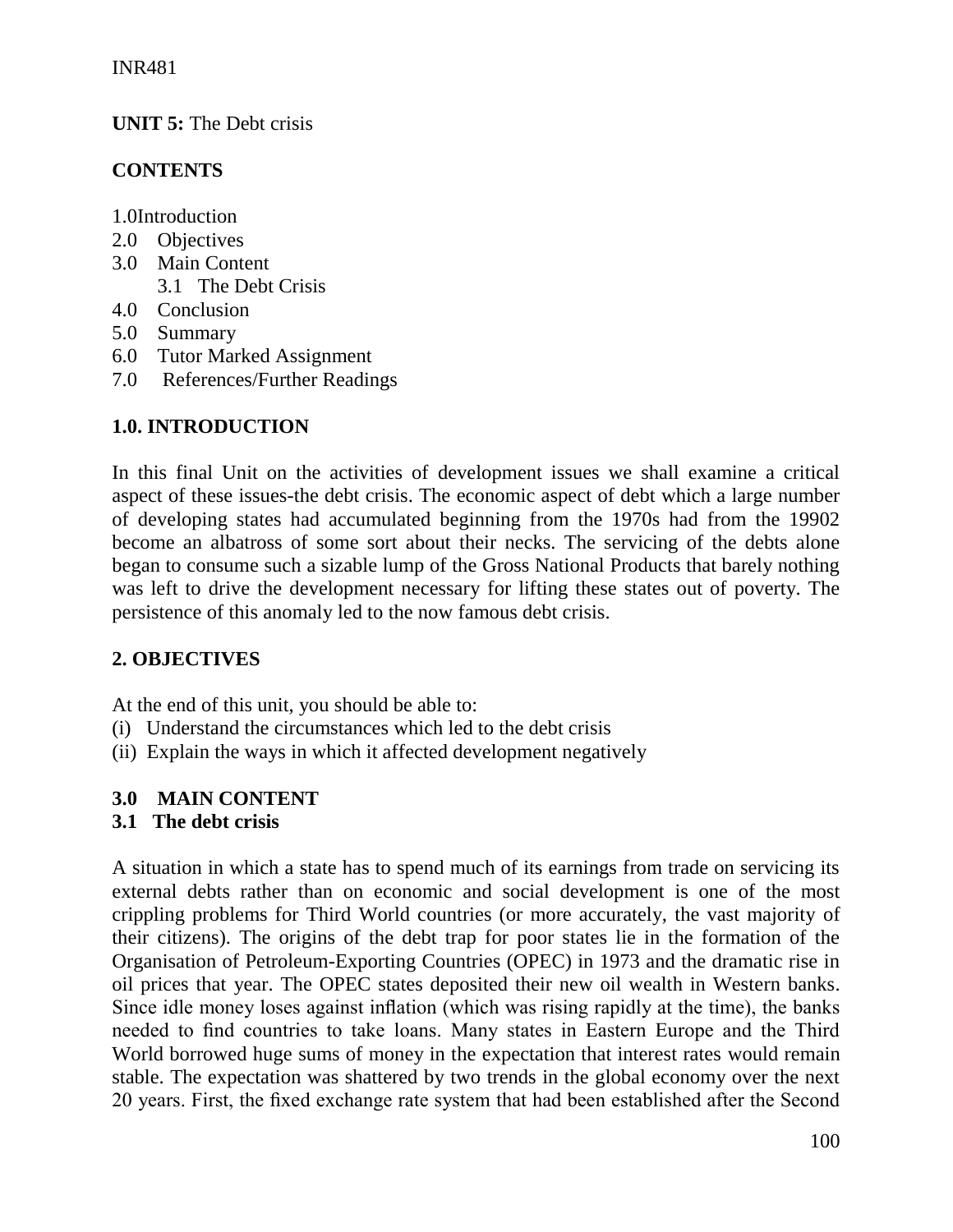**UNIT 5:** The Debt crisis

**CONTENTS**

1.0 Introduction
2.0 Objectives
3.0 Main Content
    3.1 The Debt Crisis
4.0 Conclusion
5.0 Summary
6.0 Tutor Marked Assignment
7.0 References/Further Readings

## 1.0. INTRODUCTION

In this final Unit on the activities of development issues we shall examine a critical aspect of these issues-the debt crisis. The economic aspect of debt which a large number of developing states had accumulated beginning from the 1970s had from the 19902 become an albatross of some sort about their necks. The servicing of the debts alone began to consume such a sizable lump of the Gross National Products that barely nothing was left to drive the development necessary for lifting these states out of poverty. The persistence of this anomaly led to the now famous debt crisis.

## 2. OBJECTIVES

At the end of this unit, you should be able to:

(i) Understand the circumstances which led to the debt crisis
(ii) Explain the ways in which it affected development negatively

## 3.0 MAIN CONTENT

### 3.1 The debt crisis

A situation in which a state has to spend much of its earnings from trade on servicing its external debts rather than on economic and social development is one of the most crippling problems for Third World countries (or more accurately, the vast majority of their citizens). The origins of the debt trap for poor states lie in the formation of the Organisation of Petroleum-Exporting Countries (OPEC) in 1973 and the dramatic rise in oil prices that year. The OPEC states deposited their new oil wealth in Western banks. Since idle money loses against inflation (which was rising rapidly at the time), the banks needed to find countries to take loans. Many states in Eastern Europe and the Third World borrowed huge sums of money in the expectation that interest rates would remain stable. The expectation was shattered by two trends in the global economy over the next 20 years. First, the fixed exchange rate system that had been established after the Second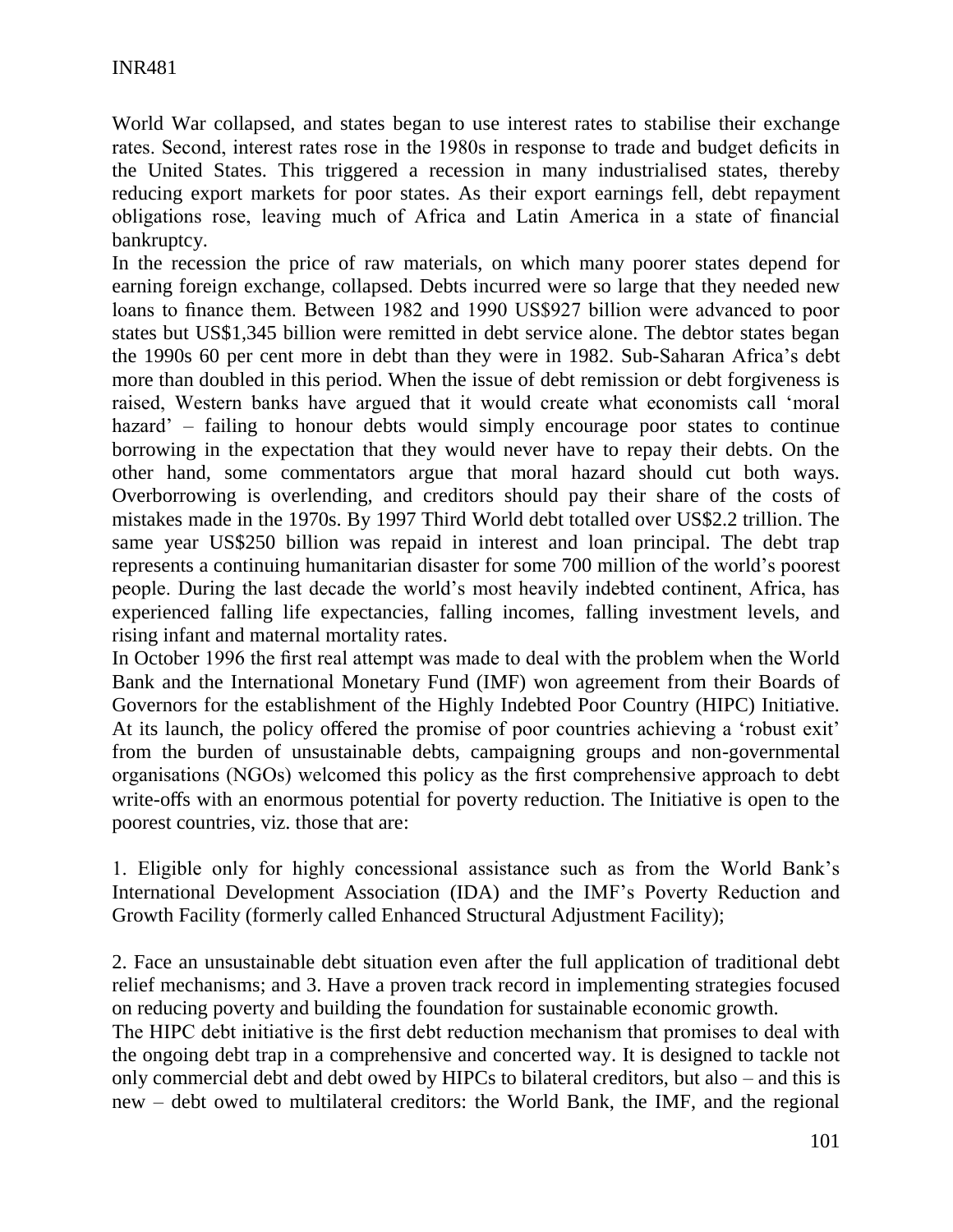World War collapsed, and states began to use interest rates to stabilise their exchange rates. Second, interest rates rose in the 1980s in response to trade and budget deficits in the United States. This triggered a recession in many industrialised states, thereby reducing export markets for poor states. As their export earnings fell, debt repayment obligations rose, leaving much of Africa and Latin America in a state of financial bankruptcy.

In the recession the price of raw materials, on which many poorer states depend for earning foreign exchange, collapsed. Debts incurred were so large that they needed new loans to finance them. Between 1982 and 1990 US$927 billion were advanced to poor states but US$1,345 billion were remitted in debt service alone. The debtor states began the 1990s 60 per cent more in debt than they were in 1982. Sub-Saharan Africa's debt more than doubled in this period. When the issue of debt remission or debt forgiveness is raised, Western banks have argued that it would create what economists call 'moral hazard' – failing to honour debts would simply encourage poor states to continue borrowing in the expectation that they would never have to repay their debts. On the other hand, some commentators argue that moral hazard should cut both ways. Overborrowing is overlending, and creditors should pay their share of the costs of mistakes made in the 1970s. By 1997 Third World debt totalled over US$2.2 trillion. The same year US$250 billion was repaid in interest and loan principal. The debt trap represents a continuing humanitarian disaster for some 700 million of the world's poorest people. During the last decade the world's most heavily indebted continent, Africa, has experienced falling life expectancies, falling incomes, falling investment levels, and rising infant and maternal mortality rates.

In October 1996 the first real attempt was made to deal with the problem when the World Bank and the International Monetary Fund (IMF) won agreement from their Boards of Governors for the establishment of the Highly Indebted Poor Country (HIPC) Initiative. At its launch, the policy offered the promise of poor countries achieving a 'robust exit' from the burden of unsustainable debts, campaigning groups and non-governmental organisations (NGOs) welcomed this policy as the first comprehensive approach to debt write-offs with an enormous potential for poverty reduction. The Initiative is open to the poorest countries, viz. those that are:

1. Eligible only for highly concessional assistance such as from the World Bank's International Development Association (IDA) and the IMF's Poverty Reduction and Growth Facility (formerly called Enhanced Structural Adjustment Facility);

2. Face an unsustainable debt situation even after the full application of traditional debt relief mechanisms; and 3. Have a proven track record in implementing strategies focused on reducing poverty and building the foundation for sustainable economic growth.

The HIPC debt initiative is the first debt reduction mechanism that promises to deal with the ongoing debt trap in a comprehensive and concerted way. It is designed to tackle not only commercial debt and debt owed by HIPCs to bilateral creditors, but also – and this is new – debt owed to multilateral creditors: the World Bank, the IMF, and the regional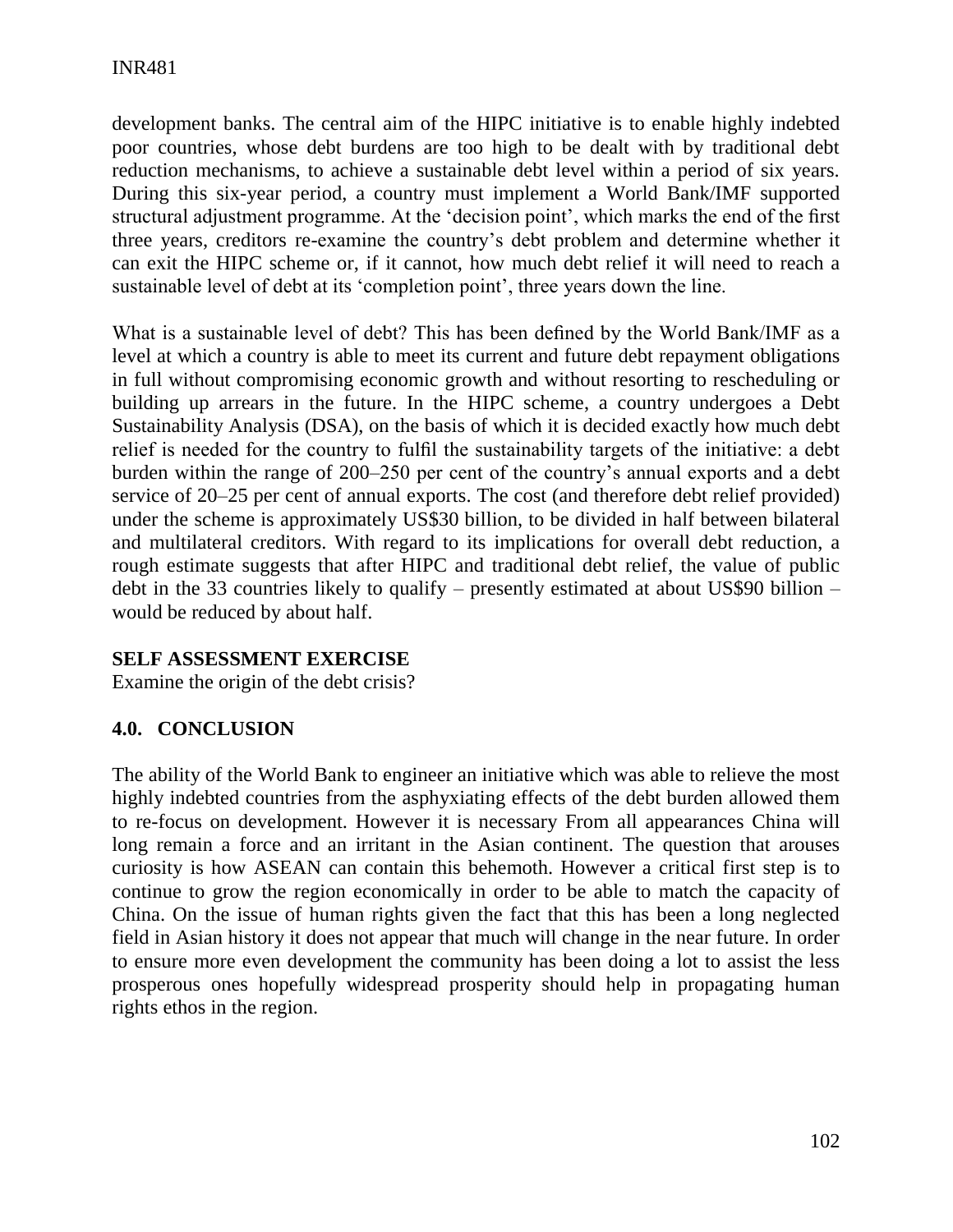development banks. The central aim of the HIPC initiative is to enable highly indebted poor countries, whose debt burdens are too high to be dealt with by traditional debt reduction mechanisms, to achieve a sustainable debt level within a period of six years. During this six-year period, a country must implement a World Bank/IMF supported structural adjustment programme. At the 'decision point', which marks the end of the first three years, creditors re-examine the country's debt problem and determine whether it can exit the HIPC scheme or, if it cannot, how much debt relief it will need to reach a sustainable level of debt at its 'completion point', three years down the line.

What is a sustainable level of debt? This has been defined by the World Bank/IMF as a level at which a country is able to meet its current and future debt repayment obligations in full without compromising economic growth and without resorting to rescheduling or building up arrears in the future. In the HIPC scheme, a country undergoes a Debt Sustainability Analysis (DSA), on the basis of which it is decided exactly how much debt relief is needed for the country to fulfil the sustainability targets of the initiative: a debt burden within the range of 200–250 per cent of the country's annual exports and a debt service of 20–25 per cent of annual exports. The cost (and therefore debt relief provided) under the scheme is approximately US$30 billion, to be divided in half between bilateral and multilateral creditors. With regard to its implications for overall debt reduction, a rough estimate suggests that after HIPC and traditional debt relief, the value of public debt in the 33 countries likely to qualify – presently estimated at about US$90 billion – would be reduced by about half.

**SELF ASSESSMENT EXERCISE**

Examine the origin of the debt crisis?

## 4.0. CONCLUSION

The ability of the World Bank to engineer an initiative which was able to relieve the most highly indebted countries from the asphyxiating effects of the debt burden allowed them to re-focus on development. However it is necessary From all appearances China will long remain a force and an irritant in the Asian continent. The question that arouses curiosity is how ASEAN can contain this behemoth. However a critical first step is to continue to grow the region economically in order to be able to match the capacity of China. On the issue of human rights given the fact that this has been a long neglected field in Asian history it does not appear that much will change in the near future. In order to ensure more even development the community has been doing a lot to assist the less prosperous ones hopefully widespread prosperity should help in propagating human rights ethos in the region.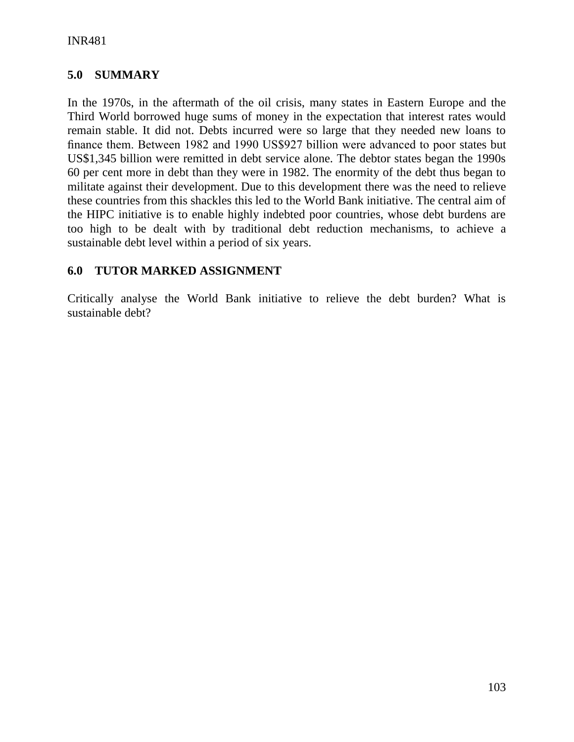## 5.0 SUMMARY

In the 1970s, in the aftermath of the oil crisis, many states in Eastern Europe and the Third World borrowed huge sums of money in the expectation that interest rates would remain stable. It did not. Debts incurred were so large that they needed new loans to finance them. Between 1982 and 1990 US$927 billion were advanced to poor states but US$1,345 billion were remitted in debt service alone. The debtor states began the 1990s 60 per cent more in debt than they were in 1982. The enormity of the debt thus began to militate against their development. Due to this development there was the need to relieve these countries from this shackles this led to the World Bank initiative. The central aim of the HIPC initiative is to enable highly indebted poor countries, whose debt burdens are too high to be dealt with by traditional debt reduction mechanisms, to achieve a sustainable debt level within a period of six years.

## 6.0 TUTOR MARKED ASSIGNMENT

Critically analyse the World Bank initiative to relieve the debt burden? What is sustainable debt?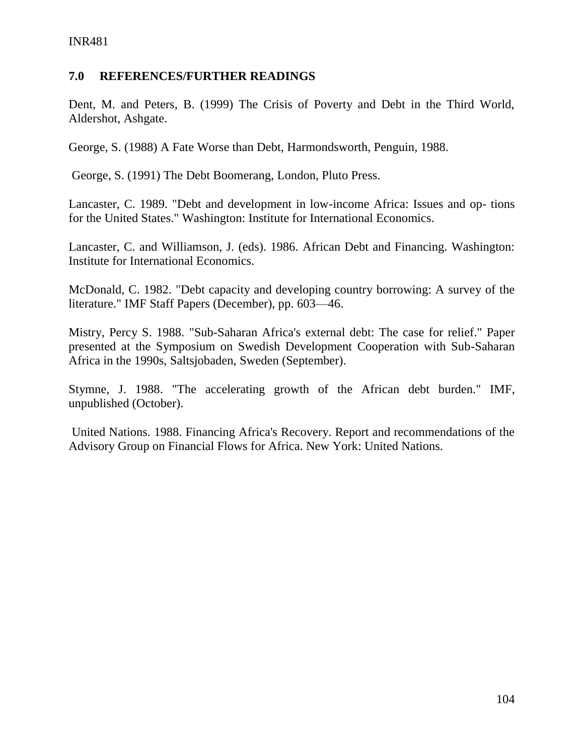## 7.0 REFERENCES/FURTHER READINGS

Dent, M. and Peters, B. (1999) The Crisis of Poverty and Debt in the Third World, Aldershot, Ashgate.

George, S. (1988) A Fate Worse than Debt, Harmondsworth, Penguin, 1988.

George, S. (1991) The Debt Boomerang, London, Pluto Press.

Lancaster, C. 1989. "Debt and development in low-income Africa: Issues and op- tions for the United States." Washington: Institute for International Economics.

Lancaster, C. and Williamson, J. (eds). 1986. African Debt and Financing. Washington: Institute for International Economics.

McDonald, C. 1982. "Debt capacity and developing country borrowing: A survey of the literature." IMF Staff Papers (December), pp. 603—46.

Mistry, Percy S. 1988. "Sub-Saharan Africa's external debt: The case for relief." Paper presented at the Symposium on Swedish Development Cooperation with Sub-Saharan Africa in the 1990s, Saltsjobaden, Sweden (September).

Stymne, J. 1988. "The accelerating growth of the African debt burden." IMF, unpublished (October).

United Nations. 1988. Financing Africa's Recovery. Report and recommendations of the Advisory Group on Financial Flows for Africa. New York: United Nations.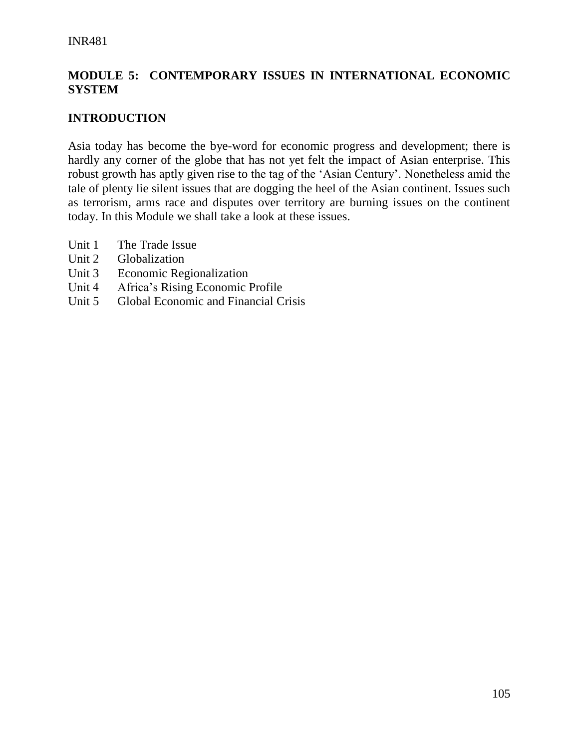## MODULE 5: CONTEMPORARY ISSUES IN INTERNATIONAL ECONOMIC SYSTEM

### INTRODUCTION

Asia today has become the bye-word for economic progress and development; there is hardly any corner of the globe that has not yet felt the impact of Asian enterprise. This robust growth has aptly given rise to the tag of the 'Asian Century'. Nonetheless amid the tale of plenty lie silent issues that are dogging the heel of the Asian continent. Issues such as terrorism, arms race and disputes over territory are burning issues on the continent today. In this Module we shall take a look at these issues.

- Unit 1 The Trade Issue
- Unit 2 Globalization
- Unit 3 Economic Regionalization
- Unit 4 Africa's Rising Economic Profile
- Unit 5 Global Economic and Financial Crisis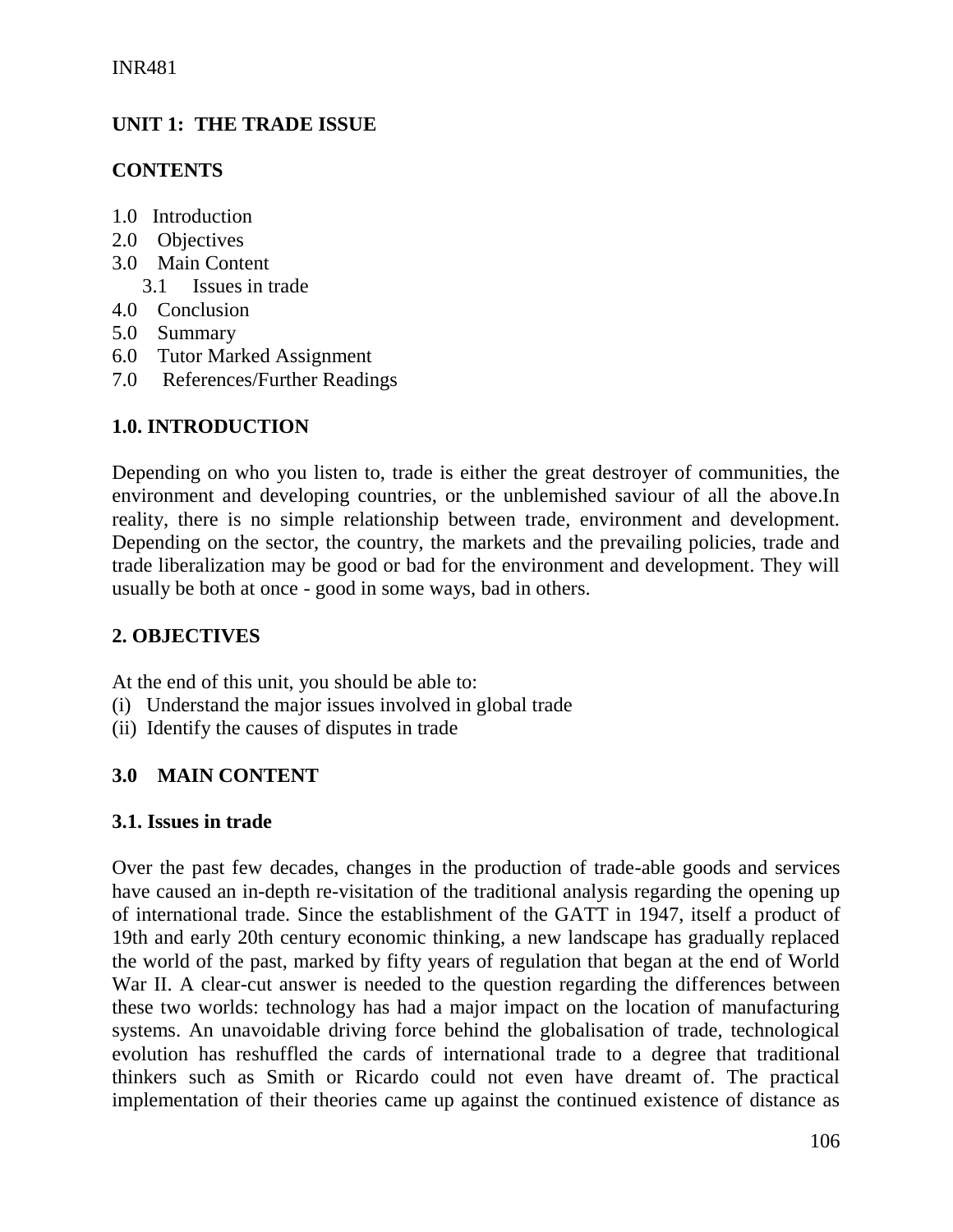## UNIT 1: THE TRADE ISSUE

### CONTENTS

1.0 Introduction
2.0 Objectives
3.0 Main Content
    3.1 Issues in trade
4.0 Conclusion
5.0 Summary
6.0 Tutor Marked Assignment
7.0 References/Further Readings

### 1.0. INTRODUCTION

Depending on who you listen to, trade is either the great destroyer of communities, the environment and developing countries, or the unblemished saviour of all the above.In reality, there is no simple relationship between trade, environment and development. Depending on the sector, the country, the markets and the prevailing policies, trade and trade liberalization may be good or bad for the environment and development. They will usually be both at once - good in some ways, bad in others.

### 2. OBJECTIVES

At the end of this unit, you should be able to:

(i) Understand the major issues involved in global trade
(ii) Identify the causes of disputes in trade

### 3.0 MAIN CONTENT

#### 3.1. Issues in trade

Over the past few decades, changes in the production of trade-able goods and services have caused an in-depth re-visitation of the traditional analysis regarding the opening up of international trade. Since the establishment of the GATT in 1947, itself a product of 19th and early 20th century economic thinking, a new landscape has gradually replaced the world of the past, marked by fifty years of regulation that began at the end of World War II. A clear-cut answer is needed to the question regarding the differences between these two worlds: technology has had a major impact on the location of manufacturing systems. An unavoidable driving force behind the globalisation of trade, technological evolution has reshuffled the cards of international trade to a degree that traditional thinkers such as Smith or Ricardo could not even have dreamt of. The practical implementation of their theories came up against the continued existence of distance as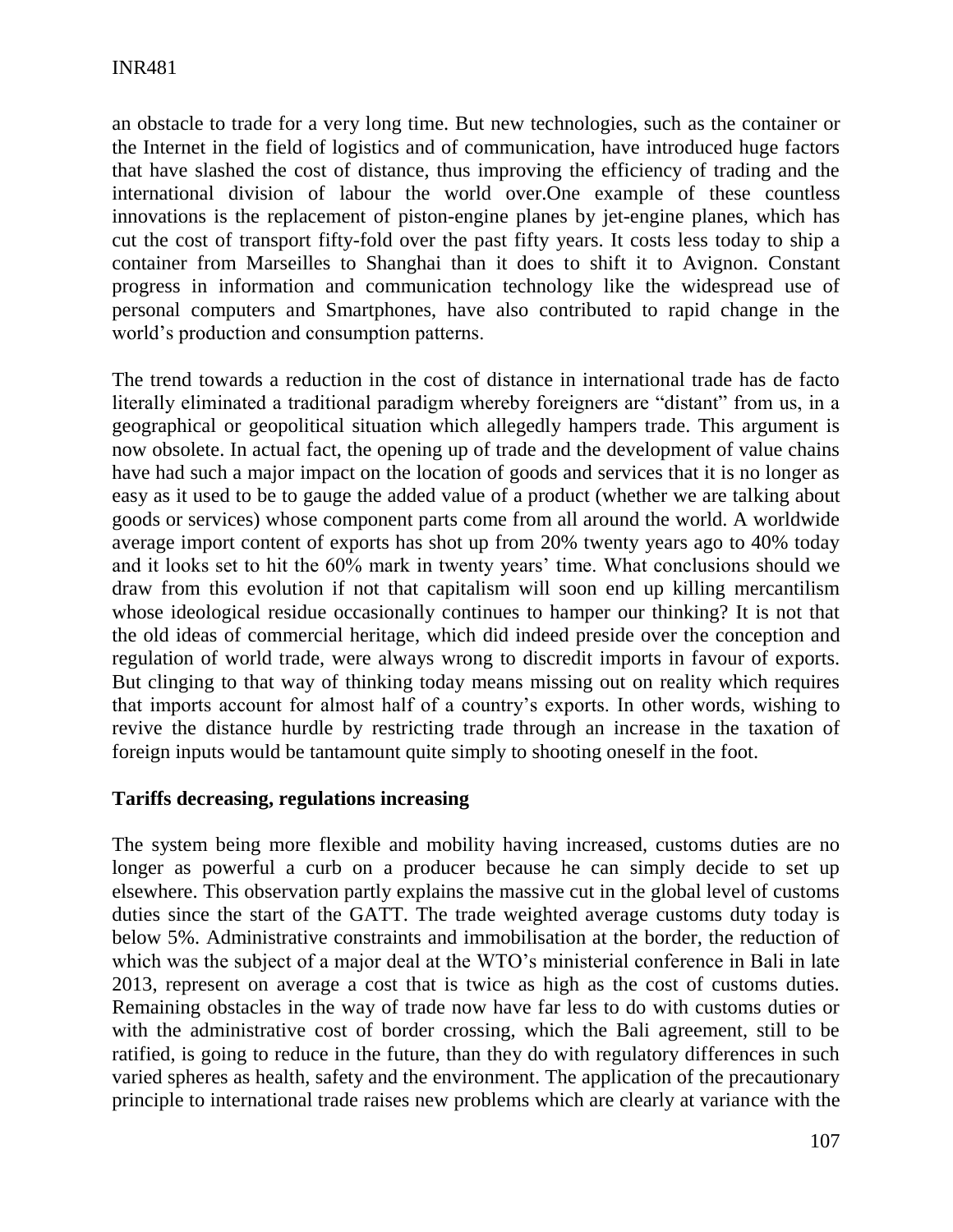an obstacle to trade for a very long time. But new technologies, such as the container or the Internet in the field of logistics and of communication, have introduced huge factors that have slashed the cost of distance, thus improving the efficiency of trading and the international division of labour the world over.One example of these countless innovations is the replacement of piston-engine planes by jet-engine planes, which has cut the cost of transport fifty-fold over the past fifty years. It costs less today to ship a container from Marseilles to Shanghai than it does to shift it to Avignon. Constant progress in information and communication technology like the widespread use of personal computers and Smartphones, have also contributed to rapid change in the world's production and consumption patterns.

The trend towards a reduction in the cost of distance in international trade has de facto literally eliminated a traditional paradigm whereby foreigners are "distant" from us, in a geographical or geopolitical situation which allegedly hampers trade. This argument is now obsolete. In actual fact, the opening up of trade and the development of value chains have had such a major impact on the location of goods and services that it is no longer as easy as it used to be to gauge the added value of a product (whether we are talking about goods or services) whose component parts come from all around the world. A worldwide average import content of exports has shot up from 20% twenty years ago to 40% today and it looks set to hit the 60% mark in twenty years' time. What conclusions should we draw from this evolution if not that capitalism will soon end up killing mercantilism whose ideological residue occasionally continues to hamper our thinking? It is not that the old ideas of commercial heritage, which did indeed preside over the conception and regulation of world trade, were always wrong to discredit imports in favour of exports. But clinging to that way of thinking today means missing out on reality which requires that imports account for almost half of a country's exports. In other words, wishing to revive the distance hurdle by restricting trade through an increase in the taxation of foreign inputs would be tantamount quite simply to shooting oneself in the foot.

**Tariffs decreasing, regulations increasing**

The system being more flexible and mobility having increased, customs duties are no longer as powerful a curb on a producer because he can simply decide to set up elsewhere. This observation partly explains the massive cut in the global level of customs duties since the start of the GATT. The trade weighted average customs duty today is below 5%. Administrative constraints and immobilisation at the border, the reduction of which was the subject of a major deal at the WTO's ministerial conference in Bali in late 2013, represent on average a cost that is twice as high as the cost of customs duties. Remaining obstacles in the way of trade now have far less to do with customs duties or with the administrative cost of border crossing, which the Bali agreement, still to be ratified, is going to reduce in the future, than they do with regulatory differences in such varied spheres as health, safety and the environment. The application of the precautionary principle to international trade raises new problems which are clearly at variance with the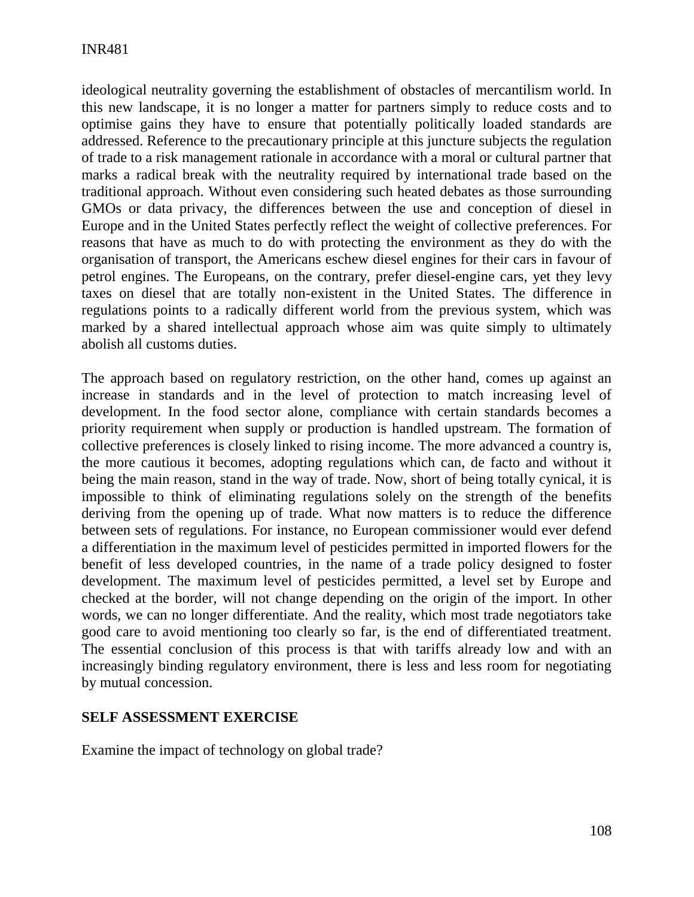ideological neutrality governing the establishment of obstacles of mercantilism world. In this new landscape, it is no longer a matter for partners simply to reduce costs and to optimise gains they have to ensure that potentially politically loaded standards are addressed. Reference to the precautionary principle at this juncture subjects the regulation of trade to a risk management rationale in accordance with a moral or cultural partner that marks a radical break with the neutrality required by international trade based on the traditional approach. Without even considering such heated debates as those surrounding GMOs or data privacy, the differences between the use and conception of diesel in Europe and in the United States perfectly reflect the weight of collective preferences. For reasons that have as much to do with protecting the environment as they do with the organisation of transport, the Americans eschew diesel engines for their cars in favour of petrol engines. The Europeans, on the contrary, prefer diesel-engine cars, yet they levy taxes on diesel that are totally non-existent in the United States. The difference in regulations points to a radically different world from the previous system, which was marked by a shared intellectual approach whose aim was quite simply to ultimately abolish all customs duties.

The approach based on regulatory restriction, on the other hand, comes up against an increase in standards and in the level of protection to match increasing level of development. In the food sector alone, compliance with certain standards becomes a priority requirement when supply or production is handled upstream. The formation of collective preferences is closely linked to rising income. The more advanced a country is, the more cautious it becomes, adopting regulations which can, de facto and without it being the main reason, stand in the way of trade. Now, short of being totally cynical, it is impossible to think of eliminating regulations solely on the strength of the benefits deriving from the opening up of trade. What now matters is to reduce the difference between sets of regulations. For instance, no European commissioner would ever defend a differentiation in the maximum level of pesticides permitted in imported flowers for the benefit of less developed countries, in the name of a trade policy designed to foster development. The maximum level of pesticides permitted, a level set by Europe and checked at the border, will not change depending on the origin of the import. In other words, we can no longer differentiate. And the reality, which most trade negotiators take good care to avoid mentioning too clearly so far, is the end of differentiated treatment. The essential conclusion of this process is that with tariffs already low and with an increasingly binding regulatory environment, there is less and less room for negotiating by mutual concession.

**SELF ASSESSMENT EXERCISE**

Examine the impact of technology on global trade?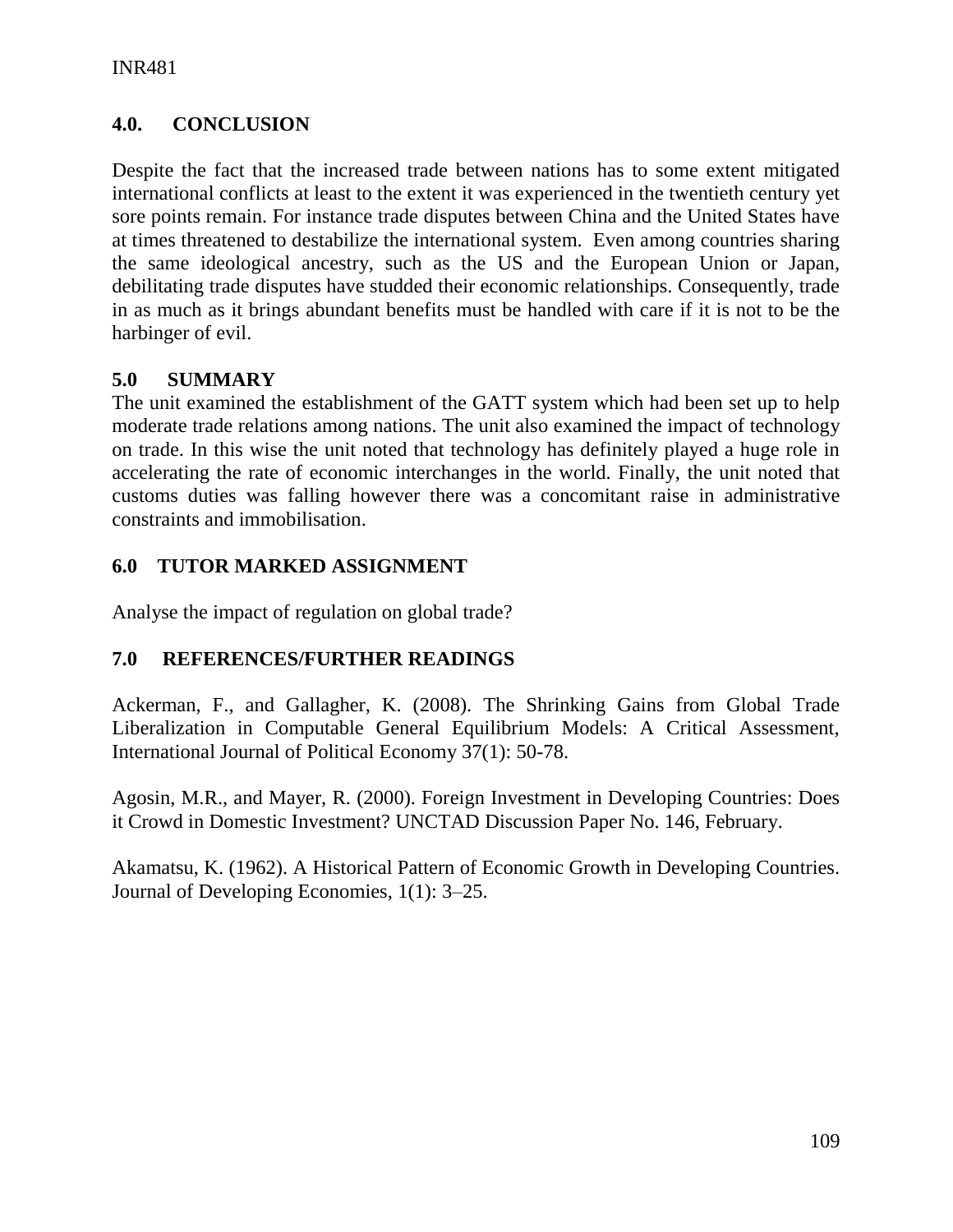## 4.0. CONCLUSION

Despite the fact that the increased trade between nations has to some extent mitigated international conflicts at least to the extent it was experienced in the twentieth century yet sore points remain. For instance trade disputes between China and the United States have at times threatened to destabilize the international system. Even among countries sharing the same ideological ancestry, such as the US and the European Union or Japan, debilitating trade disputes have studded their economic relationships. Consequently, trade in as much as it brings abundant benefits must be handled with care if it is not to be the harbinger of evil.

## 5.0 SUMMARY

The unit examined the establishment of the GATT system which had been set up to help moderate trade relations among nations. The unit also examined the impact of technology on trade. In this wise the unit noted that technology has definitely played a huge role in accelerating the rate of economic interchanges in the world. Finally, the unit noted that customs duties was falling however there was a concomitant raise in administrative constraints and immobilisation.

## 6.0 TUTOR MARKED ASSIGNMENT

Analyse the impact of regulation on global trade?

## 7.0 REFERENCES/FURTHER READINGS

Ackerman, F., and Gallagher, K. (2008). The Shrinking Gains from Global Trade Liberalization in Computable General Equilibrium Models: A Critical Assessment, International Journal of Political Economy 37(1): 50-78.

Agosin, M.R., and Mayer, R. (2000). Foreign Investment in Developing Countries: Does it Crowd in Domestic Investment? UNCTAD Discussion Paper No. 146, February.

Akamatsu, K. (1962). A Historical Pattern of Economic Growth in Developing Countries. Journal of Developing Economies, 1(1): 3–25.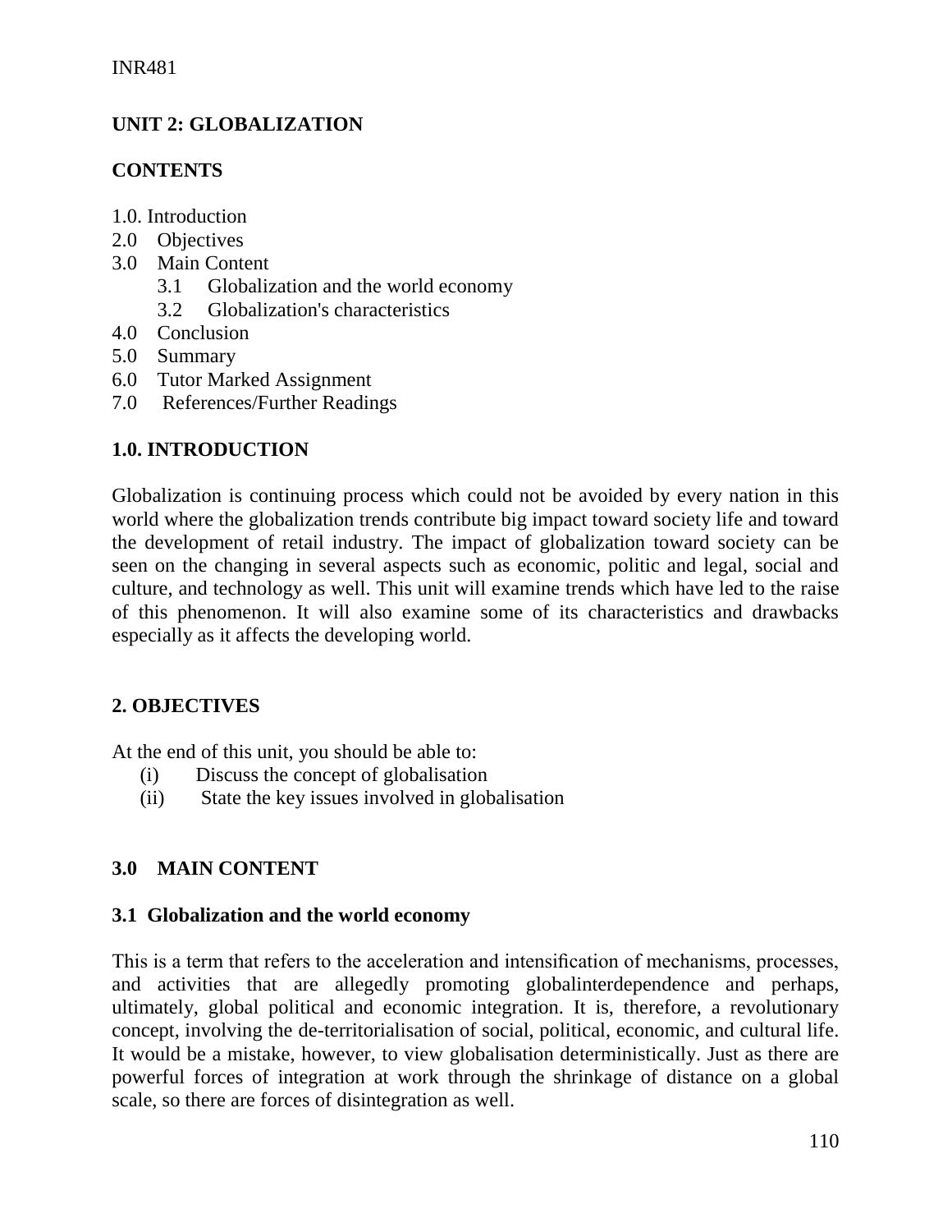## UNIT 2: GLOBALIZATION

**CONTENTS**

1.0. Introduction
2.0 Objectives
3.0 Main Content
    3.1 Globalization and the world economy
    3.2 Globalization's characteristics
4.0 Conclusion
5.0 Summary
6.0 Tutor Marked Assignment
7.0 References/Further Readings

### 1.0. INTRODUCTION

Globalization is continuing process which could not be avoided by every nation in this world where the globalization trends contribute big impact toward society life and toward the development of retail industry. The impact of globalization toward society can be seen on the changing in several aspects such as economic, politic and legal, social and culture, and technology as well. This unit will examine trends which have led to the raise of this phenomenon. It will also examine some of its characteristics and drawbacks especially as it affects the developing world.

### 2. OBJECTIVES

At the end of this unit, you should be able to:

(i) Discuss the concept of globalisation
(ii) State the key issues involved in globalisation

### 3.0 MAIN CONTENT

#### 3.1 Globalization and the world economy

This is a term that refers to the acceleration and intensification of mechanisms, processes, and activities that are allegedly promoting globalinterdependence and perhaps, ultimately, global political and economic integration. It is, therefore, a revolutionary concept, involving the de-territorialisation of social, political, economic, and cultural life. It would be a mistake, however, to view globalisation deterministically. Just as there are powerful forces of integration at work through the shrinkage of distance on a global scale, so there are forces of disintegration as well.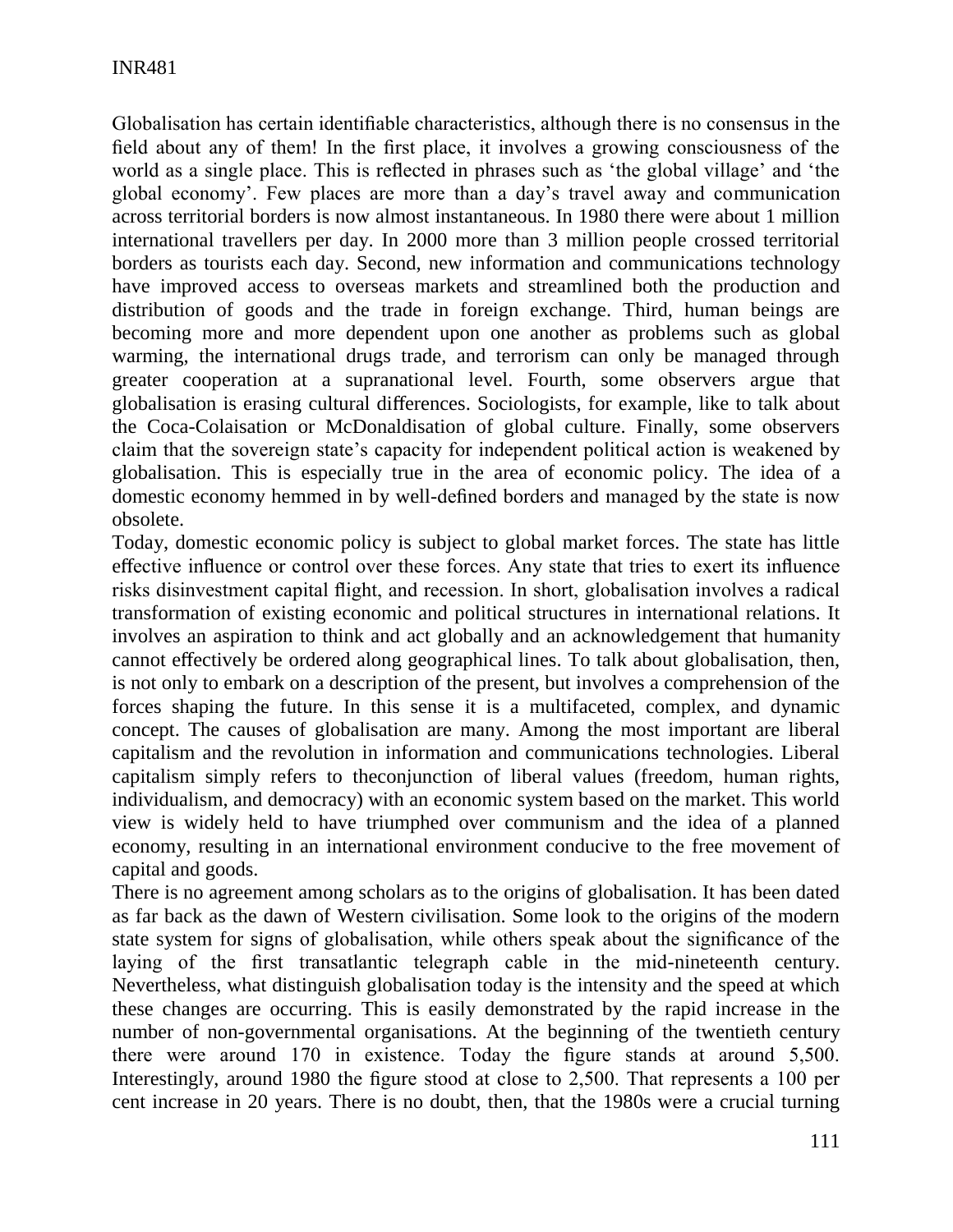Globalisation has certain identifiable characteristics, although there is no consensus in the field about any of them! In the first place, it involves a growing consciousness of the world as a single place. This is reflected in phrases such as 'the global village' and 'the global economy'. Few places are more than a day's travel away and communication across territorial borders is now almost instantaneous. In 1980 there were about 1 million international travellers per day. In 2000 more than 3 million people crossed territorial borders as tourists each day. Second, new information and communications technology have improved access to overseas markets and streamlined both the production and distribution of goods and the trade in foreign exchange. Third, human beings are becoming more and more dependent upon one another as problems such as global warming, the international drugs trade, and terrorism can only be managed through greater cooperation at a supranational level. Fourth, some observers argue that globalisation is erasing cultural differences. Sociologists, for example, like to talk about the Coca-Colaisation or McDonaldisation of global culture. Finally, some observers claim that the sovereign state's capacity for independent political action is weakened by globalisation. This is especially true in the area of economic policy. The idea of a domestic economy hemmed in by well-defined borders and managed by the state is now obsolete.

Today, domestic economic policy is subject to global market forces. The state has little effective influence or control over these forces. Any state that tries to exert its influence risks disinvestment capital flight, and recession. In short, globalisation involves a radical transformation of existing economic and political structures in international relations. It involves an aspiration to think and act globally and an acknowledgement that humanity cannot effectively be ordered along geographical lines. To talk about globalisation, then, is not only to embark on a description of the present, but involves a comprehension of the forces shaping the future. In this sense it is a multifaceted, complex, and dynamic concept. The causes of globalisation are many. Among the most important are liberal capitalism and the revolution in information and communications technologies. Liberal capitalism simply refers to theconjunction of liberal values (freedom, human rights, individualism, and democracy) with an economic system based on the market. This world view is widely held to have triumphed over communism and the idea of a planned economy, resulting in an international environment conducive to the free movement of capital and goods.

There is no agreement among scholars as to the origins of globalisation. It has been dated as far back as the dawn of Western civilisation. Some look to the origins of the modern state system for signs of globalisation, while others speak about the significance of the laying of the first transatlantic telegraph cable in the mid-nineteenth century. Nevertheless, what distinguish globalisation today is the intensity and the speed at which these changes are occurring. This is easily demonstrated by the rapid increase in the number of non-governmental organisations. At the beginning of the twentieth century there were around 170 in existence. Today the figure stands at around 5,500. Interestingly, around 1980 the figure stood at close to 2,500. That represents a 100 per cent increase in 20 years. There is no doubt, then, that the 1980s were a crucial turning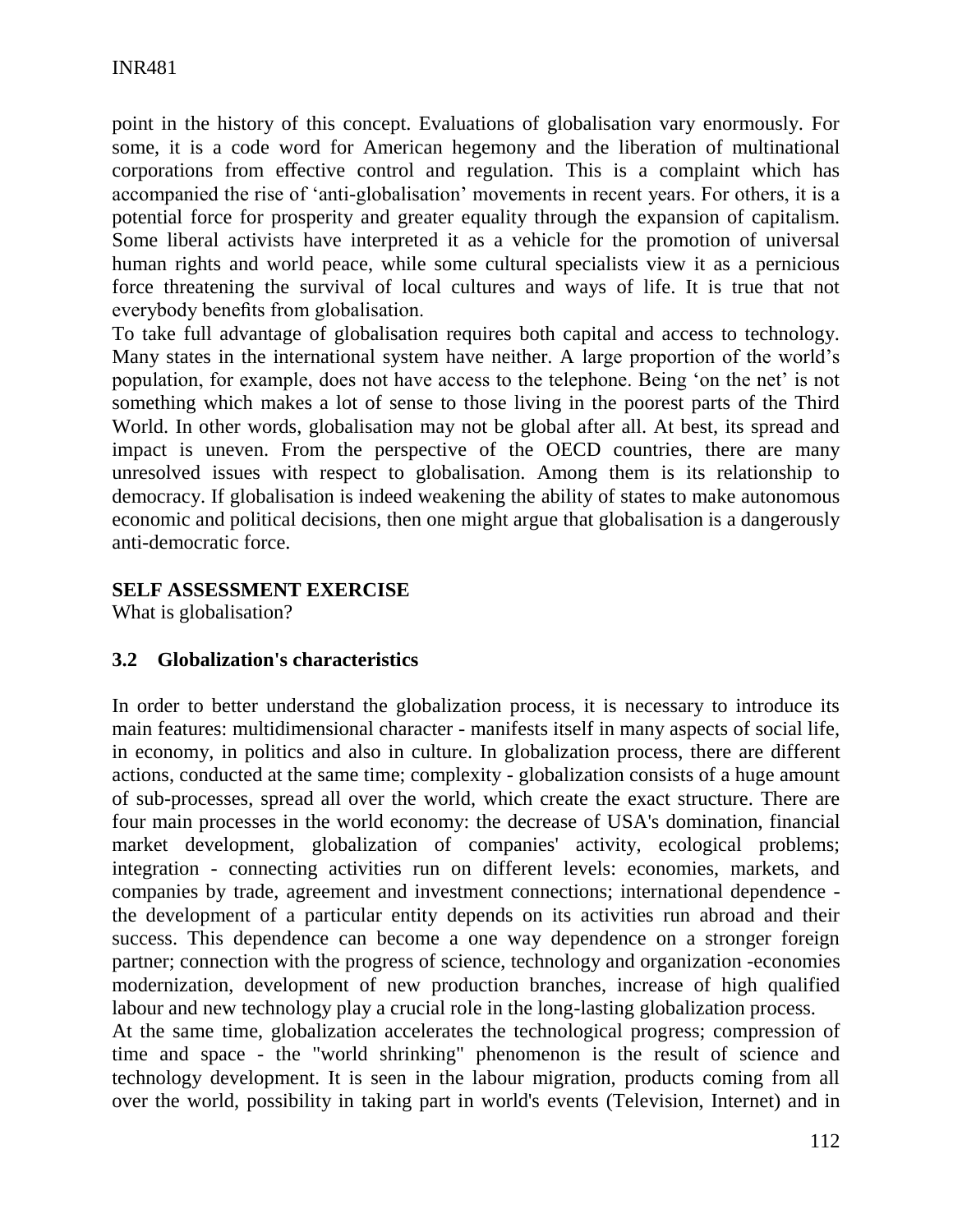point in the history of this concept. Evaluations of globalisation vary enormously. For some, it is a code word for American hegemony and the liberation of multinational corporations from effective control and regulation. This is a complaint which has accompanied the rise of 'anti-globalisation' movements in recent years. For others, it is a potential force for prosperity and greater equality through the expansion of capitalism. Some liberal activists have interpreted it as a vehicle for the promotion of universal human rights and world peace, while some cultural specialists view it as a pernicious force threatening the survival of local cultures and ways of life. It is true that not everybody benefits from globalisation.

To take full advantage of globalisation requires both capital and access to technology. Many states in the international system have neither. A large proportion of the world's population, for example, does not have access to the telephone. Being 'on the net' is not something which makes a lot of sense to those living in the poorest parts of the Third World. In other words, globalisation may not be global after all. At best, its spread and impact is uneven. From the perspective of the OECD countries, there are many unresolved issues with respect to globalisation. Among them is its relationship to democracy. If globalisation is indeed weakening the ability of states to make autonomous economic and political decisions, then one might argue that globalisation is a dangerously anti-democratic force.

**SELF ASSESSMENT EXERCISE**

What is globalisation?

### 3.2 Globalization's characteristics

In order to better understand the globalization process, it is necessary to introduce its main features: multidimensional character - manifests itself in many aspects of social life, in economy, in politics and also in culture. In globalization process, there are different actions, conducted at the same time; complexity - globalization consists of a huge amount of sub-processes, spread all over the world, which create the exact structure. There are four main processes in the world economy: the decrease of USA's domination, financial market development, globalization of companies' activity, ecological problems; integration - connecting activities run on different levels: economies, markets, and companies by trade, agreement and investment connections; international dependence - the development of a particular entity depends on its activities run abroad and their success. This dependence can become a one way dependence on a stronger foreign partner; connection with the progress of science, technology and organization -economies modernization, development of new production branches, increase of high qualified labour and new technology play a crucial role in the long-lasting globalization process.

At the same time, globalization accelerates the technological progress; compression of time and space - the "world shrinking" phenomenon is the result of science and technology development. It is seen in the labour migration, products coming from all over the world, possibility in taking part in world's events (Television, Internet) and in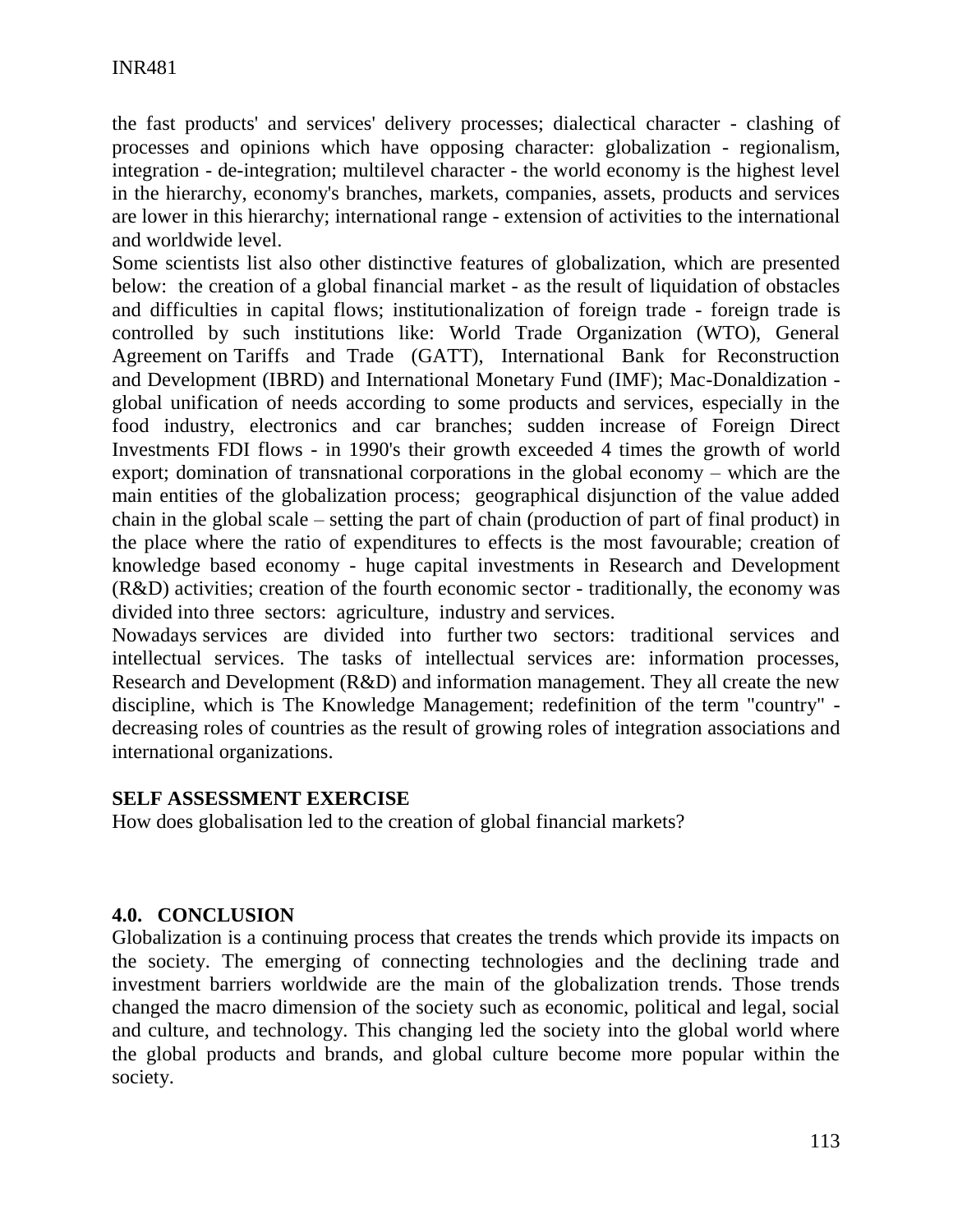the fast products' and services' delivery processes; dialectical character - clashing of processes and opinions which have opposing character: globalization - regionalism, integration - de-integration; multilevel character - the world economy is the highest level in the hierarchy, economy's branches, markets, companies, assets, products and services are lower in this hierarchy; international range - extension of activities to the international and worldwide level.

Some scientists list also other distinctive features of globalization, which are presented below: the creation of a global financial market - as the result of liquidation of obstacles and difficulties in capital flows; institutionalization of foreign trade - foreign trade is controlled by such institutions like: World Trade Organization (WTO), General Agreement on Tariffs and Trade (GATT), International Bank for Reconstruction and Development (IBRD) and International Monetary Fund (IMF); Mac-Donaldization - global unification of needs according to some products and services, especially in the food industry, electronics and car branches; sudden increase of Foreign Direct Investments FDI flows - in 1990's their growth exceeded 4 times the growth of world export; domination of transnational corporations in the global economy – which are the main entities of the globalization process; geographical disjunction of the value added chain in the global scale – setting the part of chain (production of part of final product) in the place where the ratio of expenditures to effects is the most favourable; creation of knowledge based economy - huge capital investments in Research and Development (R&D) activities; creation of the fourth economic sector - traditionally, the economy was divided into three sectors: agriculture, industry and services.

Nowadays services are divided into further two sectors: traditional services and intellectual services. The tasks of intellectual services are: information processes, Research and Development (R&D) and information management. They all create the new discipline, which is The Knowledge Management; redefinition of the term "country" - decreasing roles of countries as the result of growing roles of integration associations and international organizations.

**SELF ASSESSMENT EXERCISE**

How does globalisation led to the creation of global financial markets?

## 4.0. CONCLUSION

Globalization is a continuing process that creates the trends which provide its impacts on the society. The emerging of connecting technologies and the declining trade and investment barriers worldwide are the main of the globalization trends. Those trends changed the macro dimension of the society such as economic, political and legal, social and culture, and technology. This changing led the society into the global world where the global products and brands, and global culture become more popular within the society.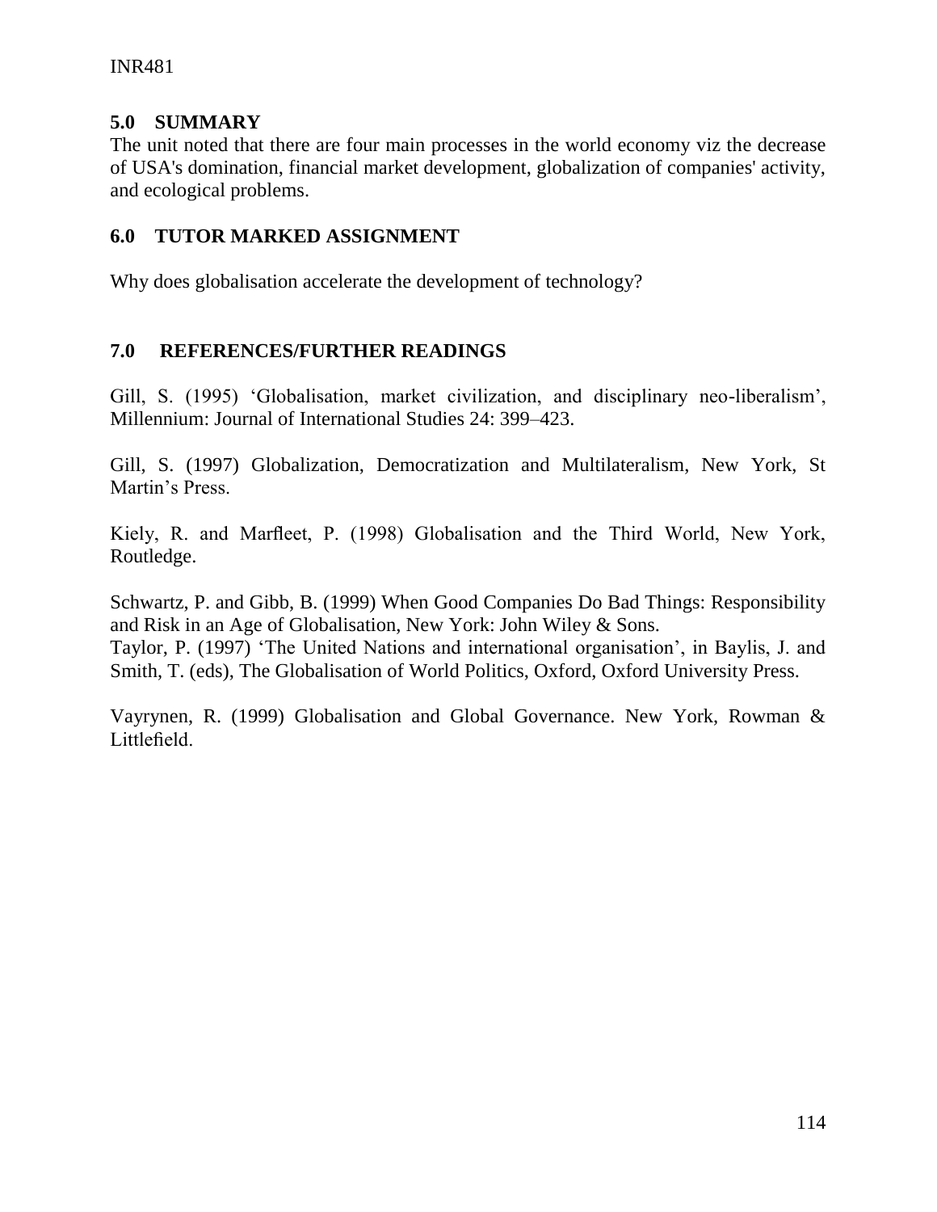## 5.0 SUMMARY

The unit noted that there are four main processes in the world economy viz the decrease of USA's domination, financial market development, globalization of companies' activity, and ecological problems.

## 6.0 TUTOR MARKED ASSIGNMENT

Why does globalisation accelerate the development of technology?

## 7.0 REFERENCES/FURTHER READINGS

Gill, S. (1995) 'Globalisation, market civilization, and disciplinary neo-liberalism', Millennium: Journal of International Studies 24: 399–423.

Gill, S. (1997) Globalization, Democratization and Multilateralism, New York, St Martin's Press.

Kiely, R. and Marfleet, P. (1998) Globalisation and the Third World, New York, Routledge.

Schwartz, P. and Gibb, B. (1999) When Good Companies Do Bad Things: Responsibility and Risk in an Age of Globalisation, New York: John Wiley & Sons.

Taylor, P. (1997) 'The United Nations and international organisation', in Baylis, J. and Smith, T. (eds), The Globalisation of World Politics, Oxford, Oxford University Press.

Vayrynen, R. (1999) Globalisation and Global Governance. New York, Rowman & Littlefield.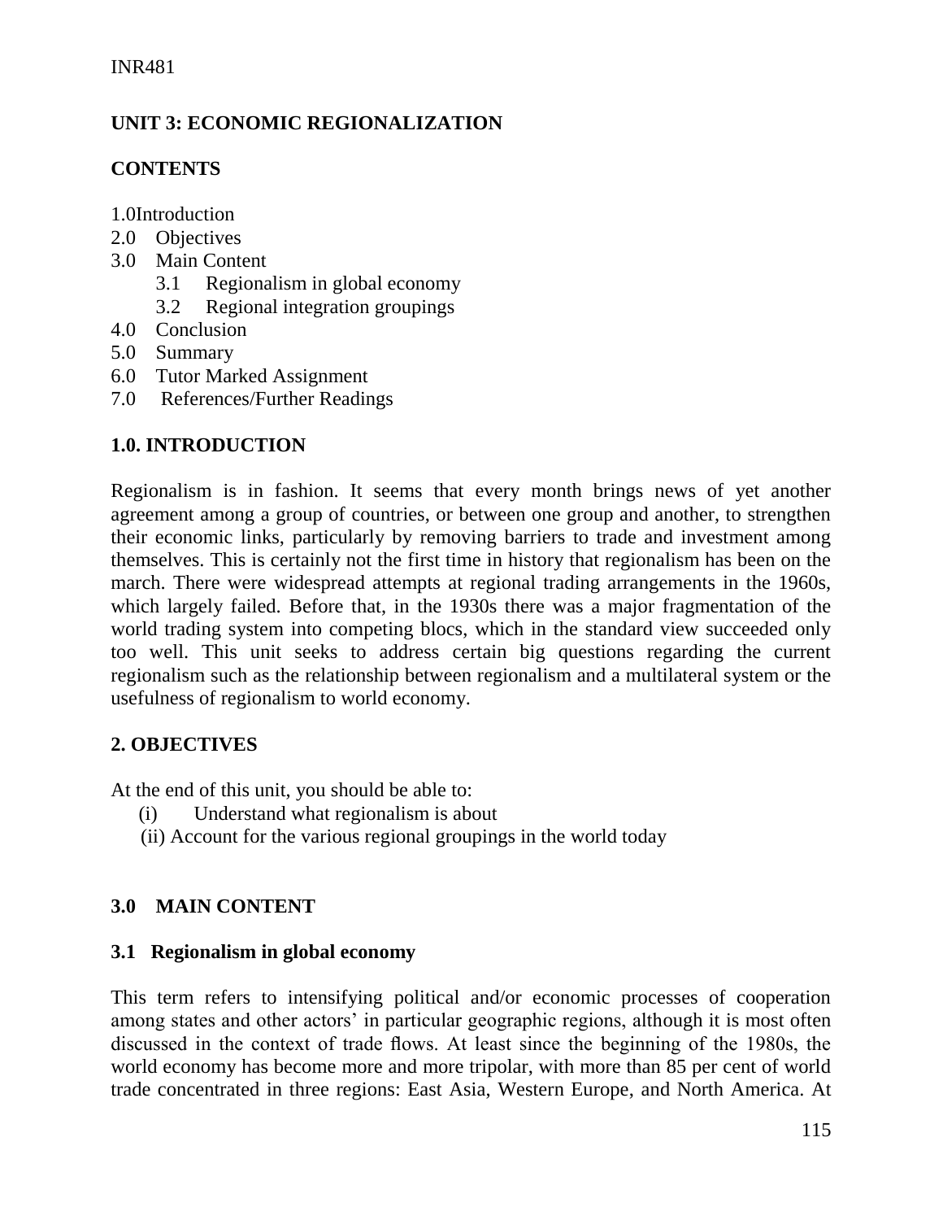## UNIT 3: ECONOMIC REGIONALIZATION

### CONTENTS

1.0 Introduction
2.0 Objectives
3.0 Main Content
   3.1 Regionalism in global economy
   3.2 Regional integration groupings
4.0 Conclusion
5.0 Summary
6.0 Tutor Marked Assignment
7.0 References/Further Readings

### 1.0. INTRODUCTION

Regionalism is in fashion. It seems that every month brings news of yet another agreement among a group of countries, or between one group and another, to strengthen their economic links, particularly by removing barriers to trade and investment among themselves. This is certainly not the first time in history that regionalism has been on the march. There were widespread attempts at regional trading arrangements in the 1960s, which largely failed. Before that, in the 1930s there was a major fragmentation of the world trading system into competing blocs, which in the standard view succeeded only too well. This unit seeks to address certain big questions regarding the current regionalism such as the relationship between regionalism and a multilateral system or the usefulness of regionalism to world economy.

### 2. OBJECTIVES

At the end of this unit, you should be able to:

(i) Understand what regionalism is about
(ii) Account for the various regional groupings in the world today

### 3.0 MAIN CONTENT

#### 3.1 Regionalism in global economy

This term refers to intensifying political and/or economic processes of cooperation among states and other actors' in particular geographic regions, although it is most often discussed in the context of trade flows. At least since the beginning of the 1980s, the world economy has become more and more tripolar, with more than 85 per cent of world trade concentrated in three regions: East Asia, Western Europe, and North America. At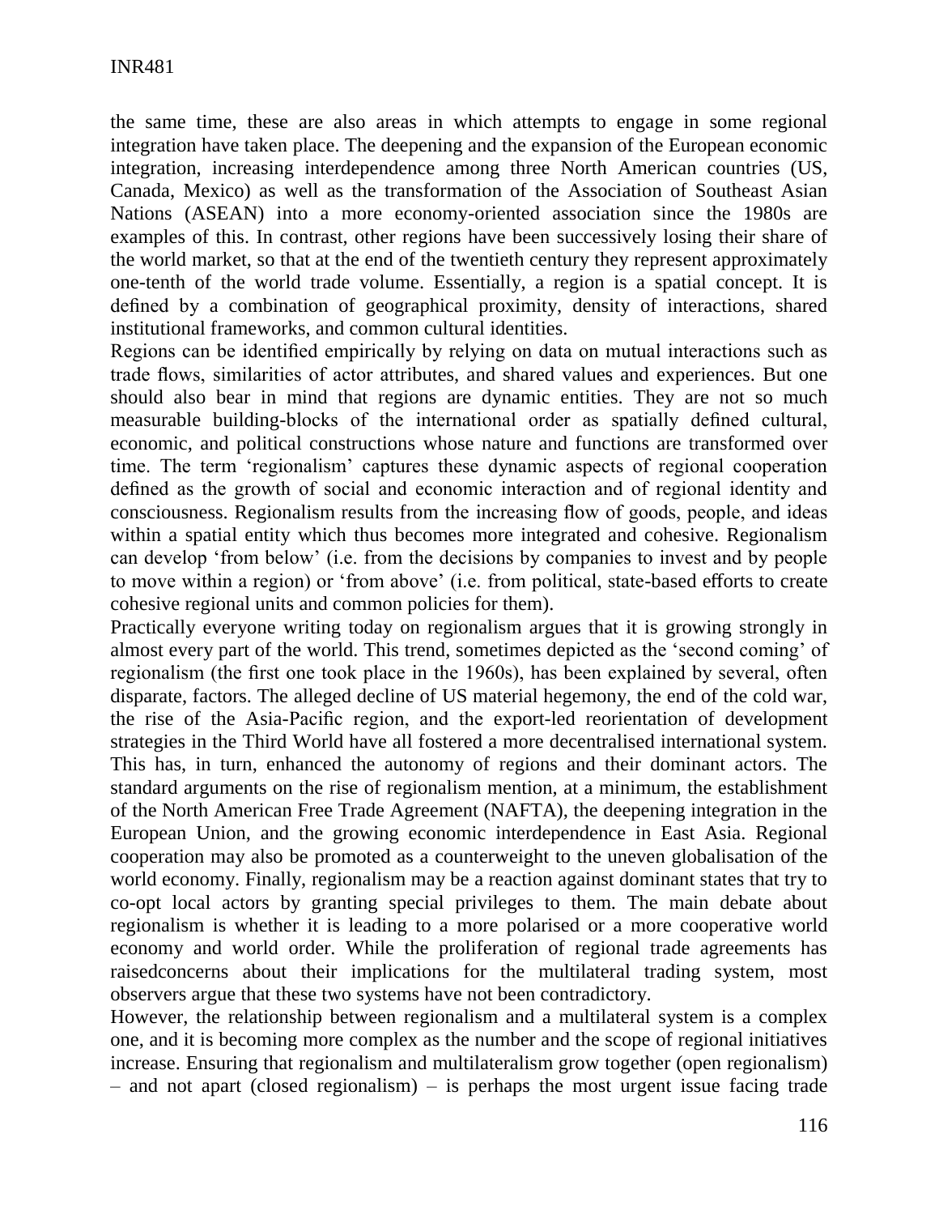the same time, these are also areas in which attempts to engage in some regional integration have taken place. The deepening and the expansion of the European economic integration, increasing interdependence among three North American countries (US, Canada, Mexico) as well as the transformation of the Association of Southeast Asian Nations (ASEAN) into a more economy-oriented association since the 1980s are examples of this. In contrast, other regions have been successively losing their share of the world market, so that at the end of the twentieth century they represent approximately one-tenth of the world trade volume. Essentially, a region is a spatial concept. It is defined by a combination of geographical proximity, density of interactions, shared institutional frameworks, and common cultural identities.

Regions can be identified empirically by relying on data on mutual interactions such as trade flows, similarities of actor attributes, and shared values and experiences. But one should also bear in mind that regions are dynamic entities. They are not so much measurable building-blocks of the international order as spatially defined cultural, economic, and political constructions whose nature and functions are transformed over time. The term 'regionalism' captures these dynamic aspects of regional cooperation defined as the growth of social and economic interaction and of regional identity and consciousness. Regionalism results from the increasing flow of goods, people, and ideas within a spatial entity which thus becomes more integrated and cohesive. Regionalism can develop 'from below' (i.e. from the decisions by companies to invest and by people to move within a region) or 'from above' (i.e. from political, state-based efforts to create cohesive regional units and common policies for them).

Practically everyone writing today on regionalism argues that it is growing strongly in almost every part of the world. This trend, sometimes depicted as the 'second coming' of regionalism (the first one took place in the 1960s), has been explained by several, often disparate, factors. The alleged decline of US material hegemony, the end of the cold war, the rise of the Asia-Pacific region, and the export-led reorientation of development strategies in the Third World have all fostered a more decentralised international system. This has, in turn, enhanced the autonomy of regions and their dominant actors. The standard arguments on the rise of regionalism mention, at a minimum, the establishment of the North American Free Trade Agreement (NAFTA), the deepening integration in the European Union, and the growing economic interdependence in East Asia. Regional cooperation may also be promoted as a counterweight to the uneven globalisation of the world economy. Finally, regionalism may be a reaction against dominant states that try to co-opt local actors by granting special privileges to them. The main debate about regionalism is whether it is leading to a more polarised or a more cooperative world economy and world order. While the proliferation of regional trade agreements has raisedconcerns about their implications for the multilateral trading system, most observers argue that these two systems have not been contradictory.

However, the relationship between regionalism and a multilateral system is a complex one, and it is becoming more complex as the number and the scope of regional initiatives increase. Ensuring that regionalism and multilateralism grow together (open regionalism) – and not apart (closed regionalism) – is perhaps the most urgent issue facing trade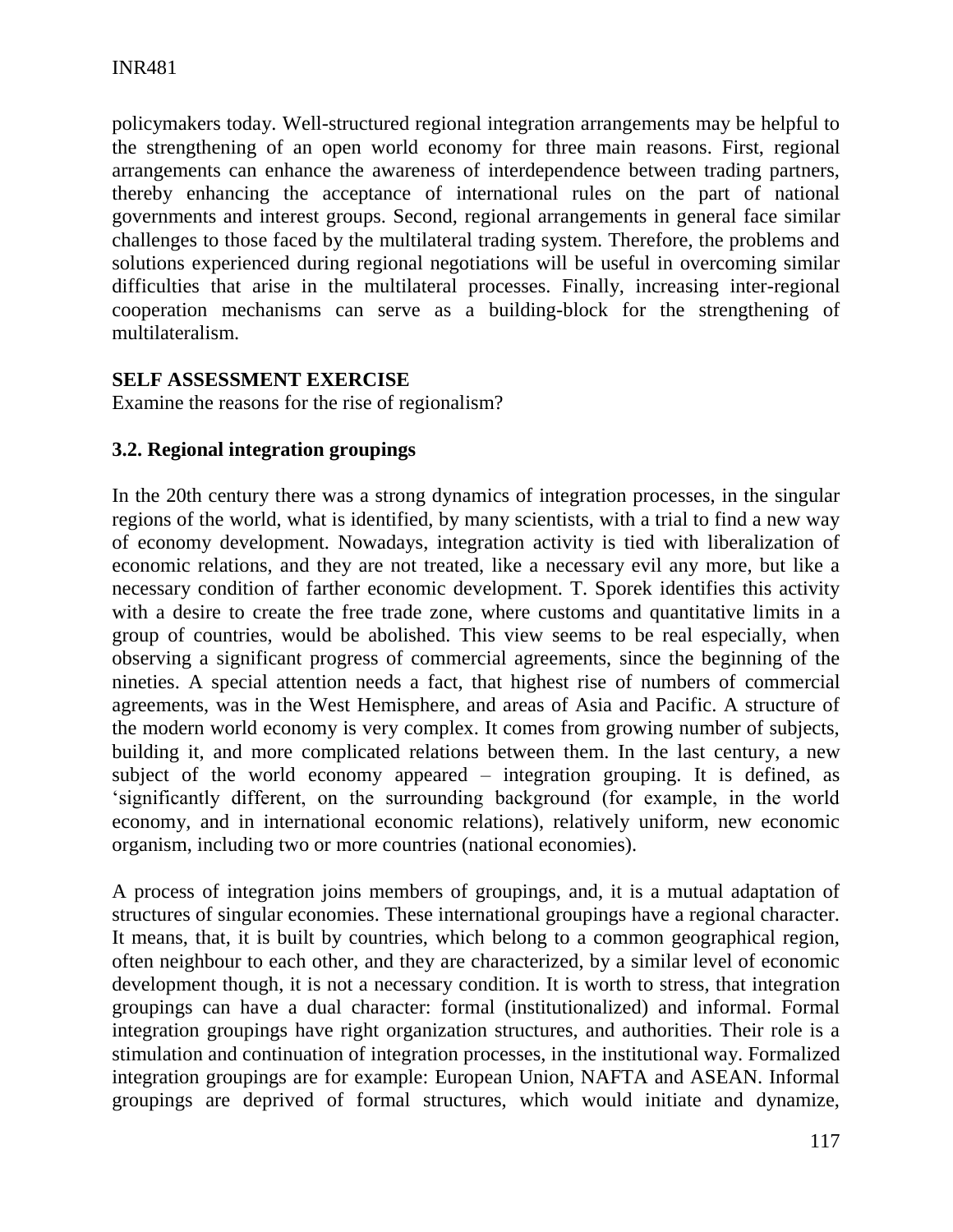policymakers today. Well-structured regional integration arrangements may be helpful to the strengthening of an open world economy for three main reasons. First, regional arrangements can enhance the awareness of interdependence between trading partners, thereby enhancing the acceptance of international rules on the part of national governments and interest groups. Second, regional arrangements in general face similar challenges to those faced by the multilateral trading system. Therefore, the problems and solutions experienced during regional negotiations will be useful in overcoming similar difficulties that arise in the multilateral processes. Finally, increasing inter-regional cooperation mechanisms can serve as a building-block for the strengthening of multilateralism.

**SELF ASSESSMENT EXERCISE**

Examine the reasons for the rise of regionalism?

### 3.2. Regional integration groupings

In the 20th century there was a strong dynamics of integration processes, in the singular regions of the world, what is identified, by many scientists, with a trial to find a new way of economy development. Nowadays, integration activity is tied with liberalization of economic relations, and they are not treated, like a necessary evil any more, but like a necessary condition of farther economic development. T. Sporek identifies this activity with a desire to create the free trade zone, where customs and quantitative limits in a group of countries, would be abolished. This view seems to be real especially, when observing a significant progress of commercial agreements, since the beginning of the nineties. A special attention needs a fact, that highest rise of numbers of commercial agreements, was in the West Hemisphere, and areas of Asia and Pacific. A structure of the modern world economy is very complex. It comes from growing number of subjects, building it, and more complicated relations between them. In the last century, a new subject of the world economy appeared – integration grouping. It is defined, as 'significantly different, on the surrounding background (for example, in the world economy, and in international economic relations), relatively uniform, new economic organism, including two or more countries (national economies).

A process of integration joins members of groupings, and, it is a mutual adaptation of structures of singular economies. These international groupings have a regional character. It means, that, it is built by countries, which belong to a common geographical region, often neighbour to each other, and they are characterized, by a similar level of economic development though, it is not a necessary condition. It is worth to stress, that integration groupings can have a dual character: formal (institutionalized) and informal. Formal integration groupings have right organization structures, and authorities. Their role is a stimulation and continuation of integration processes, in the institutional way. Formalized integration groupings are for example: European Union, NAFTA and ASEAN. Informal groupings are deprived of formal structures, which would initiate and dynamize,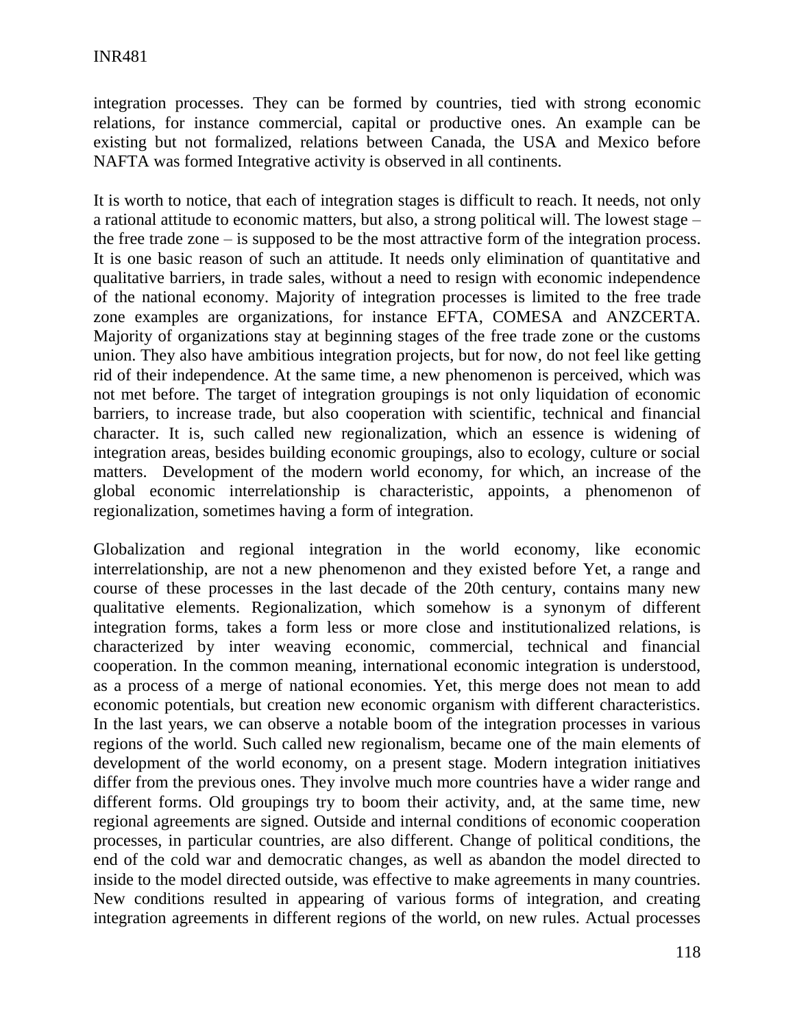integration processes. They can be formed by countries, tied with strong economic relations, for instance commercial, capital or productive ones. An example can be existing but not formalized, relations between Canada, the USA and Mexico before NAFTA was formed Integrative activity is observed in all continents.

It is worth to notice, that each of integration stages is difficult to reach. It needs, not only a rational attitude to economic matters, but also, a strong political will. The lowest stage – the free trade zone – is supposed to be the most attractive form of the integration process. It is one basic reason of such an attitude. It needs only elimination of quantitative and qualitative barriers, in trade sales, without a need to resign with economic independence of the national economy. Majority of integration processes is limited to the free trade zone examples are organizations, for instance EFTA, COMESA and ANZCERTA. Majority of organizations stay at beginning stages of the free trade zone or the customs union. They also have ambitious integration projects, but for now, do not feel like getting rid of their independence. At the same time, a new phenomenon is perceived, which was not met before. The target of integration groupings is not only liquidation of economic barriers, to increase trade, but also cooperation with scientific, technical and financial character. It is, such called new regionalization, which an essence is widening of integration areas, besides building economic groupings, also to ecology, culture or social matters. Development of the modern world economy, for which, an increase of the global economic interrelationship is characteristic, appoints, a phenomenon of regionalization, sometimes having a form of integration.

Globalization and regional integration in the world economy, like economic interrelationship, are not a new phenomenon and they existed before Yet, a range and course of these processes in the last decade of the 20th century, contains many new qualitative elements. Regionalization, which somehow is a synonym of different integration forms, takes a form less or more close and institutionalized relations, is characterized by inter weaving economic, commercial, technical and financial cooperation. In the common meaning, international economic integration is understood, as a process of a merge of national economies. Yet, this merge does not mean to add economic potentials, but creation new economic organism with different characteristics. In the last years, we can observe a notable boom of the integration processes in various regions of the world. Such called new regionalism, became one of the main elements of development of the world economy, on a present stage. Modern integration initiatives differ from the previous ones. They involve much more countries have a wider range and different forms. Old groupings try to boom their activity, and, at the same time, new regional agreements are signed. Outside and internal conditions of economic cooperation processes, in particular countries, are also different. Change of political conditions, the end of the cold war and democratic changes, as well as abandon the model directed to inside to the model directed outside, was effective to make agreements in many countries. New conditions resulted in appearing of various forms of integration, and creating integration agreements in different regions of the world, on new rules. Actual processes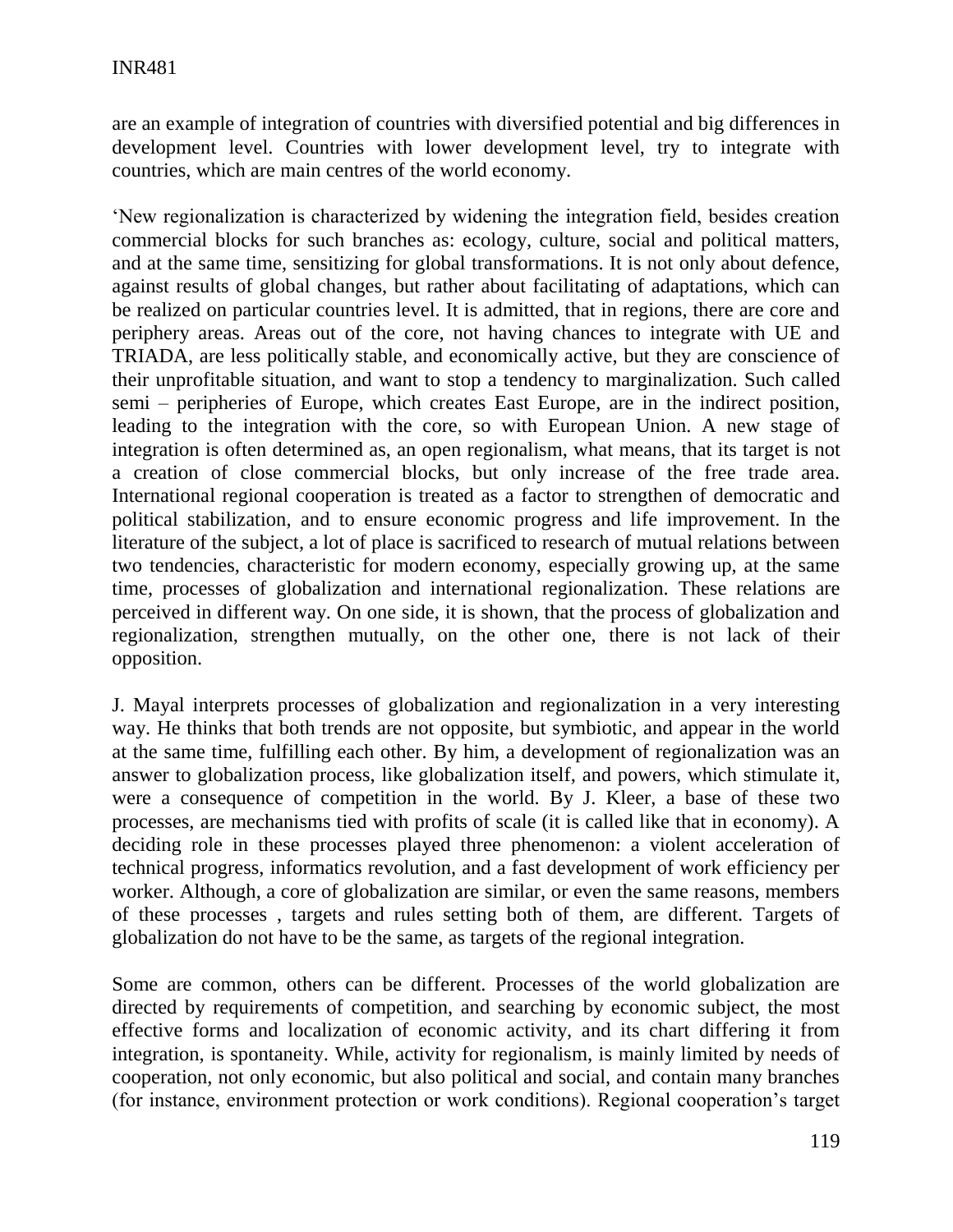are an example of integration of countries with diversified potential and big differences in development level. Countries with lower development level, try to integrate with countries, which are main centres of the world economy.

'New regionalization is characterized by widening the integration field, besides creation commercial blocks for such branches as: ecology, culture, social and political matters, and at the same time, sensitizing for global transformations. It is not only about defence, against results of global changes, but rather about facilitating of adaptations, which can be realized on particular countries level. It is admitted, that in regions, there are core and periphery areas. Areas out of the core, not having chances to integrate with UE and TRIADA, are less politically stable, and economically active, but they are conscience of their unprofitable situation, and want to stop a tendency to marginalization. Such called semi – peripheries of Europe, which creates East Europe, are in the indirect position, leading to the integration with the core, so with European Union. A new stage of integration is often determined as, an open regionalism, what means, that its target is not a creation of close commercial blocks, but only increase of the free trade area. International regional cooperation is treated as a factor to strengthen of democratic and political stabilization, and to ensure economic progress and life improvement. In the literature of the subject, a lot of place is sacrificed to research of mutual relations between two tendencies, characteristic for modern economy, especially growing up, at the same time, processes of globalization and international regionalization. These relations are perceived in different way. On one side, it is shown, that the process of globalization and regionalization, strengthen mutually, on the other one, there is not lack of their opposition.

J. Mayal interprets processes of globalization and regionalization in a very interesting way. He thinks that both trends are not opposite, but symbiotic, and appear in the world at the same time, fulfilling each other. By him, a development of regionalization was an answer to globalization process, like globalization itself, and powers, which stimulate it, were a consequence of competition in the world. By J. Kleer, a base of these two processes, are mechanisms tied with profits of scale (it is called like that in economy). A deciding role in these processes played three phenomenon: a violent acceleration of technical progress, informatics revolution, and a fast development of work efficiency per worker. Although, a core of globalization are similar, or even the same reasons, members of these processes , targets and rules setting both of them, are different. Targets of globalization do not have to be the same, as targets of the regional integration.

Some are common, others can be different. Processes of the world globalization are directed by requirements of competition, and searching by economic subject, the most effective forms and localization of economic activity, and its chart differing it from integration, is spontaneity. While, activity for regionalism, is mainly limited by needs of cooperation, not only economic, but also political and social, and contain many branches (for instance, environment protection or work conditions). Regional cooperation's target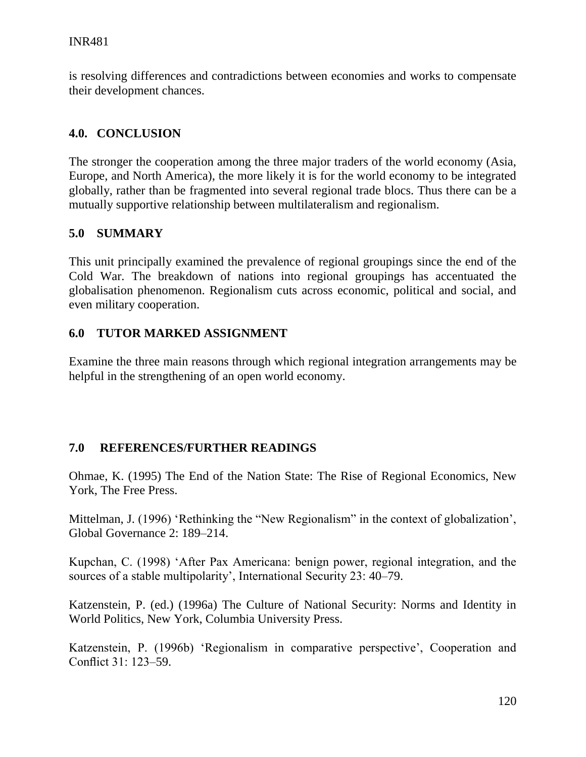is resolving differences and contradictions between economies and works to compensate their development chances.

## 4.0. CONCLUSION

The stronger the cooperation among the three major traders of the world economy (Asia, Europe, and North America), the more likely it is for the world economy to be integrated globally, rather than be fragmented into several regional trade blocs. Thus there can be a mutually supportive relationship between multilateralism and regionalism.

## 5.0 SUMMARY

This unit principally examined the prevalence of regional groupings since the end of the Cold War. The breakdown of nations into regional groupings has accentuated the globalisation phenomenon. Regionalism cuts across economic, political and social, and even military cooperation.

## 6.0 TUTOR MARKED ASSIGNMENT

Examine the three main reasons through which regional integration arrangements may be helpful in the strengthening of an open world economy.

## 7.0 REFERENCES/FURTHER READINGS

Ohmae, K. (1995) The End of the Nation State: The Rise of Regional Economics, New York, The Free Press.

Mittelman, J. (1996) 'Rethinking the "New Regionalism" in the context of globalization', Global Governance 2: 189–214.

Kupchan, C. (1998) 'After Pax Americana: benign power, regional integration, and the sources of a stable multipolarity', International Security 23: 40–79.

Katzenstein, P. (ed.) (1996a) The Culture of National Security: Norms and Identity in World Politics, New York, Columbia University Press.

Katzenstein, P. (1996b) 'Regionalism in comparative perspective', Cooperation and Conflict 31: 123–59.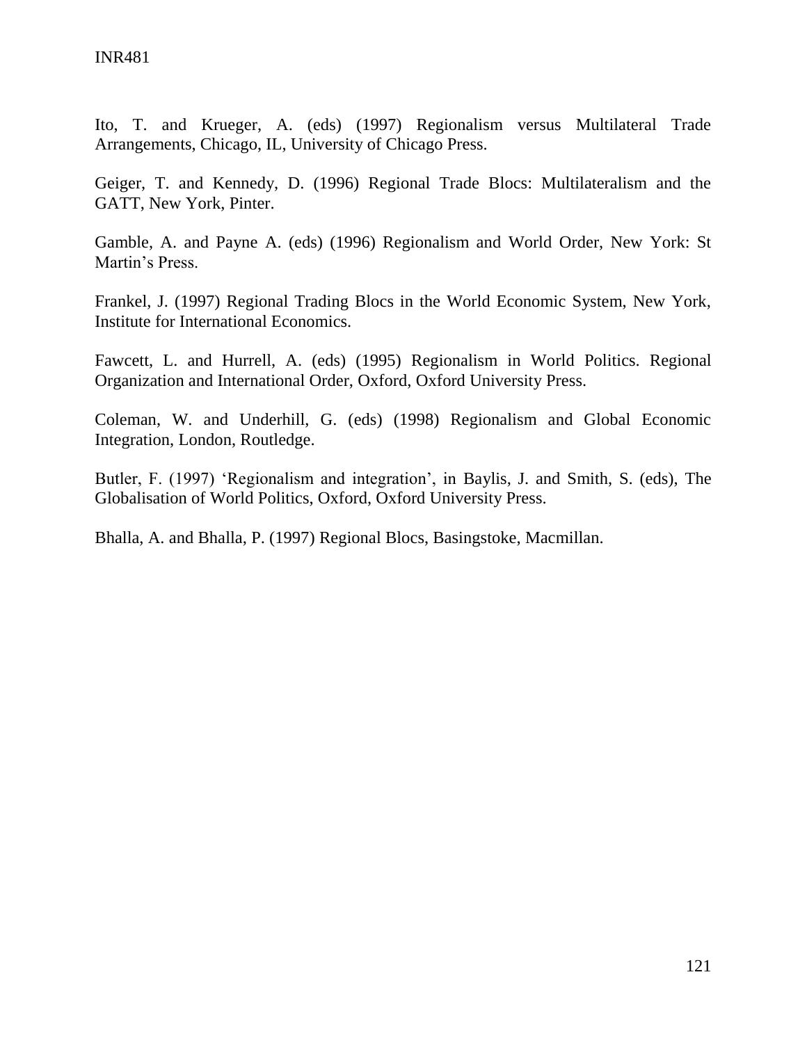Ito, T. and Krueger, A. (eds) (1997) Regionalism versus Multilateral Trade Arrangements, Chicago, IL, University of Chicago Press.

Geiger, T. and Kennedy, D. (1996) Regional Trade Blocs: Multilateralism and the GATT, New York, Pinter.

Gamble, A. and Payne A. (eds) (1996) Regionalism and World Order, New York: St Martin's Press.

Frankel, J. (1997) Regional Trading Blocs in the World Economic System, New York, Institute for International Economics.

Fawcett, L. and Hurrell, A. (eds) (1995) Regionalism in World Politics. Regional Organization and International Order, Oxford, Oxford University Press.

Coleman, W. and Underhill, G. (eds) (1998) Regionalism and Global Economic Integration, London, Routledge.

Butler, F. (1997) 'Regionalism and integration', in Baylis, J. and Smith, S. (eds), The Globalisation of World Politics, Oxford, Oxford University Press.

Bhalla, A. and Bhalla, P. (1997) Regional Blocs, Basingstoke, Macmillan.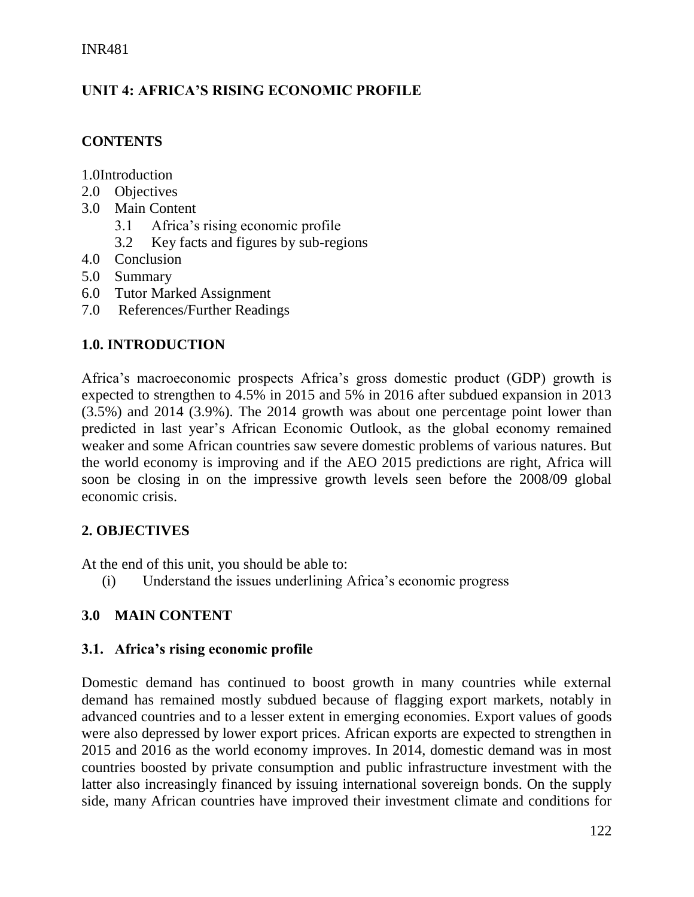## UNIT 4: AFRICA'S RISING ECONOMIC PROFILE

### CONTENTS

1.0 Introduction
2.0 Objectives
3.0 Main Content
   3.1 Africa's rising economic profile
   3.2 Key facts and figures by sub-regions
4.0 Conclusion
5.0 Summary
6.0 Tutor Marked Assignment
7.0 References/Further Readings

### 1.0. INTRODUCTION

Africa's macroeconomic prospects Africa's gross domestic product (GDP) growth is expected to strengthen to 4.5% in 2015 and 5% in 2016 after subdued expansion in 2013 (3.5%) and 2014 (3.9%). The 2014 growth was about one percentage point lower than predicted in last year's African Economic Outlook, as the global economy remained weaker and some African countries saw severe domestic problems of various natures. But the world economy is improving and if the AEO 2015 predictions are right, Africa will soon be closing in on the impressive growth levels seen before the 2008/09 global economic crisis.

### 2. OBJECTIVES

At the end of this unit, you should be able to:

(i) Understand the issues underlining Africa's economic progress

### 3.0 MAIN CONTENT

#### 3.1. Africa's rising economic profile

Domestic demand has continued to boost growth in many countries while external demand has remained mostly subdued because of flagging export markets, notably in advanced countries and to a lesser extent in emerging economies. Export values of goods were also depressed by lower export prices. African exports are expected to strengthen in 2015 and 2016 as the world economy improves. In 2014, domestic demand was in most countries boosted by private consumption and public infrastructure investment with the latter also increasingly financed by issuing international sovereign bonds. On the supply side, many African countries have improved their investment climate and conditions for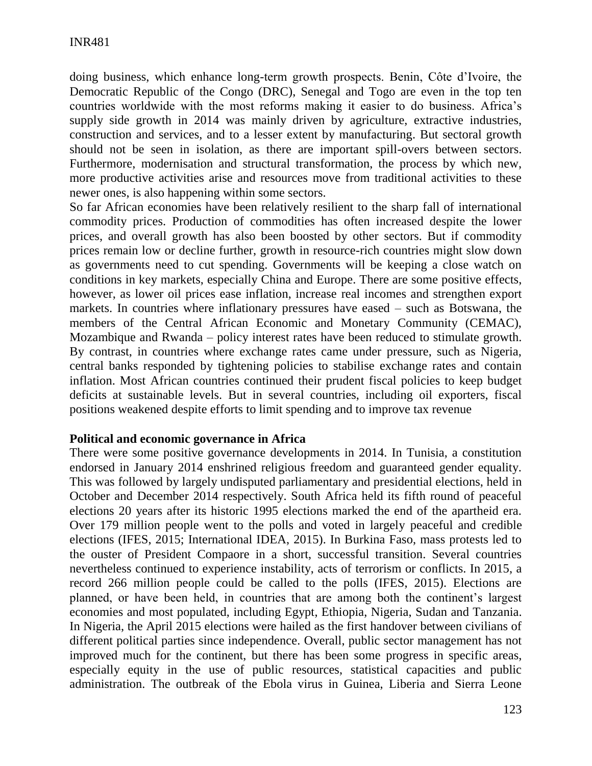doing business, which enhance long-term growth prospects. Benin, Côte d'Ivoire, the Democratic Republic of the Congo (DRC), Senegal and Togo are even in the top ten countries worldwide with the most reforms making it easier to do business. Africa's supply side growth in 2014 was mainly driven by agriculture, extractive industries, construction and services, and to a lesser extent by manufacturing. But sectoral growth should not be seen in isolation, as there are important spill-overs between sectors. Furthermore, modernisation and structural transformation, the process by which new, more productive activities arise and resources move from traditional activities to these newer ones, is also happening within some sectors.

So far African economies have been relatively resilient to the sharp fall of international commodity prices. Production of commodities has often increased despite the lower prices, and overall growth has also been boosted by other sectors. But if commodity prices remain low or decline further, growth in resource-rich countries might slow down as governments need to cut spending. Governments will be keeping a close watch on conditions in key markets, especially China and Europe. There are some positive effects, however, as lower oil prices ease inflation, increase real incomes and strengthen export markets. In countries where inflationary pressures have eased – such as Botswana, the members of the Central African Economic and Monetary Community (CEMAC), Mozambique and Rwanda – policy interest rates have been reduced to stimulate growth. By contrast, in countries where exchange rates came under pressure, such as Nigeria, central banks responded by tightening policies to stabilise exchange rates and contain inflation. Most African countries continued their prudent fiscal policies to keep budget deficits at sustainable levels. But in several countries, including oil exporters, fiscal positions weakened despite efforts to limit spending and to improve tax revenue

**Political and economic governance in Africa**

There were some positive governance developments in 2014. In Tunisia, a constitution endorsed in January 2014 enshrined religious freedom and guaranteed gender equality. This was followed by largely undisputed parliamentary and presidential elections, held in October and December 2014 respectively. South Africa held its fifth round of peaceful elections 20 years after its historic 1995 elections marked the end of the apartheid era. Over 179 million people went to the polls and voted in largely peaceful and credible elections (IFES, 2015; International IDEA, 2015). In Burkina Faso, mass protests led to the ouster of President Compaore in a short, successful transition. Several countries nevertheless continued to experience instability, acts of terrorism or conflicts. In 2015, a record 266 million people could be called to the polls (IFES, 2015). Elections are planned, or have been held, in countries that are among both the continent's largest economies and most populated, including Egypt, Ethiopia, Nigeria, Sudan and Tanzania. In Nigeria, the April 2015 elections were hailed as the first handover between civilians of different political parties since independence. Overall, public sector management has not improved much for the continent, but there has been some progress in specific areas, especially equity in the use of public resources, statistical capacities and public administration. The outbreak of the Ebola virus in Guinea, Liberia and Sierra Leone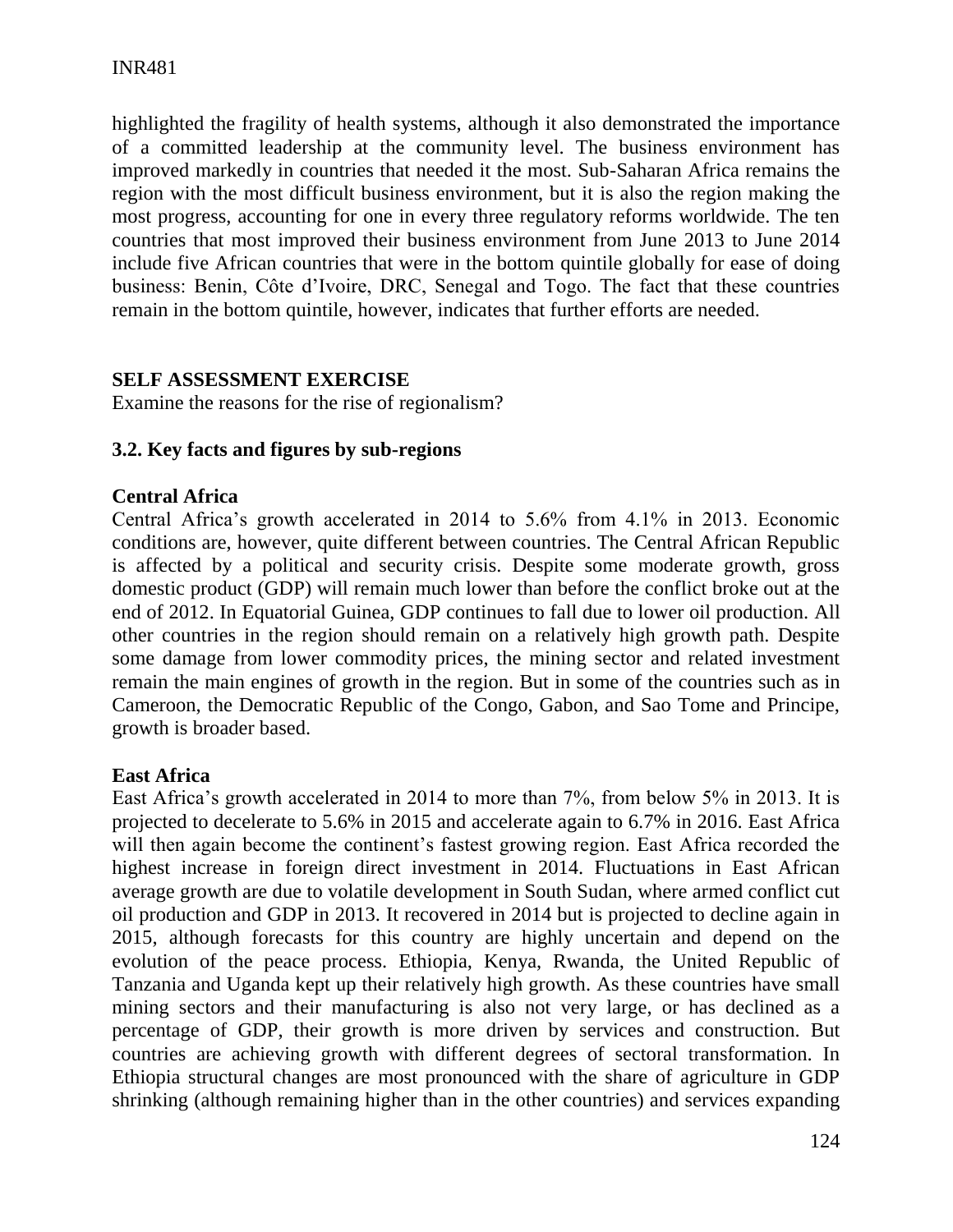highlighted the fragility of health systems, although it also demonstrated the importance of a committed leadership at the community level. The business environment has improved markedly in countries that needed it the most. Sub-Saharan Africa remains the region with the most difficult business environment, but it is also the region making the most progress, accounting for one in every three regulatory reforms worldwide. The ten countries that most improved their business environment from June 2013 to June 2014 include five African countries that were in the bottom quintile globally for ease of doing business: Benin, Côte d'Ivoire, DRC, Senegal and Togo. The fact that these countries remain in the bottom quintile, however, indicates that further efforts are needed.

**SELF ASSESSMENT EXERCISE**

Examine the reasons for the rise of regionalism?

### 3.2. Key facts and figures by sub-regions

**Central Africa**

Central Africa's growth accelerated in 2014 to 5.6% from 4.1% in 2013. Economic conditions are, however, quite different between countries. The Central African Republic is affected by a political and security crisis. Despite some moderate growth, gross domestic product (GDP) will remain much lower than before the conflict broke out at the end of 2012. In Equatorial Guinea, GDP continues to fall due to lower oil production. All other countries in the region should remain on a relatively high growth path. Despite some damage from lower commodity prices, the mining sector and related investment remain the main engines of growth in the region. But in some of the countries such as in Cameroon, the Democratic Republic of the Congo, Gabon, and Sao Tome and Principe, growth is broader based.

**East Africa**

East Africa's growth accelerated in 2014 to more than 7%, from below 5% in 2013. It is projected to decelerate to 5.6% in 2015 and accelerate again to 6.7% in 2016. East Africa will then again become the continent's fastest growing region. East Africa recorded the highest increase in foreign direct investment in 2014. Fluctuations in East African average growth are due to volatile development in South Sudan, where armed conflict cut oil production and GDP in 2013. It recovered in 2014 but is projected to decline again in 2015, although forecasts for this country are highly uncertain and depend on the evolution of the peace process. Ethiopia, Kenya, Rwanda, the United Republic of Tanzania and Uganda kept up their relatively high growth. As these countries have small mining sectors and their manufacturing is also not very large, or has declined as a percentage of GDP, their growth is more driven by services and construction. But countries are achieving growth with different degrees of sectoral transformation. In Ethiopia structural changes are most pronounced with the share of agriculture in GDP shrinking (although remaining higher than in the other countries) and services expanding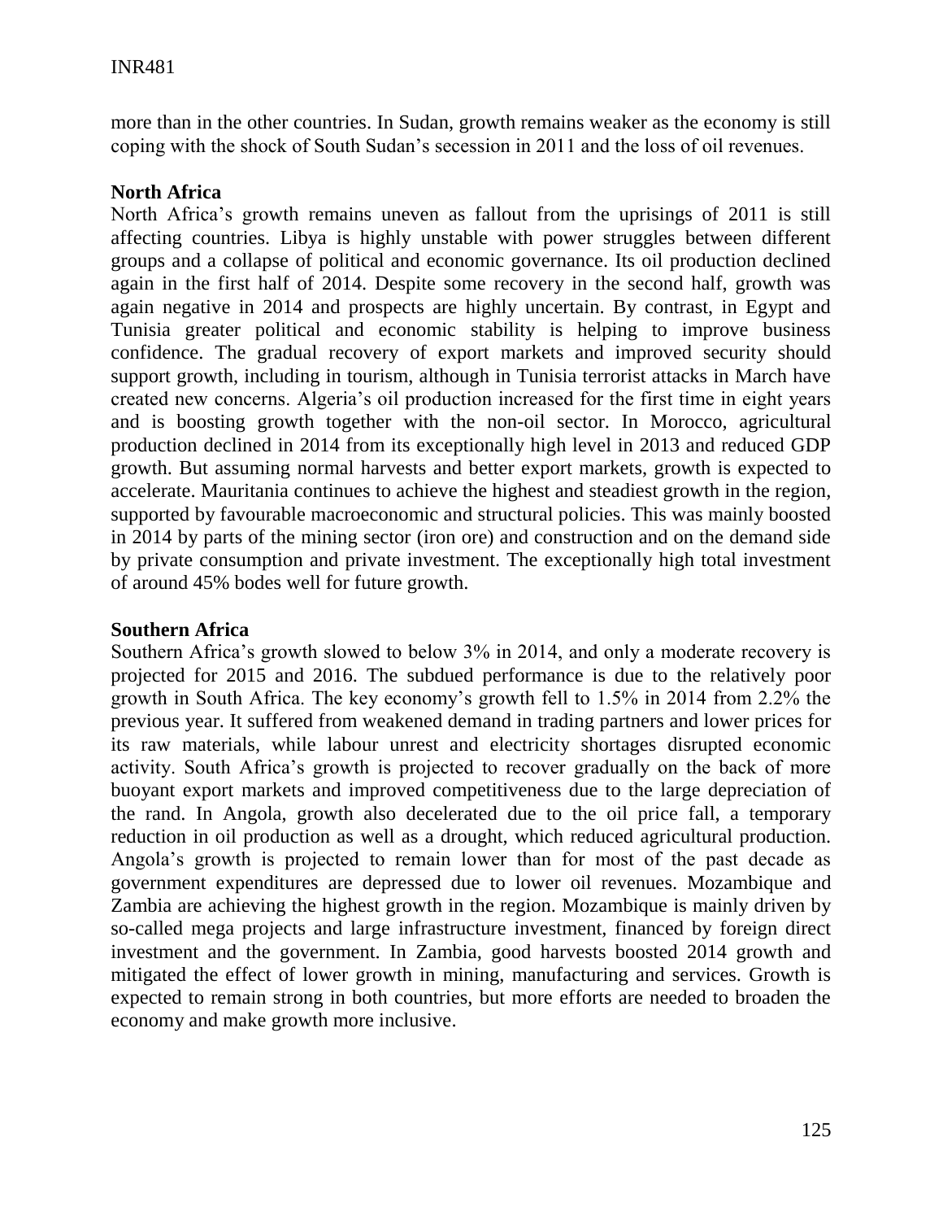more than in the other countries. In Sudan, growth remains weaker as the economy is still coping with the shock of South Sudan's secession in 2011 and the loss of oil revenues.

**North Africa**

North Africa's growth remains uneven as fallout from the uprisings of 2011 is still affecting countries. Libya is highly unstable with power struggles between different groups and a collapse of political and economic governance. Its oil production declined again in the first half of 2014. Despite some recovery in the second half, growth was again negative in 2014 and prospects are highly uncertain. By contrast, in Egypt and Tunisia greater political and economic stability is helping to improve business confidence. The gradual recovery of export markets and improved security should support growth, including in tourism, although in Tunisia terrorist attacks in March have created new concerns. Algeria's oil production increased for the first time in eight years and is boosting growth together with the non-oil sector. In Morocco, agricultural production declined in 2014 from its exceptionally high level in 2013 and reduced GDP growth. But assuming normal harvests and better export markets, growth is expected to accelerate. Mauritania continues to achieve the highest and steadiest growth in the region, supported by favourable macroeconomic and structural policies. This was mainly boosted in 2014 by parts of the mining sector (iron ore) and construction and on the demand side by private consumption and private investment. The exceptionally high total investment of around 45% bodes well for future growth.

**Southern Africa**

Southern Africa's growth slowed to below 3% in 2014, and only a moderate recovery is projected for 2015 and 2016. The subdued performance is due to the relatively poor growth in South Africa. The key economy's growth fell to 1.5% in 2014 from 2.2% the previous year. It suffered from weakened demand in trading partners and lower prices for its raw materials, while labour unrest and electricity shortages disrupted economic activity. South Africa's growth is projected to recover gradually on the back of more buoyant export markets and improved competitiveness due to the large depreciation of the rand. In Angola, growth also decelerated due to the oil price fall, a temporary reduction in oil production as well as a drought, which reduced agricultural production. Angola's growth is projected to remain lower than for most of the past decade as government expenditures are depressed due to lower oil revenues. Mozambique and Zambia are achieving the highest growth in the region. Mozambique is mainly driven by so-called mega projects and large infrastructure investment, financed by foreign direct investment and the government. In Zambia, good harvests boosted 2014 growth and mitigated the effect of lower growth in mining, manufacturing and services. Growth is expected to remain strong in both countries, but more efforts are needed to broaden the economy and make growth more inclusive.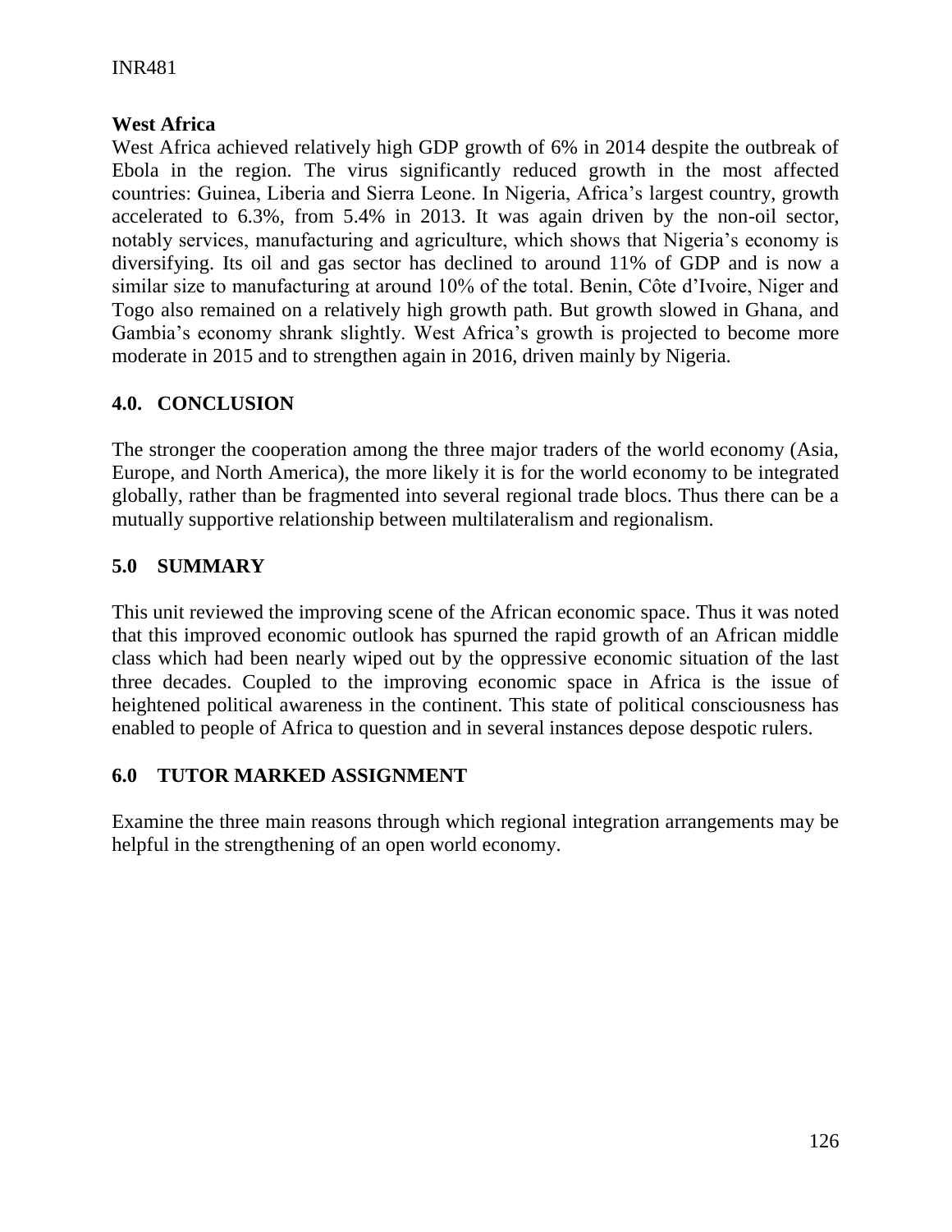### West Africa

West Africa achieved relatively high GDP growth of 6% in 2014 despite the outbreak of Ebola in the region. The virus significantly reduced growth in the most affected countries: Guinea, Liberia and Sierra Leone. In Nigeria, Africa's largest country, growth accelerated to 6.3%, from 5.4% in 2013. It was again driven by the non-oil sector, notably services, manufacturing and agriculture, which shows that Nigeria's economy is diversifying. Its oil and gas sector has declined to around 11% of GDP and is now a similar size to manufacturing at around 10% of the total. Benin, Côte d'Ivoire, Niger and Togo also remained on a relatively high growth path. But growth slowed in Ghana, and Gambia's economy shrank slightly. West Africa's growth is projected to become more moderate in 2015 and to strengthen again in 2016, driven mainly by Nigeria.

## 4.0. CONCLUSION

The stronger the cooperation among the three major traders of the world economy (Asia, Europe, and North America), the more likely it is for the world economy to be integrated globally, rather than be fragmented into several regional trade blocs. Thus there can be a mutually supportive relationship between multilateralism and regionalism.

## 5.0 SUMMARY

This unit reviewed the improving scene of the African economic space. Thus it was noted that this improved economic outlook has spurned the rapid growth of an African middle class which had been nearly wiped out by the oppressive economic situation of the last three decades. Coupled to the improving economic space in Africa is the issue of heightened political awareness in the continent. This state of political consciousness has enabled to people of Africa to question and in several instances depose despotic rulers.

## 6.0 TUTOR MARKED ASSIGNMENT

Examine the three main reasons through which regional integration arrangements may be helpful in the strengthening of an open world economy.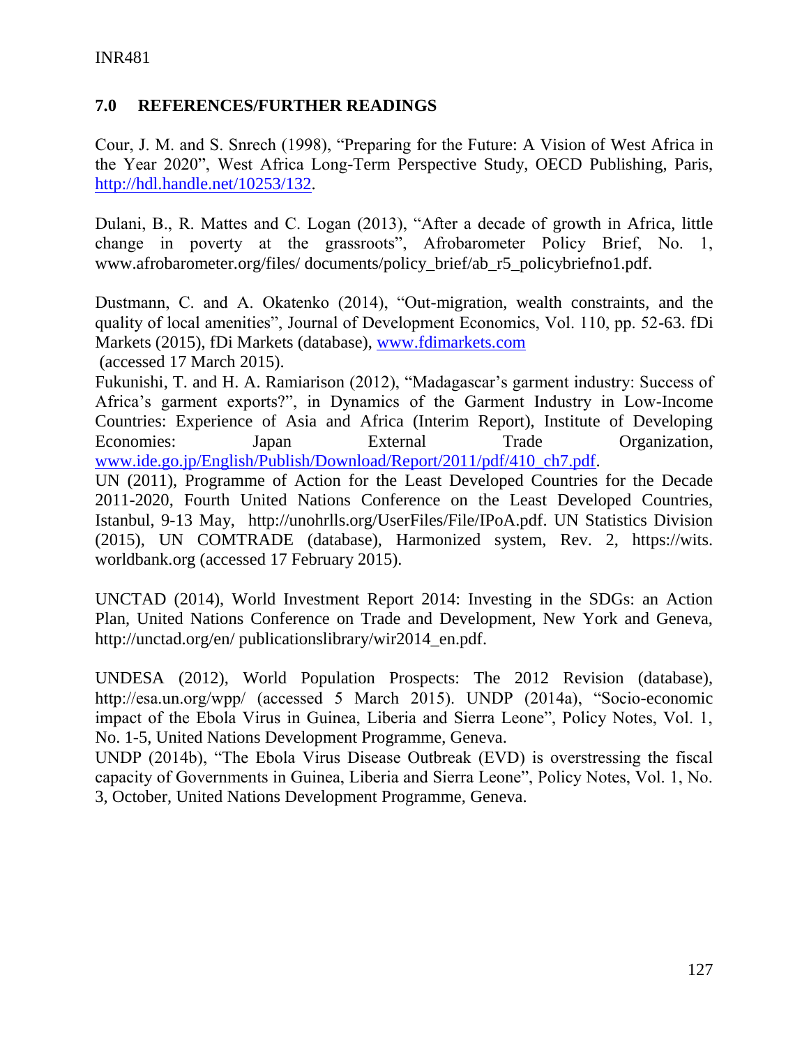## 7.0 REFERENCES/FURTHER READINGS

Cour, J. M. and S. Snrech (1998), "Preparing for the Future: A Vision of West Africa in the Year 2020", West Africa Long-Term Perspective Study, OECD Publishing, Paris, http://hdl.handle.net/10253/132.

Dulani, B., R. Mattes and C. Logan (2013), "After a decade of growth in Africa, little change in poverty at the grassroots", Afrobarometer Policy Brief, No. 1, www.afrobarometer.org/files/ documents/policy_brief/ab_r5_policybriefno1.pdf.

Dustmann, C. and A. Okatenko (2014), "Out-migration, wealth constraints, and the quality of local amenities", Journal of Development Economics, Vol. 110, pp. 52-63. fDi Markets (2015), fDi Markets (database), www.fdimarkets.com (accessed 17 March 2015).

Fukunishi, T. and H. A. Ramiarison (2012), "Madagascar's garment industry: Success of Africa's garment exports?", in Dynamics of the Garment Industry in Low-Income Countries: Experience of Asia and Africa (Interim Report), Institute of Developing Economies: Japan External Trade Organization, www.ide.go.jp/English/Publish/Download/Report/2011/pdf/410_ch7.pdf.

UN (2011), Programme of Action for the Least Developed Countries for the Decade 2011-2020, Fourth United Nations Conference on the Least Developed Countries, Istanbul, 9-13 May, http://unohrlls.org/UserFiles/File/IPoA.pdf. UN Statistics Division (2015), UN COMTRADE (database), Harmonized system, Rev. 2, https://wits. worldbank.org (accessed 17 February 2015).

UNCTAD (2014), World Investment Report 2014: Investing in the SDGs: an Action Plan, United Nations Conference on Trade and Development, New York and Geneva, http://unctad.org/en/ publicationslibrary/wir2014_en.pdf.

UNDESA (2012), World Population Prospects: The 2012 Revision (database), http://esa.un.org/wpp/ (accessed 5 March 2015). UNDP (2014a), "Socio-economic impact of the Ebola Virus in Guinea, Liberia and Sierra Leone", Policy Notes, Vol. 1, No. 1-5, United Nations Development Programme, Geneva.

UNDP (2014b), "The Ebola Virus Disease Outbreak (EVD) is overstressing the fiscal capacity of Governments in Guinea, Liberia and Sierra Leone", Policy Notes, Vol. 1, No. 3, October, United Nations Development Programme, Geneva.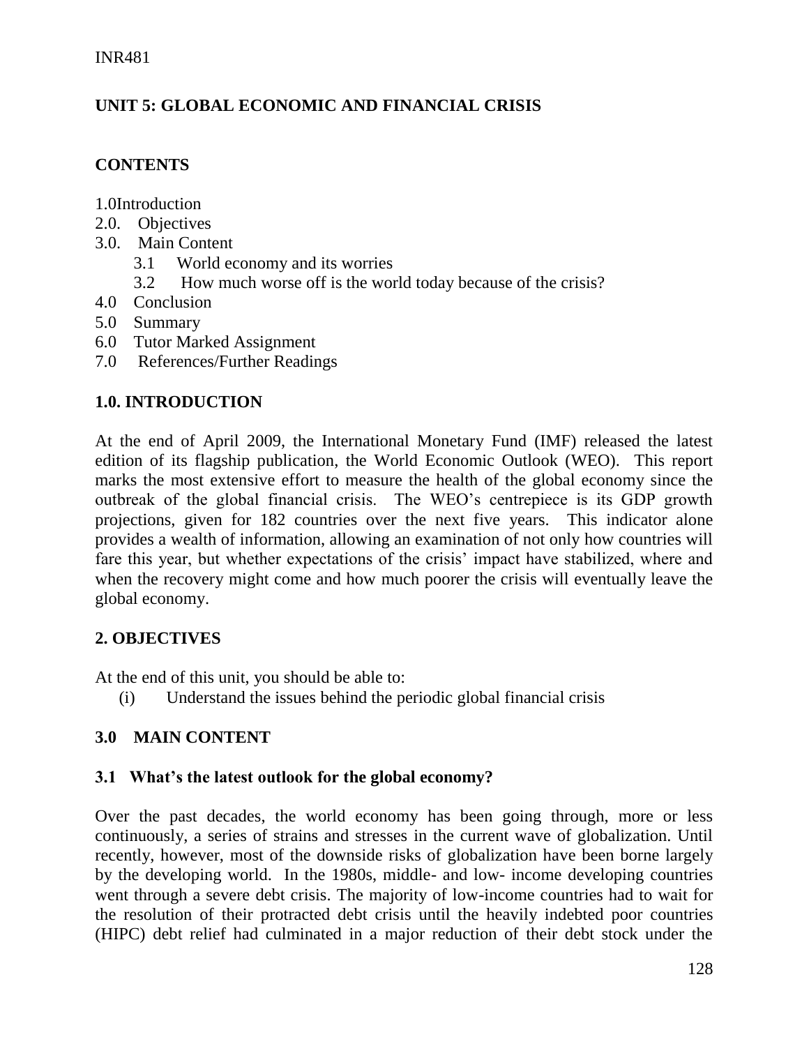## UNIT 5: GLOBAL ECONOMIC AND FINANCIAL CRISIS

### CONTENTS

1.0 Introduction
2.0. Objectives
3.0. Main Content
  3.1 World economy and its worries
  3.2 How much worse off is the world today because of the crisis?
4.0 Conclusion
5.0 Summary
6.0 Tutor Marked Assignment
7.0 References/Further Readings

### 1.0. INTRODUCTION

At the end of April 2009, the International Monetary Fund (IMF) released the latest edition of its flagship publication, the World Economic Outlook (WEO). This report marks the most extensive effort to measure the health of the global economy since the outbreak of the global financial crisis. The WEO's centrepiece is its GDP growth projections, given for 182 countries over the next five years. This indicator alone provides a wealth of information, allowing an examination of not only how countries will fare this year, but whether expectations of the crisis' impact have stabilized, where and when the recovery might come and how much poorer the crisis will eventually leave the global economy.

### 2. OBJECTIVES

At the end of this unit, you should be able to:

(i) Understand the issues behind the periodic global financial crisis

### 3.0 MAIN CONTENT

#### 3.1 What's the latest outlook for the global economy?

Over the past decades, the world economy has been going through, more or less continuously, a series of strains and stresses in the current wave of globalization. Until recently, however, most of the downside risks of globalization have been borne largely by the developing world. In the 1980s, middle- and low- income developing countries went through a severe debt crisis. The majority of low-income countries had to wait for the resolution of their protracted debt crisis until the heavily indebted poor countries (HIPC) debt relief had culminated in a major reduction of their debt stock under the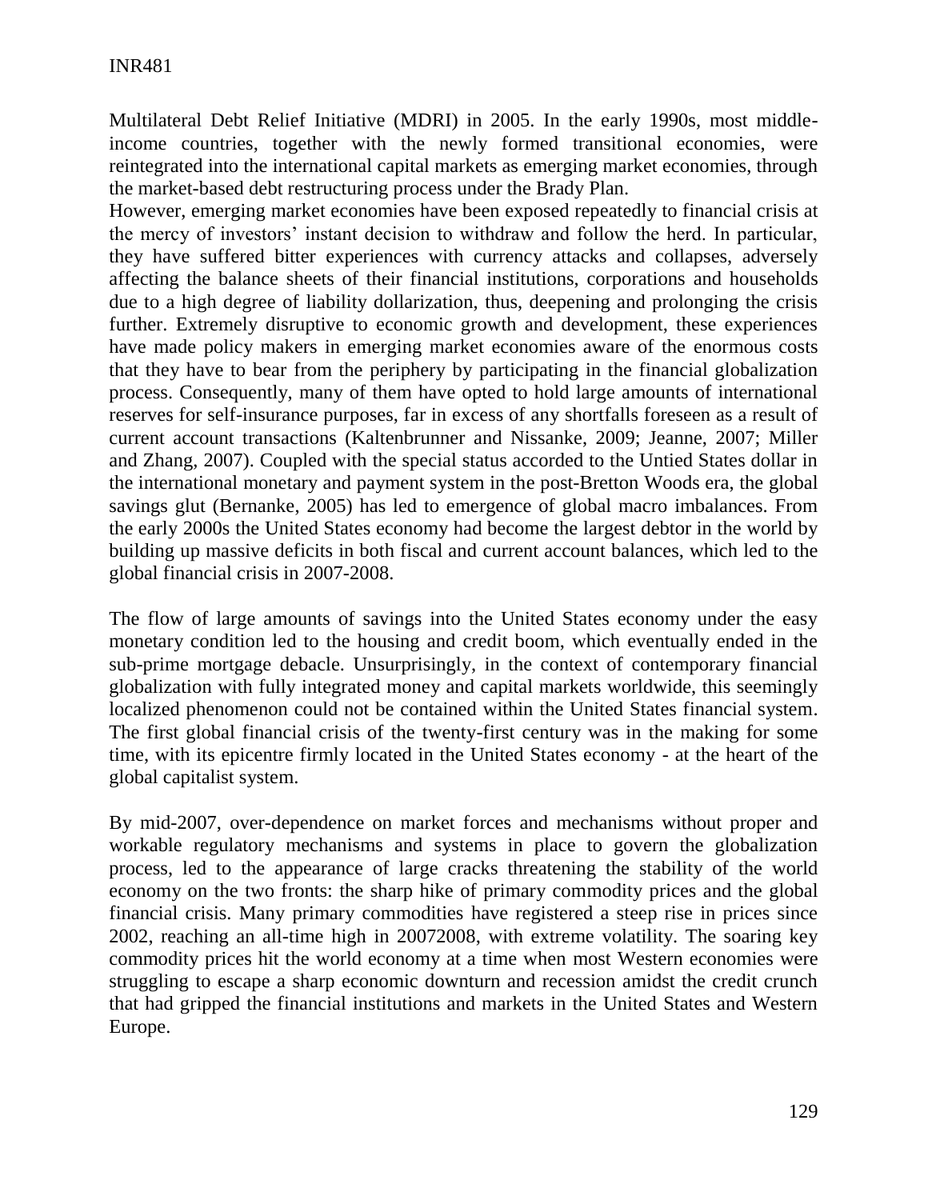Multilateral Debt Relief Initiative (MDRI) in 2005. In the early 1990s, most middle-income countries, together with the newly formed transitional economies, were reintegrated into the international capital markets as emerging market economies, through the market-based debt restructuring process under the Brady Plan.

However, emerging market economies have been exposed repeatedly to financial crisis at the mercy of investors' instant decision to withdraw and follow the herd. In particular, they have suffered bitter experiences with currency attacks and collapses, adversely affecting the balance sheets of their financial institutions, corporations and households due to a high degree of liability dollarization, thus, deepening and prolonging the crisis further. Extremely disruptive to economic growth and development, these experiences have made policy makers in emerging market economies aware of the enormous costs that they have to bear from the periphery by participating in the financial globalization process. Consequently, many of them have opted to hold large amounts of international reserves for self-insurance purposes, far in excess of any shortfalls foreseen as a result of current account transactions (Kaltenbrunner and Nissanke, 2009; Jeanne, 2007; Miller and Zhang, 2007). Coupled with the special status accorded to the Untied States dollar in the international monetary and payment system in the post-Bretton Woods era, the global savings glut (Bernanke, 2005) has led to emergence of global macro imbalances. From the early 2000s the United States economy had become the largest debtor in the world by building up massive deficits in both fiscal and current account balances, which led to the global financial crisis in 2007-2008.

The flow of large amounts of savings into the United States economy under the easy monetary condition led to the housing and credit boom, which eventually ended in the sub-prime mortgage debacle. Unsurprisingly, in the context of contemporary financial globalization with fully integrated money and capital markets worldwide, this seemingly localized phenomenon could not be contained within the United States financial system. The first global financial crisis of the twenty-first century was in the making for some time, with its epicentre firmly located in the United States economy - at the heart of the global capitalist system.

By mid-2007, over-dependence on market forces and mechanisms without proper and workable regulatory mechanisms and systems in place to govern the globalization process, led to the appearance of large cracks threatening the stability of the world economy on the two fronts: the sharp hike of primary commodity prices and the global financial crisis. Many primary commodities have registered a steep rise in prices since 2002, reaching an all-time high in 20072008, with extreme volatility. The soaring key commodity prices hit the world economy at a time when most Western economies were struggling to escape a sharp economic downturn and recession amidst the credit crunch that had gripped the financial institutions and markets in the United States and Western Europe.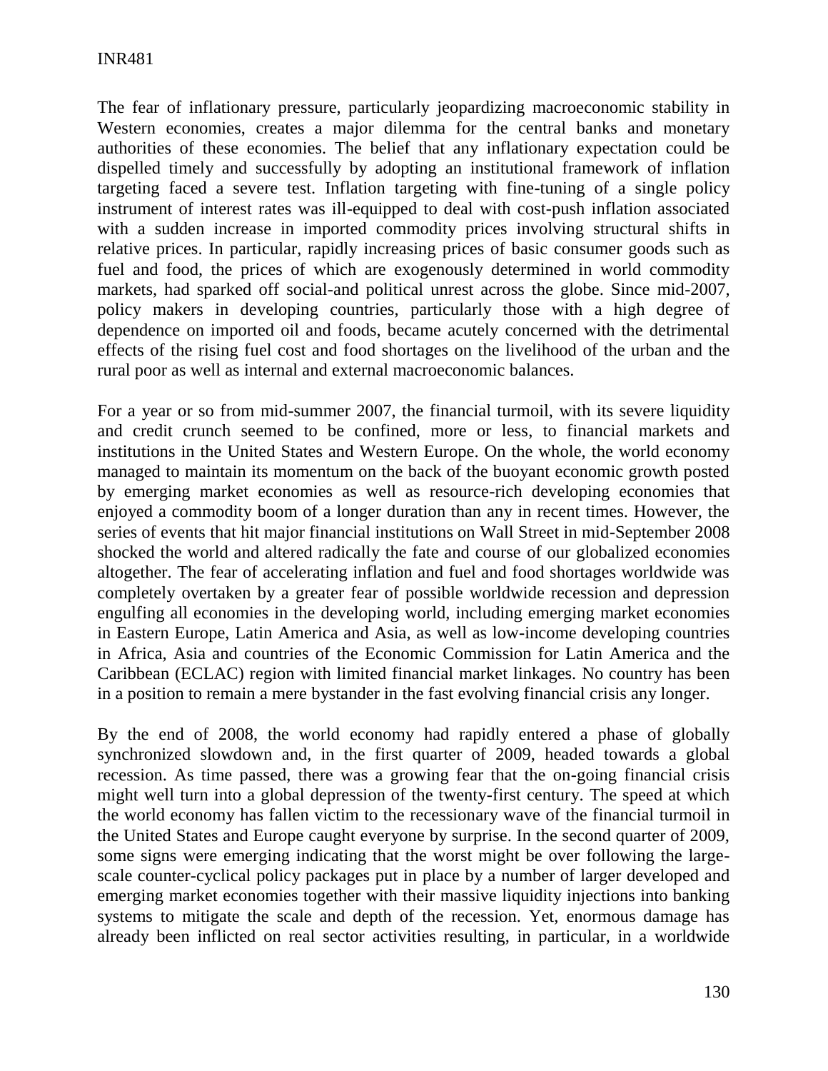The fear of inflationary pressure, particularly jeopardizing macroeconomic stability in Western economies, creates a major dilemma for the central banks and monetary authorities of these economies. The belief that any inflationary expectation could be dispelled timely and successfully by adopting an institutional framework of inflation targeting faced a severe test. Inflation targeting with fine-tuning of a single policy instrument of interest rates was ill-equipped to deal with cost-push inflation associated with a sudden increase in imported commodity prices involving structural shifts in relative prices. In particular, rapidly increasing prices of basic consumer goods such as fuel and food, the prices of which are exogenously determined in world commodity markets, had sparked off social-and political unrest across the globe. Since mid-2007, policy makers in developing countries, particularly those with a high degree of dependence on imported oil and foods, became acutely concerned with the detrimental effects of the rising fuel cost and food shortages on the livelihood of the urban and the rural poor as well as internal and external macroeconomic balances.

For a year or so from mid-summer 2007, the financial turmoil, with its severe liquidity and credit crunch seemed to be confined, more or less, to financial markets and institutions in the United States and Western Europe. On the whole, the world economy managed to maintain its momentum on the back of the buoyant economic growth posted by emerging market economies as well as resource-rich developing economies that enjoyed a commodity boom of a longer duration than any in recent times. However, the series of events that hit major financial institutions on Wall Street in mid-September 2008 shocked the world and altered radically the fate and course of our globalized economies altogether. The fear of accelerating inflation and fuel and food shortages worldwide was completely overtaken by a greater fear of possible worldwide recession and depression engulfing all economies in the developing world, including emerging market economies in Eastern Europe, Latin America and Asia, as well as low-income developing countries in Africa, Asia and countries of the Economic Commission for Latin America and the Caribbean (ECLAC) region with limited financial market linkages. No country has been in a position to remain a mere bystander in the fast evolving financial crisis any longer.

By the end of 2008, the world economy had rapidly entered a phase of globally synchronized slowdown and, in the first quarter of 2009, headed towards a global recession. As time passed, there was a growing fear that the on-going financial crisis might well turn into a global depression of the twenty-first century. The speed at which the world economy has fallen victim to the recessionary wave of the financial turmoil in the United States and Europe caught everyone by surprise. In the second quarter of 2009, some signs were emerging indicating that the worst might be over following the large-scale counter-cyclical policy packages put in place by a number of larger developed and emerging market economies together with their massive liquidity injections into banking systems to mitigate the scale and depth of the recession. Yet, enormous damage has already been inflicted on real sector activities resulting, in particular, in a worldwide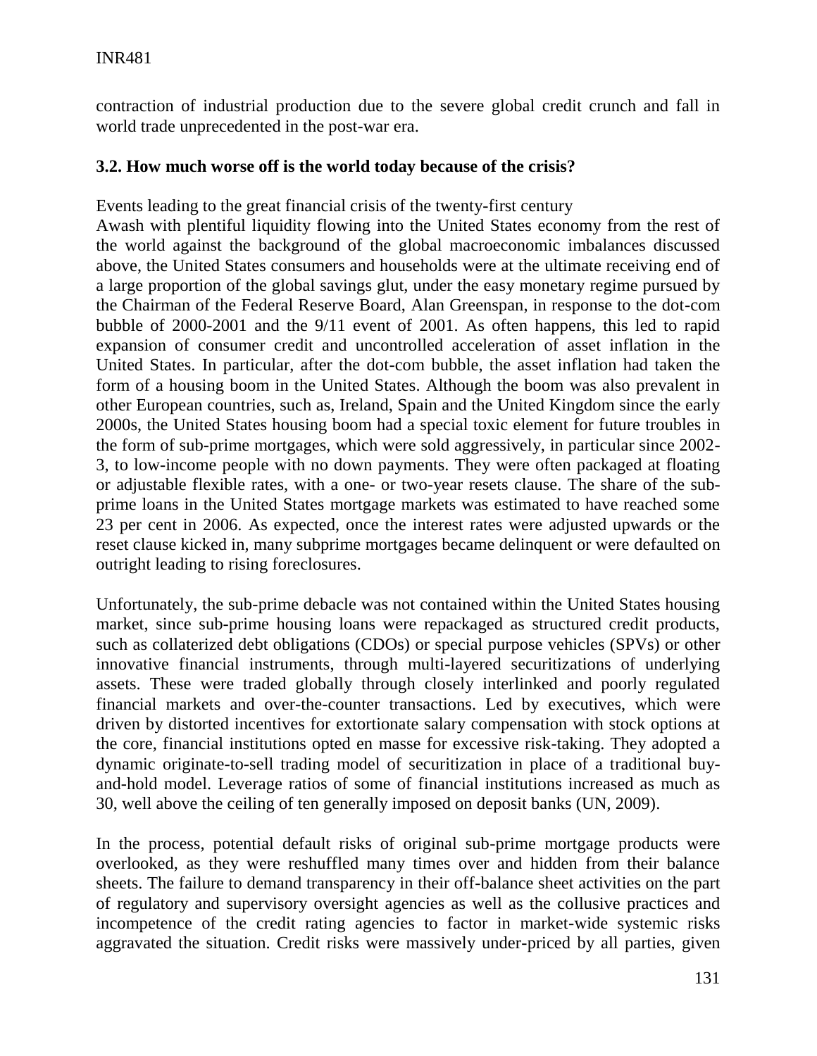contraction of industrial production due to the severe global credit crunch and fall in world trade unprecedented in the post-war era.

### 3.2. How much worse off is the world today because of the crisis?

Events leading to the great financial crisis of the twenty-first century

Awash with plentiful liquidity flowing into the United States economy from the rest of the world against the background of the global macroeconomic imbalances discussed above, the United States consumers and households were at the ultimate receiving end of a large proportion of the global savings glut, under the easy monetary regime pursued by the Chairman of the Federal Reserve Board, Alan Greenspan, in response to the dot-com bubble of 2000-2001 and the 9/11 event of 2001. As often happens, this led to rapid expansion of consumer credit and uncontrolled acceleration of asset inflation in the United States. In particular, after the dot-com bubble, the asset inflation had taken the form of a housing boom in the United States. Although the boom was also prevalent in other European countries, such as, Ireland, Spain and the United Kingdom since the early 2000s, the United States housing boom had a special toxic element for future troubles in the form of sub-prime mortgages, which were sold aggressively, in particular since 2002-3, to low-income people with no down payments. They were often packaged at floating or adjustable flexible rates, with a one- or two-year resets clause. The share of the sub-prime loans in the United States mortgage markets was estimated to have reached some 23 per cent in 2006. As expected, once the interest rates were adjusted upwards or the reset clause kicked in, many subprime mortgages became delinquent or were defaulted on outright leading to rising foreclosures.

Unfortunately, the sub-prime debacle was not contained within the United States housing market, since sub-prime housing loans were repackaged as structured credit products, such as collaterized debt obligations (CDOs) or special purpose vehicles (SPVs) or other innovative financial instruments, through multi-layered securitizations of underlying assets. These were traded globally through closely interlinked and poorly regulated financial markets and over-the-counter transactions. Led by executives, which were driven by distorted incentives for extortionate salary compensation with stock options at the core, financial institutions opted en masse for excessive risk-taking. They adopted a dynamic originate-to-sell trading model of securitization in place of a traditional buy-and-hold model. Leverage ratios of some of financial institutions increased as much as 30, well above the ceiling of ten generally imposed on deposit banks (UN, 2009).

In the process, potential default risks of original sub-prime mortgage products were overlooked, as they were reshuffled many times over and hidden from their balance sheets. The failure to demand transparency in their off-balance sheet activities on the part of regulatory and supervisory oversight agencies as well as the collusive practices and incompetence of the credit rating agencies to factor in market-wide systemic risks aggravated the situation. Credit risks were massively under-priced by all parties, given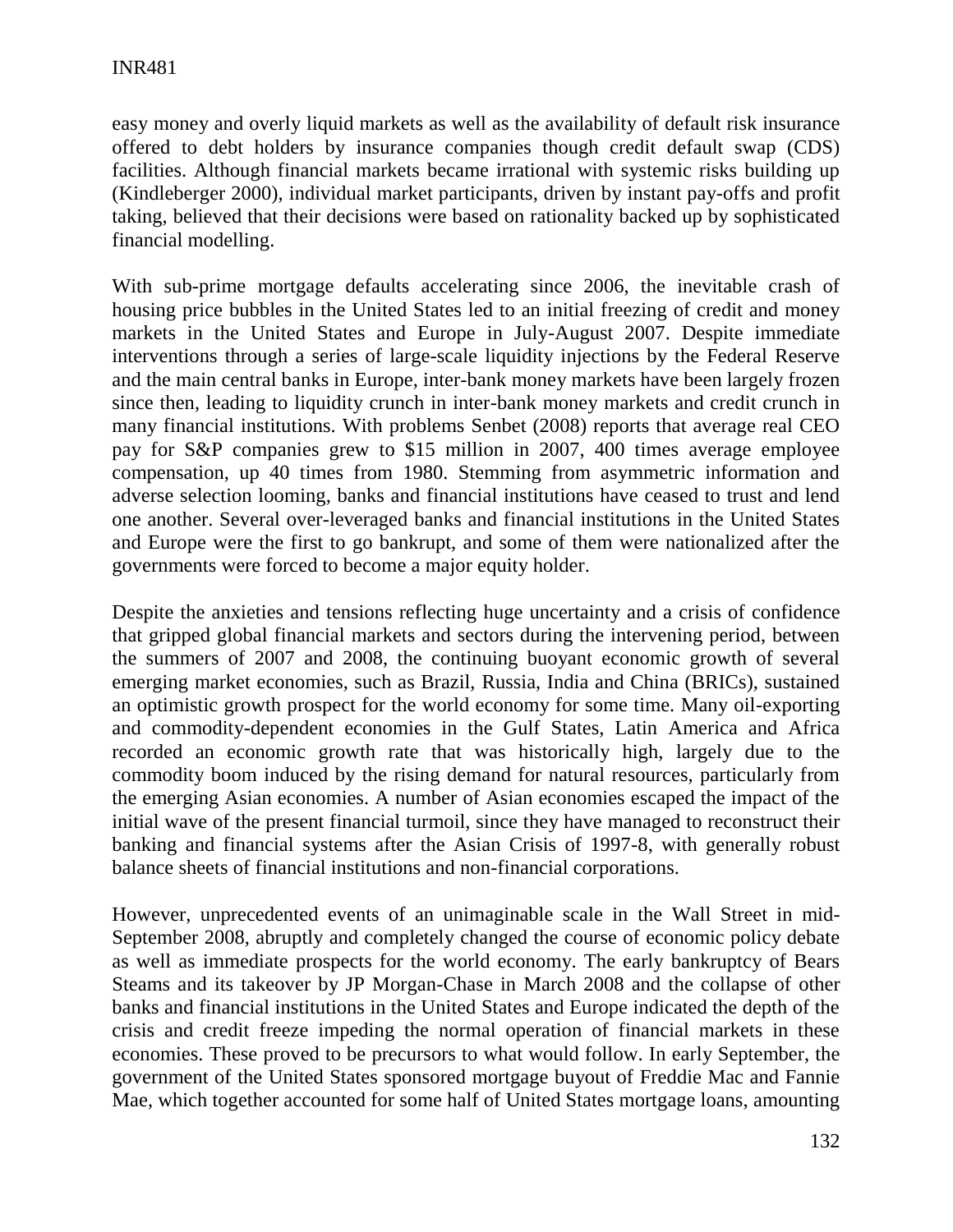easy money and overly liquid markets as well as the availability of default risk insurance offered to debt holders by insurance companies though credit default swap (CDS) facilities. Although financial markets became irrational with systemic risks building up (Kindleberger 2000), individual market participants, driven by instant pay-offs and profit taking, believed that their decisions were based on rationality backed up by sophisticated financial modelling.

With sub-prime mortgage defaults accelerating since 2006, the inevitable crash of housing price bubbles in the United States led to an initial freezing of credit and money markets in the United States and Europe in July-August 2007. Despite immediate interventions through a series of large-scale liquidity injections by the Federal Reserve and the main central banks in Europe, inter-bank money markets have been largely frozen since then, leading to liquidity crunch in inter-bank money markets and credit crunch in many financial institutions. With problems Senbet (2008) reports that average real CEO pay for S&P companies grew to $15 million in 2007, 400 times average employee compensation, up 40 times from 1980. Stemming from asymmetric information and adverse selection looming, banks and financial institutions have ceased to trust and lend one another. Several over-leveraged banks and financial institutions in the United States and Europe were the first to go bankrupt, and some of them were nationalized after the governments were forced to become a major equity holder.

Despite the anxieties and tensions reflecting huge uncertainty and a crisis of confidence that gripped global financial markets and sectors during the intervening period, between the summers of 2007 and 2008, the continuing buoyant economic growth of several emerging market economies, such as Brazil, Russia, India and China (BRICs), sustained an optimistic growth prospect for the world economy for some time. Many oil-exporting and commodity-dependent economies in the Gulf States, Latin America and Africa recorded an economic growth rate that was historically high, largely due to the commodity boom induced by the rising demand for natural resources, particularly from the emerging Asian economies. A number of Asian economies escaped the impact of the initial wave of the present financial turmoil, since they have managed to reconstruct their banking and financial systems after the Asian Crisis of 1997-8, with generally robust balance sheets of financial institutions and non-financial corporations.

However, unprecedented events of an unimaginable scale in the Wall Street in mid-September 2008, abruptly and completely changed the course of economic policy debate as well as immediate prospects for the world economy. The early bankruptcy of Bears Steams and its takeover by JP Morgan-Chase in March 2008 and the collapse of other banks and financial institutions in the United States and Europe indicated the depth of the crisis and credit freeze impeding the normal operation of financial markets in these economies. These proved to be precursors to what would follow. In early September, the government of the United States sponsored mortgage buyout of Freddie Mac and Fannie Mae, which together accounted for some half of United States mortgage loans, amounting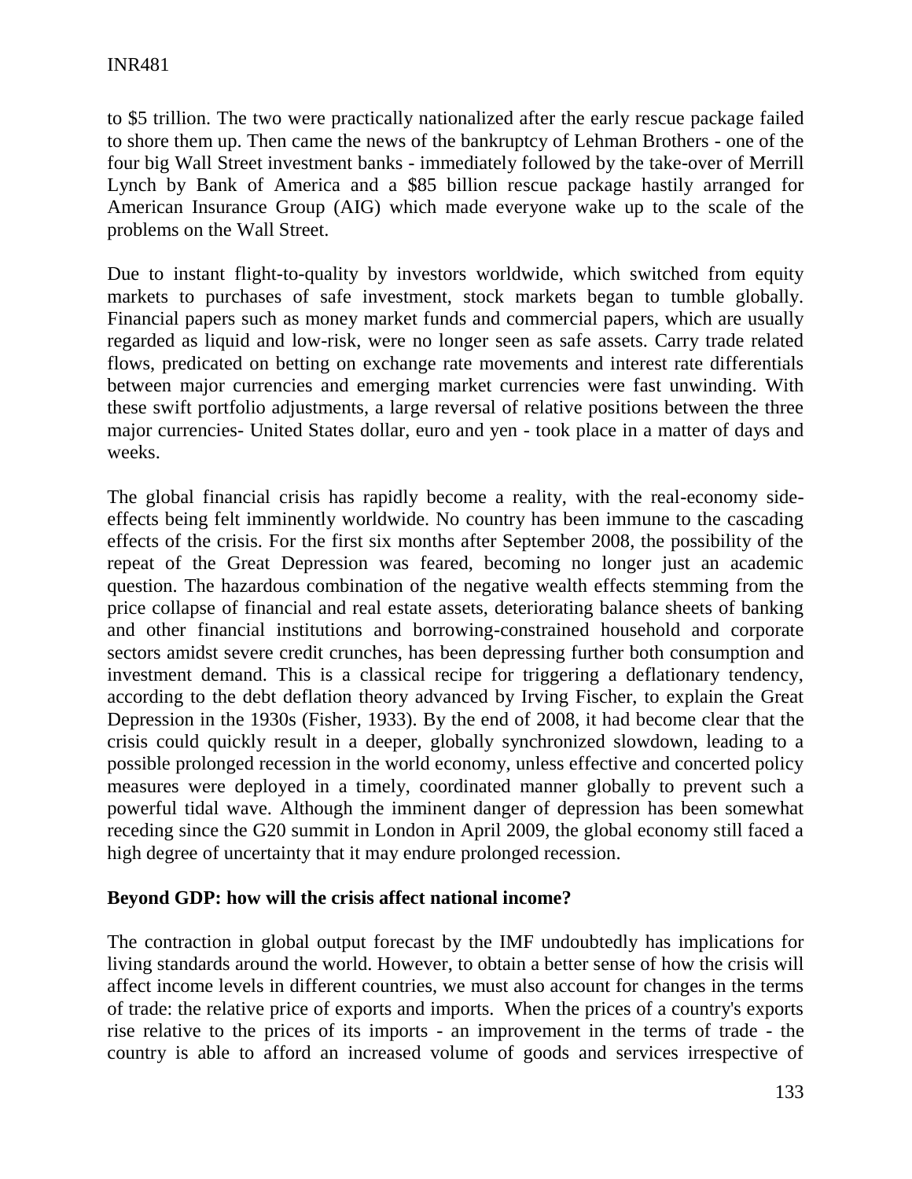to $5 trillion. The two were practically nationalized after the early rescue package failed to shore them up. Then came the news of the bankruptcy of Lehman Brothers - one of the four big Wall Street investment banks - immediately followed by the take-over of Merrill Lynch by Bank of America and a $85 billion rescue package hastily arranged for American Insurance Group (AIG) which made everyone wake up to the scale of the problems on the Wall Street.

Due to instant flight-to-quality by investors worldwide, which switched from equity markets to purchases of safe investment, stock markets began to tumble globally. Financial papers such as money market funds and commercial papers, which are usually regarded as liquid and low-risk, were no longer seen as safe assets. Carry trade related flows, predicated on betting on exchange rate movements and interest rate differentials between major currencies and emerging market currencies were fast unwinding. With these swift portfolio adjustments, a large reversal of relative positions between the three major currencies- United States dollar, euro and yen - took place in a matter of days and weeks.

The global financial crisis has rapidly become a reality, with the real-economy side-effects being felt imminently worldwide. No country has been immune to the cascading effects of the crisis. For the first six months after September 2008, the possibility of the repeat of the Great Depression was feared, becoming no longer just an academic question. The hazardous combination of the negative wealth effects stemming from the price collapse of financial and real estate assets, deteriorating balance sheets of banking and other financial institutions and borrowing-constrained household and corporate sectors amidst severe credit crunches, has been depressing further both consumption and investment demand. This is a classical recipe for triggering a deflationary tendency, according to the debt deflation theory advanced by Irving Fischer, to explain the Great Depression in the 1930s (Fisher, 1933). By the end of 2008, it had become clear that the crisis could quickly result in a deeper, globally synchronized slowdown, leading to a possible prolonged recession in the world economy, unless effective and concerted policy measures were deployed in a timely, coordinated manner globally to prevent such a powerful tidal wave. Although the imminent danger of depression has been somewhat receding since the G20 summit in London in April 2009, the global economy still faced a high degree of uncertainty that it may endure prolonged recession.

**Beyond GDP: how will the crisis affect national income?**

The contraction in global output forecast by the IMF undoubtedly has implications for living standards around the world. However, to obtain a better sense of how the crisis will affect income levels in different countries, we must also account for changes in the terms of trade: the relative price of exports and imports. When the prices of a country's exports rise relative to the prices of its imports - an improvement in the terms of trade - the country is able to afford an increased volume of goods and services irrespective of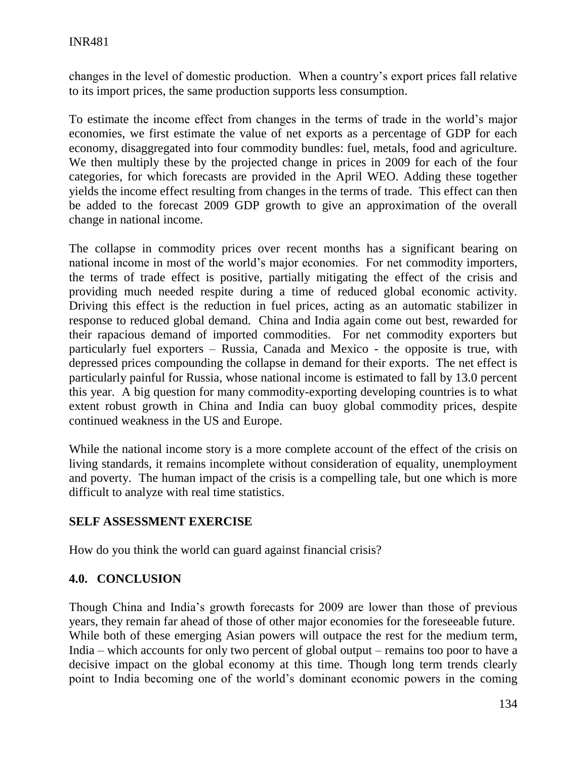changes in the level of domestic production. When a country's export prices fall relative to its import prices, the same production supports less consumption.

To estimate the income effect from changes in the terms of trade in the world's major economies, we first estimate the value of net exports as a percentage of GDP for each economy, disaggregated into four commodity bundles: fuel, metals, food and agriculture. We then multiply these by the projected change in prices in 2009 for each of the four categories, for which forecasts are provided in the April WEO. Adding these together yields the income effect resulting from changes in the terms of trade. This effect can then be added to the forecast 2009 GDP growth to give an approximation of the overall change in national income.

The collapse in commodity prices over recent months has a significant bearing on national income in most of the world's major economies. For net commodity importers, the terms of trade effect is positive, partially mitigating the effect of the crisis and providing much needed respite during a time of reduced global economic activity. Driving this effect is the reduction in fuel prices, acting as an automatic stabilizer in response to reduced global demand. China and India again come out best, rewarded for their rapacious demand of imported commodities. For net commodity exporters but particularly fuel exporters – Russia, Canada and Mexico - the opposite is true, with depressed prices compounding the collapse in demand for their exports. The net effect is particularly painful for Russia, whose national income is estimated to fall by 13.0 percent this year. A big question for many commodity-exporting developing countries is to what extent robust growth in China and India can buoy global commodity prices, despite continued weakness in the US and Europe.

While the national income story is a more complete account of the effect of the crisis on living standards, it remains incomplete without consideration of equality, unemployment and poverty. The human impact of the crisis is a compelling tale, but one which is more difficult to analyze with real time statistics.

**SELF ASSESSMENT EXERCISE**

How do you think the world can guard against financial crisis?

## 4.0. CONCLUSION

Though China and India's growth forecasts for 2009 are lower than those of previous years, they remain far ahead of those of other major economies for the foreseeable future. While both of these emerging Asian powers will outpace the rest for the medium term, India – which accounts for only two percent of global output – remains too poor to have a decisive impact on the global economy at this time. Though long term trends clearly point to India becoming one of the world's dominant economic powers in the coming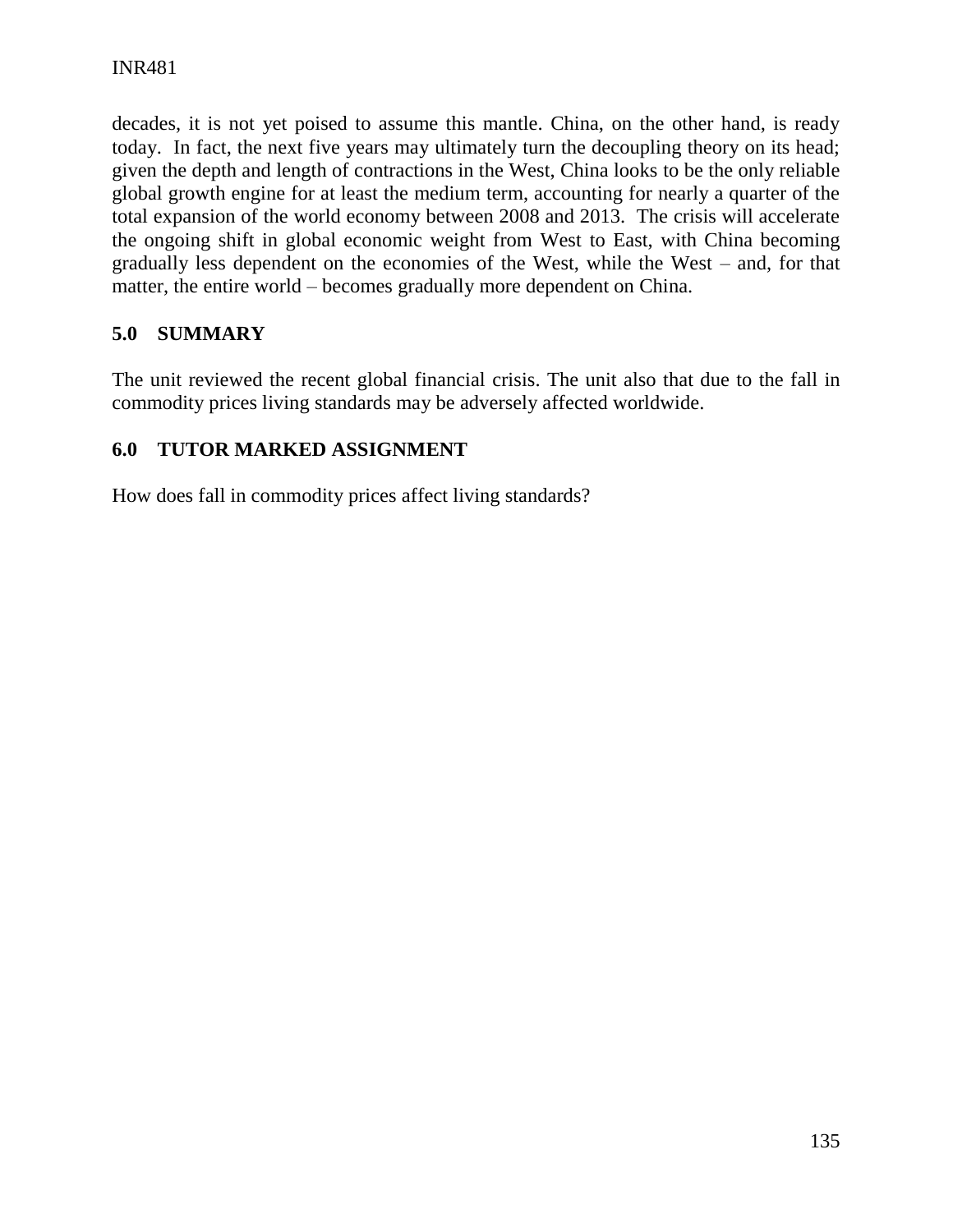decades, it is not yet poised to assume this mantle. China, on the other hand, is ready today. In fact, the next five years may ultimately turn the decoupling theory on its head; given the depth and length of contractions in the West, China looks to be the only reliable global growth engine for at least the medium term, accounting for nearly a quarter of the total expansion of the world economy between 2008 and 2013. The crisis will accelerate the ongoing shift in global economic weight from West to East, with China becoming gradually less dependent on the economies of the West, while the West – and, for that matter, the entire world – becomes gradually more dependent on China.

## 5.0 SUMMARY

The unit reviewed the recent global financial crisis. The unit also that due to the fall in commodity prices living standards may be adversely affected worldwide.

## 6.0 TUTOR MARKED ASSIGNMENT

How does fall in commodity prices affect living standards?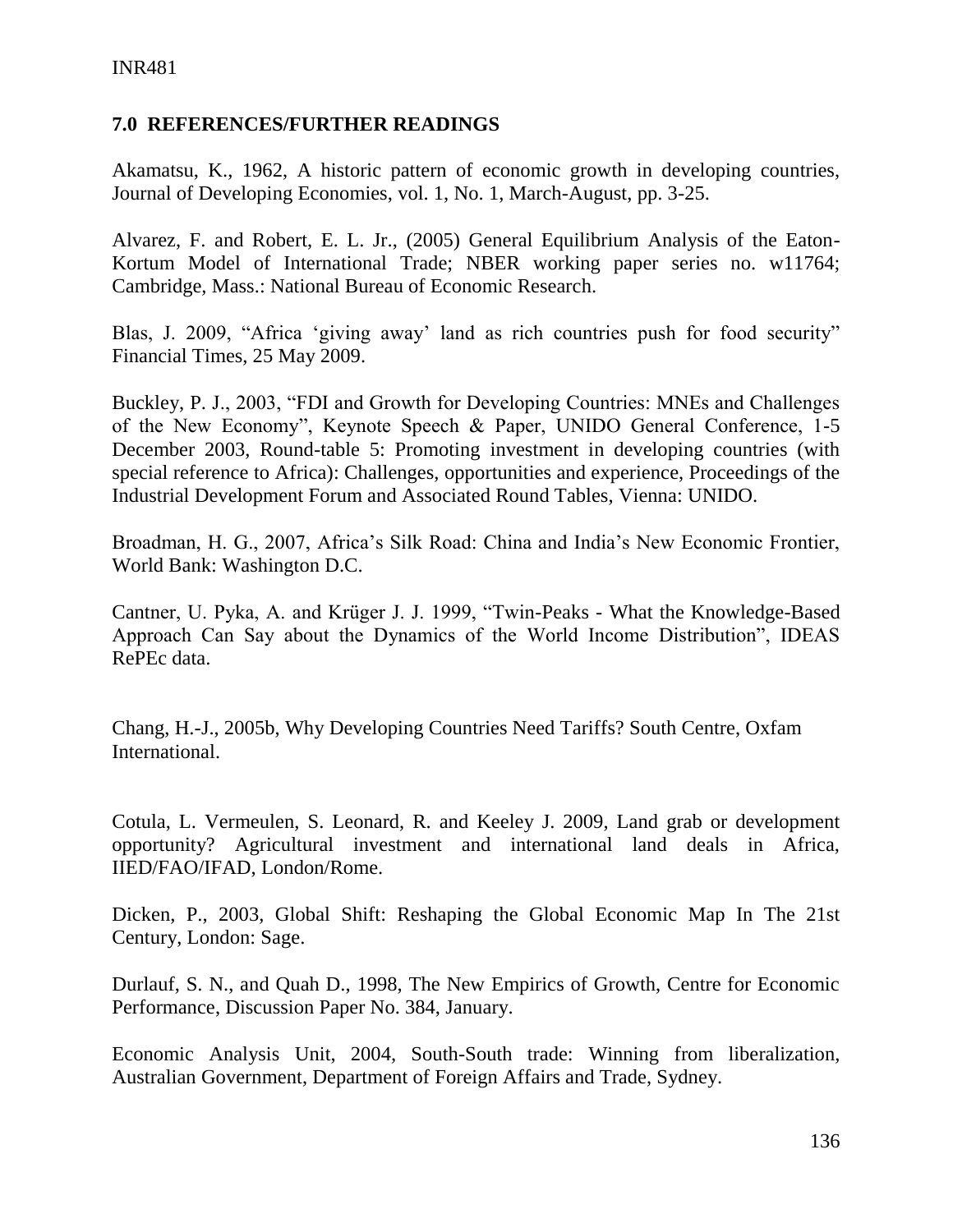## 7.0 REFERENCES/FURTHER READINGS

Akamatsu, K., 1962, A historic pattern of economic growth in developing countries, Journal of Developing Economies, vol. 1, No. 1, March-August, pp. 3-25.

Alvarez, F. and Robert, E. L. Jr., (2005) General Equilibrium Analysis of the Eaton-Kortum Model of International Trade; NBER working paper series no. w11764; Cambridge, Mass.: National Bureau of Economic Research.

Blas, J. 2009, "Africa 'giving away' land as rich countries push for food security" Financial Times, 25 May 2009.

Buckley, P. J., 2003, "FDI and Growth for Developing Countries: MNEs and Challenges of the New Economy", Keynote Speech & Paper, UNIDO General Conference, 1-5 December 2003, Round-table 5: Promoting investment in developing countries (with special reference to Africa): Challenges, opportunities and experience, Proceedings of the Industrial Development Forum and Associated Round Tables, Vienna: UNIDO.

Broadman, H. G., 2007, Africa's Silk Road: China and India's New Economic Frontier, World Bank: Washington D.C.

Cantner, U. Pyka, A. and Krüger J. J. 1999, "Twin-Peaks - What the Knowledge-Based Approach Can Say about the Dynamics of the World Income Distribution", IDEAS RePEc data.

Chang, H.-J., 2005b, Why Developing Countries Need Tariffs? South Centre, Oxfam International.

Cotula, L. Vermeulen, S. Leonard, R. and Keeley J. 2009, Land grab or development opportunity? Agricultural investment and international land deals in Africa, IIED/FAO/IFAD, London/Rome.

Dicken, P., 2003, Global Shift: Reshaping the Global Economic Map In The 21st Century, London: Sage.

Durlauf, S. N., and Quah D., 1998, The New Empirics of Growth, Centre for Economic Performance, Discussion Paper No. 384, January.

Economic Analysis Unit, 2004, South-South trade: Winning from liberalization, Australian Government, Department of Foreign Affairs and Trade, Sydney.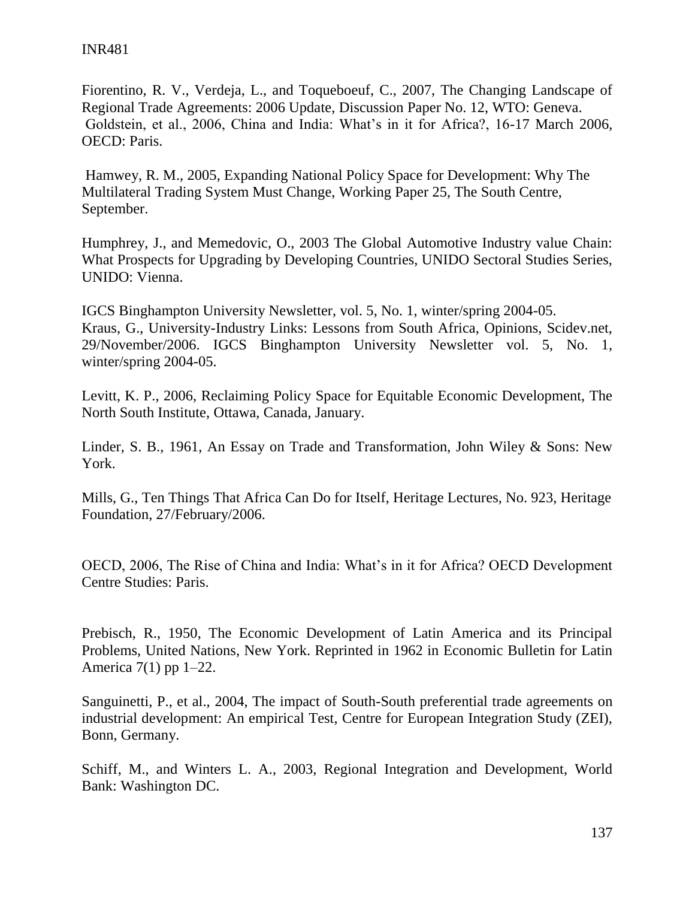Fiorentino, R. V., Verdeja, L., and Toqueboeuf, C., 2007, The Changing Landscape of Regional Trade Agreements: 2006 Update, Discussion Paper No. 12, WTO: Geneva.
Goldstein, et al., 2006, China and India: What's in it for Africa?, 16-17 March 2006, OECD: Paris.

Hamwey, R. M., 2005, Expanding National Policy Space for Development: Why The Multilateral Trading System Must Change, Working Paper 25, The South Centre, September.

Humphrey, J., and Memedovic, O., 2003 The Global Automotive Industry value Chain: What Prospects for Upgrading by Developing Countries, UNIDO Sectoral Studies Series, UNIDO: Vienna.

IGCS Binghampton University Newsletter, vol. 5, No. 1, winter/spring 2004-05.
Kraus, G., University-Industry Links: Lessons from South Africa, Opinions, Scidev.net, 29/November/2006. IGCS Binghampton University Newsletter vol. 5, No. 1, winter/spring 2004-05.

Levitt, K. P., 2006, Reclaiming Policy Space for Equitable Economic Development, The North South Institute, Ottawa, Canada, January.

Linder, S. B., 1961, An Essay on Trade and Transformation, John Wiley & Sons: New York.

Mills, G., Ten Things That Africa Can Do for Itself, Heritage Lectures, No. 923, Heritage Foundation, 27/February/2006.

OECD, 2006, The Rise of China and India: What's in it for Africa? OECD Development Centre Studies: Paris.

Prebisch, R., 1950, The Economic Development of Latin America and its Principal Problems, United Nations, New York. Reprinted in 1962 in Economic Bulletin for Latin America 7(1) pp 1–22.

Sanguinetti, P., et al., 2004, The impact of South-South preferential trade agreements on industrial development: An empirical Test, Centre for European Integration Study (ZEI), Bonn, Germany.

Schiff, M., and Winters L. A., 2003, Regional Integration and Development, World Bank: Washington DC.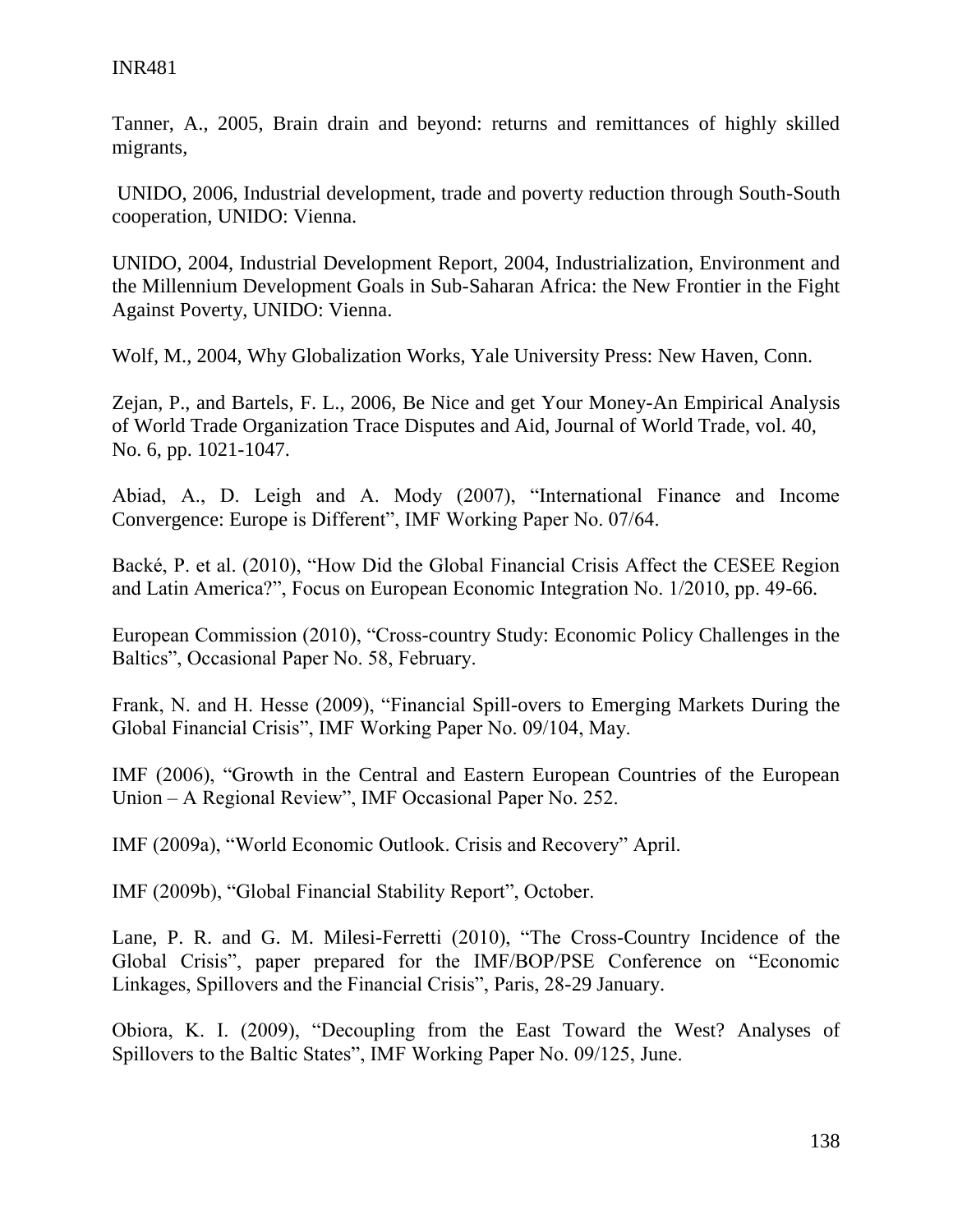Tanner, A., 2005, Brain drain and beyond: returns and remittances of highly skilled migrants,

UNIDO, 2006, Industrial development, trade and poverty reduction through South-South cooperation, UNIDO: Vienna.

UNIDO, 2004, Industrial Development Report, 2004, Industrialization, Environment and the Millennium Development Goals in Sub-Saharan Africa: the New Frontier in the Fight Against Poverty, UNIDO: Vienna.

Wolf, M., 2004, Why Globalization Works, Yale University Press: New Haven, Conn.

Zejan, P., and Bartels, F. L., 2006, Be Nice and get Your Money-An Empirical Analysis of World Trade Organization Trace Disputes and Aid, Journal of World Trade, vol. 40, No. 6, pp. 1021-1047.

Abiad, A., D. Leigh and A. Mody (2007), "International Finance and Income Convergence: Europe is Different", IMF Working Paper No. 07/64.

Backé, P. et al. (2010), "How Did the Global Financial Crisis Affect the CESEE Region and Latin America?", Focus on European Economic Integration No. 1/2010, pp. 49-66.

European Commission (2010), "Cross-country Study: Economic Policy Challenges in the Baltics", Occasional Paper No. 58, February.

Frank, N. and H. Hesse (2009), "Financial Spill-overs to Emerging Markets During the Global Financial Crisis", IMF Working Paper No. 09/104, May.

IMF (2006), "Growth in the Central and Eastern European Countries of the European Union – A Regional Review", IMF Occasional Paper No. 252.

IMF (2009a), "World Economic Outlook. Crisis and Recovery" April.

IMF (2009b), "Global Financial Stability Report", October.

Lane, P. R. and G. M. Milesi-Ferretti (2010), "The Cross-Country Incidence of the Global Crisis", paper prepared for the IMF/BOP/PSE Conference on "Economic Linkages, Spillovers and the Financial Crisis", Paris, 28-29 January.

Obiora, K. I. (2009), "Decoupling from the East Toward the West? Analyses of Spillovers to the Baltic States", IMF Working Paper No. 09/125, June.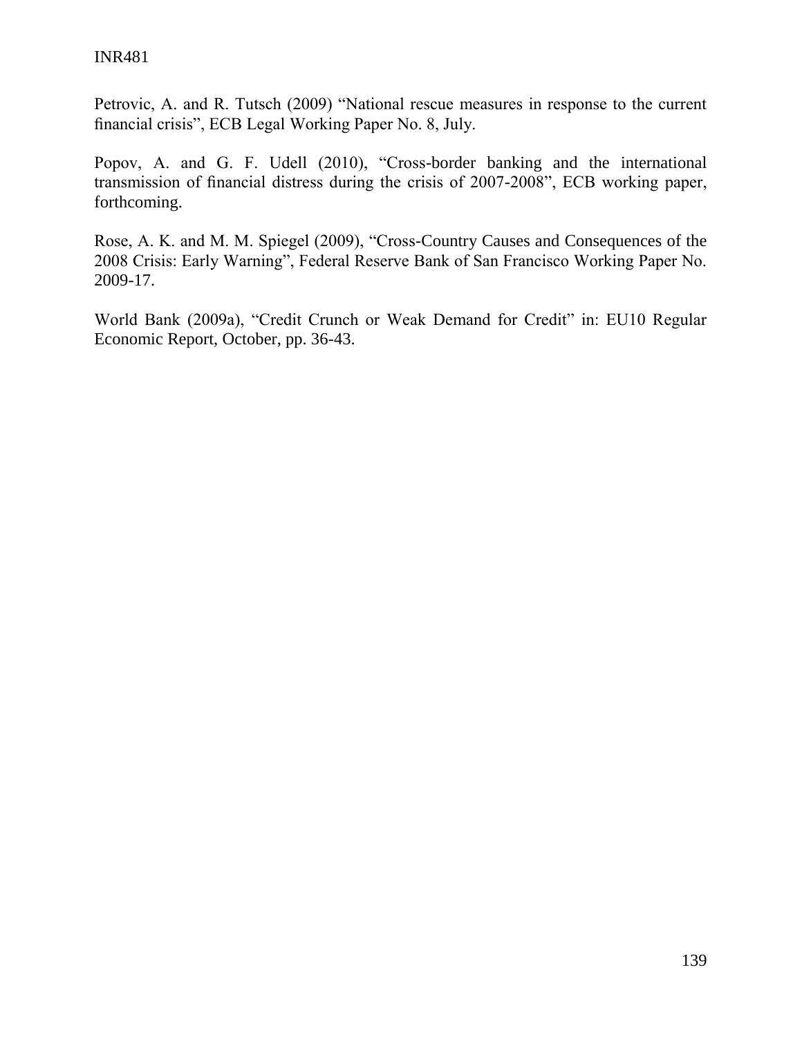Petrovic, A. and R. Tutsch (2009) "National rescue measures in response to the current financial crisis", ECB Legal Working Paper No. 8, July.

Popov, A. and G. F. Udell (2010), "Cross-border banking and the international transmission of financial distress during the crisis of 2007-2008", ECB working paper, forthcoming.

Rose, A. K. and M. M. Spiegel (2009), "Cross-Country Causes and Consequences of the 2008 Crisis: Early Warning", Federal Reserve Bank of San Francisco Working Paper No. 2009-17.

World Bank (2009a), "Credit Crunch or Weak Demand for Credit" in: EU10 Regular Economic Report, October, pp. 36-43.